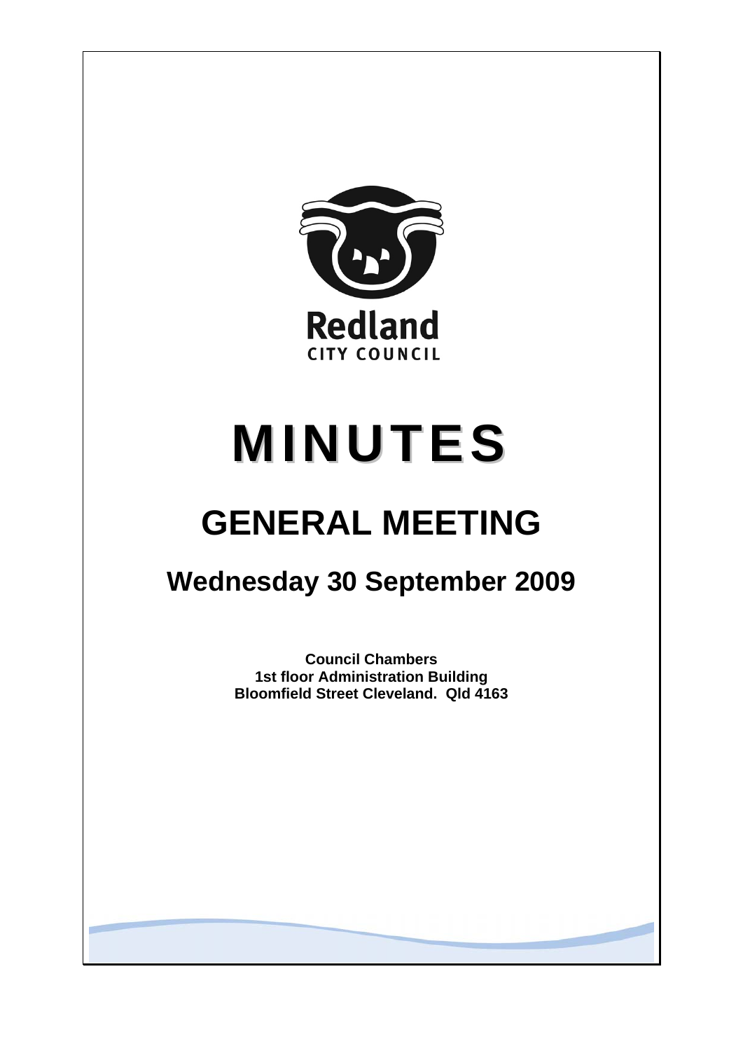Redland

CITY COUNCIL

# MINUTES

# GENERAL MEETING

## Wednesday 30 September 2009

**Council Chambers**
**1st floor Administration Building**
**Bloomfield Street Cleveland. Qld 4163**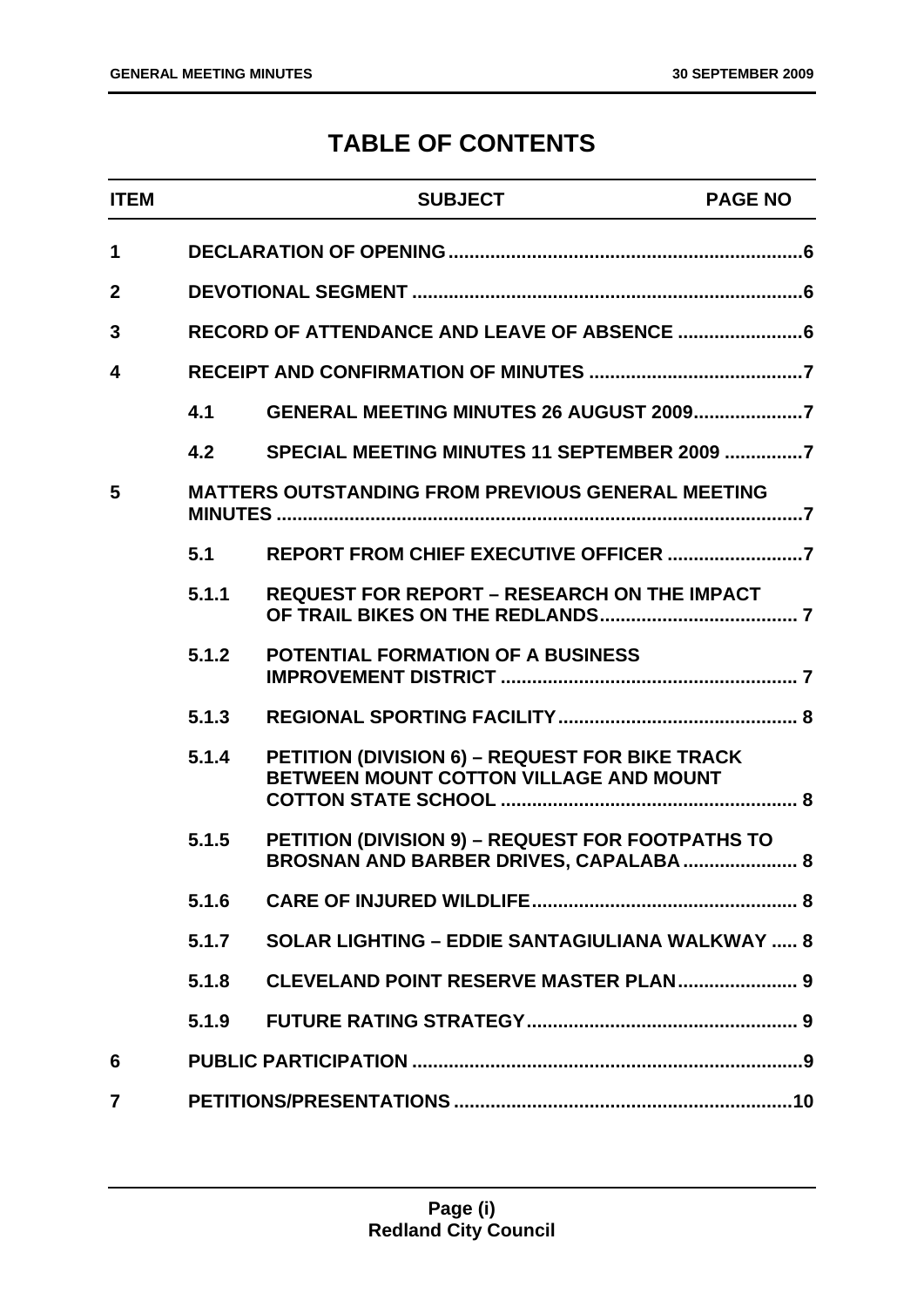# TABLE OF CONTENTS

| ITEM | | SUBJECT | PAGE NO |
|---|---|---|---|
| 1 | | DECLARATION OF OPENING | 6 |
| 2 | | DEVOTIONAL SEGMENT | 6 |
| 3 | | RECORD OF ATTENDANCE AND LEAVE OF ABSENCE | 6 |
| 4 | | RECEIPT AND CONFIRMATION OF MINUTES | 7 |
| | 4.1 | GENERAL MEETING MINUTES 26 AUGUST 2009 | 7 |
| | 4.2 | SPECIAL MEETING MINUTES 11 SEPTEMBER 2009 | 7 |
| 5 | | MATTERS OUTSTANDING FROM PREVIOUS GENERAL MEETING MINUTES | 7 |
| | 5.1 | REPORT FROM CHIEF EXECUTIVE OFFICER | 7 |
| | 5.1.1 | REQUEST FOR REPORT – RESEARCH ON THE IMPACT OF TRAIL BIKES ON THE REDLANDS | 7 |
| | 5.1.2 | POTENTIAL FORMATION OF A BUSINESS IMPROVEMENT DISTRICT | 7 |
| | 5.1.3 | REGIONAL SPORTING FACILITY | 8 |
| | 5.1.4 | PETITION (DIVISION 6) – REQUEST FOR BIKE TRACK BETWEEN MOUNT COTTON VILLAGE AND MOUNT COTTON STATE SCHOOL | 8 |
| | 5.1.5 | PETITION (DIVISION 9) – REQUEST FOR FOOTPATHS TO BROSNAN AND BARBER DRIVES, CAPALABA | 8 |
| | 5.1.6 | CARE OF INJURED WILDLIFE | 8 |
| | 5.1.7 | SOLAR LIGHTING – EDDIE SANTAGIULIANA WALKWAY | 8 |
| | 5.1.8 | CLEVELAND POINT RESERVE MASTER PLAN | 9 |
| | 5.1.9 | FUTURE RATING STRATEGY | 9 |
| 6 | | PUBLIC PARTICIPATION | 9 |
| 7 | | PETITIONS/PRESENTATIONS | 10 |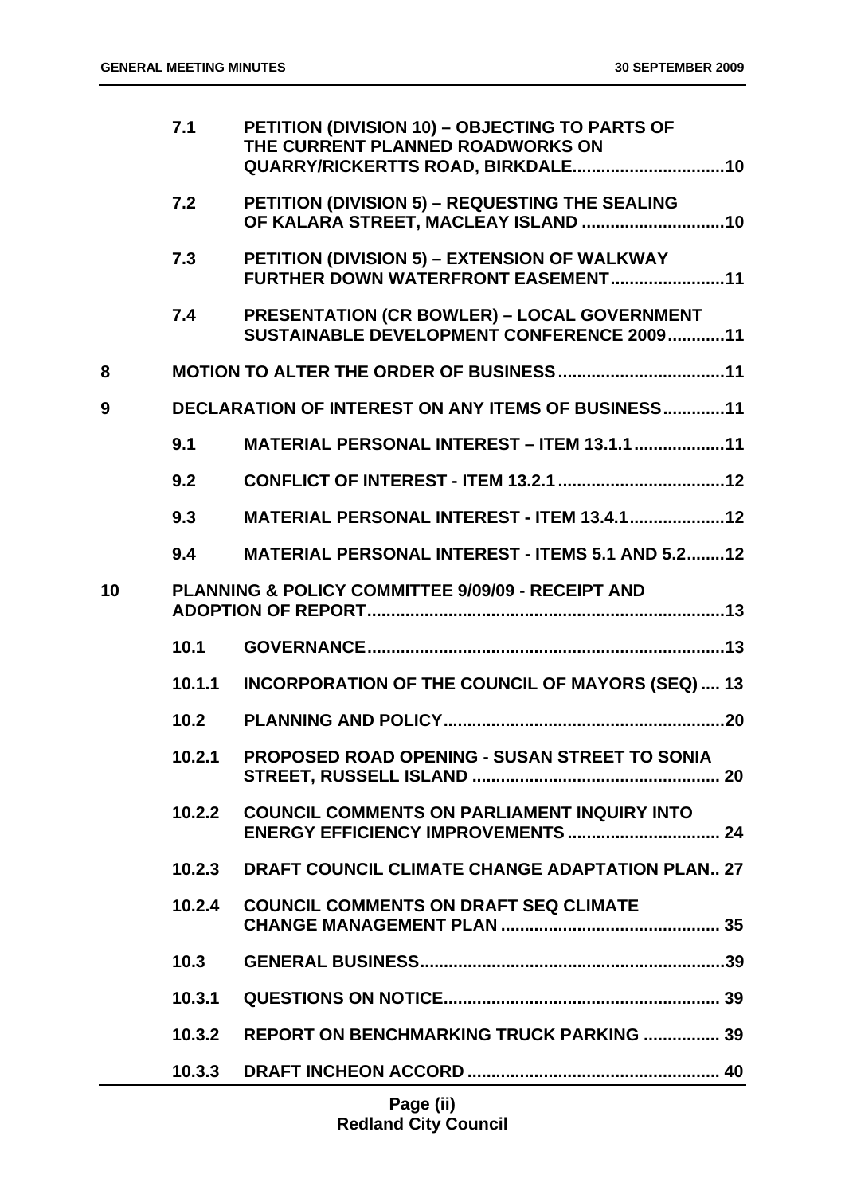| | | | |
|---|---|---|---|
| | 7.1 | PETITION (DIVISION 10) – OBJECTING TO PARTS OF THE CURRENT PLANNED ROADWORKS ON QUARRY/RICKERTTS ROAD, BIRKDALE | 10 |
| | 7.2 | PETITION (DIVISION 5) – REQUESTING THE SEALING OF KALARA STREET, MACLEAY ISLAND | 10 |
| | 7.3 | PETITION (DIVISION 5) – EXTENSION OF WALKWAY FURTHER DOWN WATERFRONT EASEMENT | 11 |
| | 7.4 | PRESENTATION (CR BOWLER) – LOCAL GOVERNMENT SUSTAINABLE DEVELOPMENT CONFERENCE 2009 | 11 |
| 8 | MOTION TO ALTER THE ORDER OF BUSINESS | | 11 |
| 9 | DECLARATION OF INTEREST ON ANY ITEMS OF BUSINESS | | 11 |
| | 9.1 | MATERIAL PERSONAL INTEREST – ITEM 13.1.1 | 11 |
| | 9.2 | CONFLICT OF INTEREST - ITEM 13.2.1 | 12 |
| | 9.3 | MATERIAL PERSONAL INTEREST - ITEM 13.4.1 | 12 |
| | 9.4 | MATERIAL PERSONAL INTEREST - ITEMS 5.1 AND 5.2 | 12 |
| 10 | PLANNING & POLICY COMMITTEE 9/09/09 - RECEIPT AND ADOPTION OF REPORT | | 13 |
| | 10.1 | GOVERNANCE | 13 |
| | 10.1.1 | INCORPORATION OF THE COUNCIL OF MAYORS (SEQ) | 13 |
| | 10.2 | PLANNING AND POLICY | 20 |
| | 10.2.1 | PROPOSED ROAD OPENING - SUSAN STREET TO SONIA STREET, RUSSELL ISLAND | 20 |
| | 10.2.2 | COUNCIL COMMENTS ON PARLIAMENT INQUIRY INTO ENERGY EFFICIENCY IMPROVEMENTS | 24 |
| | 10.2.3 | DRAFT COUNCIL CLIMATE CHANGE ADAPTATION PLAN | 27 |
| | 10.2.4 | COUNCIL COMMENTS ON DRAFT SEQ CLIMATE CHANGE MANAGEMENT PLAN | 35 |
| | 10.3 | GENERAL BUSINESS | 39 |
| | 10.3.1 | QUESTIONS ON NOTICE | 39 |
| | 10.3.2 | REPORT ON BENCHMARKING TRUCK PARKING | 39 |
| | 10.3.3 | DRAFT INCHEON ACCORD | 40 |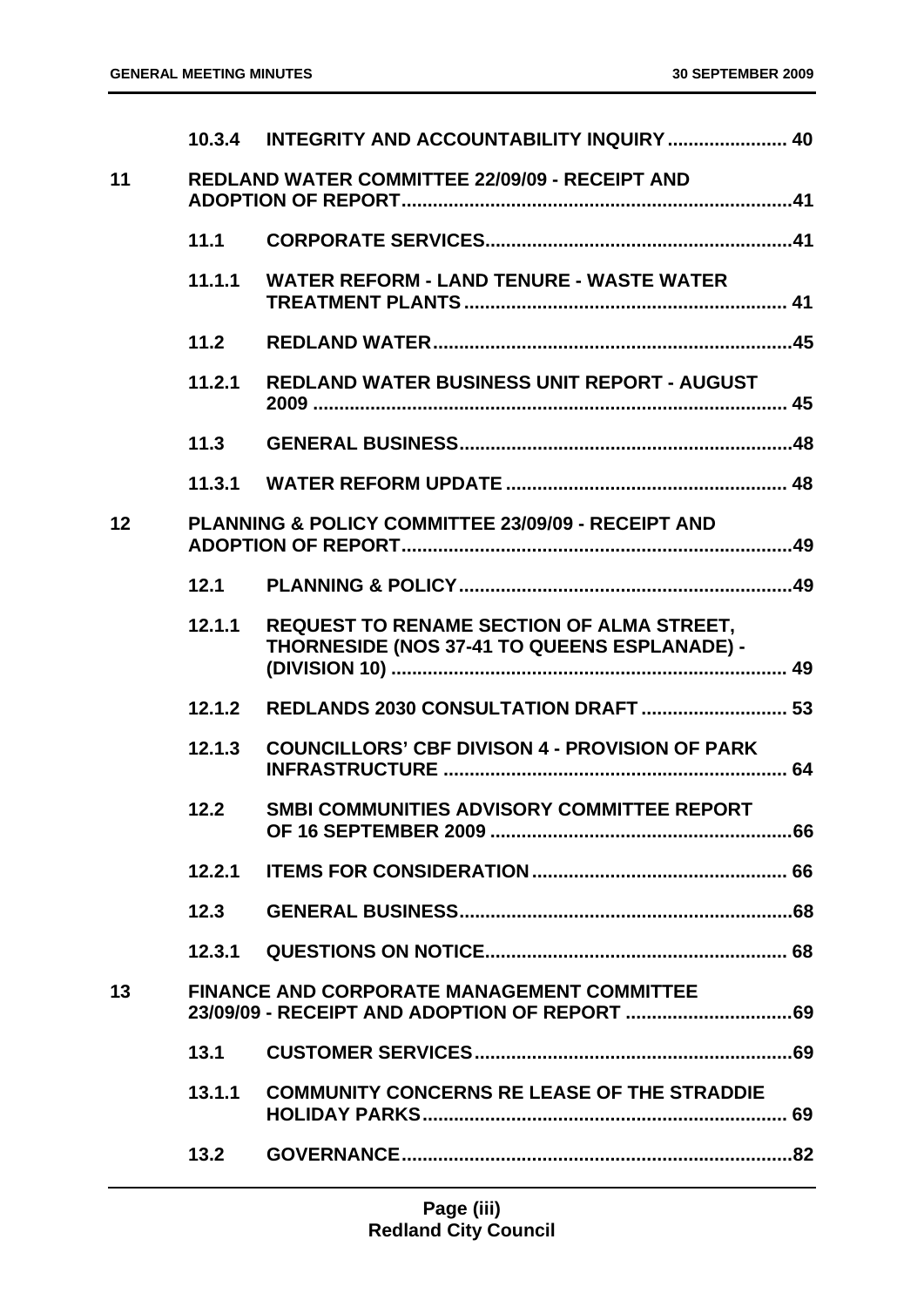| | | |
|---|---|---|
| | 10.3.4 INTEGRITY AND ACCOUNTABILITY INQUIRY | 40 |
| 11 | REDLAND WATER COMMITTEE 22/09/09 - RECEIPT AND ADOPTION OF REPORT | 41 |
| | 11.1 CORPORATE SERVICES | 41 |
| | 11.1.1 WATER REFORM - LAND TENURE - WASTE WATER TREATMENT PLANTS | 41 |
| | 11.2 REDLAND WATER | 45 |
| | 11.2.1 REDLAND WATER BUSINESS UNIT REPORT - AUGUST 2009 | 45 |
| | 11.3 GENERAL BUSINESS | 48 |
| | 11.3.1 WATER REFORM UPDATE | 48 |
| 12 | PLANNING & POLICY COMMITTEE 23/09/09 - RECEIPT AND ADOPTION OF REPORT | 49 |
| | 12.1 PLANNING & POLICY | 49 |
| | 12.1.1 REQUEST TO RENAME SECTION OF ALMA STREET, THORNESIDE (NOS 37-41 TO QUEENS ESPLANADE) - (DIVISION 10) | 49 |
| | 12.1.2 REDLANDS 2030 CONSULTATION DRAFT | 53 |
| | 12.1.3 COUNCILLORS' CBF DIVISON 4 - PROVISION OF PARK INFRASTRUCTURE | 64 |
| | 12.2 SMBI COMMUNITIES ADVISORY COMMITTEE REPORT OF 16 SEPTEMBER 2009 | 66 |
| | 12.2.1 ITEMS FOR CONSIDERATION | 66 |
| | 12.3 GENERAL BUSINESS | 68 |
| | 12.3.1 QUESTIONS ON NOTICE | 68 |
| 13 | FINANCE AND CORPORATE MANAGEMENT COMMITTEE 23/09/09 - RECEIPT AND ADOPTION OF REPORT | 69 |
| | 13.1 CUSTOMER SERVICES | 69 |
| | 13.1.1 COMMUNITY CONCERNS RE LEASE OF THE STRADDIE HOLIDAY PARKS | 69 |
| | 13.2 GOVERNANCE | 82 |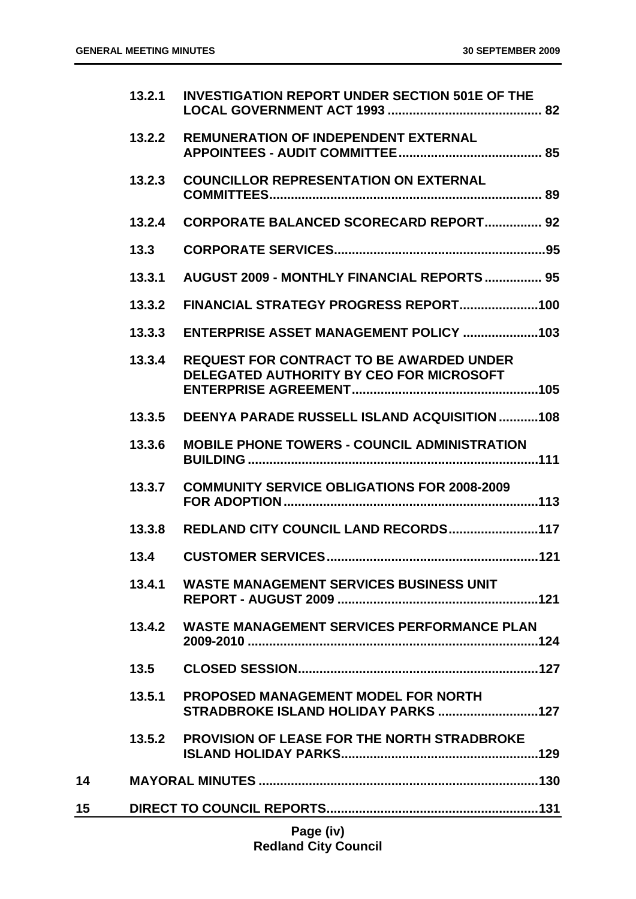| | | | |
|---|---|---|---|
| | 13.2.1 | INVESTIGATION REPORT UNDER SECTION 501E OF THE LOCAL GOVERNMENT ACT 1993 | 82 |
| | 13.2.2 | REMUNERATION OF INDEPENDENT EXTERNAL APPOINTEES - AUDIT COMMITTEE | 85 |
| | 13.2.3 | COUNCILLOR REPRESENTATION ON EXTERNAL COMMITTEES | 89 |
| | 13.2.4 | CORPORATE BALANCED SCORECARD REPORT | 92 |
| | 13.3 | CORPORATE SERVICES | 95 |
| | 13.3.1 | AUGUST 2009 - MONTHLY FINANCIAL REPORTS | 95 |
| | 13.3.2 | FINANCIAL STRATEGY PROGRESS REPORT | 100 |
| | 13.3.3 | ENTERPRISE ASSET MANAGEMENT POLICY | 103 |
| | 13.3.4 | REQUEST FOR CONTRACT TO BE AWARDED UNDER DELEGATED AUTHORITY BY CEO FOR MICROSOFT ENTERPRISE AGREEMENT | 105 |
| | 13.3.5 | DEENYA PARADE RUSSELL ISLAND ACQUISITION | 108 |
| | 13.3.6 | MOBILE PHONE TOWERS - COUNCIL ADMINISTRATION BUILDING | 111 |
| | 13.3.7 | COMMUNITY SERVICE OBLIGATIONS FOR 2008-2009 FOR ADOPTION | 113 |
| | 13.3.8 | REDLAND CITY COUNCIL LAND RECORDS | 117 |
| | 13.4 | CUSTOMER SERVICES | 121 |
| | 13.4.1 | WASTE MANAGEMENT SERVICES BUSINESS UNIT REPORT - AUGUST 2009 | 121 |
| | 13.4.2 | WASTE MANAGEMENT SERVICES PERFORMANCE PLAN 2009-2010 | 124 |
| | 13.5 | CLOSED SESSION | 127 |
| | 13.5.1 | PROPOSED MANAGEMENT MODEL FOR NORTH STRADBROKE ISLAND HOLIDAY PARKS | 127 |
| | 13.5.2 | PROVISION OF LEASE FOR THE NORTH STRADBROKE ISLAND HOLIDAY PARKS | 129 |
| 14 | | MAYORAL MINUTES | 130 |
| 15 | | DIRECT TO COUNCIL REPORTS | 131 |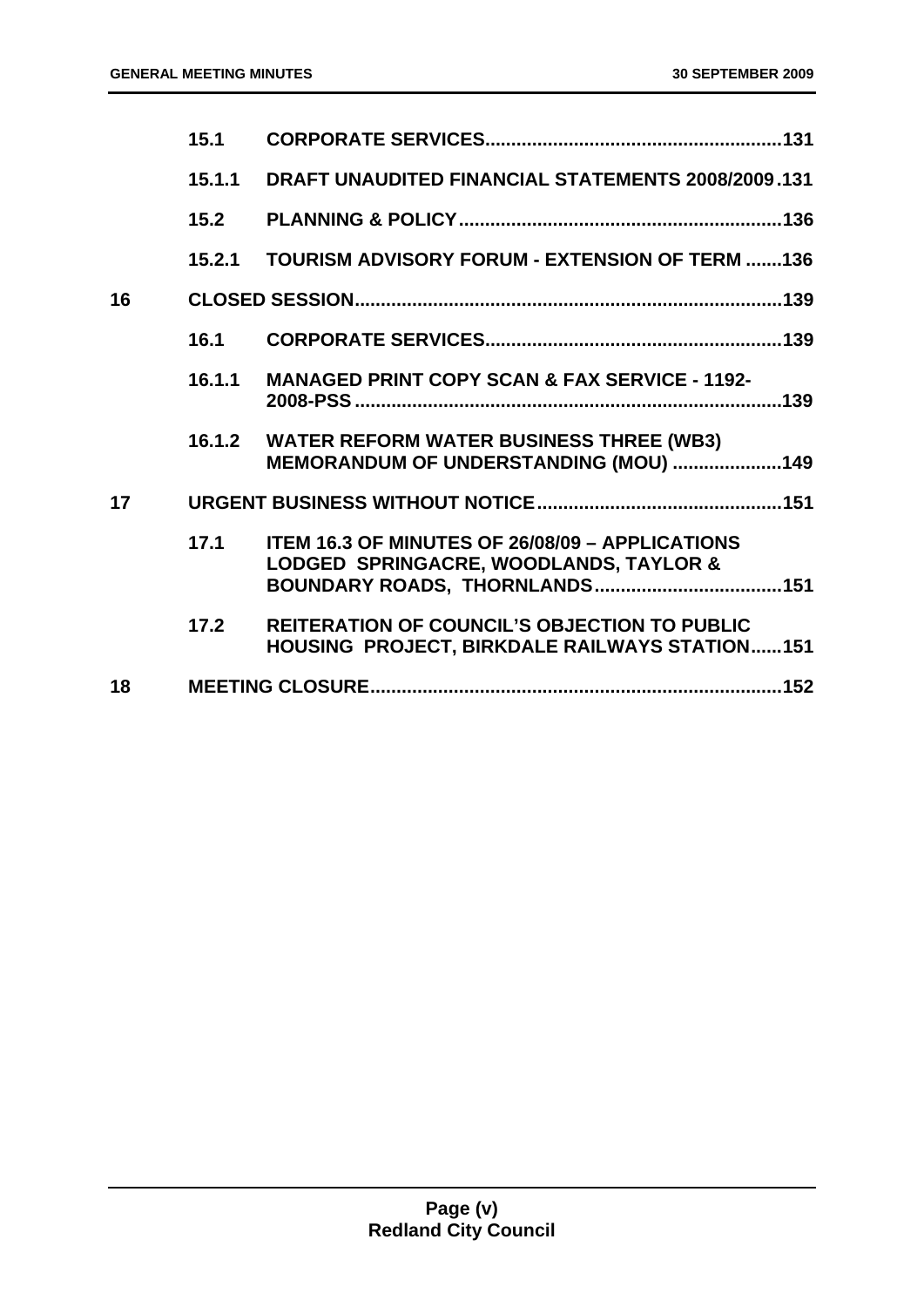| | | |
|---|---|---|
| | 15.1 | CORPORATE SERVICES.........................................................131 |
| | 15.1.1 | DRAFT UNAUDITED FINANCIAL STATEMENTS 2008/2009.131 |
| | 15.2 | PLANNING & POLICY.............................................................136 |
| | 15.2.1 | TOURISM ADVISORY FORUM - EXTENSION OF TERM .......136 |
| 16 | | CLOSED SESSION.................................................................................139 |
| | 16.1 | CORPORATE SERVICES.........................................................139 |
| | 16.1.1 | MANAGED PRINT COPY SCAN & FAX SERVICE - 1192-2008-PSS.................................................................................139 |
| | 16.1.2 | WATER REFORM WATER BUSINESS THREE (WB3) MEMORANDUM OF UNDERSTANDING (MOU) .....................149 |
| 17 | | URGENT BUSINESS WITHOUT NOTICE...............................................151 |
| | 17.1 | ITEM 16.3 OF MINUTES OF 26/08/09 – APPLICATIONS LODGED SPRINGACRE, WOODLANDS, TAYLOR & BOUNDARY ROADS, THORNLANDS....................................151 |
| | 17.2 | REITERATION OF COUNCIL'S OBJECTION TO PUBLIC HOUSING PROJECT, BIRKDALE RAILWAYS STATION......151 |
| 18 | | MEETING CLOSURE...............................................................................152 |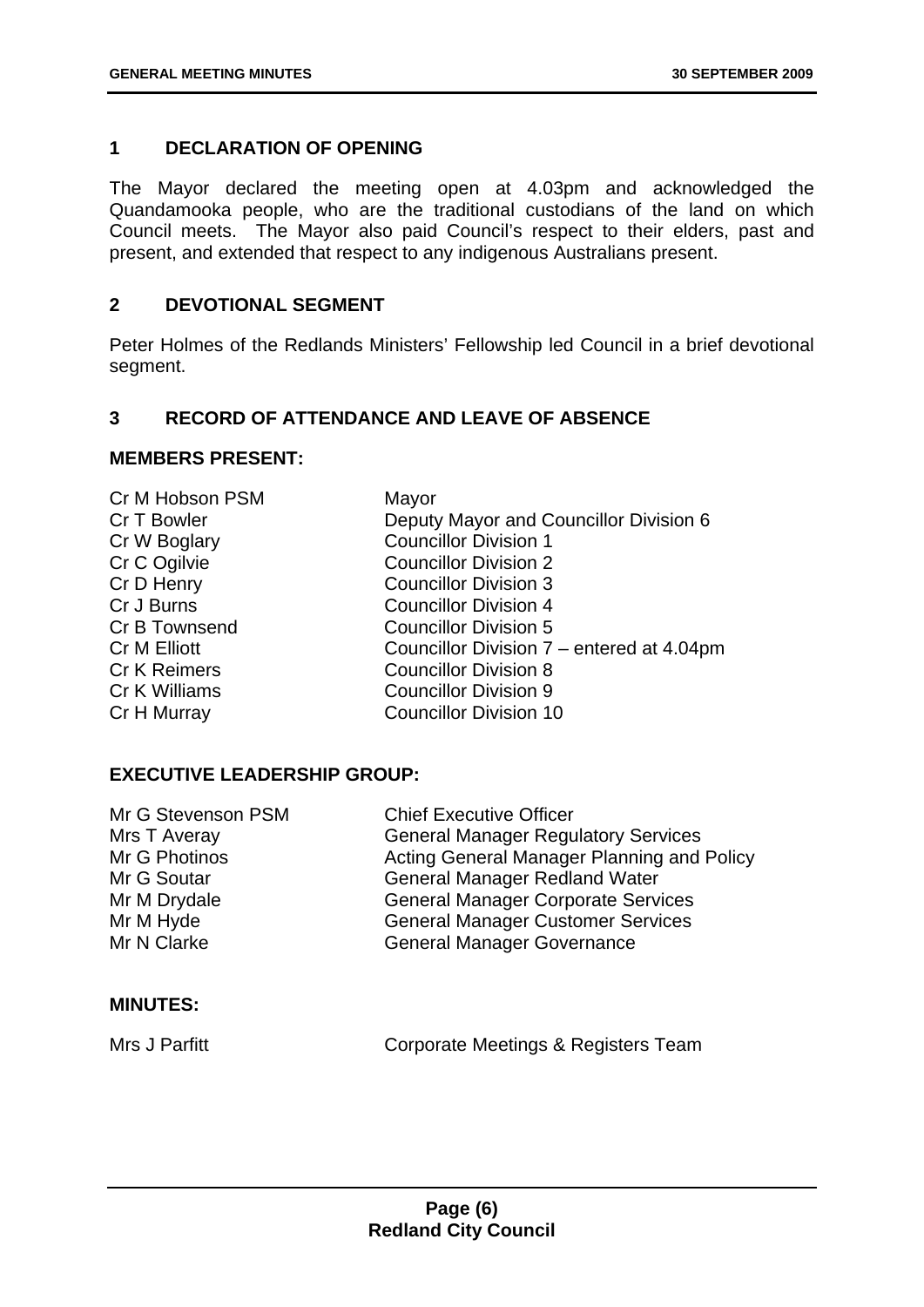## 1 DECLARATION OF OPENING

The Mayor declared the meeting open at 4.03pm and acknowledged the Quandamooka people, who are the traditional custodians of the land on which Council meets. The Mayor also paid Council's respect to their elders, past and present, and extended that respect to any indigenous Australians present.

## 2 DEVOTIONAL SEGMENT

Peter Holmes of the Redlands Ministers' Fellowship led Council in a brief devotional segment.

## 3 RECORD OF ATTENDANCE AND LEAVE OF ABSENCE

### MEMBERS PRESENT:

| | |
|---|---|
| Cr M Hobson PSM | Mayor |
| Cr T Bowler | Deputy Mayor and Councillor Division 6 |
| Cr W Boglary | Councillor Division 1 |
| Cr C Ogilvie | Councillor Division 2 |
| Cr D Henry | Councillor Division 3 |
| Cr J Burns | Councillor Division 4 |
| Cr B Townsend | Councillor Division 5 |
| Cr M Elliott | Councillor Division 7 – entered at 4.04pm |
| Cr K Reimers | Councillor Division 8 |
| Cr K Williams | Councillor Division 9 |
| Cr H Murray | Councillor Division 10 |

### EXECUTIVE LEADERSHIP GROUP:

| | |
|---|---|
| Mr G Stevenson PSM | Chief Executive Officer |
| Mrs T Averay | General Manager Regulatory Services |
| Mr G Photinos | Acting General Manager Planning and Policy |
| Mr G Soutar | General Manager Redland Water |
| Mr M Drydale | General Manager Corporate Services |
| Mr M Hyde | General Manager Customer Services |
| Mr N Clarke | General Manager Governance |

### MINUTES:

| | |
|---|---|
| Mrs J Parfitt | Corporate Meetings & Registers Team |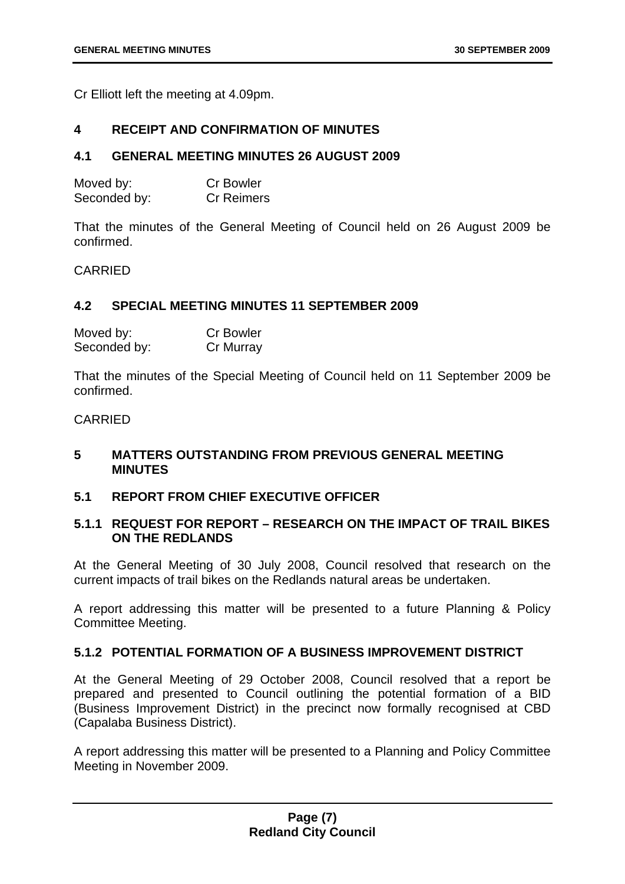Cr Elliott left the meeting at 4.09pm.

## 4 RECEIPT AND CONFIRMATION OF MINUTES

### 4.1 GENERAL MEETING MINUTES 26 AUGUST 2009

Moved by: Cr Bowler
Seconded by: Cr Reimers

That the minutes of the General Meeting of Council held on 26 August 2009 be confirmed.

CARRIED

### 4.2 SPECIAL MEETING MINUTES 11 SEPTEMBER 2009

Moved by: Cr Bowler
Seconded by: Cr Murray

That the minutes of the Special Meeting of Council held on 11 September 2009 be confirmed.

CARRIED

## 5 MATTERS OUTSTANDING FROM PREVIOUS GENERAL MEETING MINUTES

### 5.1 REPORT FROM CHIEF EXECUTIVE OFFICER

#### 5.1.1 REQUEST FOR REPORT – RESEARCH ON THE IMPACT OF TRAIL BIKES ON THE REDLANDS

At the General Meeting of 30 July 2008, Council resolved that research on the current impacts of trail bikes on the Redlands natural areas be undertaken.

A report addressing this matter will be presented to a future Planning & Policy Committee Meeting.

#### 5.1.2 POTENTIAL FORMATION OF A BUSINESS IMPROVEMENT DISTRICT

At the General Meeting of 29 October 2008, Council resolved that a report be prepared and presented to Council outlining the potential formation of a BID (Business Improvement District) in the precinct now formally recognised at CBD (Capalaba Business District).

A report addressing this matter will be presented to a Planning and Policy Committee Meeting in November 2009.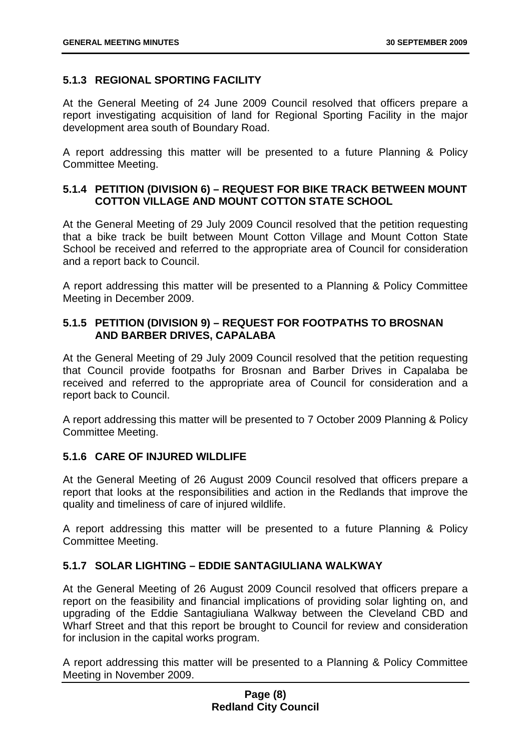### 5.1.3 REGIONAL SPORTING FACILITY

At the General Meeting of 24 June 2009 Council resolved that officers prepare a report investigating acquisition of land for Regional Sporting Facility in the major development area south of Boundary Road.

A report addressing this matter will be presented to a future Planning & Policy Committee Meeting.

### 5.1.4 PETITION (DIVISION 6) – REQUEST FOR BIKE TRACK BETWEEN MOUNT COTTON VILLAGE AND MOUNT COTTON STATE SCHOOL

At the General Meeting of 29 July 2009 Council resolved that the petition requesting that a bike track be built between Mount Cotton Village and Mount Cotton State School be received and referred to the appropriate area of Council for consideration and a report back to Council.

A report addressing this matter will be presented to a Planning & Policy Committee Meeting in December 2009.

### 5.1.5 PETITION (DIVISION 9) – REQUEST FOR FOOTPATHS TO BROSNAN AND BARBER DRIVES, CAPALABA

At the General Meeting of 29 July 2009 Council resolved that the petition requesting that Council provide footpaths for Brosnan and Barber Drives in Capalaba be received and referred to the appropriate area of Council for consideration and a report back to Council.

A report addressing this matter will be presented to 7 October 2009 Planning & Policy Committee Meeting.

### 5.1.6 CARE OF INJURED WILDLIFE

At the General Meeting of 26 August 2009 Council resolved that officers prepare a report that looks at the responsibilities and action in the Redlands that improve the quality and timeliness of care of injured wildlife.

A report addressing this matter will be presented to a future Planning & Policy Committee Meeting.

### 5.1.7 SOLAR LIGHTING – EDDIE SANTAGIULIANA WALKWAY

At the General Meeting of 26 August 2009 Council resolved that officers prepare a report on the feasibility and financial implications of providing solar lighting on, and upgrading of the Eddie Santagiuliana Walkway between the Cleveland CBD and Wharf Street and that this report be brought to Council for review and consideration for inclusion in the capital works program.

A report addressing this matter will be presented to a Planning & Policy Committee Meeting in November 2009.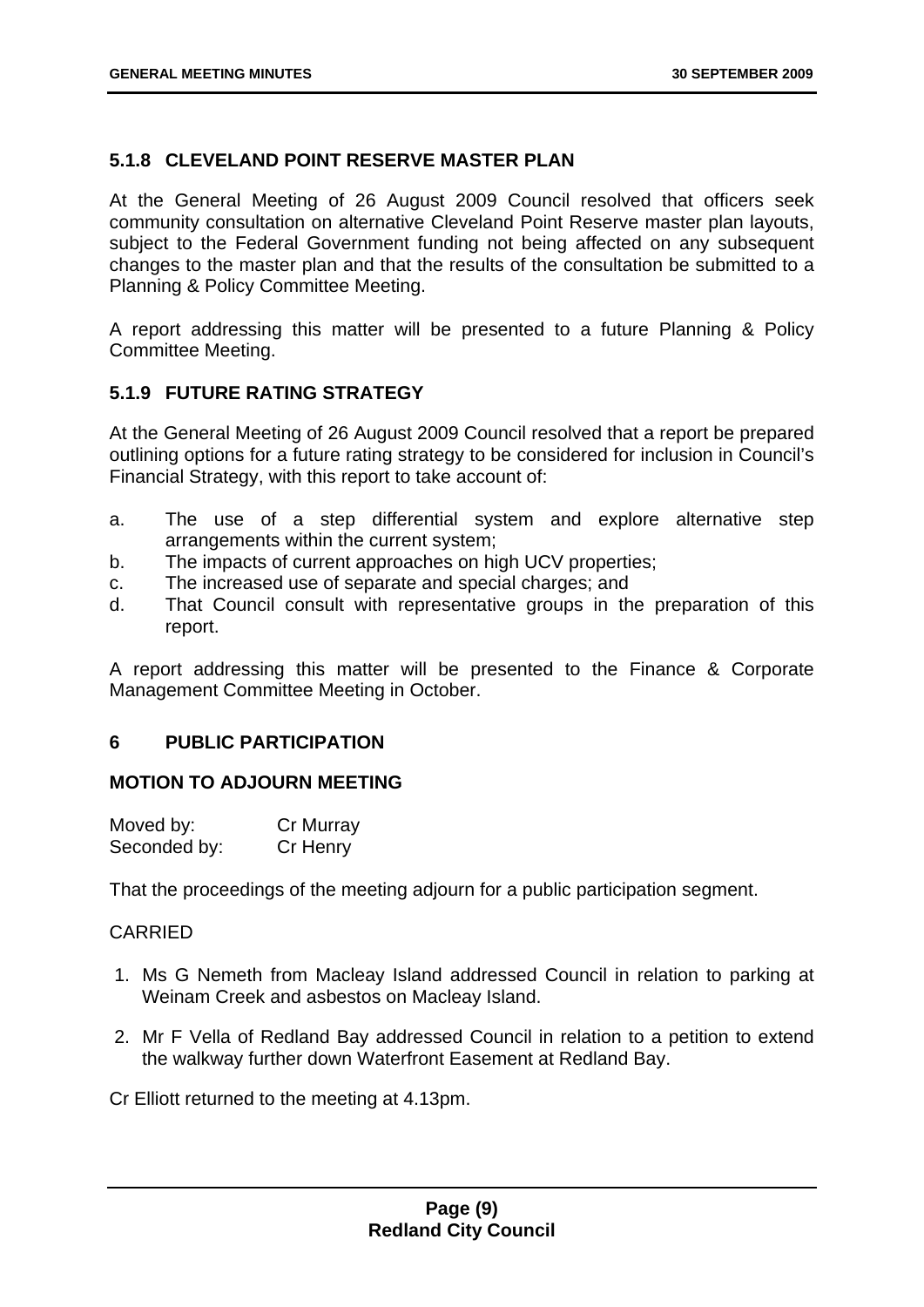### 5.1.8 CLEVELAND POINT RESERVE MASTER PLAN

At the General Meeting of 26 August 2009 Council resolved that officers seek community consultation on alternative Cleveland Point Reserve master plan layouts, subject to the Federal Government funding not being affected on any subsequent changes to the master plan and that the results of the consultation be submitted to a Planning & Policy Committee Meeting.

A report addressing this matter will be presented to a future Planning & Policy Committee Meeting.

### 5.1.9 FUTURE RATING STRATEGY

At the General Meeting of 26 August 2009 Council resolved that a report be prepared outlining options for a future rating strategy to be considered for inclusion in Council's Financial Strategy, with this report to take account of:

a. The use of a step differential system and explore alternative step arrangements within the current system;
b. The impacts of current approaches on high UCV properties;
c. The increased use of separate and special charges; and
d. That Council consult with representative groups in the preparation of this report.

A report addressing this matter will be presented to the Finance & Corporate Management Committee Meeting in October.

## 6 PUBLIC PARTICIPATION

**MOTION TO ADJOURN MEETING**

Moved by: Cr Murray
Seconded by: Cr Henry

That the proceedings of the meeting adjourn for a public participation segment.

CARRIED

1. Ms G Nemeth from Macleay Island addressed Council in relation to parking at Weinam Creek and asbestos on Macleay Island.

2. Mr F Vella of Redland Bay addressed Council in relation to a petition to extend the walkway further down Waterfront Easement at Redland Bay.

Cr Elliott returned to the meeting at 4.13pm.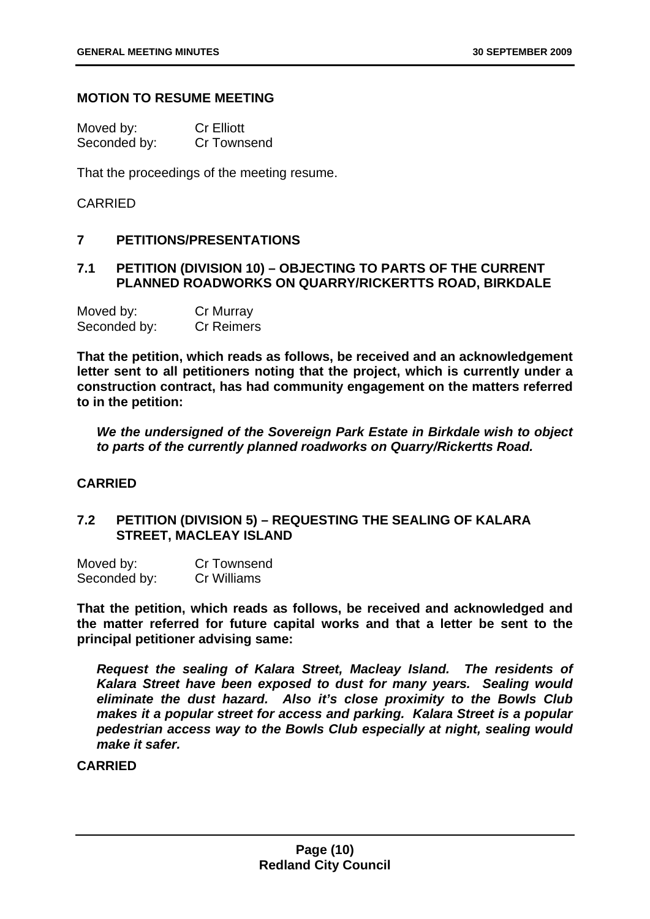**MOTION TO RESUME MEETING**

| Moved by: | Cr Elliott |
|---|---|
| Seconded by: | Cr Townsend |

That the proceedings of the meeting resume.

CARRIED

## 7 PETITIONS/PRESENTATIONS

### 7.1 PETITION (DIVISION 10) – OBJECTING TO PARTS OF THE CURRENT PLANNED ROADWORKS ON QUARRY/RICKERTTS ROAD, BIRKDALE

| Moved by: | Cr Murray |
|---|---|
| Seconded by: | Cr Reimers |

**That the petition, which reads as follows, be received and an acknowledgement letter sent to all petitioners noting that the project, which is currently under a construction contract, has had community engagement on the matters referred to in the petition:**

> ***We the undersigned of the Sovereign Park Estate in Birkdale wish to object to parts of the currently planned roadworks on Quarry/Rickertts Road.***

**CARRIED**

### 7.2 PETITION (DIVISION 5) – REQUESTING THE SEALING OF KALARA STREET, MACLEAY ISLAND

| Moved by: | Cr Townsend |
|---|---|
| Seconded by: | Cr Williams |

**That the petition, which reads as follows, be received and acknowledged and the matter referred for future capital works and that a letter be sent to the principal petitioner advising same:**

> ***Request the sealing of Kalara Street, Macleay Island. The residents of Kalara Street have been exposed to dust for many years. Sealing would eliminate the dust hazard. Also it's close proximity to the Bowls Club makes it a popular street for access and parking. Kalara Street is a popular pedestrian access way to the Bowls Club especially at night, sealing would make it safer.***

**CARRIED**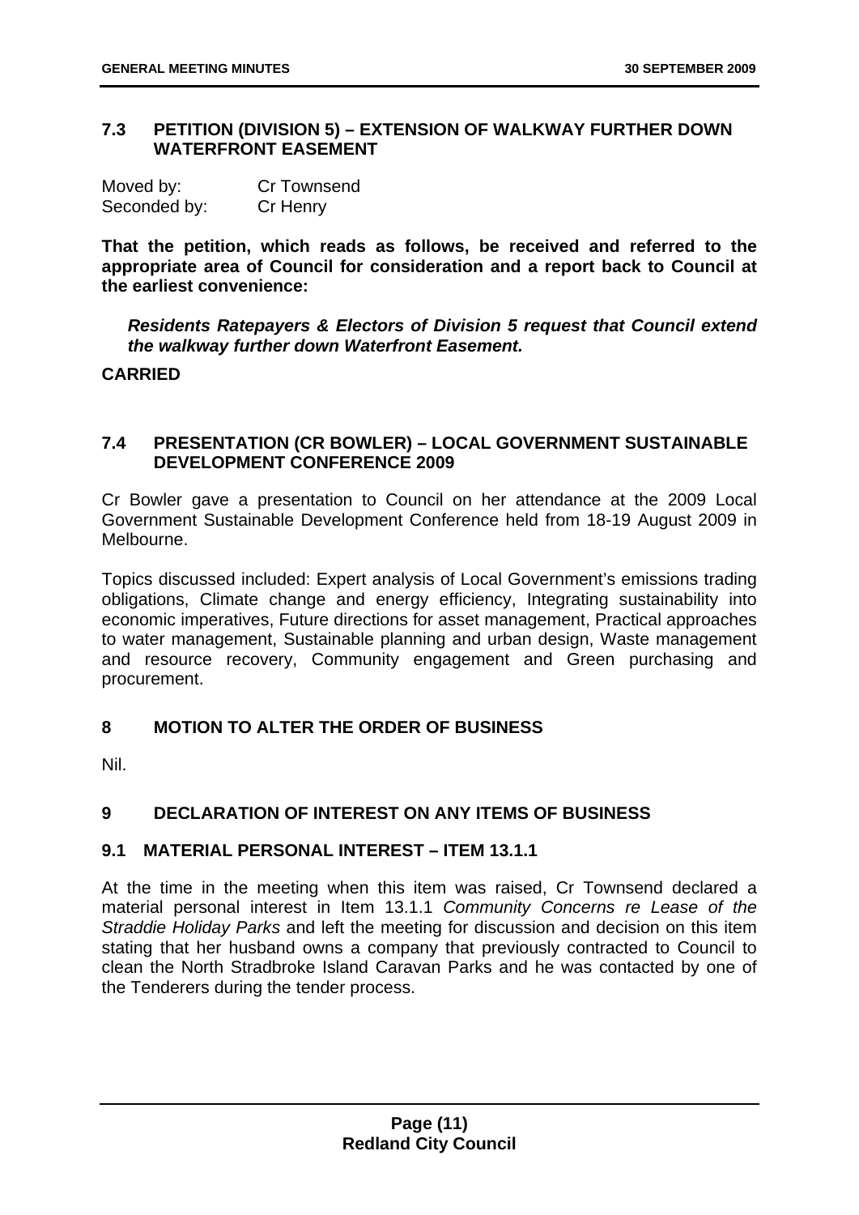## 7.3 PETITION (DIVISION 5) – EXTENSION OF WALKWAY FURTHER DOWN WATERFRONT EASEMENT

| Moved by: | Cr Townsend |
|---|---|
| Seconded by: | Cr Henry |

**That the petition, which reads as follows, be received and referred to the appropriate area of Council for consideration and a report back to Council at the earliest convenience:**

> ***Residents Ratepayers & Electors of Division 5 request that Council extend the walkway further down Waterfront Easement.***

**CARRIED**

## 7.4 PRESENTATION (CR BOWLER) – LOCAL GOVERNMENT SUSTAINABLE DEVELOPMENT CONFERENCE 2009

Cr Bowler gave a presentation to Council on her attendance at the 2009 Local Government Sustainable Development Conference held from 18-19 August 2009 in Melbourne.

Topics discussed included: Expert analysis of Local Government's emissions trading obligations, Climate change and energy efficiency, Integrating sustainability into economic imperatives, Future directions for asset management, Practical approaches to water management, Sustainable planning and urban design, Waste management and resource recovery, Community engagement and Green purchasing and procurement.

## 8 MOTION TO ALTER THE ORDER OF BUSINESS

Nil.

## 9 DECLARATION OF INTEREST ON ANY ITEMS OF BUSINESS

### 9.1 MATERIAL PERSONAL INTEREST – ITEM 13.1.1

At the time in the meeting when this item was raised, Cr Townsend declared a material personal interest in Item 13.1.1 *Community Concerns re Lease of the Straddie Holiday Parks* and left the meeting for discussion and decision on this item stating that her husband owns a company that previously contracted to Council to clean the North Stradbroke Island Caravan Parks and he was contacted by one of the Tenderers during the tender process.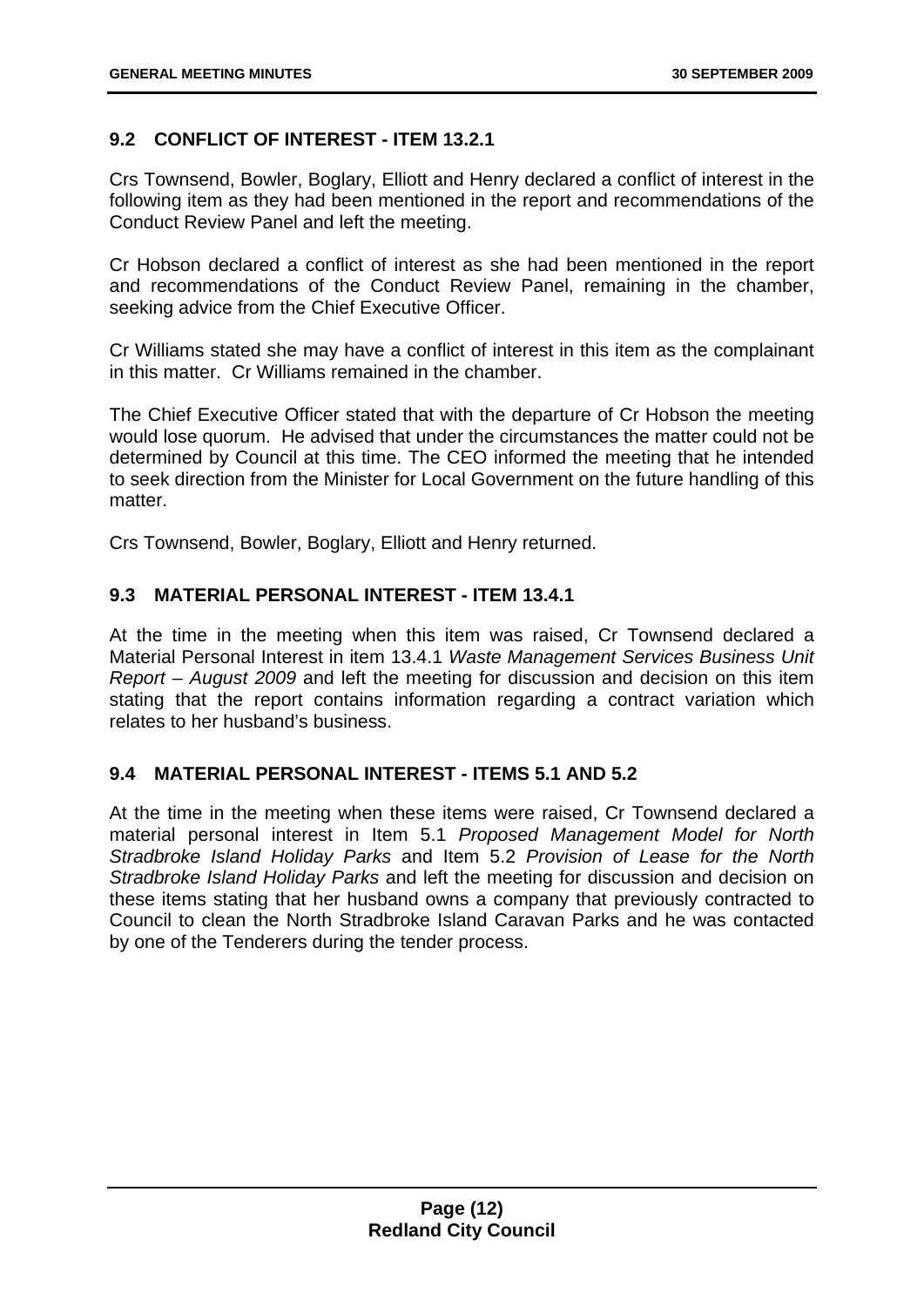## 9.2 CONFLICT OF INTEREST - ITEM 13.2.1

Crs Townsend, Bowler, Boglary, Elliott and Henry declared a conflict of interest in the following item as they had been mentioned in the report and recommendations of the Conduct Review Panel and left the meeting.

Cr Hobson declared a conflict of interest as she had been mentioned in the report and recommendations of the Conduct Review Panel, remaining in the chamber, seeking advice from the Chief Executive Officer.

Cr Williams stated she may have a conflict of interest in this item as the complainant in this matter. Cr Williams remained in the chamber.

The Chief Executive Officer stated that with the departure of Cr Hobson the meeting would lose quorum. He advised that under the circumstances the matter could not be determined by Council at this time. The CEO informed the meeting that he intended to seek direction from the Minister for Local Government on the future handling of this matter.

Crs Townsend, Bowler, Boglary, Elliott and Henry returned.

## 9.3 MATERIAL PERSONAL INTEREST - ITEM 13.4.1

At the time in the meeting when this item was raised, Cr Townsend declared a Material Personal Interest in item 13.4.1 *Waste Management Services Business Unit Report – August 2009* and left the meeting for discussion and decision on this item stating that the report contains information regarding a contract variation which relates to her husband's business.

## 9.4 MATERIAL PERSONAL INTEREST - ITEMS 5.1 AND 5.2

At the time in the meeting when these items were raised, Cr Townsend declared a material personal interest in Item 5.1 *Proposed Management Model for North Stradbroke Island Holiday Parks* and Item 5.2 *Provision of Lease for the North Stradbroke Island Holiday Parks* and left the meeting for discussion and decision on these items stating that her husband owns a company that previously contracted to Council to clean the North Stradbroke Island Caravan Parks and he was contacted by one of the Tenderers during the tender process.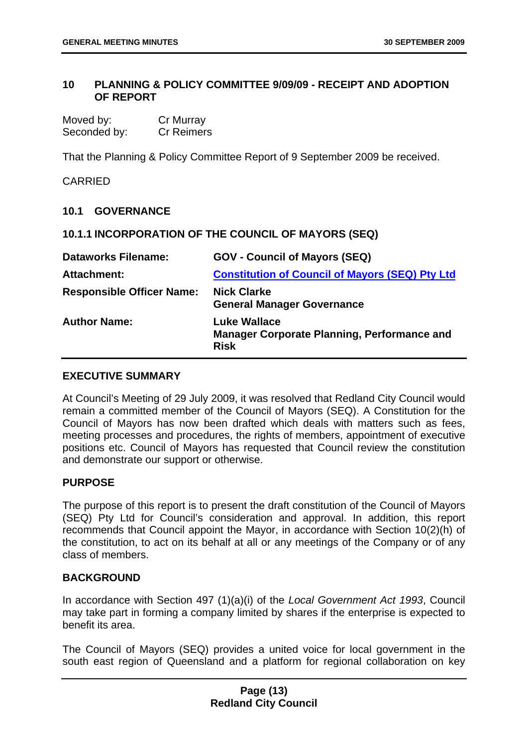## 10 PLANNING & POLICY COMMITTEE 9/09/09 - RECEIPT AND ADOPTION OF REPORT

Moved by: Cr Murray
Seconded by: Cr Reimers

That the Planning & Policy Committee Report of 9 September 2009 be received.

CARRIED

### 10.1 GOVERNANCE

#### 10.1.1 INCORPORATION OF THE COUNCIL OF MAYORS (SEQ)

| | |
|---|---|
| **Dataworks Filename:** | **GOV - Council of Mayors (SEQ)** |
| **Attachment:** | **Constitution of Council of Mayors (SEQ) Pty Ltd** |
| **Responsible Officer Name:** | **Nick Clarke**<br>**General Manager Governance** |
| **Author Name:** | **Luke Wallace**<br>**Manager Corporate Planning, Performance and Risk** |

**EXECUTIVE SUMMARY**

At Council's Meeting of 29 July 2009, it was resolved that Redland City Council would remain a committed member of the Council of Mayors (SEQ). A Constitution for the Council of Mayors has now been drafted which deals with matters such as fees, meeting processes and procedures, the rights of members, appointment of executive positions etc. Council of Mayors has requested that Council review the constitution and demonstrate our support or otherwise.

**PURPOSE**

The purpose of this report is to present the draft constitution of the Council of Mayors (SEQ) Pty Ltd for Council's consideration and approval. In addition, this report recommends that Council appoint the Mayor, in accordance with Section 10(2)(h) of the constitution, to act on its behalf at all or any meetings of the Company or of any class of members.

**BACKGROUND**

In accordance with Section 497 (1)(a)(i) of the *Local Government Act 1993*, Council may take part in forming a company limited by shares if the enterprise is expected to benefit its area.

The Council of Mayors (SEQ) provides a united voice for local government in the south east region of Queensland and a platform for regional collaboration on key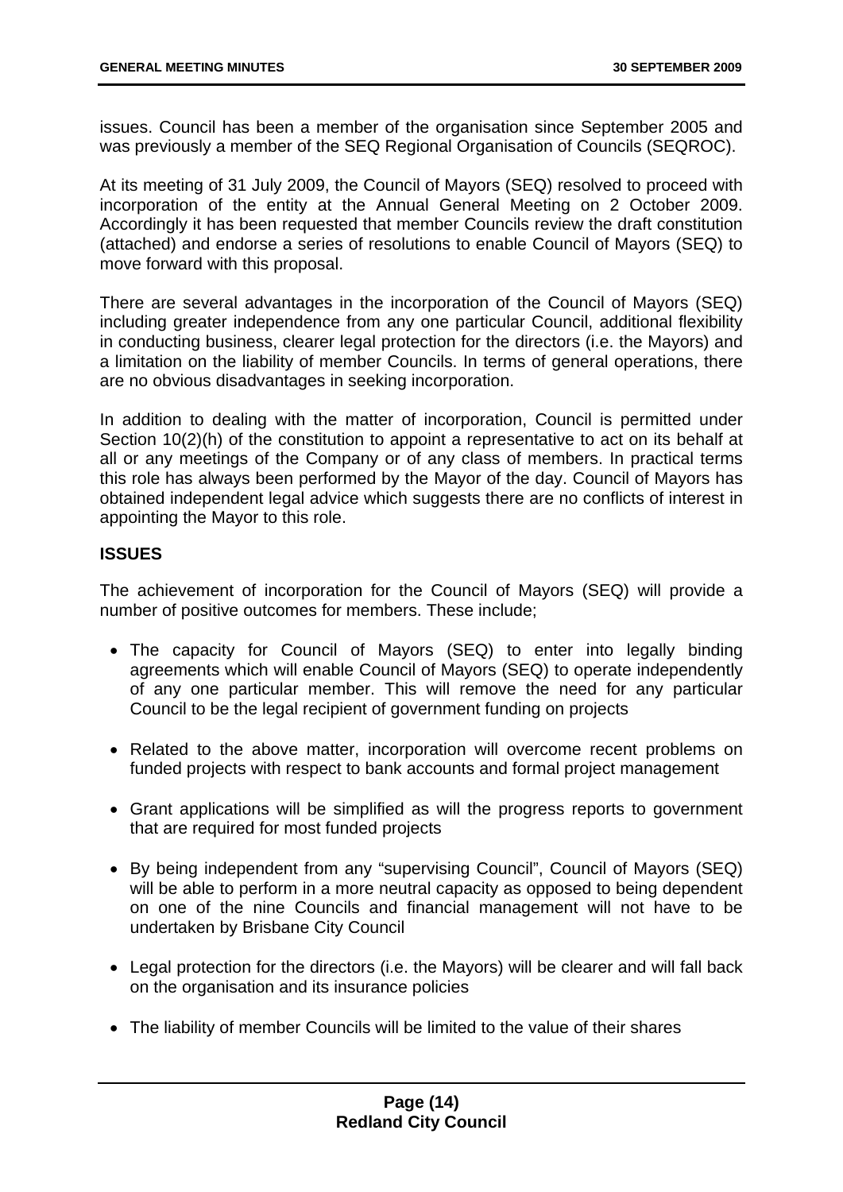issues. Council has been a member of the organisation since September 2005 and was previously a member of the SEQ Regional Organisation of Councils (SEQROC).

At its meeting of 31 July 2009, the Council of Mayors (SEQ) resolved to proceed with incorporation of the entity at the Annual General Meeting on 2 October 2009. Accordingly it has been requested that member Councils review the draft constitution (attached) and endorse a series of resolutions to enable Council of Mayors (SEQ) to move forward with this proposal.

There are several advantages in the incorporation of the Council of Mayors (SEQ) including greater independence from any one particular Council, additional flexibility in conducting business, clearer legal protection for the directors (i.e. the Mayors) and a limitation on the liability of member Councils. In terms of general operations, there are no obvious disadvantages in seeking incorporation.

In addition to dealing with the matter of incorporation, Council is permitted under Section 10(2)(h) of the constitution to appoint a representative to act on its behalf at all or any meetings of the Company or of any class of members. In practical terms this role has always been performed by the Mayor of the day. Council of Mayors has obtained independent legal advice which suggests there are no conflicts of interest in appointing the Mayor to this role.

## ISSUES

The achievement of incorporation for the Council of Mayors (SEQ) will provide a number of positive outcomes for members. These include;

- The capacity for Council of Mayors (SEQ) to enter into legally binding agreements which will enable Council of Mayors (SEQ) to operate independently of any one particular member. This will remove the need for any particular Council to be the legal recipient of government funding on projects
- Related to the above matter, incorporation will overcome recent problems on funded projects with respect to bank accounts and formal project management
- Grant applications will be simplified as will the progress reports to government that are required for most funded projects
- By being independent from any "supervising Council", Council of Mayors (SEQ) will be able to perform in a more neutral capacity as opposed to being dependent on one of the nine Councils and financial management will not have to be undertaken by Brisbane City Council
- Legal protection for the directors (i.e. the Mayors) will be clearer and will fall back on the organisation and its insurance policies
- The liability of member Councils will be limited to the value of their shares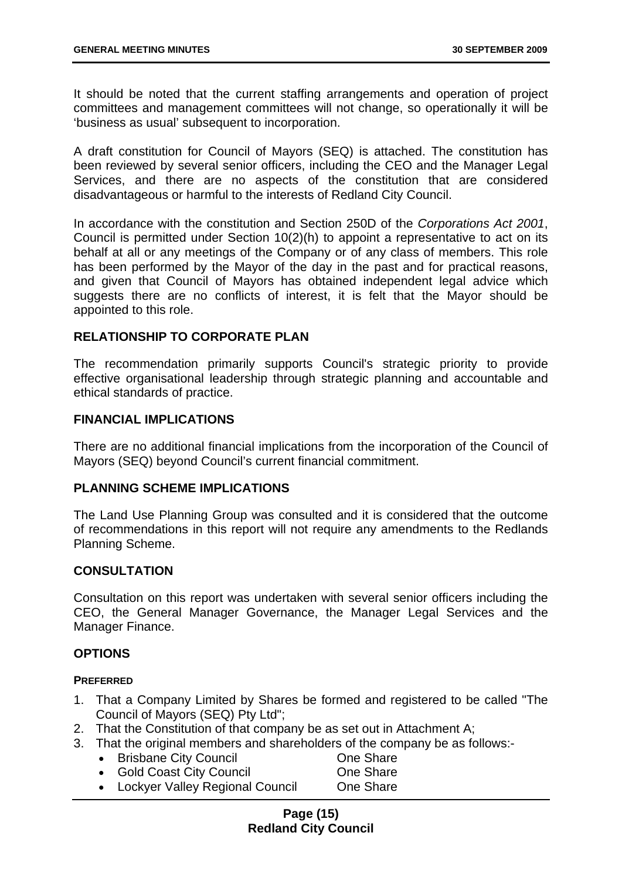It should be noted that the current staffing arrangements and operation of project committees and management committees will not change, so operationally it will be 'business as usual' subsequent to incorporation.

A draft constitution for Council of Mayors (SEQ) is attached. The constitution has been reviewed by several senior officers, including the CEO and the Manager Legal Services, and there are no aspects of the constitution that are considered disadvantageous or harmful to the interests of Redland City Council.

In accordance with the constitution and Section 250D of the *Corporations Act 2001*, Council is permitted under Section 10(2)(h) to appoint a representative to act on its behalf at all or any meetings of the Company or of any class of members. This role has been performed by the Mayor of the day in the past and for practical reasons, and given that Council of Mayors has obtained independent legal advice which suggests there are no conflicts of interest, it is felt that the Mayor should be appointed to this role.

## RELATIONSHIP TO CORPORATE PLAN

The recommendation primarily supports Council's strategic priority to provide effective organisational leadership through strategic planning and accountable and ethical standards of practice.

## FINANCIAL IMPLICATIONS

There are no additional financial implications from the incorporation of the Council of Mayors (SEQ) beyond Council's current financial commitment.

## PLANNING SCHEME IMPLICATIONS

The Land Use Planning Group was consulted and it is considered that the outcome of recommendations in this report will not require any amendments to the Redlands Planning Scheme.

## CONSULTATION

Consultation on this report was undertaken with several senior officers including the CEO, the General Manager Governance, the Manager Legal Services and the Manager Finance.

## OPTIONS

### PREFERRED

1. That a Company Limited by Shares be formed and registered to be called "The Council of Mayors (SEQ) Pty Ltd";
2. That the Constitution of that company be as set out in Attachment A;
3. That the original members and shareholders of the company be as follows:-
   - Brisbane City Council — One Share
   - Gold Coast City Council — One Share
   - Lockyer Valley Regional Council — One Share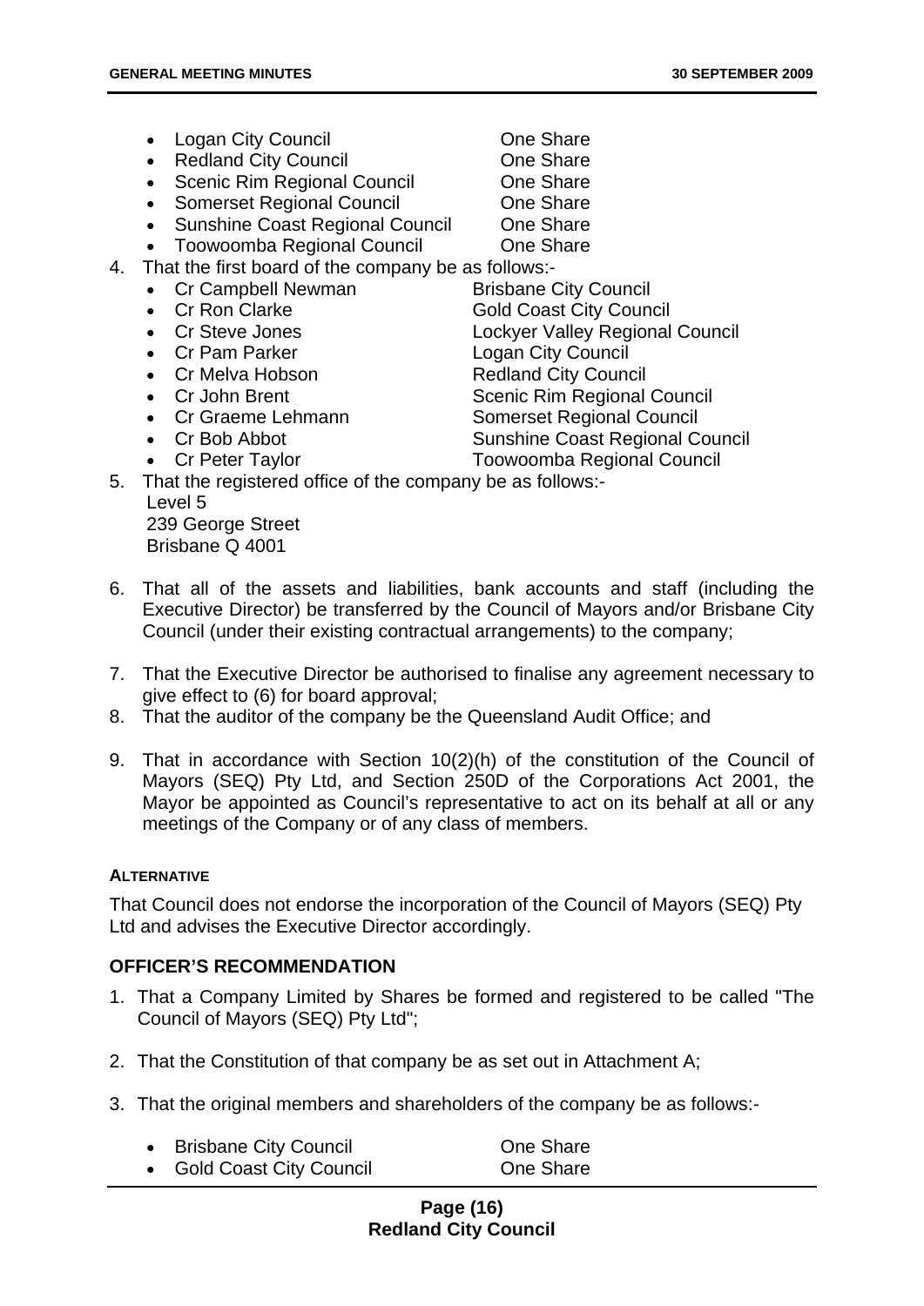- Logan City Council One Share
- Redland City Council One Share
- Scenic Rim Regional Council One Share
- Somerset Regional Council One Share
- Sunshine Coast Regional Council One Share
- Toowoomba Regional Council One Share

4. That the first board of the company be as follows:-
   - Cr Campbell Newman Brisbane City Council
   - Cr Ron Clarke Gold Coast City Council
   - Cr Steve Jones Lockyer Valley Regional Council
   - Cr Pam Parker Logan City Council
   - Cr Melva Hobson Redland City Council
   - Cr John Brent Scenic Rim Regional Council
   - Cr Graeme Lehmann Somerset Regional Council
   - Cr Bob Abbot Sunshine Coast Regional Council
   - Cr Peter Taylor Toowoomba Regional Council
5. That the registered office of the company be as follows:-
   Level 5
   239 George Street
   Brisbane Q 4001

6. That all of the assets and liabilities, bank accounts and staff (including the Executive Director) be transferred by the Council of Mayors and/or Brisbane City Council (under their existing contractual arrangements) to the company;

7. That the Executive Director be authorised to finalise any agreement necessary to give effect to (6) for board approval;
8. That the auditor of the company be the Queensland Audit Office; and

9. That in accordance with Section 10(2)(h) of the constitution of the Council of Mayors (SEQ) Pty Ltd, and Section 250D of the Corporations Act 2001, the Mayor be appointed as Council's representative to act on its behalf at all or any meetings of the Company or of any class of members.

**ALTERNATIVE**

That Council does not endorse the incorporation of the Council of Mayors (SEQ) Pty Ltd and advises the Executive Director accordingly.

## OFFICER'S RECOMMENDATION

1. That a Company Limited by Shares be formed and registered to be called "The Council of Mayors (SEQ) Pty Ltd";

2. That the Constitution of that company be as set out in Attachment A;

3. That the original members and shareholders of the company be as follows:-

   - Brisbane City Council One Share
   - Gold Coast City Council One Share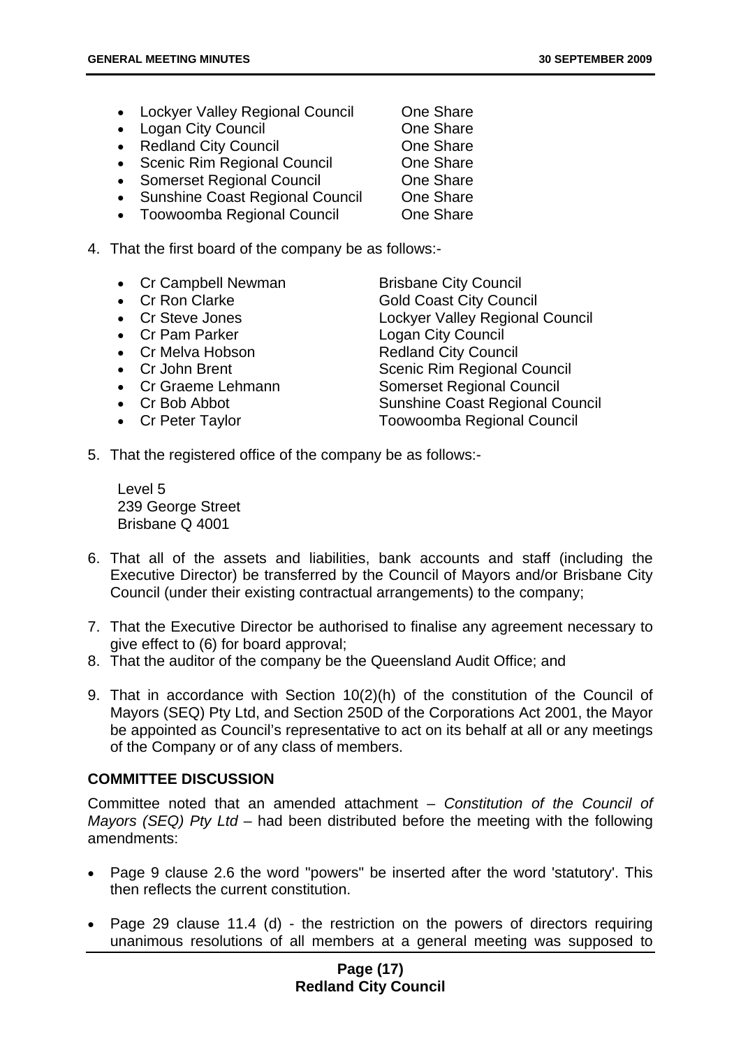- Lockyer Valley Regional Council One Share
- Logan City Council One Share
- Redland City Council One Share
- Scenic Rim Regional Council One Share
- Somerset Regional Council One Share
- Sunshine Coast Regional Council One Share
- Toowoomba Regional Council One Share

4. That the first board of the company be as follows:-

   - Cr Campbell Newman Brisbane City Council
   - Cr Ron Clarke Gold Coast City Council
   - Cr Steve Jones Lockyer Valley Regional Council
   - Cr Pam Parker Logan City Council
   - Cr Melva Hobson Redland City Council
   - Cr John Brent Scenic Rim Regional Council
   - Cr Graeme Lehmann Somerset Regional Council
   - Cr Bob Abbot Sunshine Coast Regional Council
   - Cr Peter Taylor Toowoomba Regional Council

5. That the registered office of the company be as follows:-

   Level 5
   239 George Street
   Brisbane Q 4001

6. That all of the assets and liabilities, bank accounts and staff (including the Executive Director) be transferred by the Council of Mayors and/or Brisbane City Council (under their existing contractual arrangements) to the company;
7. That the Executive Director be authorised to finalise any agreement necessary to give effect to (6) for board approval;
8. That the auditor of the company be the Queensland Audit Office; and
9. That in accordance with Section 10(2)(h) of the constitution of the Council of Mayors (SEQ) Pty Ltd, and Section 250D of the Corporations Act 2001, the Mayor be appointed as Council's representative to act on its behalf at all or any meetings of the Company or of any class of members.

**COMMITTEE DISCUSSION**

Committee noted that an amended attachment – *Constitution of the Council of Mayors (SEQ) Pty Ltd* – had been distributed before the meeting with the following amendments:

- Page 9 clause 2.6 the word "powers" be inserted after the word 'statutory'. This then reflects the current constitution.
- Page 29 clause 11.4 (d) - the restriction on the powers of directors requiring unanimous resolutions of all members at a general meeting was supposed to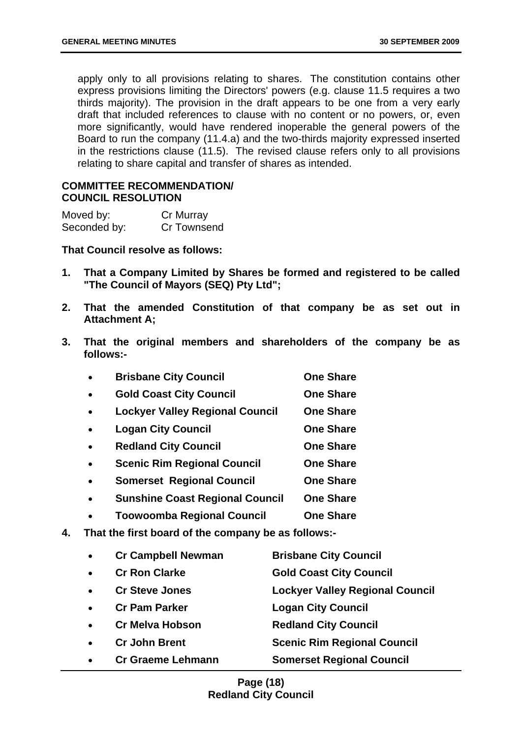apply only to all provisions relating to shares. The constitution contains other express provisions limiting the Directors' powers (e.g. clause 11.5 requires a two thirds majority). The provision in the draft appears to be one from a very early draft that included references to clause with no content or no powers, or, even more significantly, would have rendered inoperable the general powers of the Board to run the company (11.4.a) and the two-thirds majority expressed inserted in the restrictions clause (11.5). The revised clause refers only to all provisions relating to share capital and transfer of shares as intended.

**COMMITTEE RECOMMENDATION/ COUNCIL RESOLUTION**

| Moved by: | Cr Murray |
|---|---|
| Seconded by: | Cr Townsend |

**That Council resolve as follows:**

1. **That a Company Limited by Shares be formed and registered to be called "The Council of Mayors (SEQ) Pty Ltd";**
2. **That the amended Constitution of that company be as set out in Attachment A;**
3. **That the original members and shareholders of the company be as follows:-**
   - **Brisbane City Council** — **One Share**
   - **Gold Coast City Council** — **One Share**
   - **Lockyer Valley Regional Council** — **One Share**
   - **Logan City Council** — **One Share**
   - **Redland City Council** — **One Share**
   - **Scenic Rim Regional Council** — **One Share**
   - **Somerset Regional Council** — **One Share**
   - **Sunshine Coast Regional Council** — **One Share**
   - **Toowoomba Regional Council** — **One Share**
4. **That the first board of the company be as follows:-**
   - **Cr Campbell Newman** — **Brisbane City Council**
   - **Cr Ron Clarke** — **Gold Coast City Council**
   - **Cr Steve Jones** — **Lockyer Valley Regional Council**
   - **Cr Pam Parker** — **Logan City Council**
   - **Cr Melva Hobson** — **Redland City Council**
   - **Cr John Brent** — **Scenic Rim Regional Council**
   - **Cr Graeme Lehmann** — **Somerset Regional Council**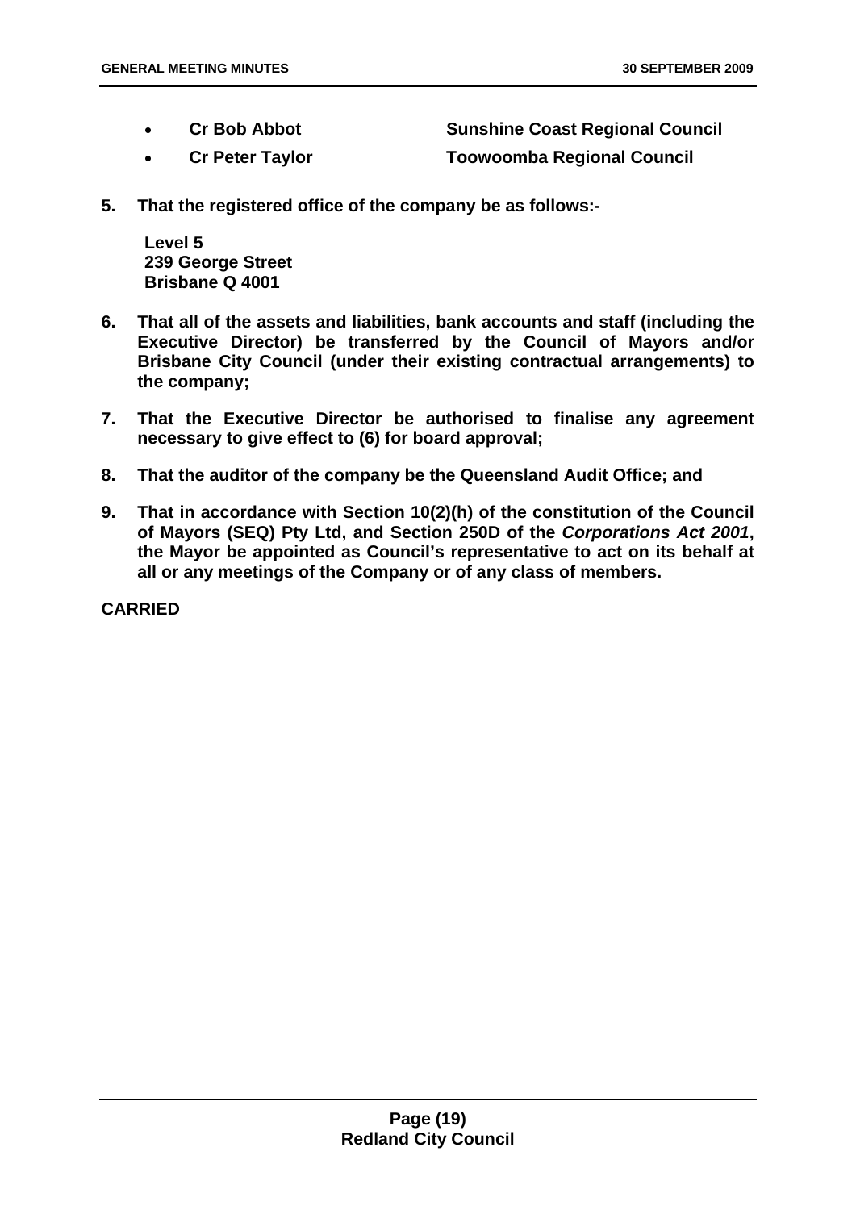- **Cr Bob Abbot** **Sunshine Coast Regional Council**
- **Cr Peter Taylor** **Toowoomba Regional Council**

**5. That the registered office of the company be as follows:-**

**Level 5**
**239 George Street**
**Brisbane Q 4001**

**6. That all of the assets and liabilities, bank accounts and staff (including the Executive Director) be transferred by the Council of Mayors and/or Brisbane City Council (under their existing contractual arrangements) to the company;**

**7. That the Executive Director be authorised to finalise any agreement necessary to give effect to (6) for board approval;**

**8. That the auditor of the company be the Queensland Audit Office; and**

**9. That in accordance with Section 10(2)(h) of the constitution of the Council of Mayors (SEQ) Pty Ltd, and Section 250D of the *Corporations Act 2001*, the Mayor be appointed as Council's representative to act on its behalf at all or any meetings of the Company or of any class of members.**

**CARRIED**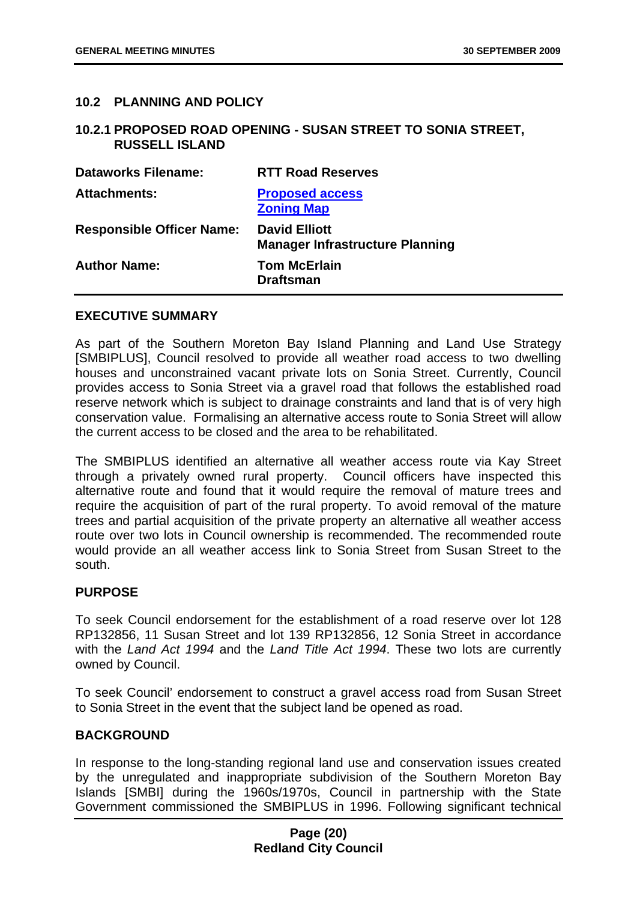## 10.2 PLANNING AND POLICY

### 10.2.1 PROPOSED ROAD OPENING - SUSAN STREET TO SONIA STREET, RUSSELL ISLAND

| | |
|---|---|
| **Dataworks Filename:** | **RTT Road Reserves** |
| **Attachments:** | **Proposed access**<br>**Zoning Map** |
| **Responsible Officer Name:** | **David Elliott**<br>**Manager Infrastructure Planning** |
| **Author Name:** | **Tom McErlain**<br>**Draftsman** |

**EXECUTIVE SUMMARY**

As part of the Southern Moreton Bay Island Planning and Land Use Strategy [SMBIPLUS], Council resolved to provide all weather road access to two dwelling houses and unconstrained vacant private lots on Sonia Street. Currently, Council provides access to Sonia Street via a gravel road that follows the established road reserve network which is subject to drainage constraints and land that is of very high conservation value. Formalising an alternative access route to Sonia Street will allow the current access to be closed and the area to be rehabilitated.

The SMBIPLUS identified an alternative all weather access route via Kay Street through a privately owned rural property. Council officers have inspected this alternative route and found that it would require the removal of mature trees and require the acquisition of part of the rural property. To avoid removal of the mature trees and partial acquisition of the private property an alternative all weather access route over two lots in Council ownership is recommended. The recommended route would provide an all weather access link to Sonia Street from Susan Street to the south.

**PURPOSE**

To seek Council endorsement for the establishment of a road reserve over lot 128 RP132856, 11 Susan Street and lot 139 RP132856, 12 Sonia Street in accordance with the *Land Act 1994* and the *Land Title Act 1994*. These two lots are currently owned by Council.

To seek Council' endorsement to construct a gravel access road from Susan Street to Sonia Street in the event that the subject land be opened as road.

**BACKGROUND**

In response to the long-standing regional land use and conservation issues created by the unregulated and inappropriate subdivision of the Southern Moreton Bay Islands [SMBI] during the 1960s/1970s, Council in partnership with the State Government commissioned the SMBIPLUS in 1996. Following significant technical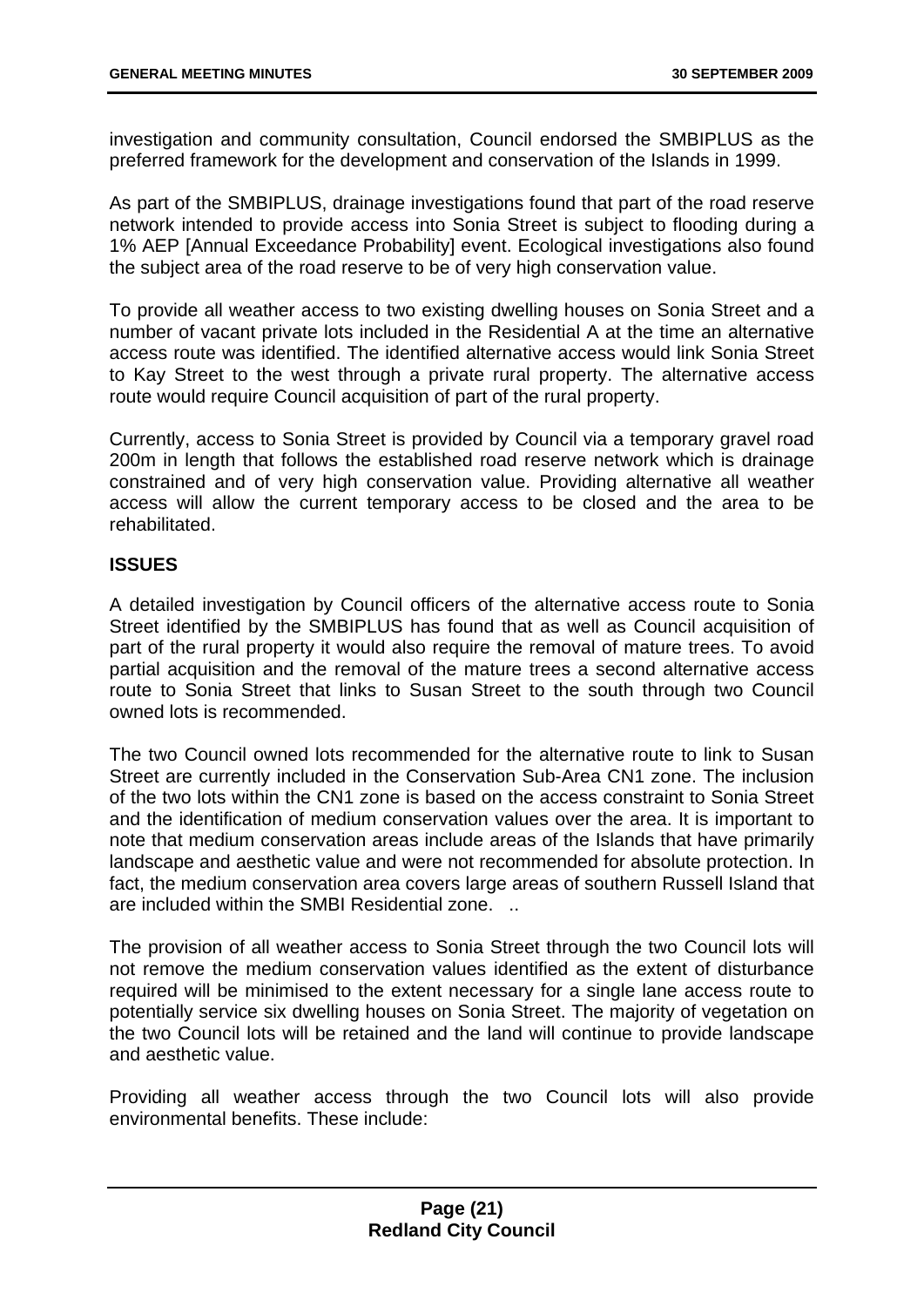investigation and community consultation, Council endorsed the SMBIPLUS as the preferred framework for the development and conservation of the Islands in 1999.

As part of the SMBIPLUS, drainage investigations found that part of the road reserve network intended to provide access into Sonia Street is subject to flooding during a 1% AEP [Annual Exceedance Probability] event. Ecological investigations also found the subject area of the road reserve to be of very high conservation value.

To provide all weather access to two existing dwelling houses on Sonia Street and a number of vacant private lots included in the Residential A at the time an alternative access route was identified. The identified alternative access would link Sonia Street to Kay Street to the west through a private rural property. The alternative access route would require Council acquisition of part of the rural property.

Currently, access to Sonia Street is provided by Council via a temporary gravel road 200m in length that follows the established road reserve network which is drainage constrained and of very high conservation value. Providing alternative all weather access will allow the current temporary access to be closed and the area to be rehabilitated.

## ISSUES

A detailed investigation by Council officers of the alternative access route to Sonia Street identified by the SMBIPLUS has found that as well as Council acquisition of part of the rural property it would also require the removal of mature trees. To avoid partial acquisition and the removal of the mature trees a second alternative access route to Sonia Street that links to Susan Street to the south through two Council owned lots is recommended.

The two Council owned lots recommended for the alternative route to link to Susan Street are currently included in the Conservation Sub-Area CN1 zone. The inclusion of the two lots within the CN1 zone is based on the access constraint to Sonia Street and the identification of medium conservation values over the area. It is important to note that medium conservation areas include areas of the Islands that have primarily landscape and aesthetic value and were not recommended for absolute protection. In fact, the medium conservation area covers large areas of southern Russell Island that are included within the SMBI Residential zone. ..

The provision of all weather access to Sonia Street through the two Council lots will not remove the medium conservation values identified as the extent of disturbance required will be minimised to the extent necessary for a single lane access route to potentially service six dwelling houses on Sonia Street. The majority of vegetation on the two Council lots will be retained and the land will continue to provide landscape and aesthetic value.

Providing all weather access through the two Council lots will also provide environmental benefits. These include: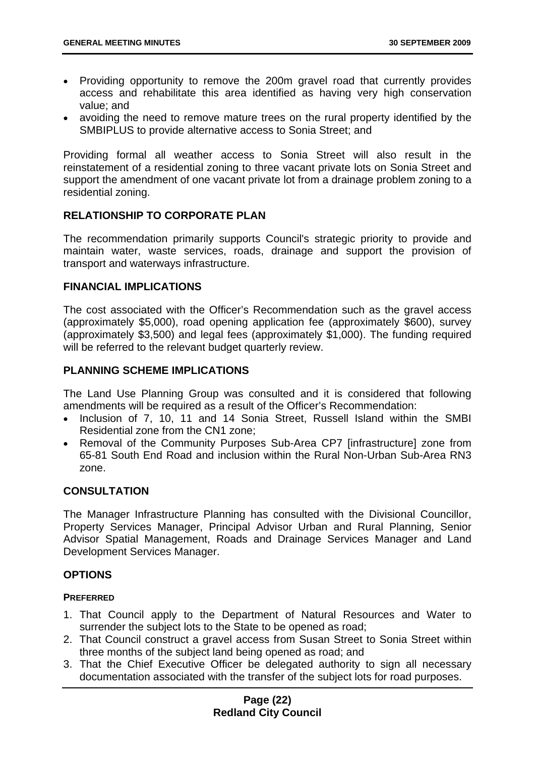- Providing opportunity to remove the 200m gravel road that currently provides access and rehabilitate this area identified as having very high conservation value; and
- avoiding the need to remove mature trees on the rural property identified by the SMBIPLUS to provide alternative access to Sonia Street; and

Providing formal all weather access to Sonia Street will also result in the reinstatement of a residential zoning to three vacant private lots on Sonia Street and support the amendment of one vacant private lot from a drainage problem zoning to a residential zoning.

## RELATIONSHIP TO CORPORATE PLAN

The recommendation primarily supports Council's strategic priority to provide and maintain water, waste services, roads, drainage and support the provision of transport and waterways infrastructure.

## FINANCIAL IMPLICATIONS

The cost associated with the Officer's Recommendation such as the gravel access (approximately $5,000), road opening application fee (approximately $600), survey (approximately $3,500) and legal fees (approximately $1,000). The funding required will be referred to the relevant budget quarterly review.

## PLANNING SCHEME IMPLICATIONS

The Land Use Planning Group was consulted and it is considered that following amendments will be required as a result of the Officer's Recommendation:

- Inclusion of 7, 10, 11 and 14 Sonia Street, Russell Island within the SMBI Residential zone from the CN1 zone;
- Removal of the Community Purposes Sub-Area CP7 [infrastructure] zone from 65-81 South End Road and inclusion within the Rural Non-Urban Sub-Area RN3 zone.

## CONSULTATION

The Manager Infrastructure Planning has consulted with the Divisional Councillor, Property Services Manager, Principal Advisor Urban and Rural Planning, Senior Advisor Spatial Management, Roads and Drainage Services Manager and Land Development Services Manager.

## OPTIONS

### PREFERRED

1. That Council apply to the Department of Natural Resources and Water to surrender the subject lots to the State to be opened as road;
2. That Council construct a gravel access from Susan Street to Sonia Street within three months of the subject land being opened as road; and
3. That the Chief Executive Officer be delegated authority to sign all necessary documentation associated with the transfer of the subject lots for road purposes.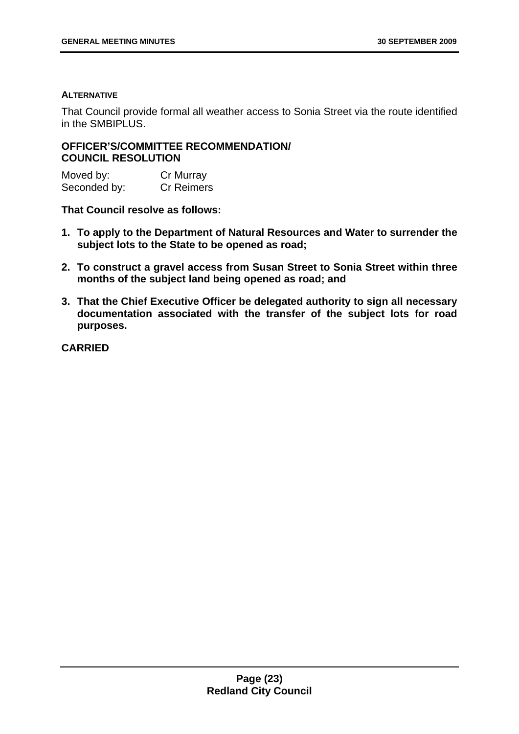**ALTERNATIVE**

That Council provide formal all weather access to Sonia Street via the route identified in the SMBIPLUS.

**OFFICER'S/COMMITTEE RECOMMENDATION/ COUNCIL RESOLUTION**

| Moved by: | Cr Murray |
| --- | --- |
| Seconded by: | Cr Reimers |

**That Council resolve as follows:**

1. **To apply to the Department of Natural Resources and Water to surrender the subject lots to the State to be opened as road;**
2. **To construct a gravel access from Susan Street to Sonia Street within three months of the subject land being opened as road; and**
3. **That the Chief Executive Officer be delegated authority to sign all necessary documentation associated with the transfer of the subject lots for road purposes.**

**CARRIED**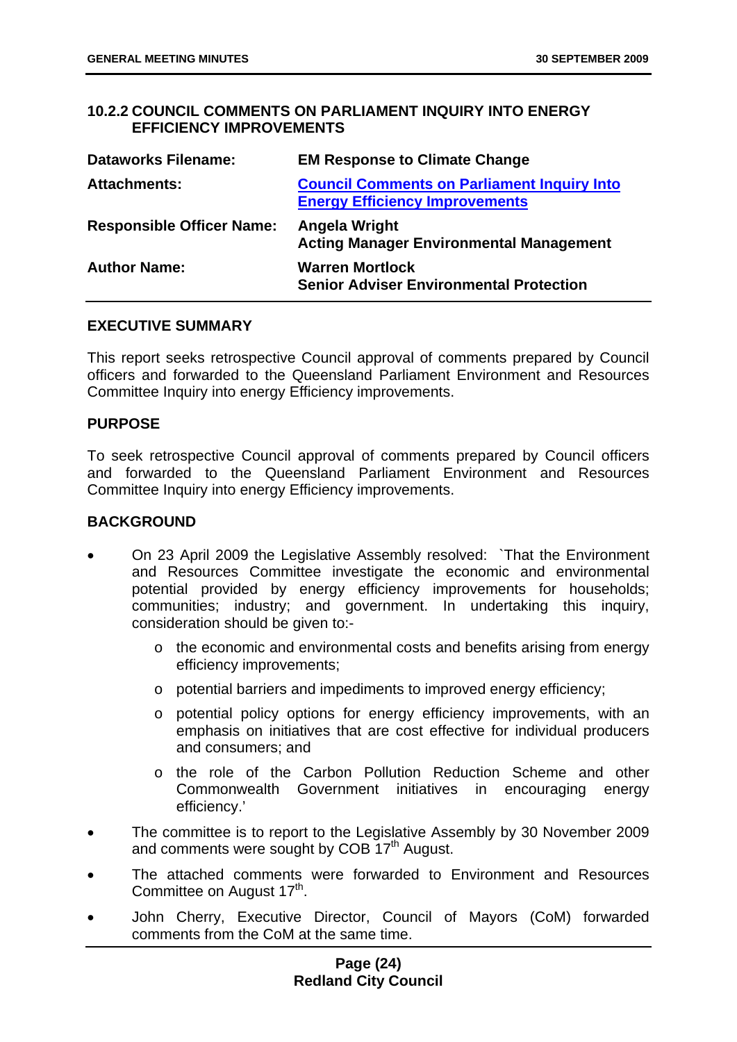## 10.2.2 COUNCIL COMMENTS ON PARLIAMENT INQUIRY INTO ENERGY EFFICIENCY IMPROVEMENTS

| | |
|---|---|
| **Dataworks Filename:** | **EM Response to Climate Change** |
| **Attachments:** | **Council Comments on Parliament Inquiry Into Energy Efficiency Improvements** |
| **Responsible Officer Name:** | **Angela Wright**<br>**Acting Manager Environmental Management** |
| **Author Name:** | **Warren Mortlock**<br>**Senior Adviser Environmental Protection** |

### EXECUTIVE SUMMARY

This report seeks retrospective Council approval of comments prepared by Council officers and forwarded to the Queensland Parliament Environment and Resources Committee Inquiry into energy Efficiency improvements.

### PURPOSE

To seek retrospective Council approval of comments prepared by Council officers and forwarded to the Queensland Parliament Environment and Resources Committee Inquiry into energy Efficiency improvements.

### BACKGROUND

- On 23 April 2009 the Legislative Assembly resolved: `That the Environment and Resources Committee investigate the economic and environmental potential provided by energy efficiency improvements for households; communities; industry; and government. In undertaking this inquiry, consideration should be given to:-
  - the economic and environmental costs and benefits arising from energy efficiency improvements;
  - potential barriers and impediments to improved energy efficiency;
  - potential policy options for energy efficiency improvements, with an emphasis on initiatives that are cost effective for individual producers and consumers; and
  - the role of the Carbon Pollution Reduction Scheme and other Commonwealth Government initiatives in encouraging energy efficiency.'
- The committee is to report to the Legislative Assembly by 30 November 2009 and comments were sought by COB 17th August.
- The attached comments were forwarded to Environment and Resources Committee on August 17th.
- John Cherry, Executive Director, Council of Mayors (CoM) forwarded comments from the CoM at the same time.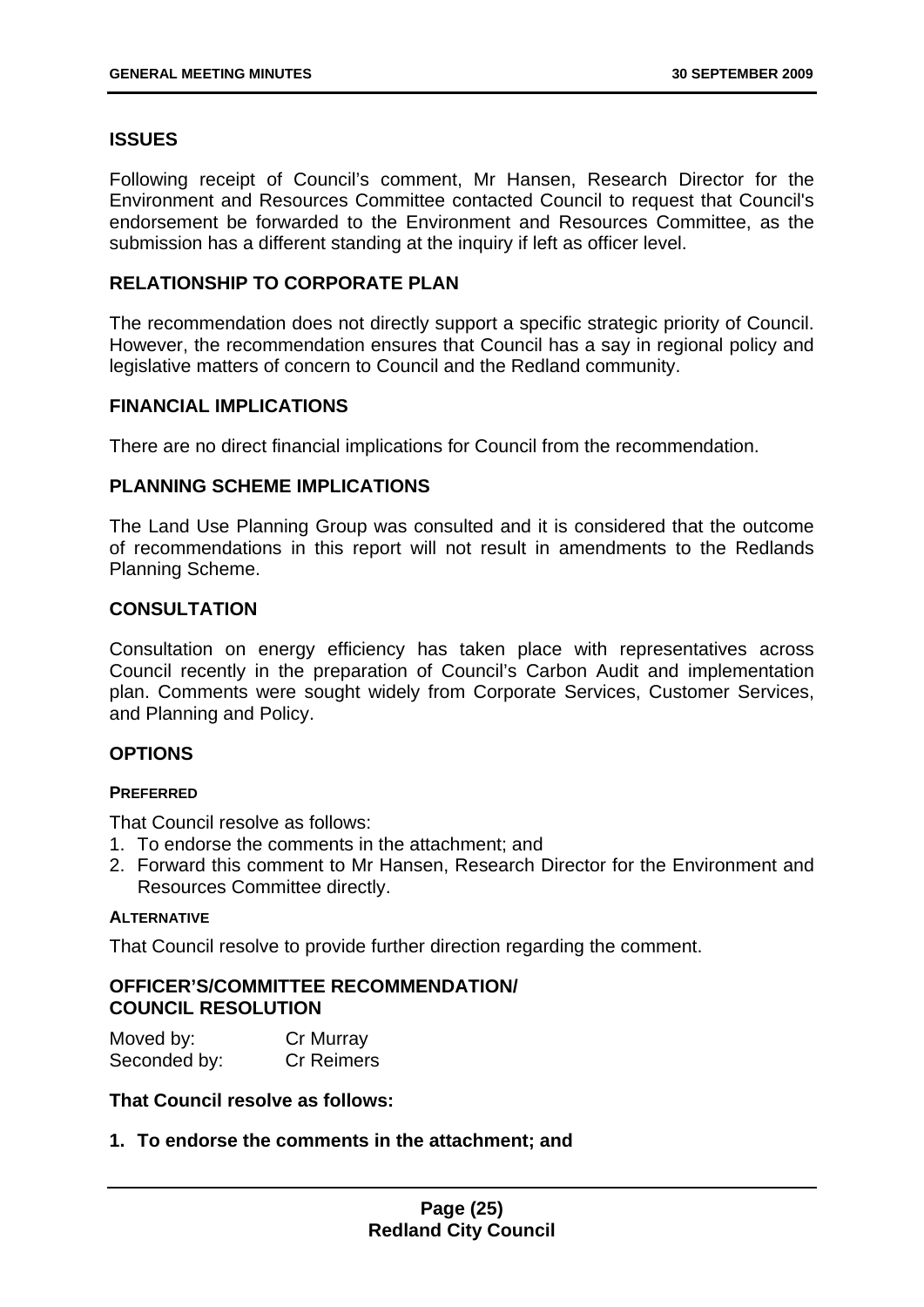## ISSUES

Following receipt of Council's comment, Mr Hansen, Research Director for the Environment and Resources Committee contacted Council to request that Council's endorsement be forwarded to the Environment and Resources Committee, as the submission has a different standing at the inquiry if left as officer level.

## RELATIONSHIP TO CORPORATE PLAN

The recommendation does not directly support a specific strategic priority of Council. However, the recommendation ensures that Council has a say in regional policy and legislative matters of concern to Council and the Redland community.

## FINANCIAL IMPLICATIONS

There are no direct financial implications for Council from the recommendation.

## PLANNING SCHEME IMPLICATIONS

The Land Use Planning Group was consulted and it is considered that the outcome of recommendations in this report will not result in amendments to the Redlands Planning Scheme.

## CONSULTATION

Consultation on energy efficiency has taken place with representatives across Council recently in the preparation of Council's Carbon Audit and implementation plan. Comments were sought widely from Corporate Services, Customer Services, and Planning and Policy.

## OPTIONS

### PREFERRED

That Council resolve as follows:

1. To endorse the comments in the attachment; and
2. Forward this comment to Mr Hansen, Research Director for the Environment and Resources Committee directly.

### ALTERNATIVE

That Council resolve to provide further direction regarding the comment.

## OFFICER'S/COMMITTEE RECOMMENDATION/ COUNCIL RESOLUTION

Moved by: Cr Murray
Seconded by: Cr Reimers

**That Council resolve as follows:**

**1. To endorse the comments in the attachment; and**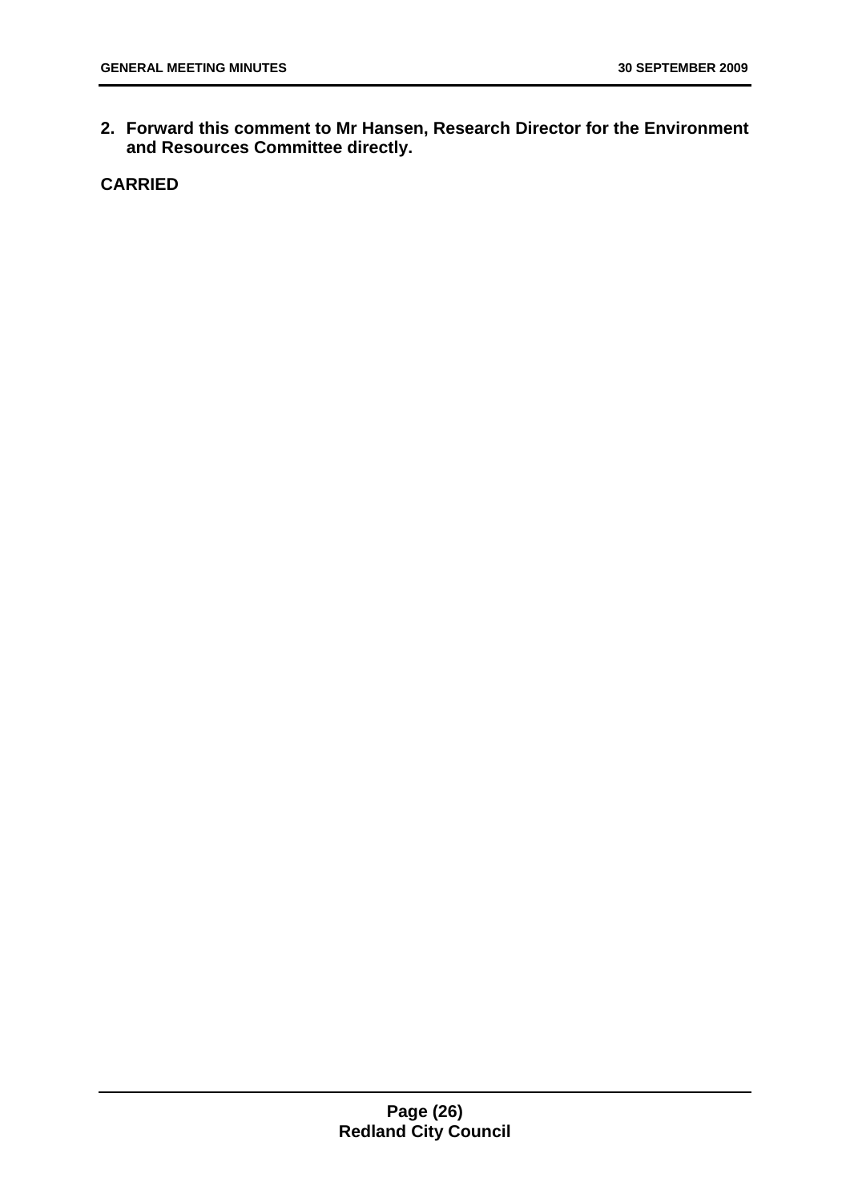2. **Forward this comment to Mr Hansen, Research Director for the Environment and Resources Committee directly.**

**CARRIED**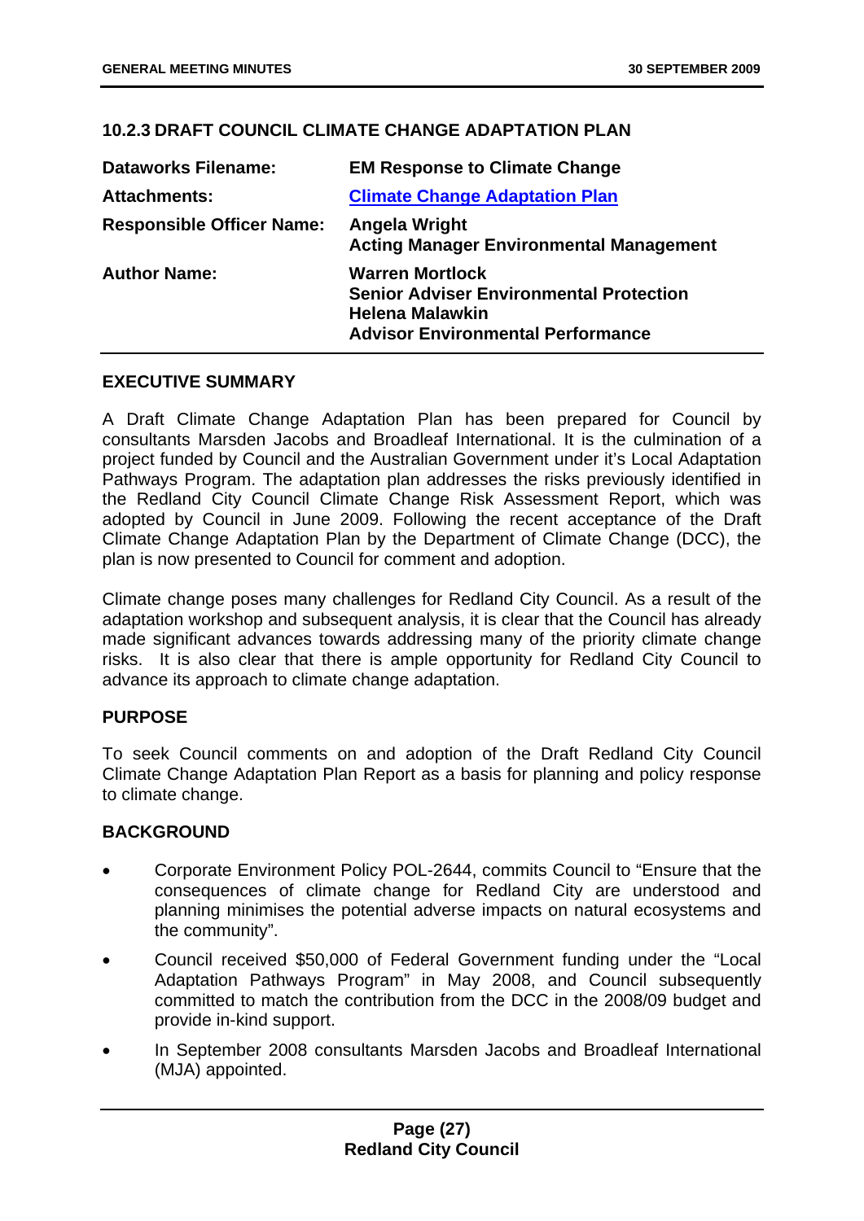### 10.2.3 DRAFT COUNCIL CLIMATE CHANGE ADAPTATION PLAN

| | |
|---|---|
| **Dataworks Filename:** | **EM Response to Climate Change** |
| **Attachments:** | **Climate Change Adaptation Plan** |
| **Responsible Officer Name:** | **Angela Wright**<br>**Acting Manager Environmental Management** |
| **Author Name:** | **Warren Mortlock**<br>**Senior Adviser Environmental Protection**<br>**Helena Malawkin**<br>**Advisor Environmental Performance** |

#### EXECUTIVE SUMMARY

A Draft Climate Change Adaptation Plan has been prepared for Council by consultants Marsden Jacobs and Broadleaf International. It is the culmination of a project funded by Council and the Australian Government under it's Local Adaptation Pathways Program. The adaptation plan addresses the risks previously identified in the Redland City Council Climate Change Risk Assessment Report, which was adopted by Council in June 2009. Following the recent acceptance of the Draft Climate Change Adaptation Plan by the Department of Climate Change (DCC), the plan is now presented to Council for comment and adoption.

Climate change poses many challenges for Redland City Council. As a result of the adaptation workshop and subsequent analysis, it is clear that the Council has already made significant advances towards addressing many of the priority climate change risks. It is also clear that there is ample opportunity for Redland City Council to advance its approach to climate change adaptation.

#### PURPOSE

To seek Council comments on and adoption of the Draft Redland City Council Climate Change Adaptation Plan Report as a basis for planning and policy response to climate change.

#### BACKGROUND

- Corporate Environment Policy POL-2644, commits Council to "Ensure that the consequences of climate change for Redland City are understood and planning minimises the potential adverse impacts on natural ecosystems and the community".
- Council received $50,000 of Federal Government funding under the "Local Adaptation Pathways Program" in May 2008, and Council subsequently committed to match the contribution from the DCC in the 2008/09 budget and provide in-kind support.
- In September 2008 consultants Marsden Jacobs and Broadleaf International (MJA) appointed.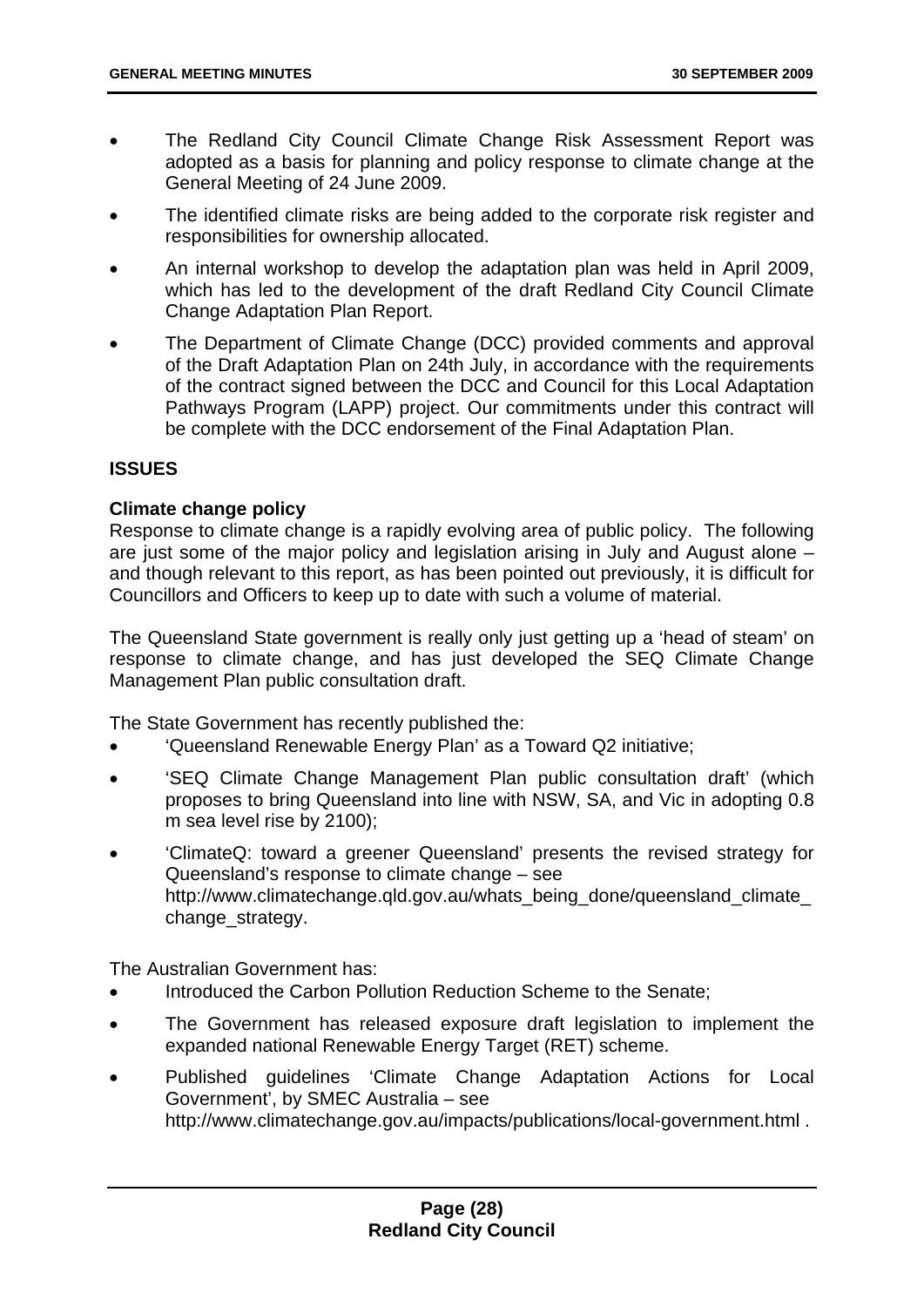- The Redland City Council Climate Change Risk Assessment Report was adopted as a basis for planning and policy response to climate change at the General Meeting of 24 June 2009.
- The identified climate risks are being added to the corporate risk register and responsibilities for ownership allocated.
- An internal workshop to develop the adaptation plan was held in April 2009, which has led to the development of the draft Redland City Council Climate Change Adaptation Plan Report.
- The Department of Climate Change (DCC) provided comments and approval of the Draft Adaptation Plan on 24th July, in accordance with the requirements of the contract signed between the DCC and Council for this Local Adaptation Pathways Program (LAPP) project. Our commitments under this contract will be complete with the DCC endorsement of the Final Adaptation Plan.

**ISSUES**

**Climate change policy**

Response to climate change is a rapidly evolving area of public policy. The following are just some of the major policy and legislation arising in July and August alone – and though relevant to this report, as has been pointed out previously, it is difficult for Councillors and Officers to keep up to date with such a volume of material.

The Queensland State government is really only just getting up a 'head of steam' on response to climate change, and has just developed the SEQ Climate Change Management Plan public consultation draft.

The State Government has recently published the:

- 'Queensland Renewable Energy Plan' as a Toward Q2 initiative;
- 'SEQ Climate Change Management Plan public consultation draft' (which proposes to bring Queensland into line with NSW, SA, and Vic in adopting 0.8 m sea level rise by 2100);
- 'ClimateQ: toward a greener Queensland' presents the revised strategy for Queensland's response to climate change – see http://www.climatechange.qld.gov.au/whats_being_done/queensland_climate_change_strategy.

The Australian Government has:

- Introduced the Carbon Pollution Reduction Scheme to the Senate;
- The Government has released exposure draft legislation to implement the expanded national Renewable Energy Target (RET) scheme.
- Published guidelines 'Climate Change Adaptation Actions for Local Government', by SMEC Australia – see http://www.climatechange.gov.au/impacts/publications/local-government.html .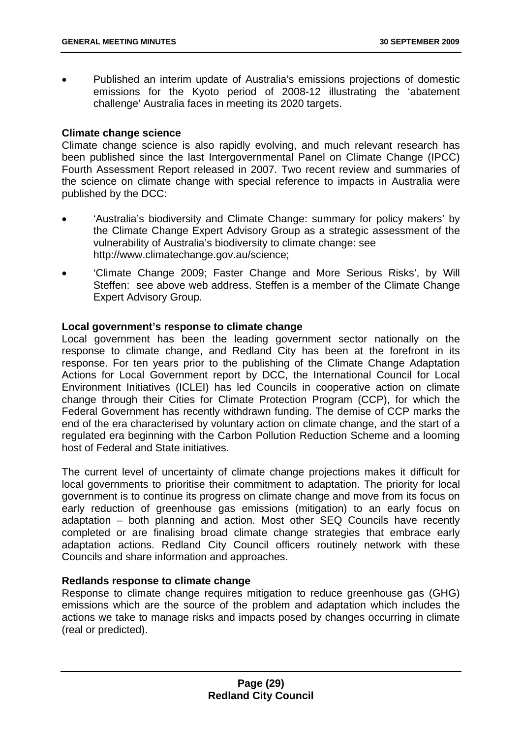- Published an interim update of Australia's emissions projections of domestic emissions for the Kyoto period of 2008-12 illustrating the 'abatement challenge' Australia faces in meeting its 2020 targets.

**Climate change science**
Climate change science is also rapidly evolving, and much relevant research has been published since the last Intergovernmental Panel on Climate Change (IPCC) Fourth Assessment Report released in 2007. Two recent review and summaries of the science on climate change with special reference to impacts in Australia were published by the DCC:

- 'Australia's biodiversity and Climate Change: summary for policy makers' by the Climate Change Expert Advisory Group as a strategic assessment of the vulnerability of Australia's biodiversity to climate change: see http://www.climatechange.gov.au/science;
- 'Climate Change 2009; Faster Change and More Serious Risks', by Will Steffen: see above web address. Steffen is a member of the Climate Change Expert Advisory Group.

**Local government's response to climate change**
Local government has been the leading government sector nationally on the response to climate change, and Redland City has been at the forefront in its response. For ten years prior to the publishing of the Climate Change Adaptation Actions for Local Government report by DCC, the International Council for Local Environment Initiatives (ICLEI) has led Councils in cooperative action on climate change through their Cities for Climate Protection Program (CCP), for which the Federal Government has recently withdrawn funding. The demise of CCP marks the end of the era characterised by voluntary action on climate change, and the start of a regulated era beginning with the Carbon Pollution Reduction Scheme and a looming host of Federal and State initiatives.

The current level of uncertainty of climate change projections makes it difficult for local governments to prioritise their commitment to adaptation. The priority for local government is to continue its progress on climate change and move from its focus on early reduction of greenhouse gas emissions (mitigation) to an early focus on adaptation – both planning and action. Most other SEQ Councils have recently completed or are finalising broad climate change strategies that embrace early adaptation actions. Redland City Council officers routinely network with these Councils and share information and approaches.

**Redlands response to climate change**
Response to climate change requires mitigation to reduce greenhouse gas (GHG) emissions which are the source of the problem and adaptation which includes the actions we take to manage risks and impacts posed by changes occurring in climate (real or predicted).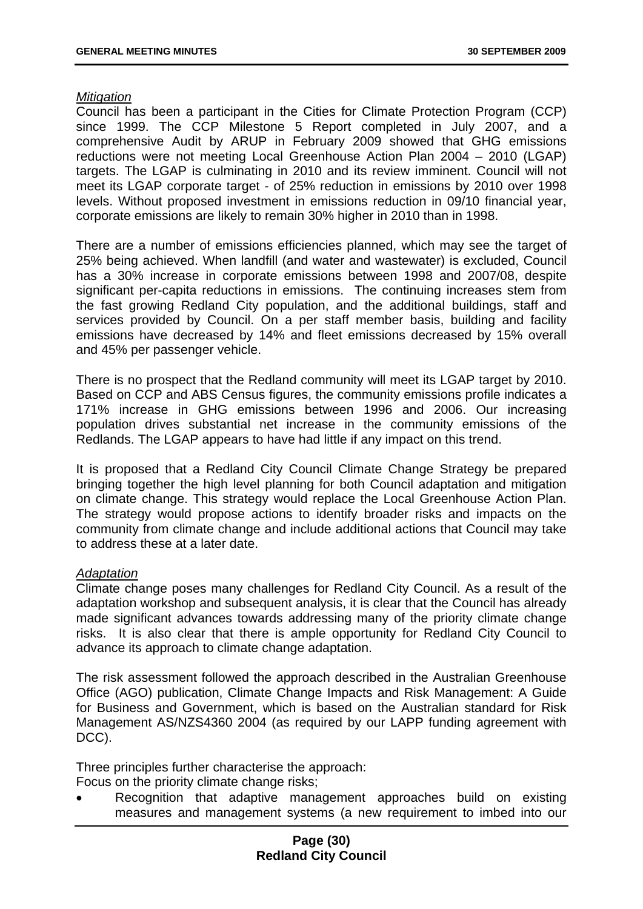*Mitigation*

Council has been a participant in the Cities for Climate Protection Program (CCP) since 1999. The CCP Milestone 5 Report completed in July 2007, and a comprehensive Audit by ARUP in February 2009 showed that GHG emissions reductions were not meeting Local Greenhouse Action Plan 2004 – 2010 (LGAP) targets. The LGAP is culminating in 2010 and its review imminent. Council will not meet its LGAP corporate target - of 25% reduction in emissions by 2010 over 1998 levels. Without proposed investment in emissions reduction in 09/10 financial year, corporate emissions are likely to remain 30% higher in 2010 than in 1998.

There are a number of emissions efficiencies planned, which may see the target of 25% being achieved. When landfill (and water and wastewater) is excluded, Council has a 30% increase in corporate emissions between 1998 and 2007/08, despite significant per-capita reductions in emissions. The continuing increases stem from the fast growing Redland City population, and the additional buildings, staff and services provided by Council. On a per staff member basis, building and facility emissions have decreased by 14% and fleet emissions decreased by 15% overall and 45% per passenger vehicle.

There is no prospect that the Redland community will meet its LGAP target by 2010. Based on CCP and ABS Census figures, the community emissions profile indicates a 171% increase in GHG emissions between 1996 and 2006. Our increasing population drives substantial net increase in the community emissions of the Redlands. The LGAP appears to have had little if any impact on this trend.

It is proposed that a Redland City Council Climate Change Strategy be prepared bringing together the high level planning for both Council adaptation and mitigation on climate change. This strategy would replace the Local Greenhouse Action Plan. The strategy would propose actions to identify broader risks and impacts on the community from climate change and include additional actions that Council may take to address these at a later date.

*Adaptation*

Climate change poses many challenges for Redland City Council. As a result of the adaptation workshop and subsequent analysis, it is clear that the Council has already made significant advances towards addressing many of the priority climate change risks. It is also clear that there is ample opportunity for Redland City Council to advance its approach to climate change adaptation.

The risk assessment followed the approach described in the Australian Greenhouse Office (AGO) publication, Climate Change Impacts and Risk Management: A Guide for Business and Government, which is based on the Australian standard for Risk Management AS/NZS4360 2004 (as required by our LAPP funding agreement with DCC).

Three principles further characterise the approach:
Focus on the priority climate change risks;

- Recognition that adaptive management approaches build on existing measures and management systems (a new requirement to imbed into our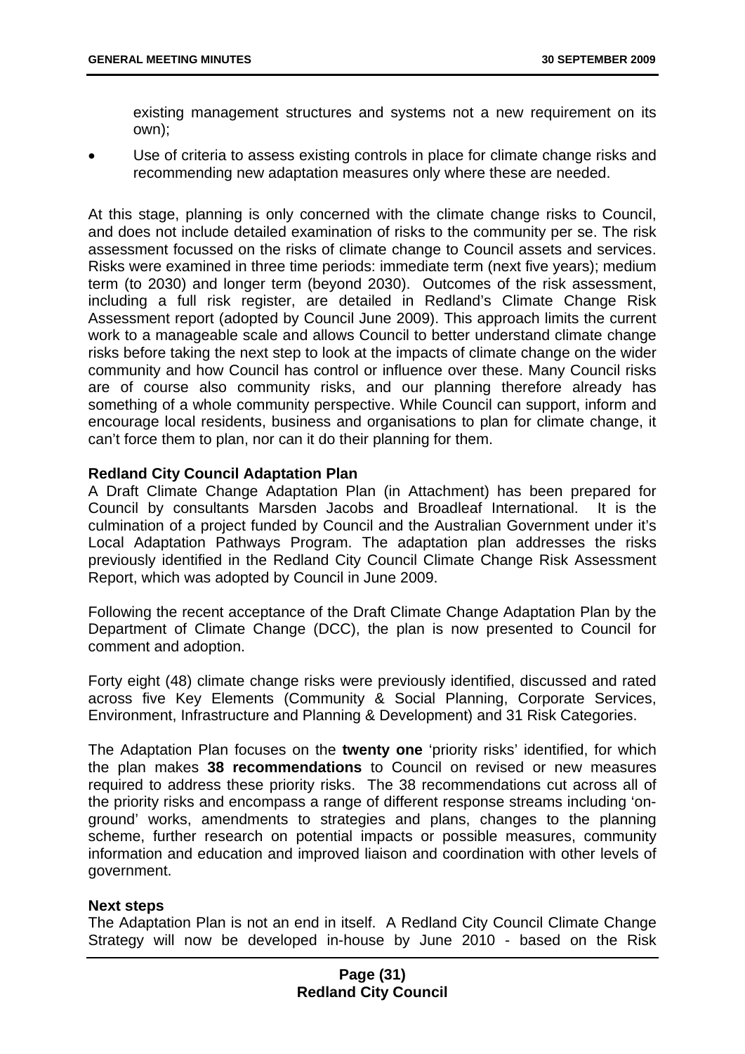existing management structures and systems not a new requirement on its own);

- Use of criteria to assess existing controls in place for climate change risks and recommending new adaptation measures only where these are needed.

At this stage, planning is only concerned with the climate change risks to Council, and does not include detailed examination of risks to the community per se. The risk assessment focussed on the risks of climate change to Council assets and services. Risks were examined in three time periods: immediate term (next five years); medium term (to 2030) and longer term (beyond 2030). Outcomes of the risk assessment, including a full risk register, are detailed in Redland's Climate Change Risk Assessment report (adopted by Council June 2009). This approach limits the current work to a manageable scale and allows Council to better understand climate change risks before taking the next step to look at the impacts of climate change on the wider community and how Council has control or influence over these. Many Council risks are of course also community risks, and our planning therefore already has something of a whole community perspective. While Council can support, inform and encourage local residents, business and organisations to plan for climate change, it can't force them to plan, nor can it do their planning for them.

**Redland City Council Adaptation Plan**

A Draft Climate Change Adaptation Plan (in Attachment) has been prepared for Council by consultants Marsden Jacobs and Broadleaf International. It is the culmination of a project funded by Council and the Australian Government under it's Local Adaptation Pathways Program. The adaptation plan addresses the risks previously identified in the Redland City Council Climate Change Risk Assessment Report, which was adopted by Council in June 2009.

Following the recent acceptance of the Draft Climate Change Adaptation Plan by the Department of Climate Change (DCC), the plan is now presented to Council for comment and adoption.

Forty eight (48) climate change risks were previously identified, discussed and rated across five Key Elements (Community & Social Planning, Corporate Services, Environment, Infrastructure and Planning & Development) and 31 Risk Categories.

The Adaptation Plan focuses on the **twenty one** 'priority risks' identified, for which the plan makes **38 recommendations** to Council on revised or new measures required to address these priority risks. The 38 recommendations cut across all of the priority risks and encompass a range of different response streams including 'on-ground' works, amendments to strategies and plans, changes to the planning scheme, further research on potential impacts or possible measures, community information and education and improved liaison and coordination with other levels of government.

**Next steps**

The Adaptation Plan is not an end in itself. A Redland City Council Climate Change Strategy will now be developed in-house by June 2010 - based on the Risk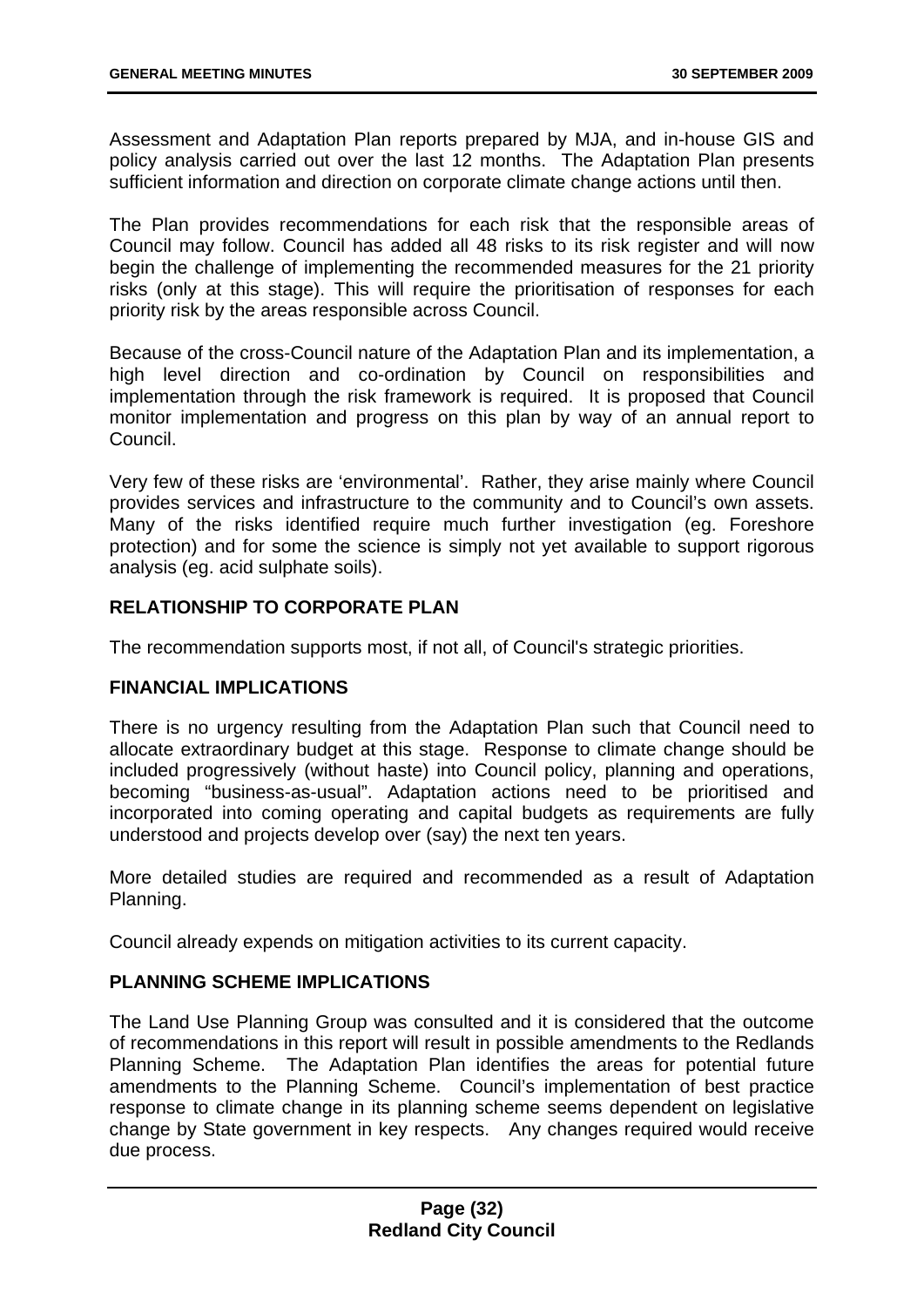Assessment and Adaptation Plan reports prepared by MJA, and in-house GIS and policy analysis carried out over the last 12 months. The Adaptation Plan presents sufficient information and direction on corporate climate change actions until then.

The Plan provides recommendations for each risk that the responsible areas of Council may follow. Council has added all 48 risks to its risk register and will now begin the challenge of implementing the recommended measures for the 21 priority risks (only at this stage). This will require the prioritisation of responses for each priority risk by the areas responsible across Council.

Because of the cross-Council nature of the Adaptation Plan and its implementation, a high level direction and co-ordination by Council on responsibilities and implementation through the risk framework is required. It is proposed that Council monitor implementation and progress on this plan by way of an annual report to Council.

Very few of these risks are 'environmental'. Rather, they arise mainly where Council provides services and infrastructure to the community and to Council's own assets. Many of the risks identified require much further investigation (eg. Foreshore protection) and for some the science is simply not yet available to support rigorous analysis (eg. acid sulphate soils).

## RELATIONSHIP TO CORPORATE PLAN

The recommendation supports most, if not all, of Council's strategic priorities.

## FINANCIAL IMPLICATIONS

There is no urgency resulting from the Adaptation Plan such that Council need to allocate extraordinary budget at this stage. Response to climate change should be included progressively (without haste) into Council policy, planning and operations, becoming "business-as-usual". Adaptation actions need to be prioritised and incorporated into coming operating and capital budgets as requirements are fully understood and projects develop over (say) the next ten years.

More detailed studies are required and recommended as a result of Adaptation Planning.

Council already expends on mitigation activities to its current capacity.

## PLANNING SCHEME IMPLICATIONS

The Land Use Planning Group was consulted and it is considered that the outcome of recommendations in this report will result in possible amendments to the Redlands Planning Scheme. The Adaptation Plan identifies the areas for potential future amendments to the Planning Scheme. Council's implementation of best practice response to climate change in its planning scheme seems dependent on legislative change by State government in key respects. Any changes required would receive due process.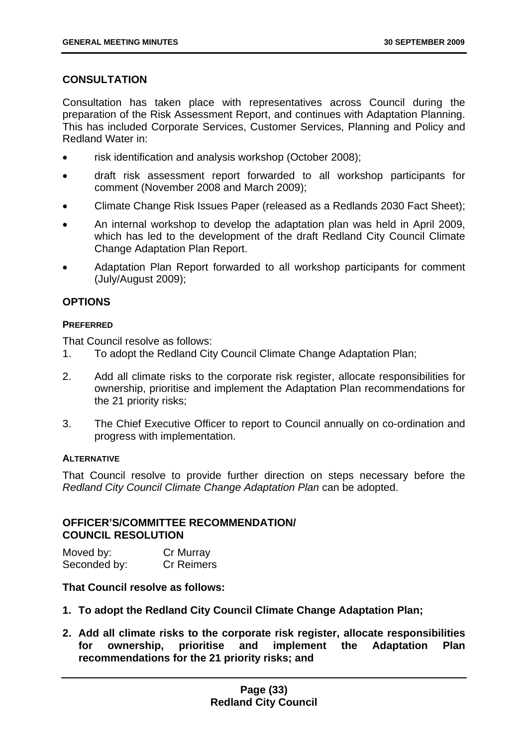## CONSULTATION

Consultation has taken place with representatives across Council during the preparation of the Risk Assessment Report, and continues with Adaptation Planning. This has included Corporate Services, Customer Services, Planning and Policy and Redland Water in:

- risk identification and analysis workshop (October 2008);
- draft risk assessment report forwarded to all workshop participants for comment (November 2008 and March 2009);
- Climate Change Risk Issues Paper (released as a Redlands 2030 Fact Sheet);
- An internal workshop to develop the adaptation plan was held in April 2009, which has led to the development of the draft Redland City Council Climate Change Adaptation Plan Report.
- Adaptation Plan Report forwarded to all workshop participants for comment (July/August 2009);

## OPTIONS

### PREFERRED

That Council resolve as follows:

1. To adopt the Redland City Council Climate Change Adaptation Plan;
2. Add all climate risks to the corporate risk register, allocate responsibilities for ownership, prioritise and implement the Adaptation Plan recommendations for the 21 priority risks;
3. The Chief Executive Officer to report to Council annually on co-ordination and progress with implementation.

### ALTERNATIVE

That Council resolve to provide further direction on steps necessary before the *Redland City Council Climate Change Adaptation Plan* can be adopted.

## OFFICER'S/COMMITTEE RECOMMENDATION/ COUNCIL RESOLUTION

Moved by: Cr Murray
Seconded by: Cr Reimers

**That Council resolve as follows:**

1. **To adopt the Redland City Council Climate Change Adaptation Plan;**
2. **Add all climate risks to the corporate risk register, allocate responsibilities for ownership, prioritise and implement the Adaptation Plan recommendations for the 21 priority risks; and**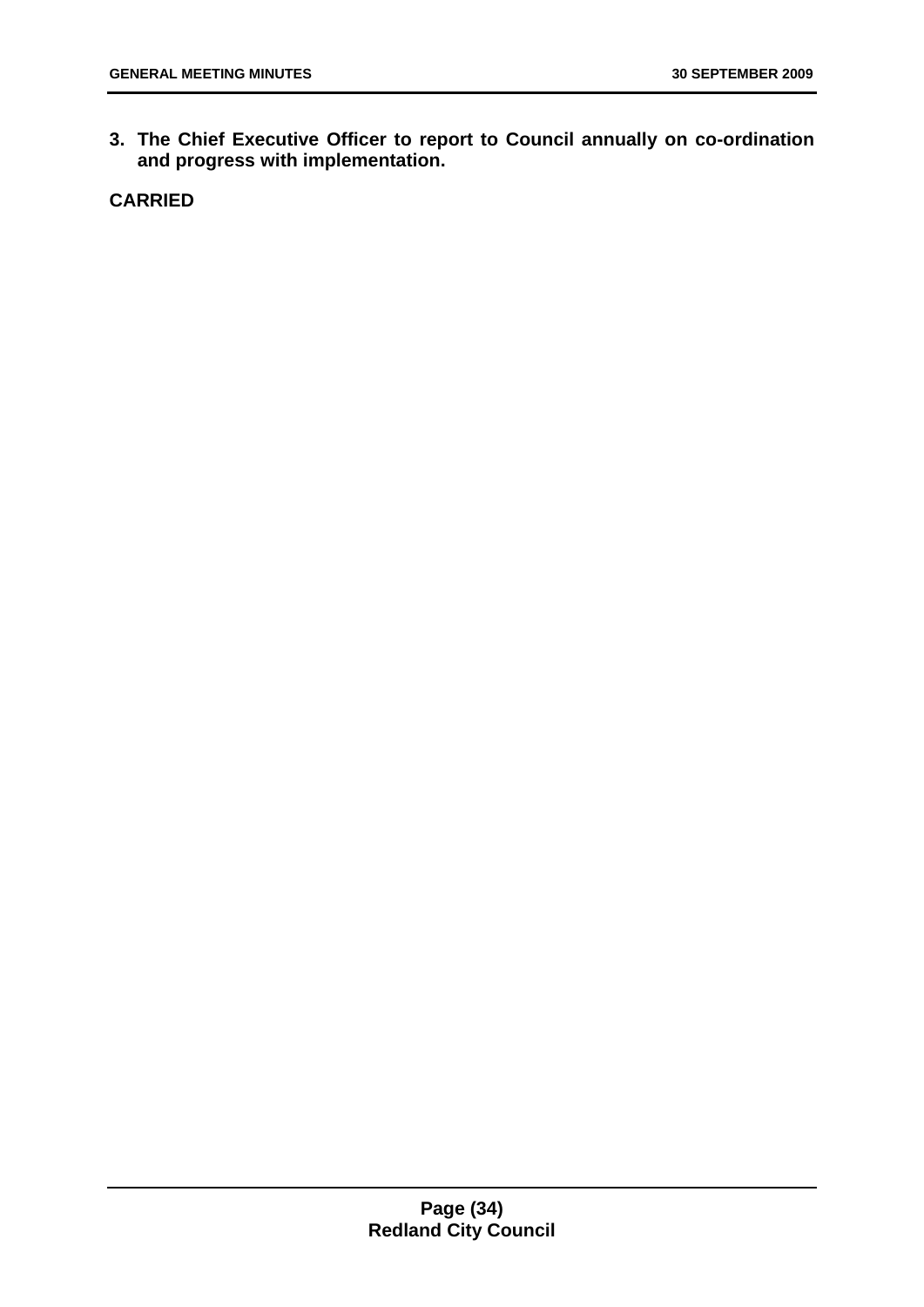3. **The Chief Executive Officer to report to Council annually on co-ordination and progress with implementation.**

**CARRIED**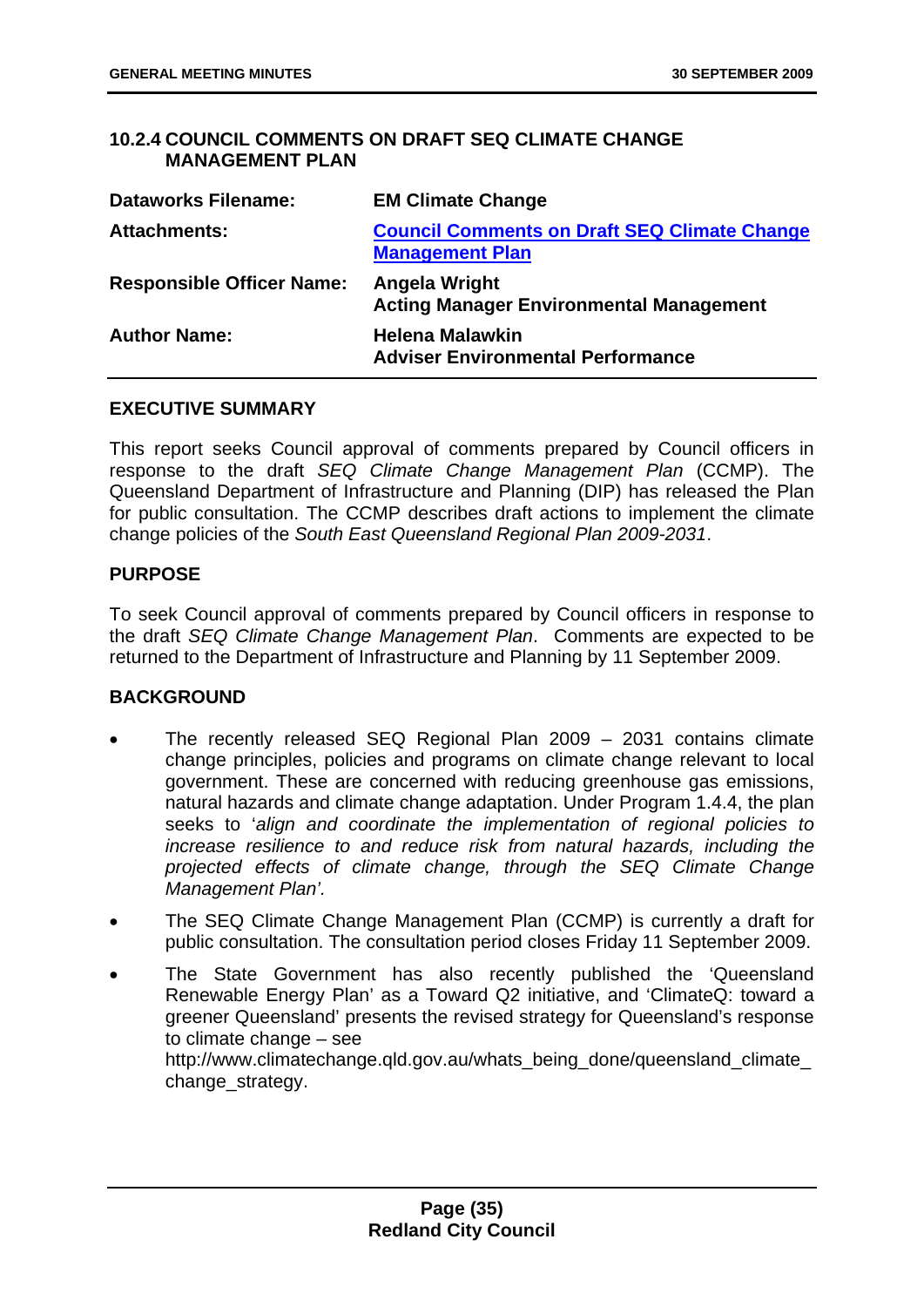## 10.2.4 COUNCIL COMMENTS ON DRAFT SEQ CLIMATE CHANGE MANAGEMENT PLAN

| | |
|---|---|
| **Dataworks Filename:** | **EM Climate Change** |
| **Attachments:** | **Council Comments on Draft SEQ Climate Change Management Plan** |
| **Responsible Officer Name:** | **Angela Wright**<br>**Acting Manager Environmental Management** |
| **Author Name:** | **Helena Malawkin**<br>**Adviser Environmental Performance** |

### EXECUTIVE SUMMARY

This report seeks Council approval of comments prepared by Council officers in response to the draft *SEQ Climate Change Management Plan* (CCMP). The Queensland Department of Infrastructure and Planning (DIP) has released the Plan for public consultation. The CCMP describes draft actions to implement the climate change policies of the *South East Queensland Regional Plan 2009-2031*.

### PURPOSE

To seek Council approval of comments prepared by Council officers in response to the draft *SEQ Climate Change Management Plan*. Comments are expected to be returned to the Department of Infrastructure and Planning by 11 September 2009.

### BACKGROUND

- The recently released SEQ Regional Plan 2009 – 2031 contains climate change principles, policies and programs on climate change relevant to local government. These are concerned with reducing greenhouse gas emissions, natural hazards and climate change adaptation. Under Program 1.4.4, the plan seeks to '*align and coordinate the implementation of regional policies to increase resilience to and reduce risk from natural hazards, including the projected effects of climate change, through the SEQ Climate Change Management Plan'.*
- The SEQ Climate Change Management Plan (CCMP) is currently a draft for public consultation. The consultation period closes Friday 11 September 2009.
- The State Government has also recently published the 'Queensland Renewable Energy Plan' as a Toward Q2 initiative, and 'ClimateQ: toward a greener Queensland' presents the revised strategy for Queensland's response to climate change – see http://www.climatechange.qld.gov.au/whats_being_done/queensland_climate_change_strategy.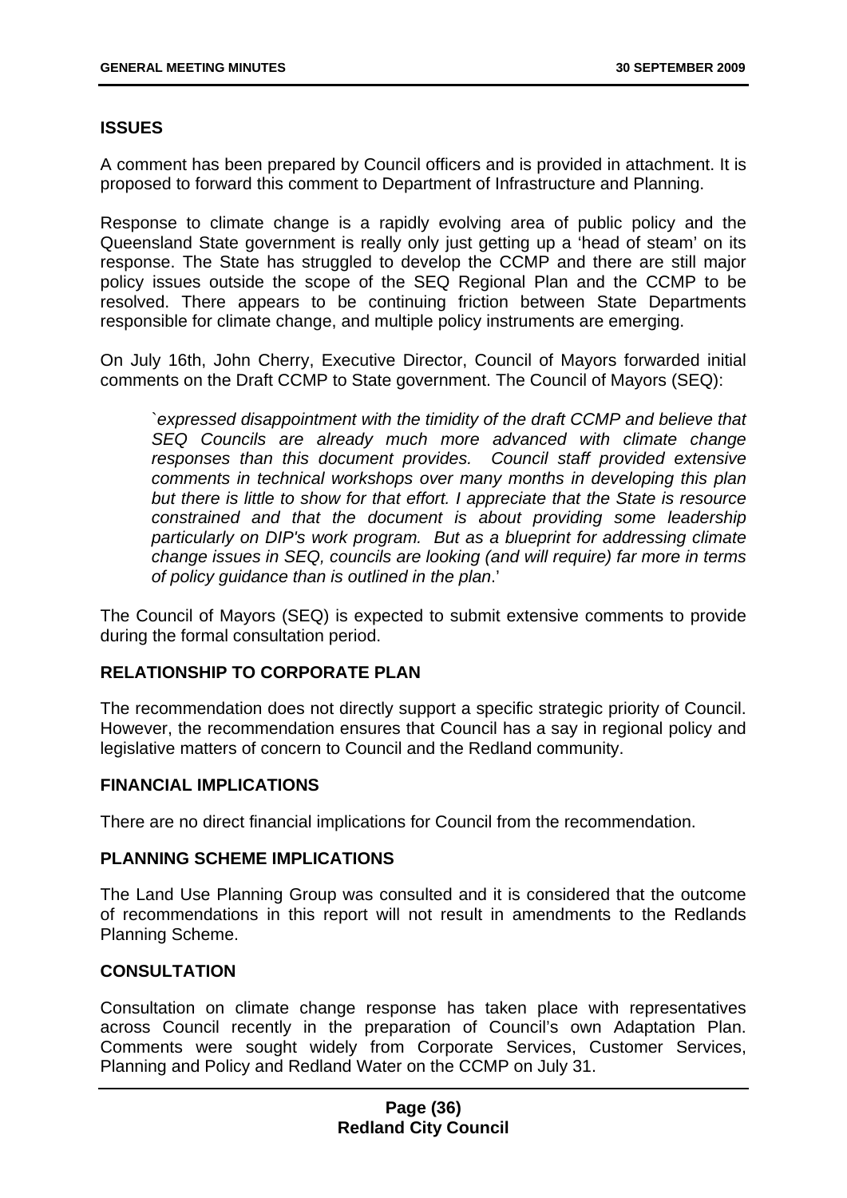## ISSUES

A comment has been prepared by Council officers and is provided in attachment. It is proposed to forward this comment to Department of Infrastructure and Planning.

Response to climate change is a rapidly evolving area of public policy and the Queensland State government is really only just getting up a 'head of steam' on its response. The State has struggled to develop the CCMP and there are still major policy issues outside the scope of the SEQ Regional Plan and the CCMP to be resolved. There appears to be continuing friction between State Departments responsible for climate change, and multiple policy instruments are emerging.

On July 16th, John Cherry, Executive Director, Council of Mayors forwarded initial comments on the Draft CCMP to State government. The Council of Mayors (SEQ):

> `*expressed disappointment with the timidity of the draft CCMP and believe that SEQ Councils are already much more advanced with climate change responses than this document provides. Council staff provided extensive comments in technical workshops over many months in developing this plan but there is little to show for that effort. I appreciate that the State is resource constrained and that the document is about providing some leadership particularly on DIP's work program. But as a blueprint for addressing climate change issues in SEQ, councils are looking (and will require) far more in terms of policy guidance than is outlined in the plan*.'

The Council of Mayors (SEQ) is expected to submit extensive comments to provide during the formal consultation period.

## RELATIONSHIP TO CORPORATE PLAN

The recommendation does not directly support a specific strategic priority of Council. However, the recommendation ensures that Council has a say in regional policy and legislative matters of concern to Council and the Redland community.

## FINANCIAL IMPLICATIONS

There are no direct financial implications for Council from the recommendation.

## PLANNING SCHEME IMPLICATIONS

The Land Use Planning Group was consulted and it is considered that the outcome of recommendations in this report will not result in amendments to the Redlands Planning Scheme.

## CONSULTATION

Consultation on climate change response has taken place with representatives across Council recently in the preparation of Council's own Adaptation Plan. Comments were sought widely from Corporate Services, Customer Services, Planning and Policy and Redland Water on the CCMP on July 31.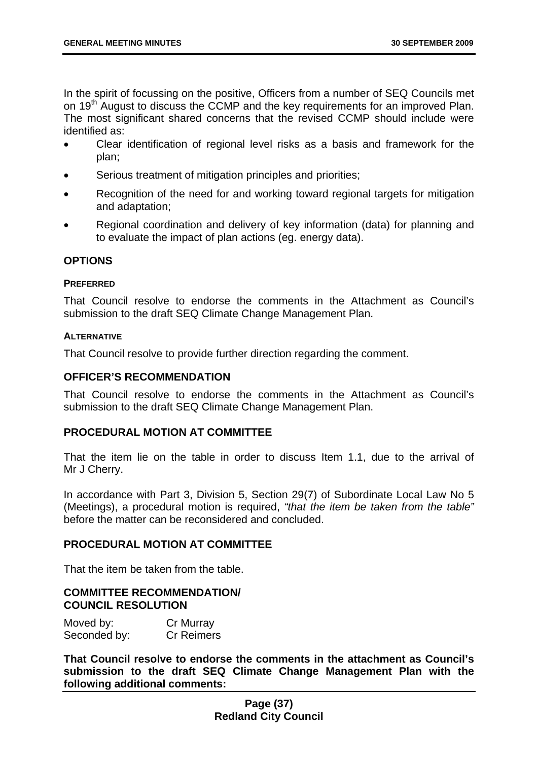In the spirit of focussing on the positive, Officers from a number of SEQ Councils met on 19th August to discuss the CCMP and the key requirements for an improved Plan. The most significant shared concerns that the revised CCMP should include were identified as:

- Clear identification of regional level risks as a basis and framework for the plan;
- Serious treatment of mitigation principles and priorities;
- Recognition of the need for and working toward regional targets for mitigation and adaptation;
- Regional coordination and delivery of key information (data) for planning and to evaluate the impact of plan actions (eg. energy data).

## OPTIONS

### PREFERRED

That Council resolve to endorse the comments in the Attachment as Council's submission to the draft SEQ Climate Change Management Plan.

### ALTERNATIVE

That Council resolve to provide further direction regarding the comment.

## OFFICER'S RECOMMENDATION

That Council resolve to endorse the comments in the Attachment as Council's submission to the draft SEQ Climate Change Management Plan.

## PROCEDURAL MOTION AT COMMITTEE

That the item lie on the table in order to discuss Item 1.1, due to the arrival of Mr J Cherry.

In accordance with Part 3, Division 5, Section 29(7) of Subordinate Local Law No 5 (Meetings), a procedural motion is required, *"that the item be taken from the table"* before the matter can be reconsidered and concluded.

## PROCEDURAL MOTION AT COMMITTEE

That the item be taken from the table.

## COMMITTEE RECOMMENDATION/ COUNCIL RESOLUTION

Moved by: Cr Murray
Seconded by: Cr Reimers

**That Council resolve to endorse the comments in the attachment as Council's submission to the draft SEQ Climate Change Management Plan with the following additional comments:**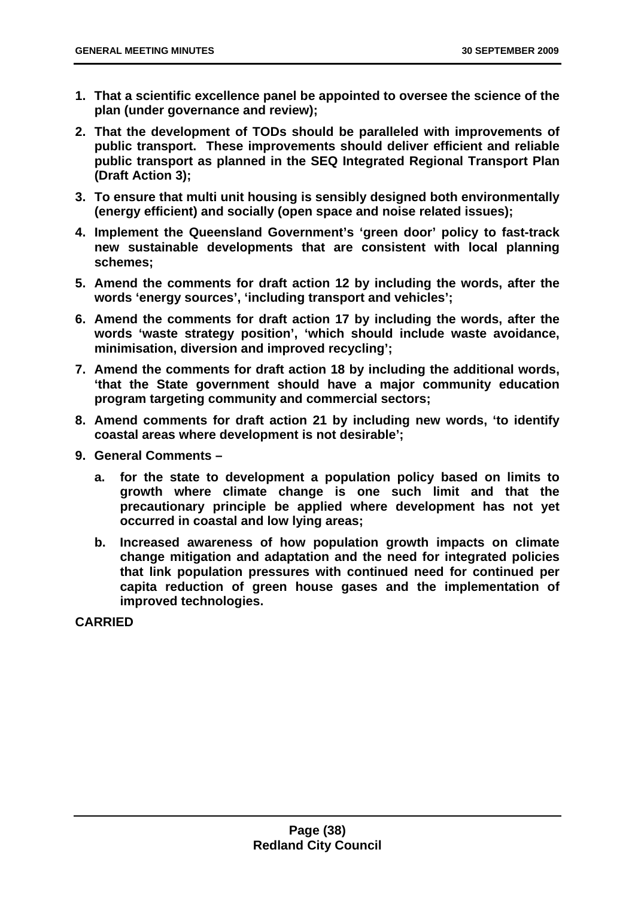1. **That a scientific excellence panel be appointed to oversee the science of the plan (under governance and review);**
2. **That the development of TODs should be paralleled with improvements of public transport. These improvements should deliver efficient and reliable public transport as planned in the SEQ Integrated Regional Transport Plan (Draft Action 3);**
3. **To ensure that multi unit housing is sensibly designed both environmentally (energy efficient) and socially (open space and noise related issues);**
4. **Implement the Queensland Government's 'green door' policy to fast-track new sustainable developments that are consistent with local planning schemes;**
5. **Amend the comments for draft action 12 by including the words, after the words 'energy sources', 'including transport and vehicles';**
6. **Amend the comments for draft action 17 by including the words, after the words 'waste strategy position', 'which should include waste avoidance, minimisation, diversion and improved recycling';**
7. **Amend the comments for draft action 18 by including the additional words, 'that the State government should have a major community education program targeting community and commercial sectors;**
8. **Amend comments for draft action 21 by including new words, 'to identify coastal areas where development is not desirable';**
9. **General Comments –**
   a. **for the state to development a population policy based on limits to growth where climate change is one such limit and that the precautionary principle be applied where development has not yet occurred in coastal and low lying areas;**
   b. **Increased awareness of how population growth impacts on climate change mitigation and adaptation and the need for integrated policies that link population pressures with continued need for continued per capita reduction of green house gases and the implementation of improved technologies.**

**CARRIED**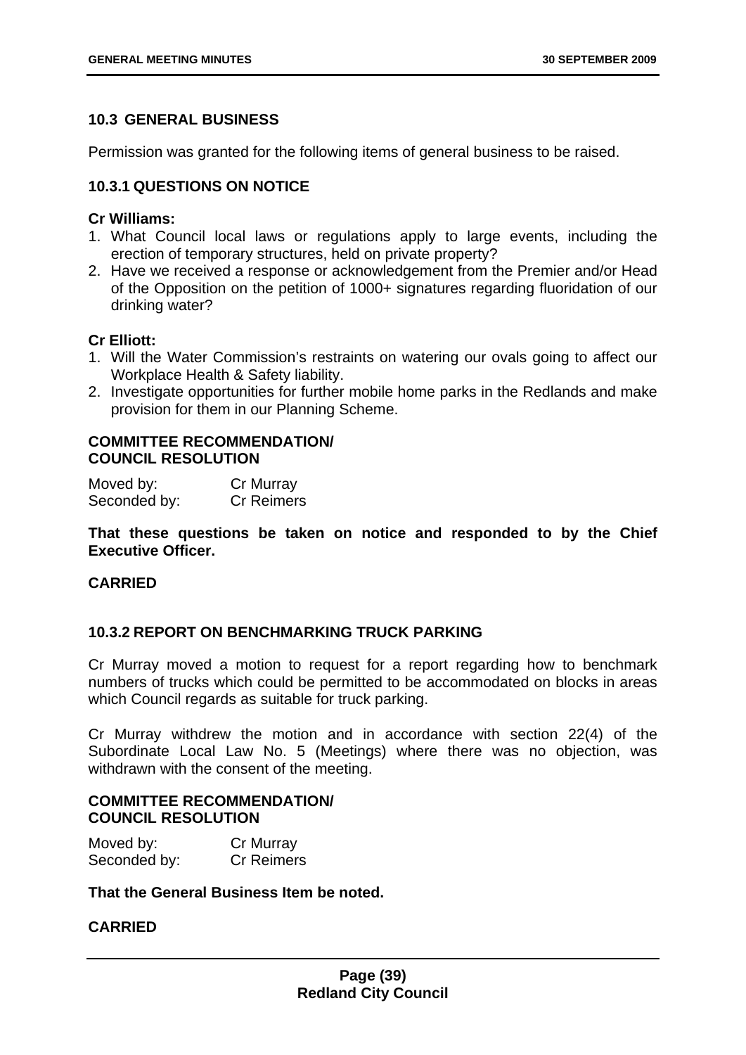## 10.3 GENERAL BUSINESS

Permission was granted for the following items of general business to be raised.

### 10.3.1 QUESTIONS ON NOTICE

**Cr Williams:**

1. What Council local laws or regulations apply to large events, including the erection of temporary structures, held on private property?
2. Have we received a response or acknowledgement from the Premier and/or Head of the Opposition on the petition of 1000+ signatures regarding fluoridation of our drinking water?

**Cr Elliott:**

1. Will the Water Commission's restraints on watering our ovals going to affect our Workplace Health & Safety liability.
2. Investigate opportunities for further mobile home parks in the Redlands and make provision for them in our Planning Scheme.

**COMMITTEE RECOMMENDATION/**
**COUNCIL RESOLUTION**

| | |
|---|---|
| Moved by: | Cr Murray |
| Seconded by: | Cr Reimers |

**That these questions be taken on notice and responded to by the Chief Executive Officer.**

**CARRIED**

### 10.3.2 REPORT ON BENCHMARKING TRUCK PARKING

Cr Murray moved a motion to request for a report regarding how to benchmark numbers of trucks which could be permitted to be accommodated on blocks in areas which Council regards as suitable for truck parking.

Cr Murray withdrew the motion and in accordance with section 22(4) of the Subordinate Local Law No. 5 (Meetings) where there was no objection, was withdrawn with the consent of the meeting.

**COMMITTEE RECOMMENDATION/**
**COUNCIL RESOLUTION**

| | |
|---|---|
| Moved by: | Cr Murray |
| Seconded by: | Cr Reimers |

**That the General Business Item be noted.**

**CARRIED**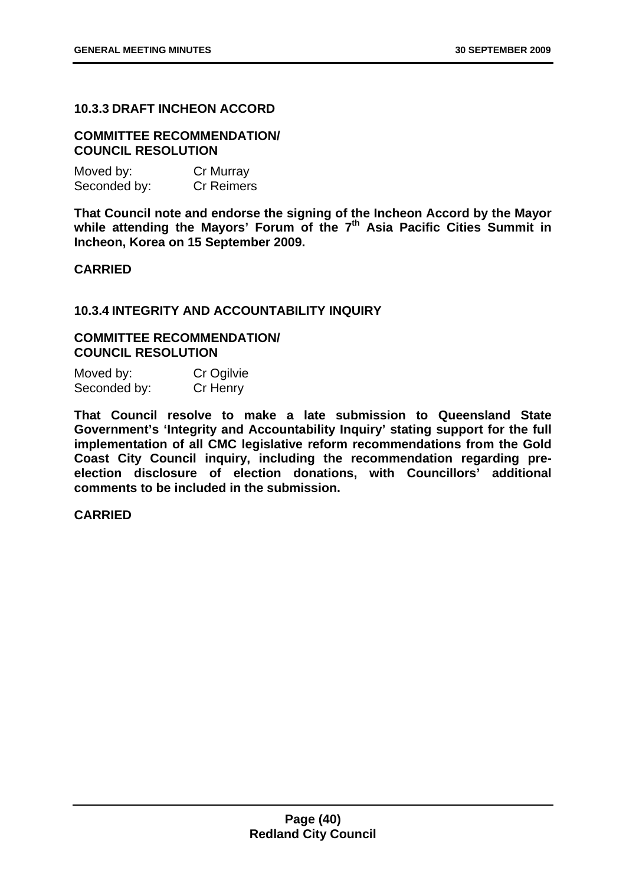### 10.3.3 DRAFT INCHEON ACCORD

**COMMITTEE RECOMMENDATION/
COUNCIL RESOLUTION**

Moved by: Cr Murray
Seconded by: Cr Reimers

**That Council note and endorse the signing of the Incheon Accord by the Mayor while attending the Mayors' Forum of the 7th Asia Pacific Cities Summit in Incheon, Korea on 15 September 2009.**

**CARRIED**

### 10.3.4 INTEGRITY AND ACCOUNTABILITY INQUIRY

**COMMITTEE RECOMMENDATION/
COUNCIL RESOLUTION**

Moved by: Cr Ogilvie
Seconded by: Cr Henry

**That Council resolve to make a late submission to Queensland State Government's 'Integrity and Accountability Inquiry' stating support for the full implementation of all CMC legislative reform recommendations from the Gold Coast City Council inquiry, including the recommendation regarding pre-election disclosure of election donations, with Councillors' additional comments to be included in the submission.**

**CARRIED**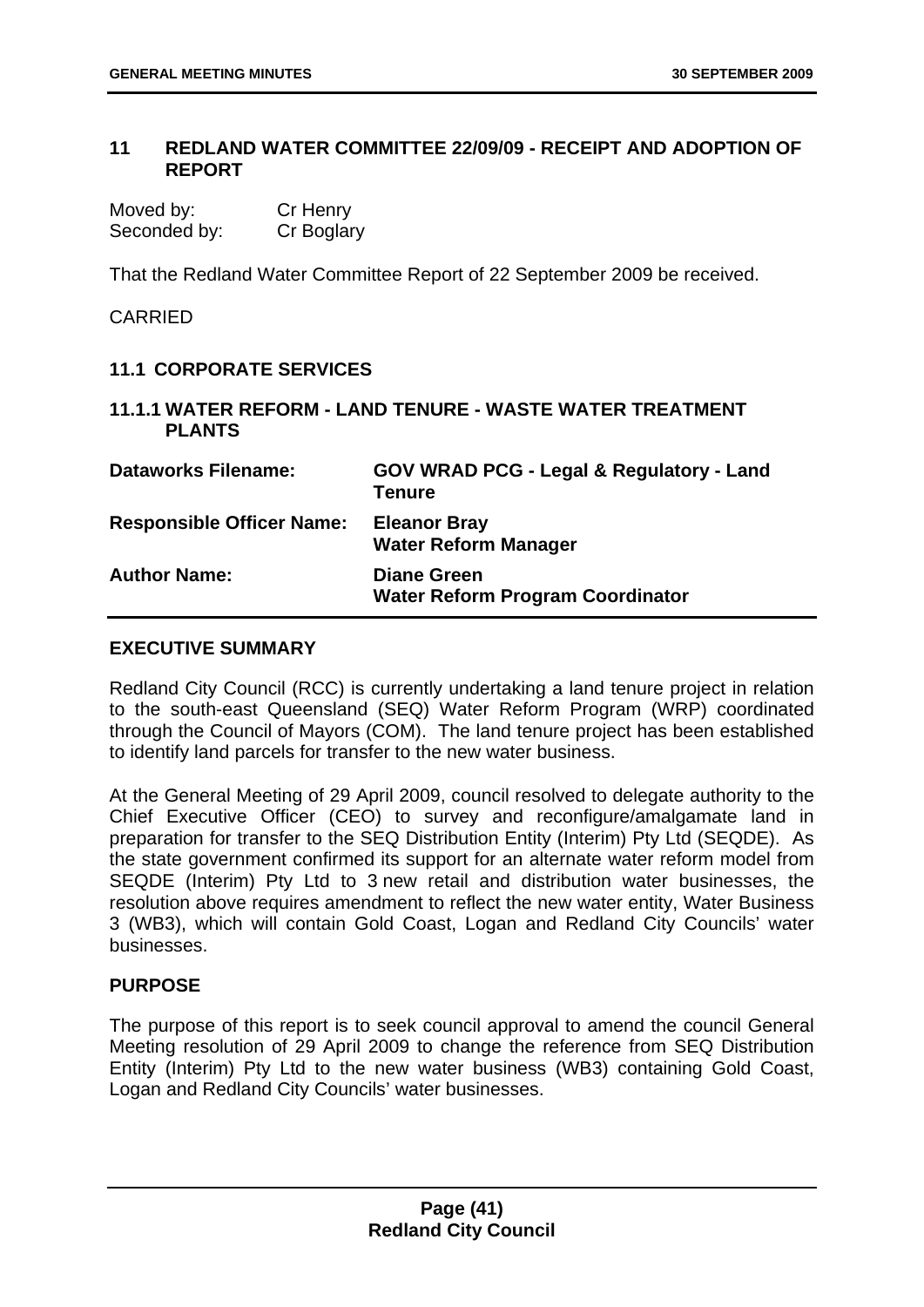## 11 REDLAND WATER COMMITTEE 22/09/09 - RECEIPT AND ADOPTION OF REPORT

Moved by: Cr Henry
Seconded by: Cr Boglary

That the Redland Water Committee Report of 22 September 2009 be received.

CARRIED

### 11.1 CORPORATE SERVICES

#### 11.1.1 WATER REFORM - LAND TENURE - WASTE WATER TREATMENT PLANTS

| | |
|---|---|
| **Dataworks Filename:** | **GOV WRAD PCG - Legal & Regulatory - Land Tenure** |
| **Responsible Officer Name:** | **Eleanor Bray**<br>**Water Reform Manager** |
| **Author Name:** | **Diane Green**<br>**Water Reform Program Coordinator** |

**EXECUTIVE SUMMARY**

Redland City Council (RCC) is currently undertaking a land tenure project in relation to the south-east Queensland (SEQ) Water Reform Program (WRP) coordinated through the Council of Mayors (COM). The land tenure project has been established to identify land parcels for transfer to the new water business.

At the General Meeting of 29 April 2009, council resolved to delegate authority to the Chief Executive Officer (CEO) to survey and reconfigure/amalgamate land in preparation for transfer to the SEQ Distribution Entity (Interim) Pty Ltd (SEQDE). As the state government confirmed its support for an alternate water reform model from SEQDE (Interim) Pty Ltd to 3 new retail and distribution water businesses, the resolution above requires amendment to reflect the new water entity, Water Business 3 (WB3), which will contain Gold Coast, Logan and Redland City Councils' water businesses.

**PURPOSE**

The purpose of this report is to seek council approval to amend the council General Meeting resolution of 29 April 2009 to change the reference from SEQ Distribution Entity (Interim) Pty Ltd to the new water business (WB3) containing Gold Coast, Logan and Redland City Councils' water businesses.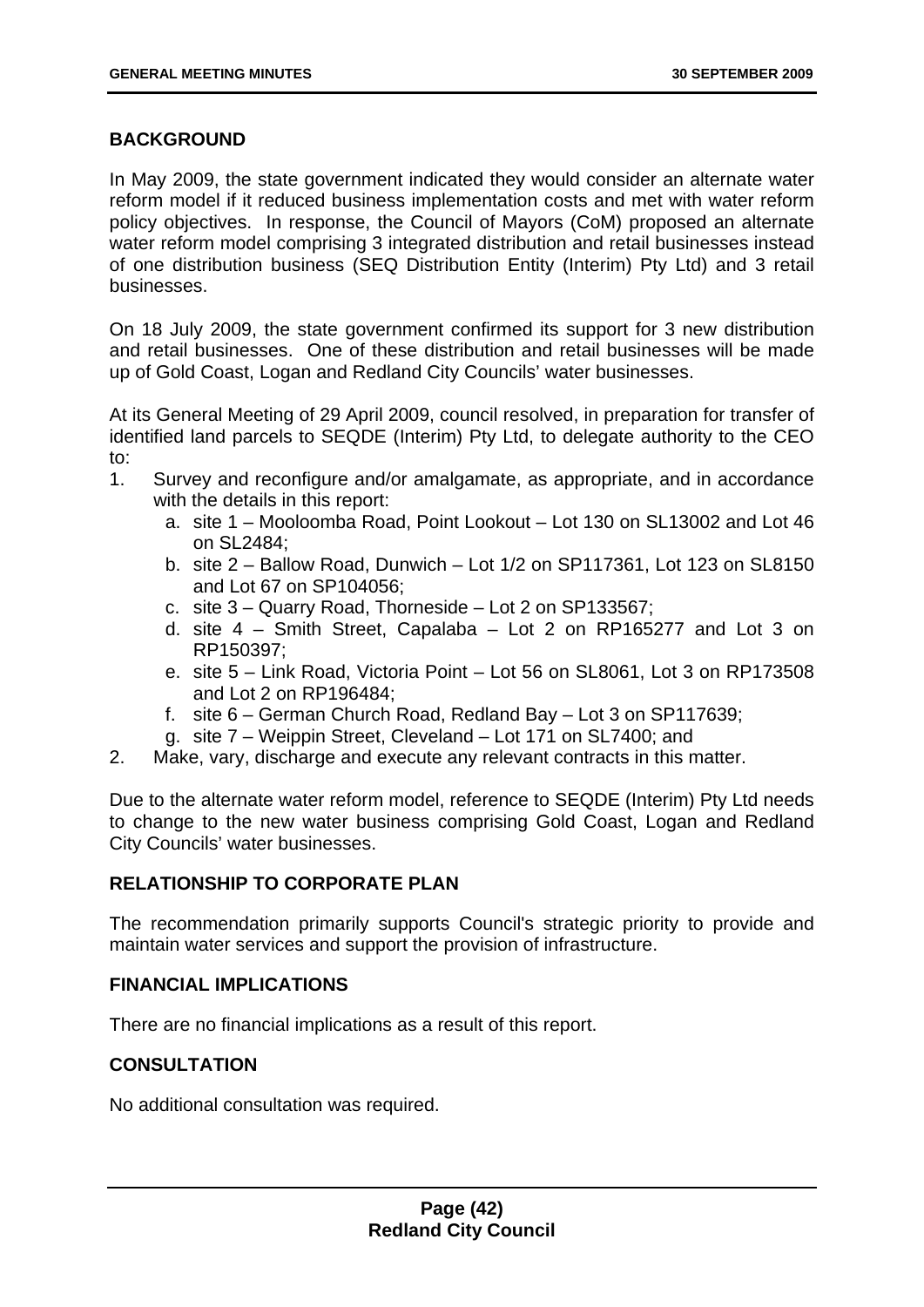### BACKGROUND

In May 2009, the state government indicated they would consider an alternate water reform model if it reduced business implementation costs and met with water reform policy objectives. In response, the Council of Mayors (CoM) proposed an alternate water reform model comprising 3 integrated distribution and retail businesses instead of one distribution business (SEQ Distribution Entity (Interim) Pty Ltd) and 3 retail businesses.

On 18 July 2009, the state government confirmed its support for 3 new distribution and retail businesses. One of these distribution and retail businesses will be made up of Gold Coast, Logan and Redland City Councils' water businesses.

At its General Meeting of 29 April 2009, council resolved, in preparation for transfer of identified land parcels to SEQDE (Interim) Pty Ltd, to delegate authority to the CEO to:

1. Survey and reconfigure and/or amalgamate, as appropriate, and in accordance with the details in this report:
   a. site 1 – Mooloomba Road, Point Lookout – Lot 130 on SL13002 and Lot 46 on SL2484;
   b. site 2 – Ballow Road, Dunwich – Lot 1/2 on SP117361, Lot 123 on SL8150 and Lot 67 on SP104056;
   c. site 3 – Quarry Road, Thorneside – Lot 2 on SP133567;
   d. site 4 – Smith Street, Capalaba – Lot 2 on RP165277 and Lot 3 on RP150397;
   e. site 5 – Link Road, Victoria Point – Lot 56 on SL8061, Lot 3 on RP173508 and Lot 2 on RP196484;
   f. site 6 – German Church Road, Redland Bay – Lot 3 on SP117639;
   g. site 7 – Weippin Street, Cleveland – Lot 171 on SL7400; and
2. Make, vary, discharge and execute any relevant contracts in this matter.

Due to the alternate water reform model, reference to SEQDE (Interim) Pty Ltd needs to change to the new water business comprising Gold Coast, Logan and Redland City Councils' water businesses.

### RELATIONSHIP TO CORPORATE PLAN

The recommendation primarily supports Council's strategic priority to provide and maintain water services and support the provision of infrastructure.

### FINANCIAL IMPLICATIONS

There are no financial implications as a result of this report.

### CONSULTATION

No additional consultation was required.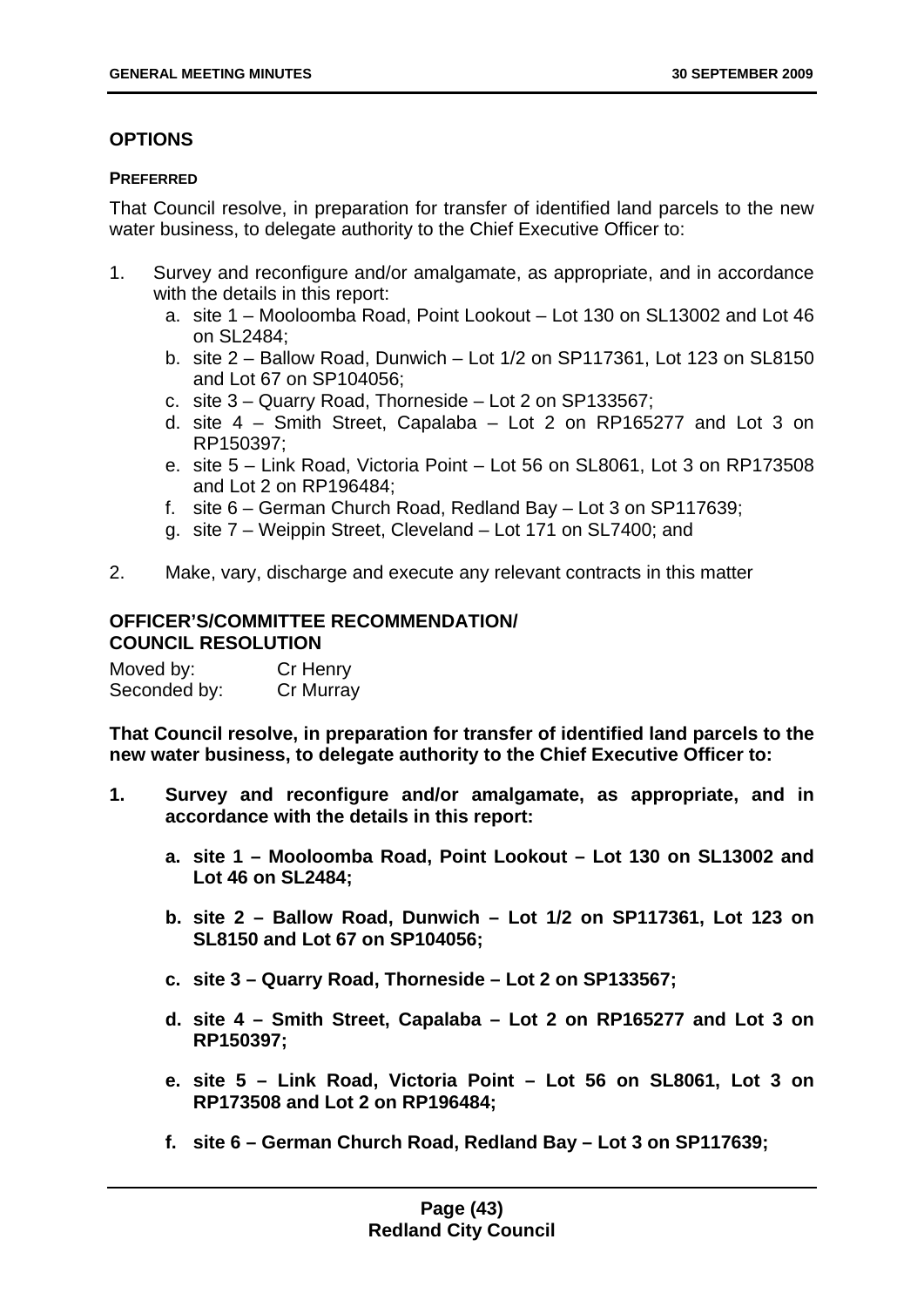## OPTIONS

### PREFERRED

That Council resolve, in preparation for transfer of identified land parcels to the new water business, to delegate authority to the Chief Executive Officer to:

1. Survey and reconfigure and/or amalgamate, as appropriate, and in accordance with the details in this report:
    a. site 1 – Mooloomba Road, Point Lookout – Lot 130 on SL13002 and Lot 46 on SL2484;
    b. site 2 – Ballow Road, Dunwich – Lot 1/2 on SP117361, Lot 123 on SL8150 and Lot 67 on SP104056;
    c. site 3 – Quarry Road, Thorneside – Lot 2 on SP133567;
    d. site 4 – Smith Street, Capalaba – Lot 2 on RP165277 and Lot 3 on RP150397;
    e. site 5 – Link Road, Victoria Point – Lot 56 on SL8061, Lot 3 on RP173508 and Lot 2 on RP196484;
    f. site 6 – German Church Road, Redland Bay – Lot 3 on SP117639;
    g. site 7 – Weippin Street, Cleveland – Lot 171 on SL7400; and
2. Make, vary, discharge and execute any relevant contracts in this matter

## OFFICER'S/COMMITTEE RECOMMENDATION/ COUNCIL RESOLUTION

Moved by: Cr Henry
Seconded by: Cr Murray

**That Council resolve, in preparation for transfer of identified land parcels to the new water business, to delegate authority to the Chief Executive Officer to:**

1. **Survey and reconfigure and/or amalgamate, as appropriate, and in accordance with the details in this report:**

    a. **site 1 – Mooloomba Road, Point Lookout – Lot 130 on SL13002 and Lot 46 on SL2484;**

    b. **site 2 – Ballow Road, Dunwich – Lot 1/2 on SP117361, Lot 123 on SL8150 and Lot 67 on SP104056;**

    c. **site 3 – Quarry Road, Thorneside – Lot 2 on SP133567;**

    d. **site 4 – Smith Street, Capalaba – Lot 2 on RP165277 and Lot 3 on RP150397;**

    e. **site 5 – Link Road, Victoria Point – Lot 56 on SL8061, Lot 3 on RP173508 and Lot 2 on RP196484;**

    f. **site 6 – German Church Road, Redland Bay – Lot 3 on SP117639;**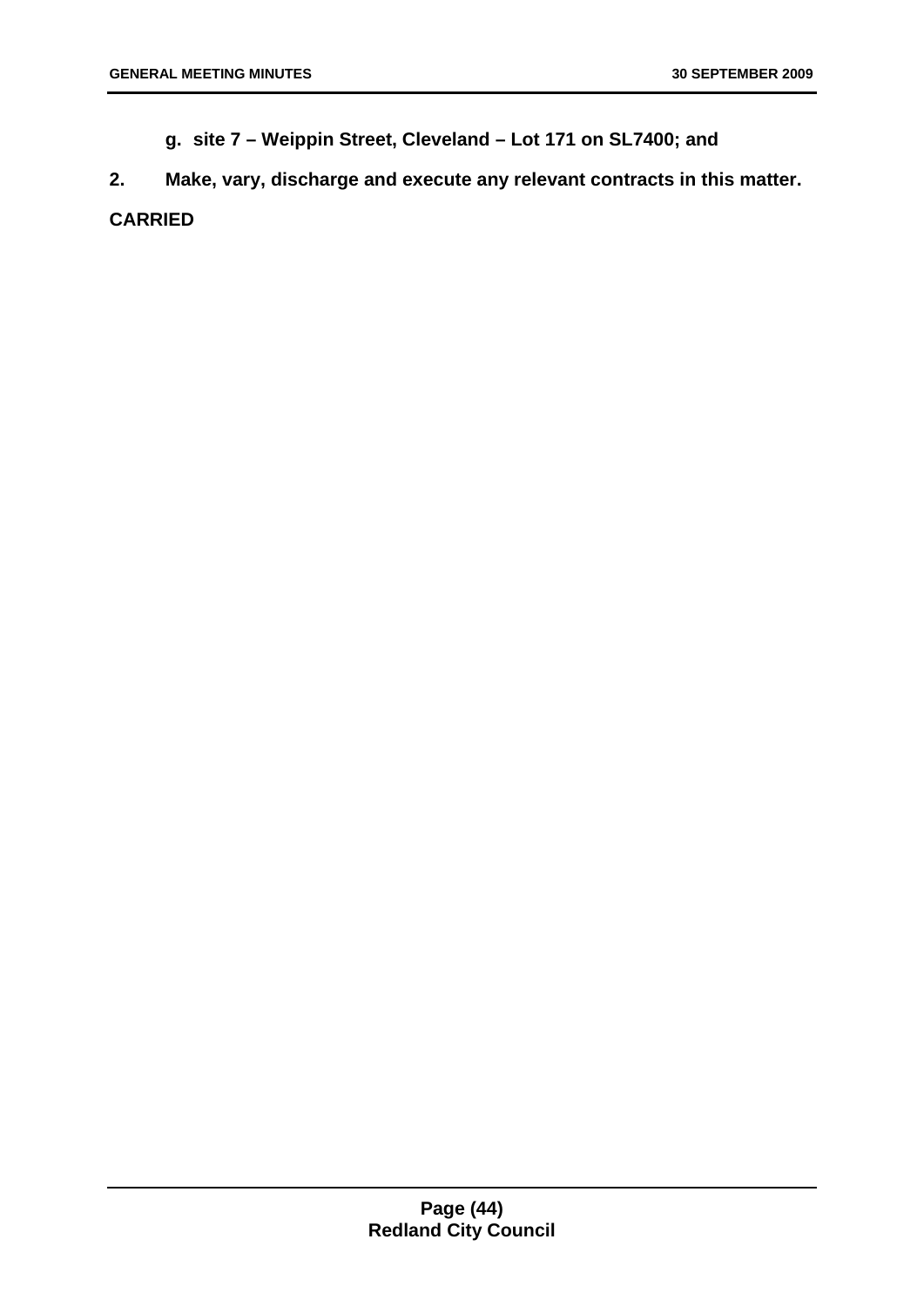**g. site 7 – Weippin Street, Cleveland – Lot 171 on SL7400; and**

**2. Make, vary, discharge and execute any relevant contracts in this matter.**

**CARRIED**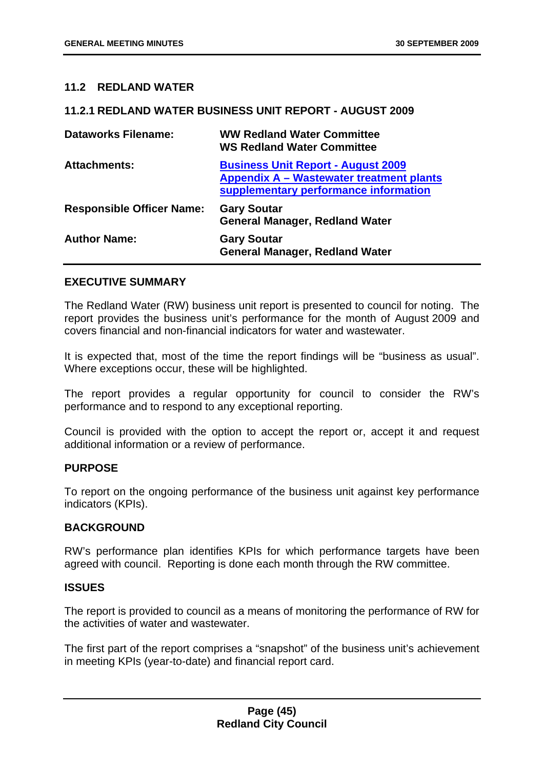## 11.2 REDLAND WATER

### 11.2.1 REDLAND WATER BUSINESS UNIT REPORT - AUGUST 2009

| | |
|---|---|
| **Dataworks Filename:** | **WW Redland Water Committee**<br>**WS Redland Water Committee** |
| **Attachments:** | **Business Unit Report - August 2009**<br>**Appendix A – Wastewater treatment plants supplementary performance information** |
| **Responsible Officer Name:** | **Gary Soutar**<br>**General Manager, Redland Water** |
| **Author Name:** | **Gary Soutar**<br>**General Manager, Redland Water** |

#### EXECUTIVE SUMMARY

The Redland Water (RW) business unit report is presented to council for noting. The report provides the business unit's performance for the month of August 2009 and covers financial and non-financial indicators for water and wastewater.

It is expected that, most of the time the report findings will be "business as usual". Where exceptions occur, these will be highlighted.

The report provides a regular opportunity for council to consider the RW's performance and to respond to any exceptional reporting.

Council is provided with the option to accept the report or, accept it and request additional information or a review of performance.

#### PURPOSE

To report on the ongoing performance of the business unit against key performance indicators (KPIs).

#### BACKGROUND

RW's performance plan identifies KPIs for which performance targets have been agreed with council. Reporting is done each month through the RW committee.

#### ISSUES

The report is provided to council as a means of monitoring the performance of RW for the activities of water and wastewater.

The first part of the report comprises a "snapshot" of the business unit's achievement in meeting KPIs (year-to-date) and financial report card.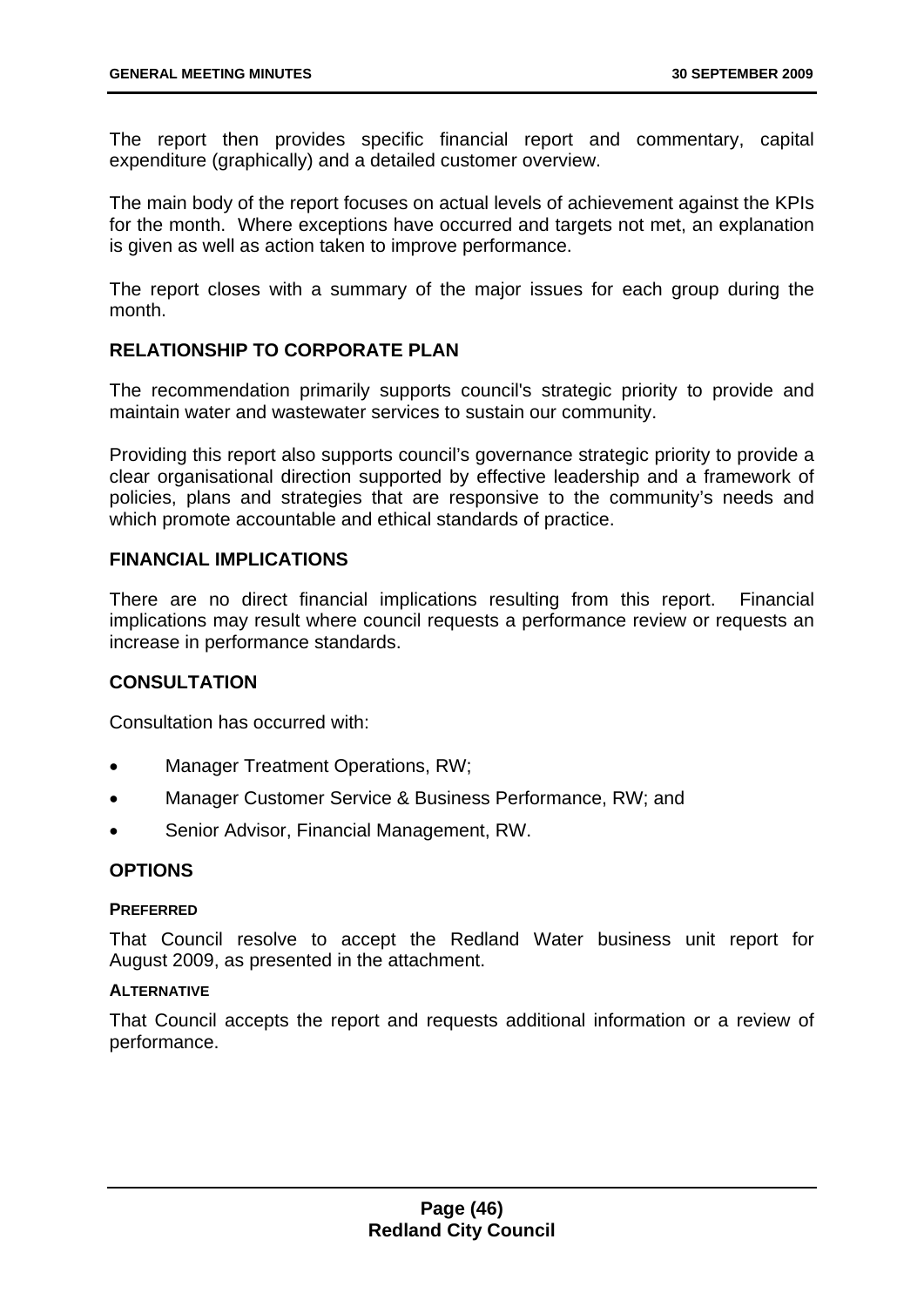The report then provides specific financial report and commentary, capital expenditure (graphically) and a detailed customer overview.

The main body of the report focuses on actual levels of achievement against the KPIs for the month. Where exceptions have occurred and targets not met, an explanation is given as well as action taken to improve performance.

The report closes with a summary of the major issues for each group during the month.

## RELATIONSHIP TO CORPORATE PLAN

The recommendation primarily supports council's strategic priority to provide and maintain water and wastewater services to sustain our community.

Providing this report also supports council's governance strategic priority to provide a clear organisational direction supported by effective leadership and a framework of policies, plans and strategies that are responsive to the community's needs and which promote accountable and ethical standards of practice.

## FINANCIAL IMPLICATIONS

There are no direct financial implications resulting from this report. Financial implications may result where council requests a performance review or requests an increase in performance standards.

## CONSULTATION

Consultation has occurred with:

- Manager Treatment Operations, RW;
- Manager Customer Service & Business Performance, RW; and
- Senior Advisor, Financial Management, RW.

## OPTIONS

### PREFERRED

That Council resolve to accept the Redland Water business unit report for August 2009, as presented in the attachment.

### ALTERNATIVE

That Council accepts the report and requests additional information or a review of performance.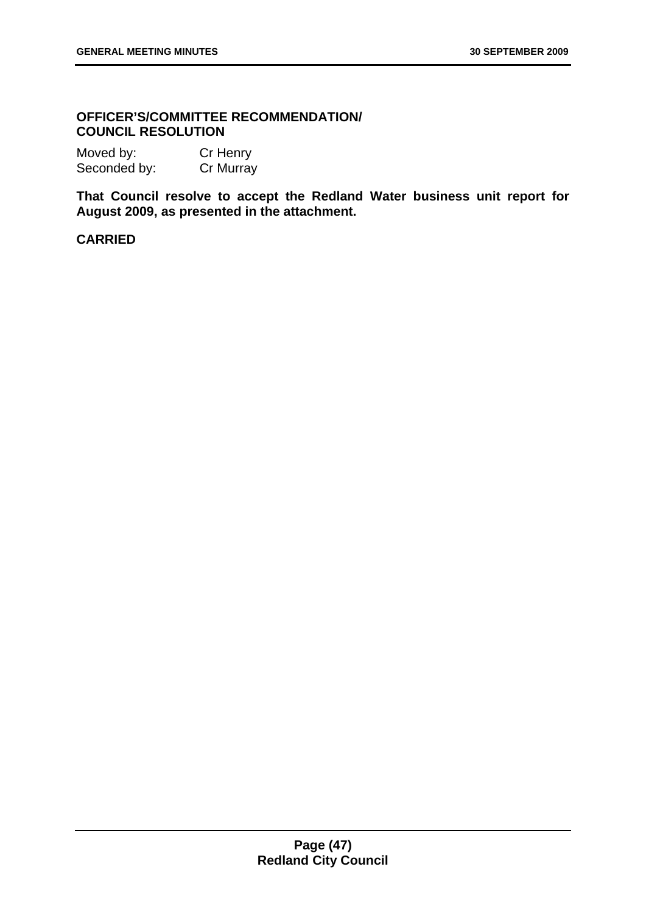**OFFICER'S/COMMITTEE RECOMMENDATION/ COUNCIL RESOLUTION**

Moved by: Cr Henry
Seconded by: Cr Murray

**That Council resolve to accept the Redland Water business unit report for August 2009, as presented in the attachment.**

**CARRIED**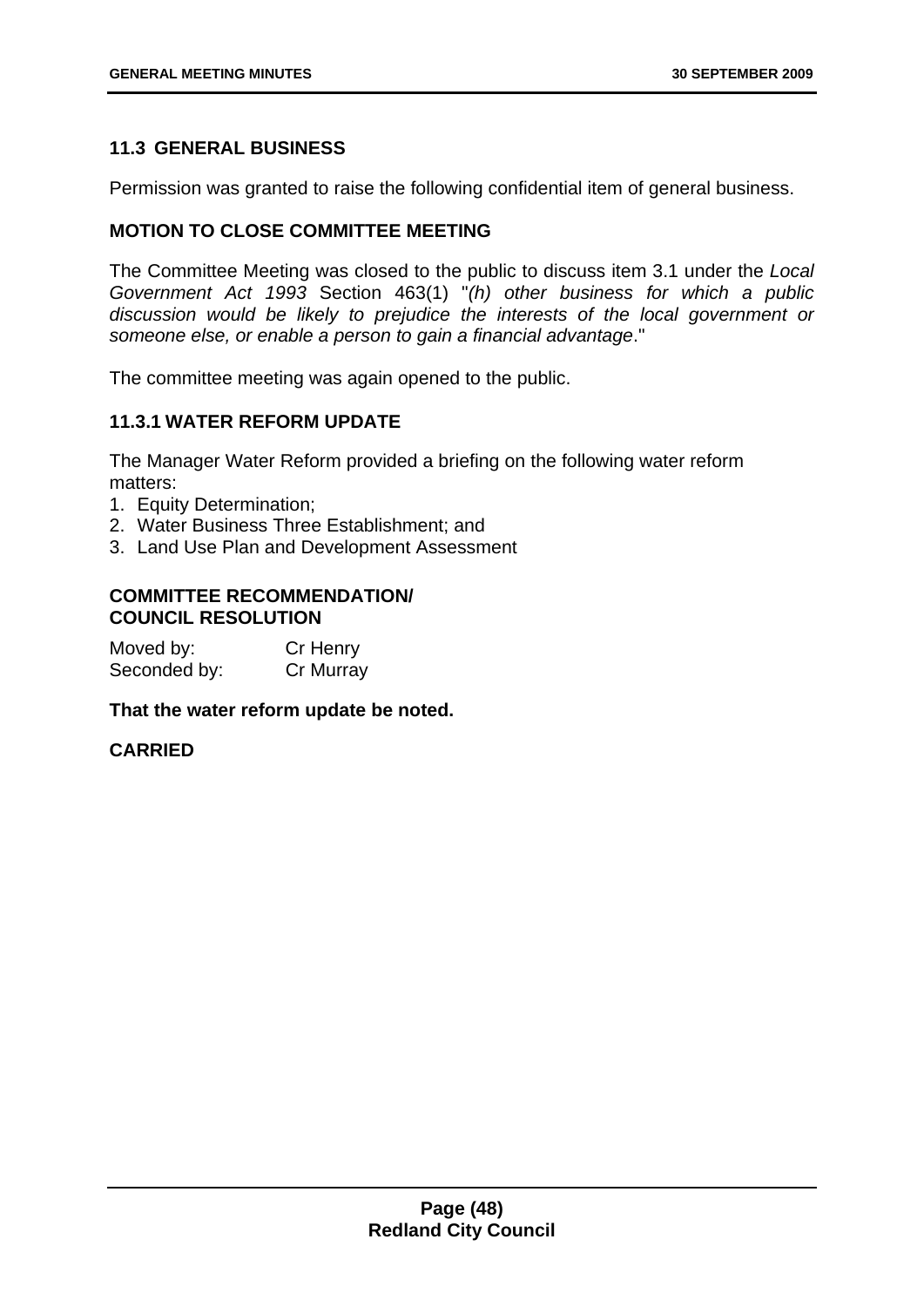## 11.3 GENERAL BUSINESS

Permission was granted to raise the following confidential item of general business.

### MOTION TO CLOSE COMMITTEE MEETING

The Committee Meeting was closed to the public to discuss item 3.1 under the *Local Government Act 1993* Section 463(1) "*(h) other business for which a public discussion would be likely to prejudice the interests of the local government or someone else, or enable a person to gain a financial advantage*."

The committee meeting was again opened to the public.

### 11.3.1 WATER REFORM UPDATE

The Manager Water Reform provided a briefing on the following water reform matters:

1. Equity Determination;
2. Water Business Three Establishment; and
3. Land Use Plan and Development Assessment

**COMMITTEE RECOMMENDATION/**
**COUNCIL RESOLUTION**

Moved by: Cr Henry
Seconded by: Cr Murray

**That the water reform update be noted.**

**CARRIED**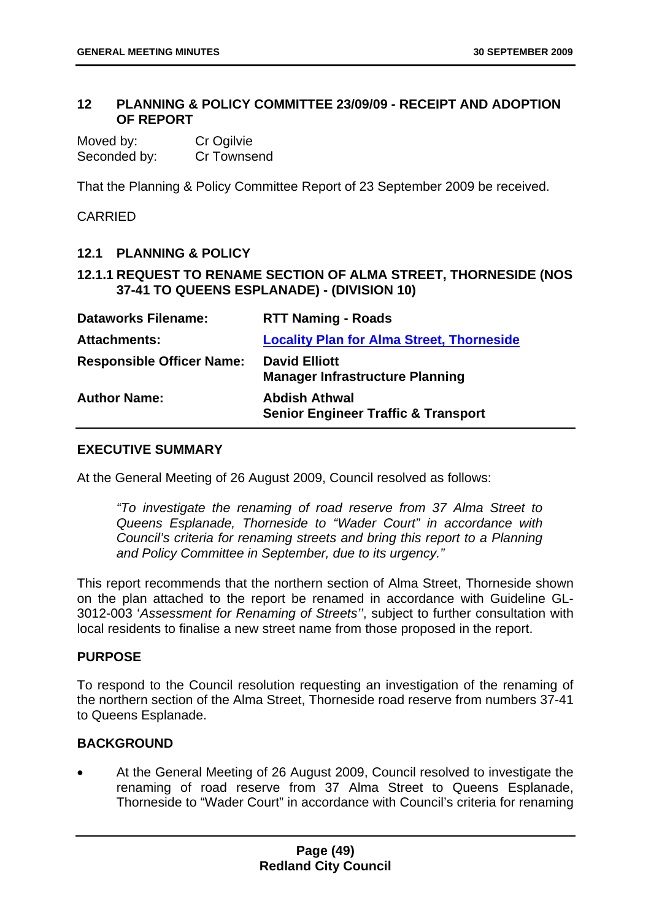## 12 PLANNING & POLICY COMMITTEE 23/09/09 - RECEIPT AND ADOPTION OF REPORT

Moved by: Cr Ogilvie
Seconded by: Cr Townsend

That the Planning & Policy Committee Report of 23 September 2009 be received.

CARRIED

### 12.1 PLANNING & POLICY

#### 12.1.1 REQUEST TO RENAME SECTION OF ALMA STREET, THORNESIDE (NOS 37-41 TO QUEENS ESPLANADE) - (DIVISION 10)

| | |
|---|---|
| **Dataworks Filename:** | **RTT Naming - Roads** |
| **Attachments:** | **Locality Plan for Alma Street, Thorneside** |
| **Responsible Officer Name:** | **David Elliott**<br>**Manager Infrastructure Planning** |
| **Author Name:** | **Abdish Athwal**<br>**Senior Engineer Traffic & Transport** |

**EXECUTIVE SUMMARY**

At the General Meeting of 26 August 2009, Council resolved as follows:

> *"To investigate the renaming of road reserve from 37 Alma Street to Queens Esplanade, Thorneside to "Wader Court" in accordance with Council's criteria for renaming streets and bring this report to a Planning and Policy Committee in September, due to its urgency."*

This report recommends that the northern section of Alma Street, Thorneside shown on the plan attached to the report be renamed in accordance with Guideline GL-3012-003 '*Assessment for Renaming of Streets''*, subject to further consultation with local residents to finalise a new street name from those proposed in the report.

**PURPOSE**

To respond to the Council resolution requesting an investigation of the renaming of the northern section of the Alma Street, Thorneside road reserve from numbers 37-41 to Queens Esplanade.

**BACKGROUND**

- At the General Meeting of 26 August 2009, Council resolved to investigate the renaming of road reserve from 37 Alma Street to Queens Esplanade, Thorneside to "Wader Court" in accordance with Council's criteria for renaming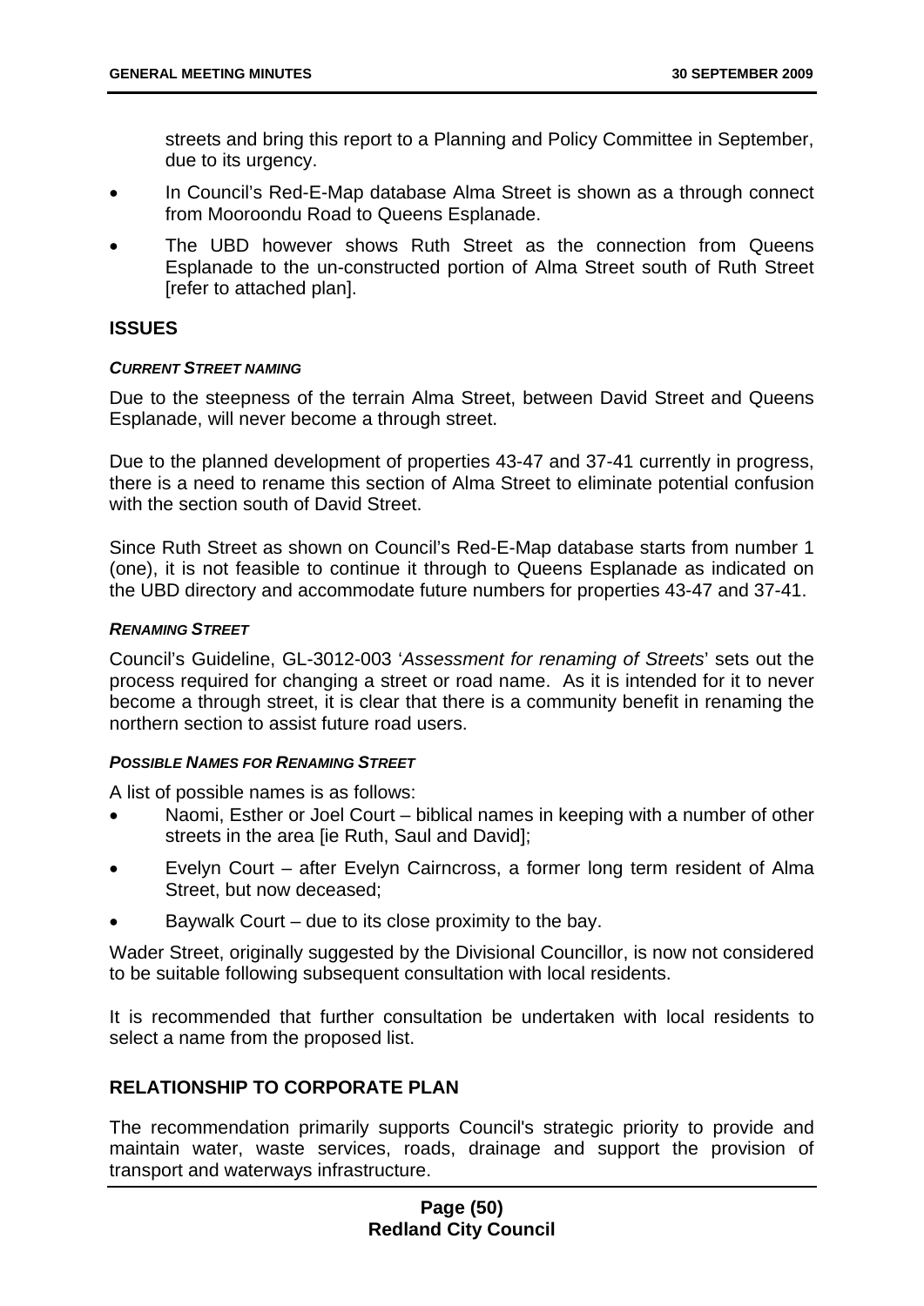streets and bring this report to a Planning and Policy Committee in September, due to its urgency.

- In Council's Red-E-Map database Alma Street is shown as a through connect from Mooroondu Road to Queens Esplanade.
- The UBD however shows Ruth Street as the connection from Queens Esplanade to the un-constructed portion of Alma Street south of Ruth Street [refer to attached plan].

## ISSUES

#### *CURRENT STREET NAMING*

Due to the steepness of the terrain Alma Street, between David Street and Queens Esplanade, will never become a through street.

Due to the planned development of properties 43-47 and 37-41 currently in progress, there is a need to rename this section of Alma Street to eliminate potential confusion with the section south of David Street.

Since Ruth Street as shown on Council's Red-E-Map database starts from number 1 (one), it is not feasible to continue it through to Queens Esplanade as indicated on the UBD directory and accommodate future numbers for properties 43-47 and 37-41.

#### *RENAMING STREET*

Council's Guideline, GL-3012-003 '*Assessment for renaming of Streets*' sets out the process required for changing a street or road name. As it is intended for it to never become a through street, it is clear that there is a community benefit in renaming the northern section to assist future road users.

#### *POSSIBLE NAMES FOR RENAMING STREET*

A list of possible names is as follows:

- Naomi, Esther or Joel Court – biblical names in keeping with a number of other streets in the area [ie Ruth, Saul and David];
- Evelyn Court – after Evelyn Cairncross, a former long term resident of Alma Street, but now deceased;
- Baywalk Court – due to its close proximity to the bay.

Wader Street, originally suggested by the Divisional Councillor, is now not considered to be suitable following subsequent consultation with local residents.

It is recommended that further consultation be undertaken with local residents to select a name from the proposed list.

## RELATIONSHIP TO CORPORATE PLAN

The recommendation primarily supports Council's strategic priority to provide and maintain water, waste services, roads, drainage and support the provision of transport and waterways infrastructure.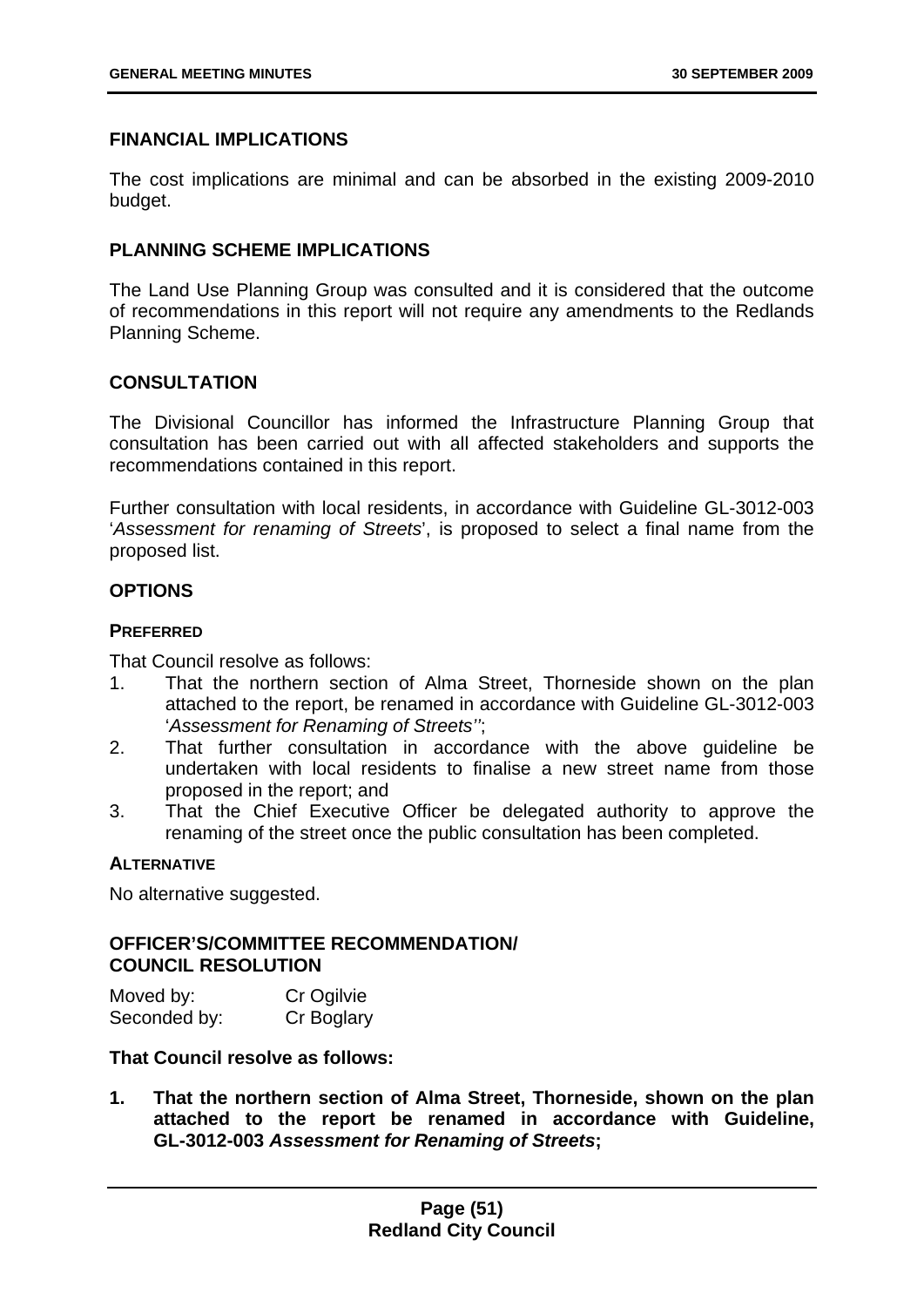## FINANCIAL IMPLICATIONS

The cost implications are minimal and can be absorbed in the existing 2009-2010 budget.

## PLANNING SCHEME IMPLICATIONS

The Land Use Planning Group was consulted and it is considered that the outcome of recommendations in this report will not require any amendments to the Redlands Planning Scheme.

## CONSULTATION

The Divisional Councillor has informed the Infrastructure Planning Group that consultation has been carried out with all affected stakeholders and supports the recommendations contained in this report.

Further consultation with local residents, in accordance with Guideline GL-3012-003 '*Assessment for renaming of Streets*', is proposed to select a final name from the proposed list.

## OPTIONS

### PREFERRED

That Council resolve as follows:

1. That the northern section of Alma Street, Thorneside shown on the plan attached to the report, be renamed in accordance with Guideline GL-3012-003 '*Assessment for Renaming of Streets''*;
2. That further consultation in accordance with the above guideline be undertaken with local residents to finalise a new street name from those proposed in the report; and
3. That the Chief Executive Officer be delegated authority to approve the renaming of the street once the public consultation has been completed.

### ALTERNATIVE

No alternative suggested.

## OFFICER'S/COMMITTEE RECOMMENDATION/ COUNCIL RESOLUTION

Moved by: Cr Ogilvie
Seconded by: Cr Boglary

**That Council resolve as follows:**

1. **That the northern section of Alma Street, Thorneside, shown on the plan attached to the report be renamed in accordance with Guideline, GL-3012-003 *Assessment for Renaming of Streets*;**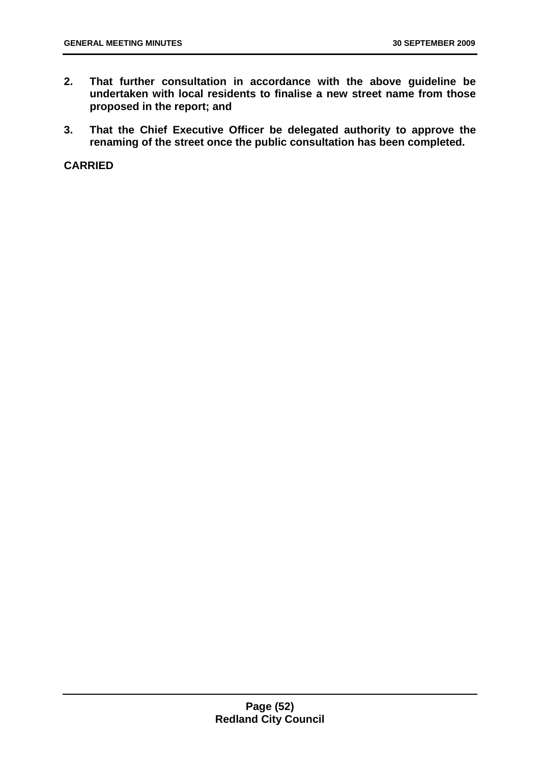**2. That further consultation in accordance with the above guideline be undertaken with local residents to finalise a new street name from those proposed in the report; and**

**3. That the Chief Executive Officer be delegated authority to approve the renaming of the street once the public consultation has been completed.**

**CARRIED**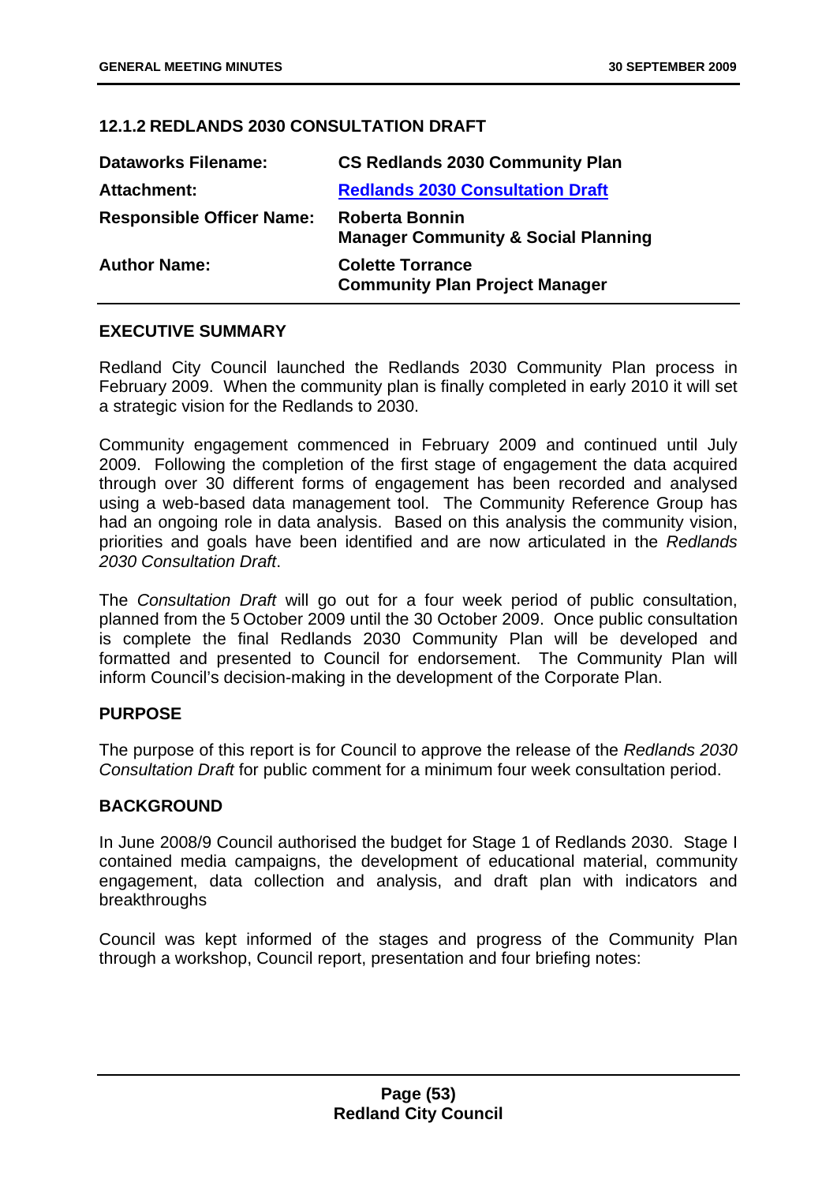## 12.1.2 REDLANDS 2030 CONSULTATION DRAFT

| | |
|---|---|
| **Dataworks Filename:** | **CS Redlands 2030 Community Plan** |
| **Attachment:** | **Redlands 2030 Consultation Draft** |
| **Responsible Officer Name:** | **Roberta Bonnin**<br>**Manager Community & Social Planning** |
| **Author Name:** | **Colette Torrance**<br>**Community Plan Project Manager** |

### EXECUTIVE SUMMARY

Redland City Council launched the Redlands 2030 Community Plan process in February 2009. When the community plan is finally completed in early 2010 it will set a strategic vision for the Redlands to 2030.

Community engagement commenced in February 2009 and continued until July 2009. Following the completion of the first stage of engagement the data acquired through over 30 different forms of engagement has been recorded and analysed using a web-based data management tool. The Community Reference Group has had an ongoing role in data analysis. Based on this analysis the community vision, priorities and goals have been identified and are now articulated in the *Redlands 2030 Consultation Draft*.

The *Consultation Draft* will go out for a four week period of public consultation, planned from the 5 October 2009 until the 30 October 2009. Once public consultation is complete the final Redlands 2030 Community Plan will be developed and formatted and presented to Council for endorsement. The Community Plan will inform Council's decision-making in the development of the Corporate Plan.

### PURPOSE

The purpose of this report is for Council to approve the release of the *Redlands 2030 Consultation Draft* for public comment for a minimum four week consultation period.

### BACKGROUND

In June 2008/9 Council authorised the budget for Stage 1 of Redlands 2030. Stage I contained media campaigns, the development of educational material, community engagement, data collection and analysis, and draft plan with indicators and breakthroughs

Council was kept informed of the stages and progress of the Community Plan through a workshop, Council report, presentation and four briefing notes: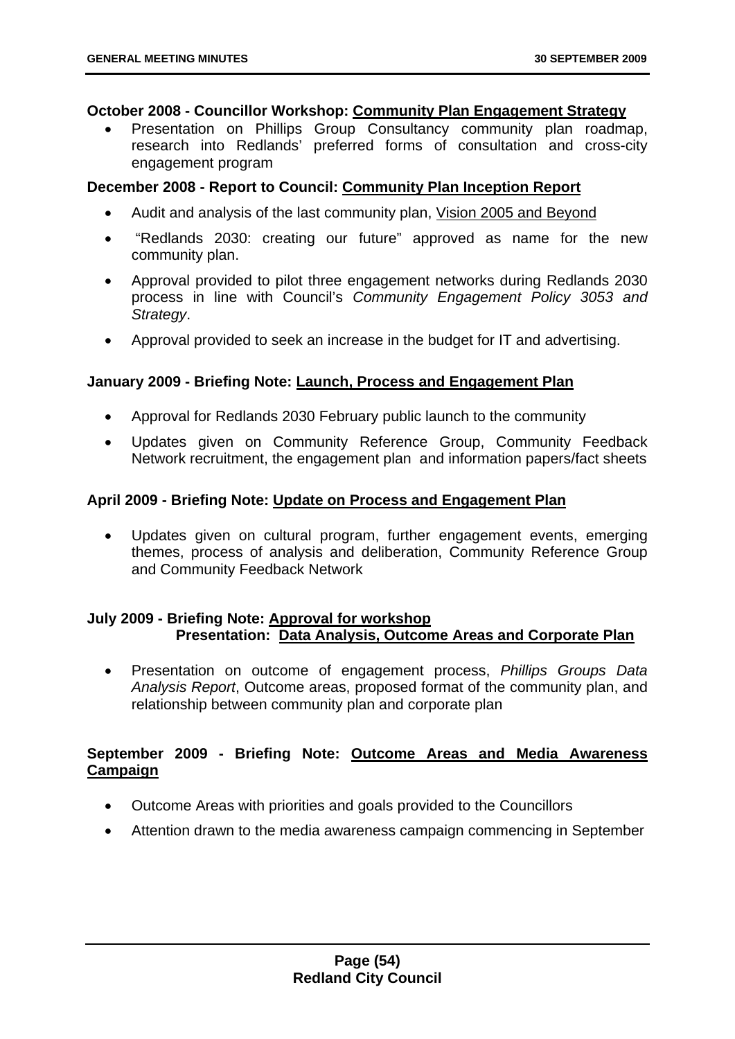**October 2008 - Councillor Workshop: Community Plan Engagement Strategy**

- Presentation on Phillips Group Consultancy community plan roadmap, research into Redlands' preferred forms of consultation and cross-city engagement program

**December 2008 - Report to Council: Community Plan Inception Report**

- Audit and analysis of the last community plan, Vision 2005 and Beyond
- "Redlands 2030: creating our future" approved as name for the new community plan.
- Approval provided to pilot three engagement networks during Redlands 2030 process in line with Council's *Community Engagement Policy 3053 and Strategy*.
- Approval provided to seek an increase in the budget for IT and advertising.

**January 2009 - Briefing Note: Launch, Process and Engagement Plan**

- Approval for Redlands 2030 February public launch to the community
- Updates given on Community Reference Group, Community Feedback Network recruitment, the engagement plan and information papers/fact sheets

**April 2009 - Briefing Note: Update on Process and Engagement Plan**

- Updates given on cultural program, further engagement events, emerging themes, process of analysis and deliberation, Community Reference Group and Community Feedback Network

**July 2009 - Briefing Note: Approval for workshop**
**Presentation: Data Analysis, Outcome Areas and Corporate Plan**

- Presentation on outcome of engagement process, *Phillips Groups Data Analysis Report*, Outcome areas, proposed format of the community plan, and relationship between community plan and corporate plan

**September 2009 - Briefing Note: Outcome Areas and Media Awareness Campaign**

- Outcome Areas with priorities and goals provided to the Councillors
- Attention drawn to the media awareness campaign commencing in September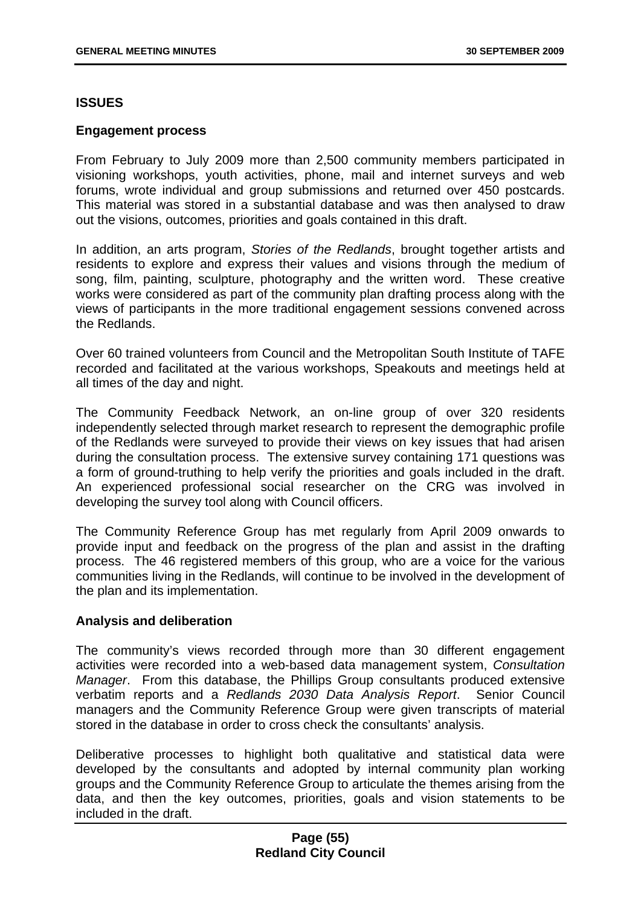## ISSUES

### Engagement process

From February to July 2009 more than 2,500 community members participated in visioning workshops, youth activities, phone, mail and internet surveys and web forums, wrote individual and group submissions and returned over 450 postcards. This material was stored in a substantial database and was then analysed to draw out the visions, outcomes, priorities and goals contained in this draft.

In addition, an arts program, *Stories of the Redlands*, brought together artists and residents to explore and express their values and visions through the medium of song, film, painting, sculpture, photography and the written word. These creative works were considered as part of the community plan drafting process along with the views of participants in the more traditional engagement sessions convened across the Redlands.

Over 60 trained volunteers from Council and the Metropolitan South Institute of TAFE recorded and facilitated at the various workshops, Speakouts and meetings held at all times of the day and night.

The Community Feedback Network, an on-line group of over 320 residents independently selected through market research to represent the demographic profile of the Redlands were surveyed to provide their views on key issues that had arisen during the consultation process. The extensive survey containing 171 questions was a form of ground-truthing to help verify the priorities and goals included in the draft. An experienced professional social researcher on the CRG was involved in developing the survey tool along with Council officers.

The Community Reference Group has met regularly from April 2009 onwards to provide input and feedback on the progress of the plan and assist in the drafting process. The 46 registered members of this group, who are a voice for the various communities living in the Redlands, will continue to be involved in the development of the plan and its implementation.

### Analysis and deliberation

The community's views recorded through more than 30 different engagement activities were recorded into a web-based data management system, *Consultation Manager*. From this database, the Phillips Group consultants produced extensive verbatim reports and a *Redlands 2030 Data Analysis Report*. Senior Council managers and the Community Reference Group were given transcripts of material stored in the database in order to cross check the consultants' analysis.

Deliberative processes to highlight both qualitative and statistical data were developed by the consultants and adopted by internal community plan working groups and the Community Reference Group to articulate the themes arising from the data, and then the key outcomes, priorities, goals and vision statements to be included in the draft.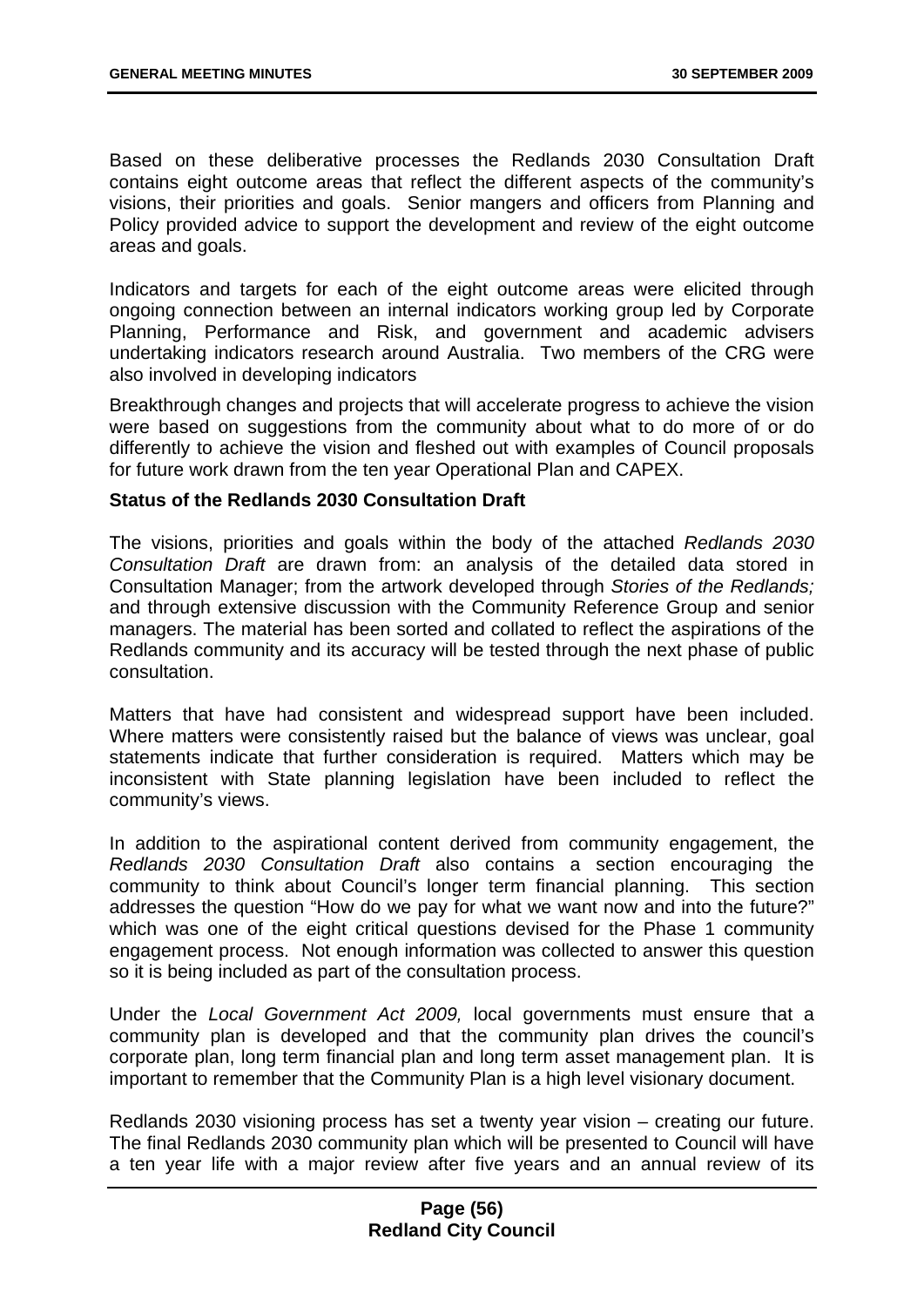Based on these deliberative processes the Redlands 2030 Consultation Draft contains eight outcome areas that reflect the different aspects of the community's visions, their priorities and goals. Senior mangers and officers from Planning and Policy provided advice to support the development and review of the eight outcome areas and goals.

Indicators and targets for each of the eight outcome areas were elicited through ongoing connection between an internal indicators working group led by Corporate Planning, Performance and Risk, and government and academic advisers undertaking indicators research around Australia. Two members of the CRG were also involved in developing indicators

Breakthrough changes and projects that will accelerate progress to achieve the vision were based on suggestions from the community about what to do more of or do differently to achieve the vision and fleshed out with examples of Council proposals for future work drawn from the ten year Operational Plan and CAPEX.

**Status of the Redlands 2030 Consultation Draft**

The visions, priorities and goals within the body of the attached *Redlands 2030 Consultation Draft* are drawn from: an analysis of the detailed data stored in Consultation Manager; from the artwork developed through *Stories of the Redlands;* and through extensive discussion with the Community Reference Group and senior managers. The material has been sorted and collated to reflect the aspirations of the Redlands community and its accuracy will be tested through the next phase of public consultation.

Matters that have had consistent and widespread support have been included. Where matters were consistently raised but the balance of views was unclear, goal statements indicate that further consideration is required. Matters which may be inconsistent with State planning legislation have been included to reflect the community's views.

In addition to the aspirational content derived from community engagement, the *Redlands 2030 Consultation Draft* also contains a section encouraging the community to think about Council's longer term financial planning. This section addresses the question "How do we pay for what we want now and into the future?" which was one of the eight critical questions devised for the Phase 1 community engagement process. Not enough information was collected to answer this question so it is being included as part of the consultation process.

Under the *Local Government Act 2009,* local governments must ensure that a community plan is developed and that the community plan drives the council's corporate plan, long term financial plan and long term asset management plan. It is important to remember that the Community Plan is a high level visionary document.

Redlands 2030 visioning process has set a twenty year vision – creating our future. The final Redlands 2030 community plan which will be presented to Council will have a ten year life with a major review after five years and an annual review of its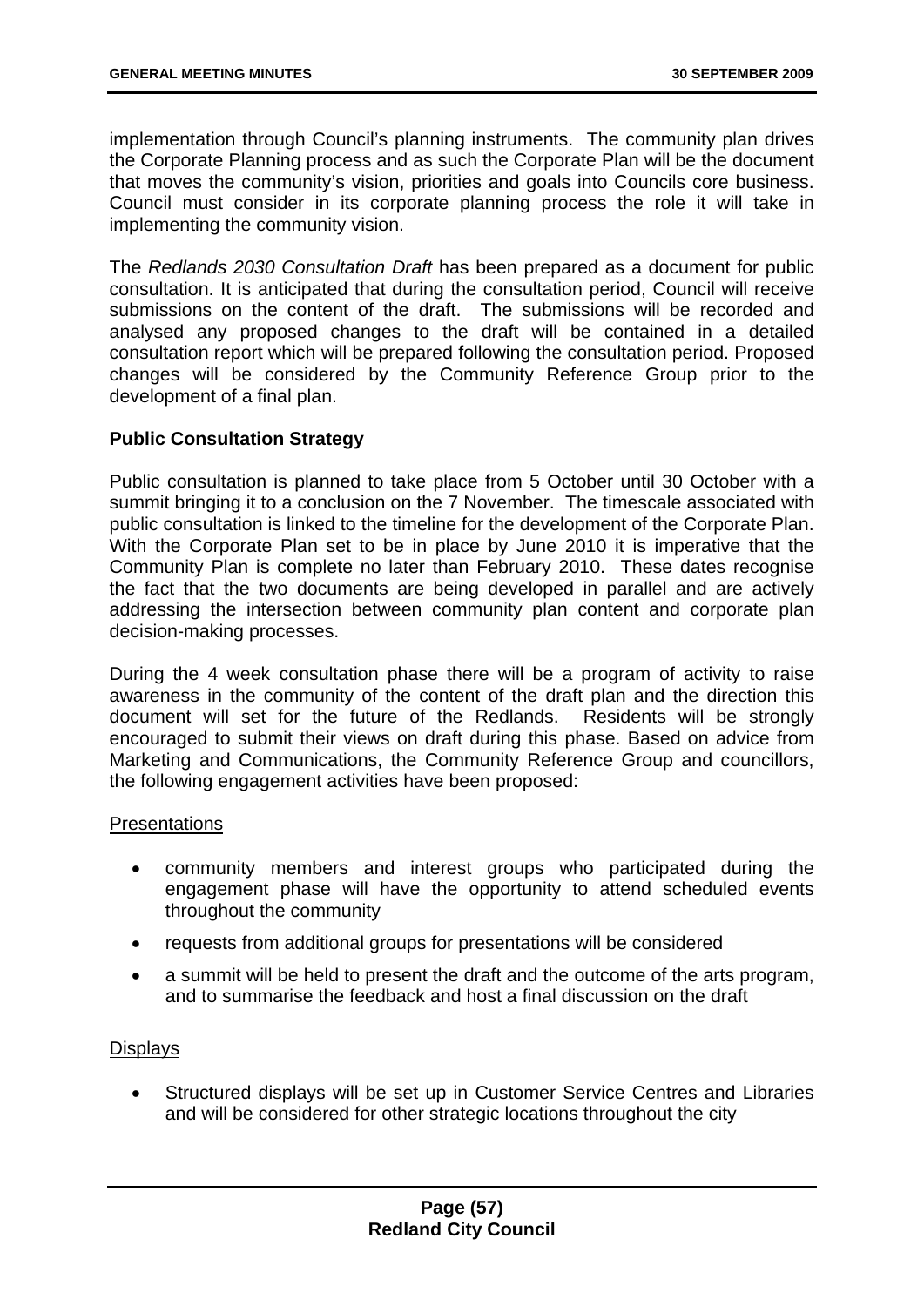implementation through Council's planning instruments. The community plan drives the Corporate Planning process and as such the Corporate Plan will be the document that moves the community's vision, priorities and goals into Councils core business. Council must consider in its corporate planning process the role it will take in implementing the community vision.

The *Redlands 2030 Consultation Draft* has been prepared as a document for public consultation. It is anticipated that during the consultation period, Council will receive submissions on the content of the draft. The submissions will be recorded and analysed any proposed changes to the draft will be contained in a detailed consultation report which will be prepared following the consultation period. Proposed changes will be considered by the Community Reference Group prior to the development of a final plan.

**Public Consultation Strategy**

Public consultation is planned to take place from 5 October until 30 October with a summit bringing it to a conclusion on the 7 November. The timescale associated with public consultation is linked to the timeline for the development of the Corporate Plan. With the Corporate Plan set to be in place by June 2010 it is imperative that the Community Plan is complete no later than February 2010. These dates recognise the fact that the two documents are being developed in parallel and are actively addressing the intersection between community plan content and corporate plan decision-making processes.

During the 4 week consultation phase there will be a program of activity to raise awareness in the community of the content of the draft plan and the direction this document will set for the future of the Redlands. Residents will be strongly encouraged to submit their views on draft during this phase. Based on advice from Marketing and Communications, the Community Reference Group and councillors, the following engagement activities have been proposed:

Presentations

- community members and interest groups who participated during the engagement phase will have the opportunity to attend scheduled events throughout the community
- requests from additional groups for presentations will be considered
- a summit will be held to present the draft and the outcome of the arts program, and to summarise the feedback and host a final discussion on the draft

Displays

- Structured displays will be set up in Customer Service Centres and Libraries and will be considered for other strategic locations throughout the city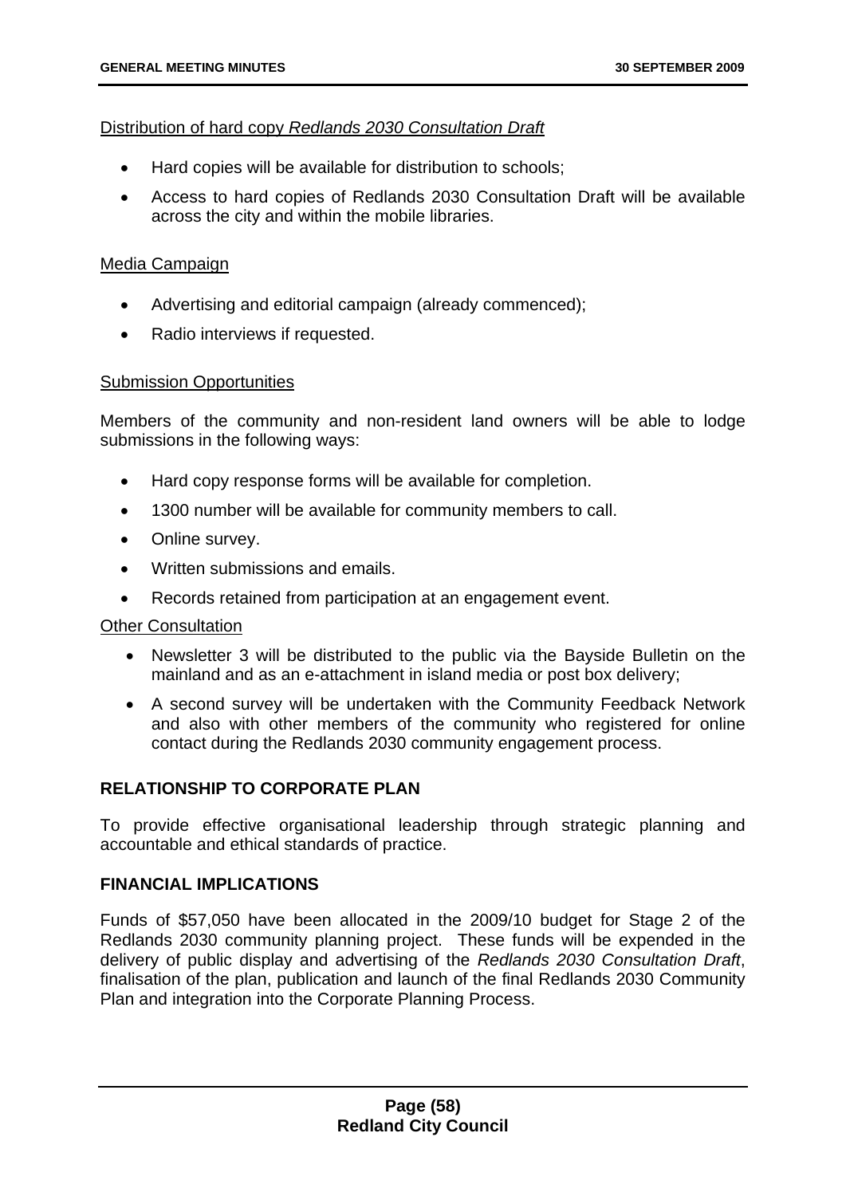Distribution of hard copy *Redlands 2030 Consultation Draft*

- Hard copies will be available for distribution to schools;
- Access to hard copies of Redlands 2030 Consultation Draft will be available across the city and within the mobile libraries.

Media Campaign

- Advertising and editorial campaign (already commenced);
- Radio interviews if requested.

Submission Opportunities

Members of the community and non-resident land owners will be able to lodge submissions in the following ways:

- Hard copy response forms will be available for completion.
- 1300 number will be available for community members to call.
- Online survey.
- Written submissions and emails.
- Records retained from participation at an engagement event.

Other Consultation

- Newsletter 3 will be distributed to the public via the Bayside Bulletin on the mainland and as an e-attachment in island media or post box delivery;
- A second survey will be undertaken with the Community Feedback Network and also with other members of the community who registered for online contact during the Redlands 2030 community engagement process.

## RELATIONSHIP TO CORPORATE PLAN

To provide effective organisational leadership through strategic planning and accountable and ethical standards of practice.

## FINANCIAL IMPLICATIONS

Funds of $57,050 have been allocated in the 2009/10 budget for Stage 2 of the Redlands 2030 community planning project. These funds will be expended in the delivery of public display and advertising of the *Redlands 2030 Consultation Draft*, finalisation of the plan, publication and launch of the final Redlands 2030 Community Plan and integration into the Corporate Planning Process.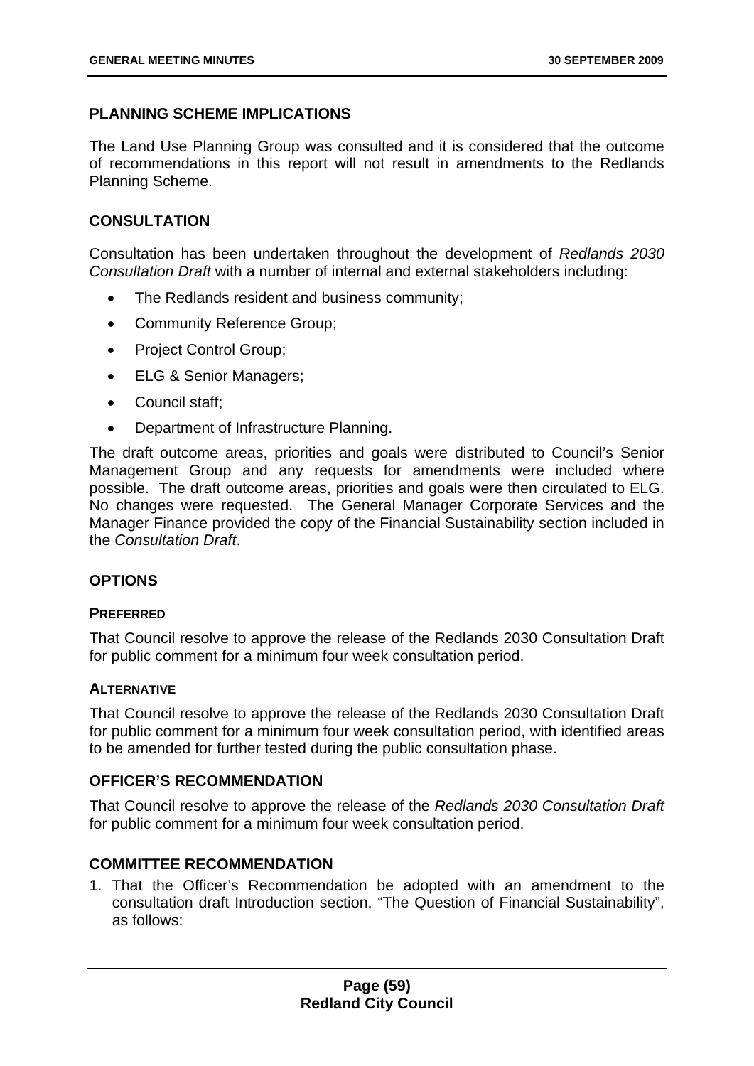## PLANNING SCHEME IMPLICATIONS

The Land Use Planning Group was consulted and it is considered that the outcome of recommendations in this report will not result in amendments to the Redlands Planning Scheme.

## CONSULTATION

Consultation has been undertaken throughout the development of *Redlands 2030 Consultation Draft* with a number of internal and external stakeholders including:

- The Redlands resident and business community;
- Community Reference Group;
- Project Control Group;
- ELG & Senior Managers;
- Council staff;
- Department of Infrastructure Planning.

The draft outcome areas, priorities and goals were distributed to Council's Senior Management Group and any requests for amendments were included where possible. The draft outcome areas, priorities and goals were then circulated to ELG. No changes were requested. The General Manager Corporate Services and the Manager Finance provided the copy of the Financial Sustainability section included in the *Consultation Draft*.

## OPTIONS

### PREFERRED

That Council resolve to approve the release of the Redlands 2030 Consultation Draft for public comment for a minimum four week consultation period.

### ALTERNATIVE

That Council resolve to approve the release of the Redlands 2030 Consultation Draft for public comment for a minimum four week consultation period, with identified areas to be amended for further tested during the public consultation phase.

## OFFICER'S RECOMMENDATION

That Council resolve to approve the release of the *Redlands 2030 Consultation Draft* for public comment for a minimum four week consultation period.

## COMMITTEE RECOMMENDATION

1. That the Officer's Recommendation be adopted with an amendment to the consultation draft Introduction section, "The Question of Financial Sustainability", as follows: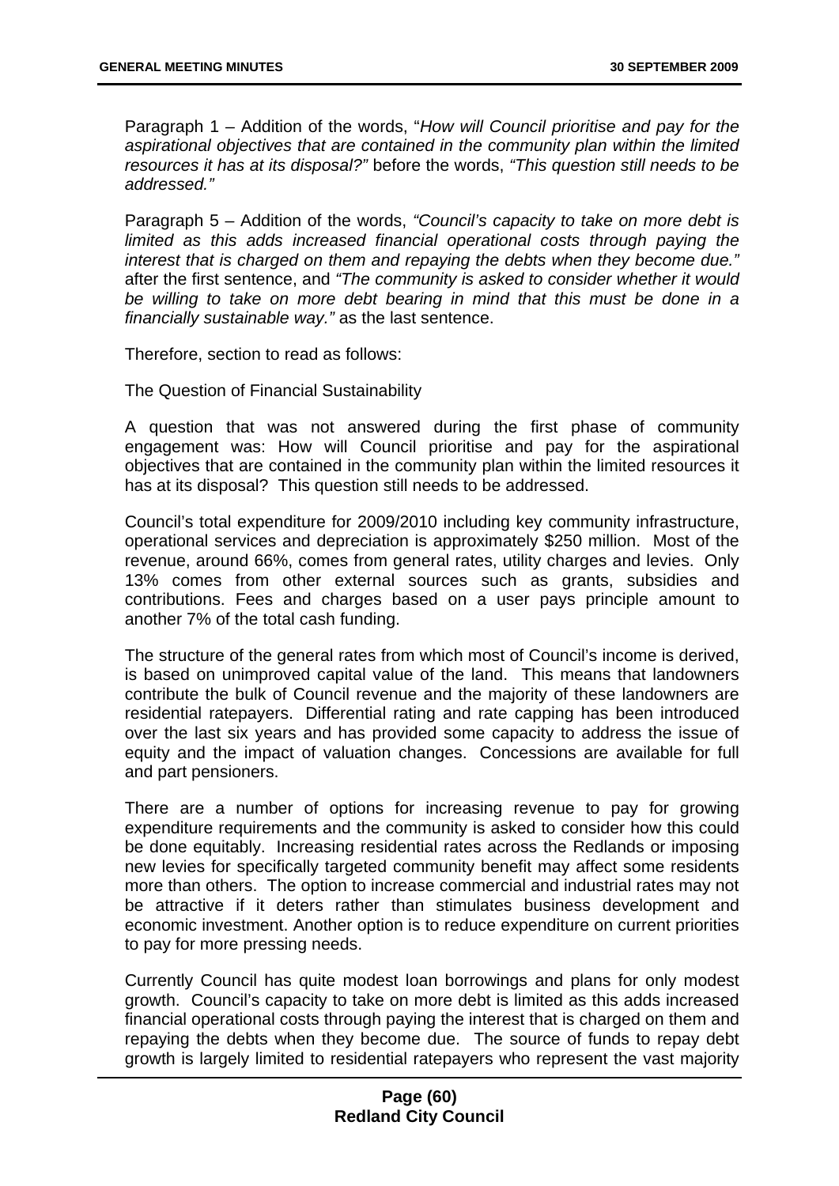Paragraph 1 – Addition of the words, "*How will Council prioritise and pay for the aspirational objectives that are contained in the community plan within the limited resources it has at its disposal?"* before the words, *"This question still needs to be addressed."*

Paragraph 5 – Addition of the words, *"Council's capacity to take on more debt is limited as this adds increased financial operational costs through paying the interest that is charged on them and repaying the debts when they become due."* after the first sentence, and *"The community is asked to consider whether it would be willing to take on more debt bearing in mind that this must be done in a financially sustainable way."* as the last sentence.

Therefore, section to read as follows:

The Question of Financial Sustainability

A question that was not answered during the first phase of community engagement was: How will Council prioritise and pay for the aspirational objectives that are contained in the community plan within the limited resources it has at its disposal? This question still needs to be addressed.

Council's total expenditure for 2009/2010 including key community infrastructure, operational services and depreciation is approximately $250 million. Most of the revenue, around 66%, comes from general rates, utility charges and levies. Only 13% comes from other external sources such as grants, subsidies and contributions. Fees and charges based on a user pays principle amount to another 7% of the total cash funding.

The structure of the general rates from which most of Council's income is derived, is based on unimproved capital value of the land. This means that landowners contribute the bulk of Council revenue and the majority of these landowners are residential ratepayers. Differential rating and rate capping has been introduced over the last six years and has provided some capacity to address the issue of equity and the impact of valuation changes. Concessions are available for full and part pensioners.

There are a number of options for increasing revenue to pay for growing expenditure requirements and the community is asked to consider how this could be done equitably. Increasing residential rates across the Redlands or imposing new levies for specifically targeted community benefit may affect some residents more than others. The option to increase commercial and industrial rates may not be attractive if it deters rather than stimulates business development and economic investment. Another option is to reduce expenditure on current priorities to pay for more pressing needs.

Currently Council has quite modest loan borrowings and plans for only modest growth. Council's capacity to take on more debt is limited as this adds increased financial operational costs through paying the interest that is charged on them and repaying the debts when they become due. The source of funds to repay debt growth is largely limited to residential ratepayers who represent the vast majority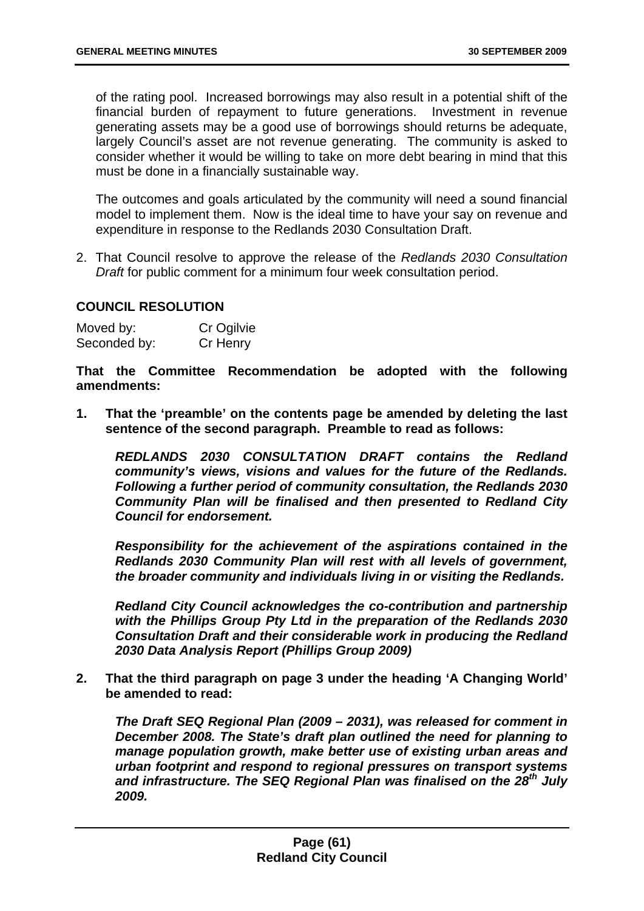of the rating pool. Increased borrowings may also result in a potential shift of the financial burden of repayment to future generations. Investment in revenue generating assets may be a good use of borrowings should returns be adequate, largely Council's asset are not revenue generating. The community is asked to consider whether it would be willing to take on more debt bearing in mind that this must be done in a financially sustainable way.

The outcomes and goals articulated by the community will need a sound financial model to implement them. Now is the ideal time to have your say on revenue and expenditure in response to the Redlands 2030 Consultation Draft.

2. That Council resolve to approve the release of the *Redlands 2030 Consultation Draft* for public comment for a minimum four week consultation period.

## COUNCIL RESOLUTION

| Moved by: | Cr Ogilvie |
|---|---|
| Seconded by: | Cr Henry |

**That the Committee Recommendation be adopted with the following amendments:**

1. **That the 'preamble' on the contents page be amended by deleting the last sentence of the second paragraph. Preamble to read as follows:**

   ***REDLANDS 2030 CONSULTATION DRAFT contains the Redland community's views, visions and values for the future of the Redlands. Following a further period of community consultation, the Redlands 2030 Community Plan will be finalised and then presented to Redland City Council for endorsement.***

   ***Responsibility for the achievement of the aspirations contained in the Redlands 2030 Community Plan will rest with all levels of government, the broader community and individuals living in or visiting the Redlands.***

   ***Redland City Council acknowledges the co-contribution and partnership with the Phillips Group Pty Ltd in the preparation of the Redlands 2030 Consultation Draft and their considerable work in producing the Redland 2030 Data Analysis Report (Phillips Group 2009)***

2. **That the third paragraph on page 3 under the heading 'A Changing World' be amended to read:**

   ***The Draft SEQ Regional Plan (2009 – 2031), was released for comment in December 2008. The State's draft plan outlined the need for planning to manage population growth, make better use of existing urban areas and urban footprint and respond to regional pressures on transport systems and infrastructure. The SEQ Regional Plan was finalised on the 28th July 2009.***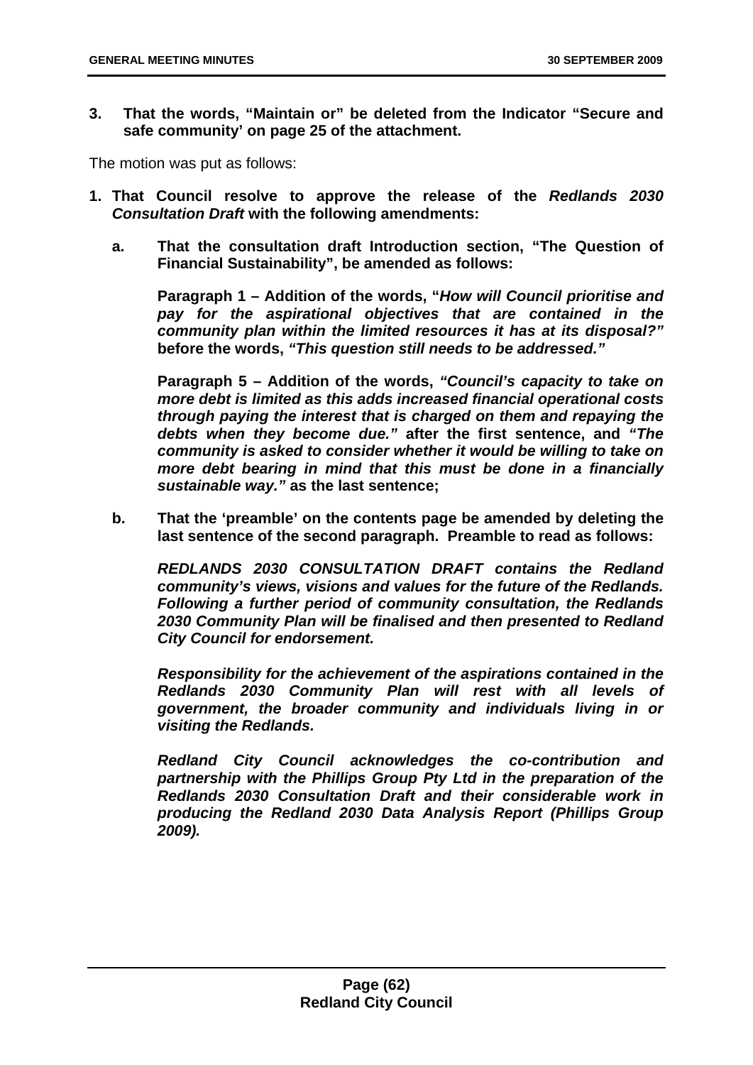**3. That the words, "Maintain or" be deleted from the Indicator "Secure and safe community' on page 25 of the attachment.**

The motion was put as follows:

**1. That Council resolve to approve the release of the *Redlands 2030 Consultation Draft* with the following amendments:**

   **a. That the consultation draft Introduction section, "The Question of Financial Sustainability", be amended as follows:**

   **Paragraph 1 – Addition of the words, "*How will Council prioritise and pay for the aspirational objectives that are contained in the community plan within the limited resources it has at its disposal?"* before the words, *"This question still needs to be addressed."***

   **Paragraph 5 – Addition of the words, *"Council's capacity to take on more debt is limited as this adds increased financial operational costs through paying the interest that is charged on them and repaying the debts when they become due."* after the first sentence, and *"The community is asked to consider whether it would be willing to take on more debt bearing in mind that this must be done in a financially sustainable way."* as the last sentence;**

   **b. That the 'preamble' on the contents page be amended by deleting the last sentence of the second paragraph. Preamble to read as follows:**

   ***REDLANDS 2030 CONSULTATION DRAFT contains the Redland community's views, visions and values for the future of the Redlands. Following a further period of community consultation, the Redlands 2030 Community Plan will be finalised and then presented to Redland City Council for endorsement.***

   ***Responsibility for the achievement of the aspirations contained in the Redlands 2030 Community Plan will rest with all levels of government, the broader community and individuals living in or visiting the Redlands.***

   ***Redland City Council acknowledges the co-contribution and partnership with the Phillips Group Pty Ltd in the preparation of the Redlands 2030 Consultation Draft and their considerable work in producing the Redland 2030 Data Analysis Report (Phillips Group 2009).***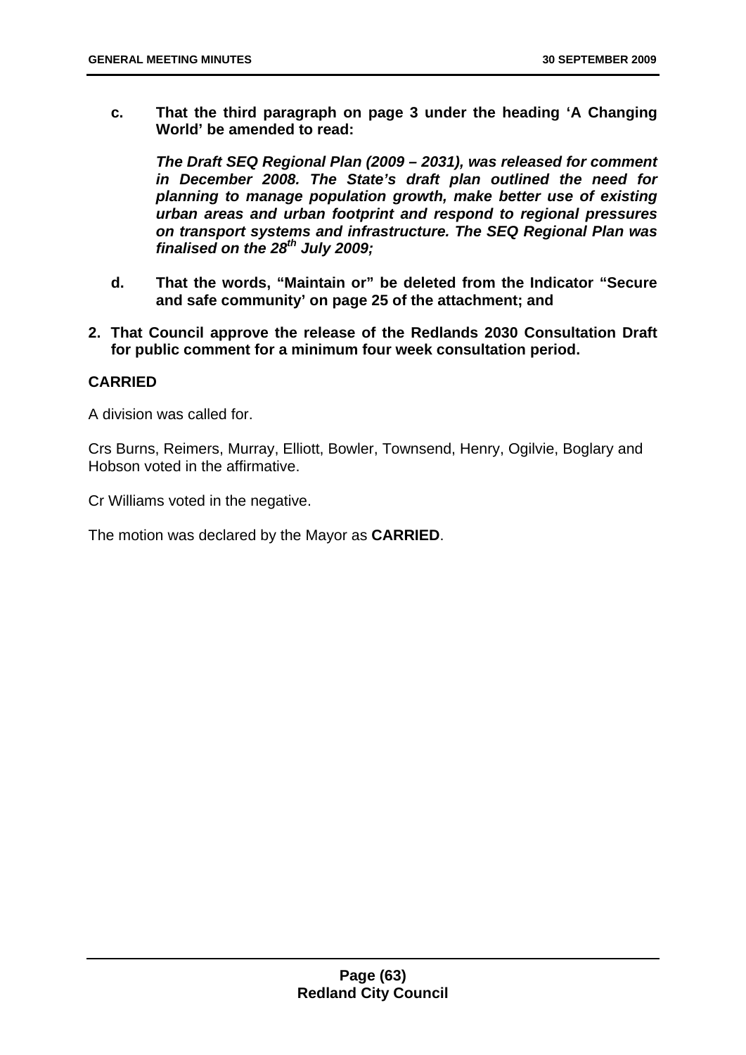**c. That the third paragraph on page 3 under the heading 'A Changing World' be amended to read:**

***The Draft SEQ Regional Plan (2009 – 2031), was released for comment in December 2008. The State's draft plan outlined the need for planning to manage population growth, make better use of existing urban areas and urban footprint and respond to regional pressures on transport systems and infrastructure. The SEQ Regional Plan was finalised on the 28th July 2009;***

**d. That the words, "Maintain or" be deleted from the Indicator "Secure and safe community' on page 25 of the attachment; and**

**2. That Council approve the release of the Redlands 2030 Consultation Draft for public comment for a minimum four week consultation period.**

**CARRIED**

A division was called for.

Crs Burns, Reimers, Murray, Elliott, Bowler, Townsend, Henry, Ogilvie, Boglary and Hobson voted in the affirmative.

Cr Williams voted in the negative.

The motion was declared by the Mayor as **CARRIED**.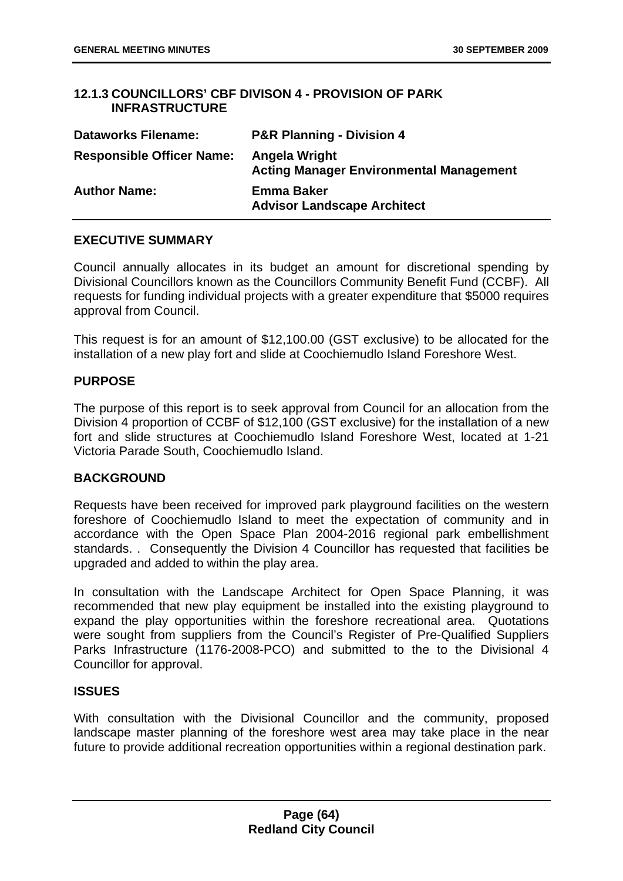### 12.1.3 COUNCILLORS' CBF DIVISON 4 - PROVISION OF PARK INFRASTRUCTURE

| | |
|---|---|
| **Dataworks Filename:** | **P&R Planning - Division 4** |
| **Responsible Officer Name:** | **Angela Wright** **Acting Manager Environmental Management** |
| **Author Name:** | **Emma Baker** **Advisor Landscape Architect** |

#### EXECUTIVE SUMMARY

Council annually allocates in its budget an amount for discretional spending by Divisional Councillors known as the Councillors Community Benefit Fund (CCBF). All requests for funding individual projects with a greater expenditure that $5000 requires approval from Council.

This request is for an amount of $12,100.00 (GST exclusive) to be allocated for the installation of a new play fort and slide at Coochiemudlo Island Foreshore West.

#### PURPOSE

The purpose of this report is to seek approval from Council for an allocation from the Division 4 proportion of CCBF of $12,100 (GST exclusive) for the installation of a new fort and slide structures at Coochiemudlo Island Foreshore West, located at 1-21 Victoria Parade South, Coochiemudlo Island.

#### BACKGROUND

Requests have been received for improved park playground facilities on the western foreshore of Coochiemudlo Island to meet the expectation of community and in accordance with the Open Space Plan 2004-2016 regional park embellishment standards. . Consequently the Division 4 Councillor has requested that facilities be upgraded and added to within the play area.

In consultation with the Landscape Architect for Open Space Planning, it was recommended that new play equipment be installed into the existing playground to expand the play opportunities within the foreshore recreational area. Quotations were sought from suppliers from the Council's Register of Pre-Qualified Suppliers Parks Infrastructure (1176-2008-PCO) and submitted to the to the Divisional 4 Councillor for approval.

#### ISSUES

With consultation with the Divisional Councillor and the community, proposed landscape master planning of the foreshore west area may take place in the near future to provide additional recreation opportunities within a regional destination park.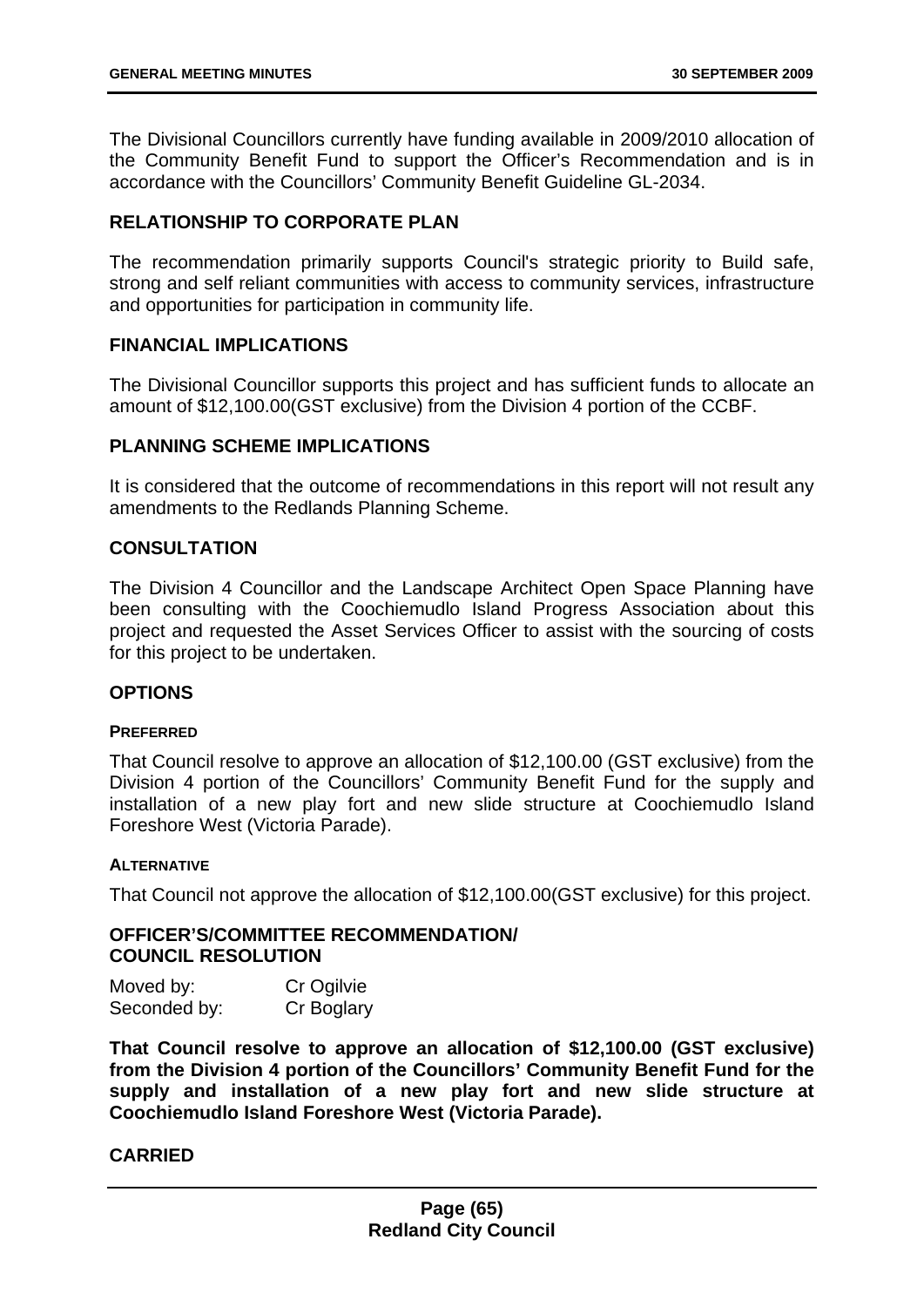The Divisional Councillors currently have funding available in 2009/2010 allocation of the Community Benefit Fund to support the Officer's Recommendation and is in accordance with the Councillors' Community Benefit Guideline GL-2034.

## RELATIONSHIP TO CORPORATE PLAN

The recommendation primarily supports Council's strategic priority to Build safe, strong and self reliant communities with access to community services, infrastructure and opportunities for participation in community life.

## FINANCIAL IMPLICATIONS

The Divisional Councillor supports this project and has sufficient funds to allocate an amount of $12,100.00(GST exclusive) from the Division 4 portion of the CCBF.

## PLANNING SCHEME IMPLICATIONS

It is considered that the outcome of recommendations in this report will not result any amendments to the Redlands Planning Scheme.

## CONSULTATION

The Division 4 Councillor and the Landscape Architect Open Space Planning have been consulting with the Coochiemudlo Island Progress Association about this project and requested the Asset Services Officer to assist with the sourcing of costs for this project to be undertaken.

## OPTIONS

### PREFERRED

That Council resolve to approve an allocation of $12,100.00 (GST exclusive) from the Division 4 portion of the Councillors' Community Benefit Fund for the supply and installation of a new play fort and new slide structure at Coochiemudlo Island Foreshore West (Victoria Parade).

### ALTERNATIVE

That Council not approve the allocation of $12,100.00(GST exclusive) for this project.

## OFFICER'S/COMMITTEE RECOMMENDATION/ COUNCIL RESOLUTION

Moved by: Cr Ogilvie
Seconded by: Cr Boglary

**That Council resolve to approve an allocation of $12,100.00 (GST exclusive) from the Division 4 portion of the Councillors' Community Benefit Fund for the supply and installation of a new play fort and new slide structure at Coochiemudlo Island Foreshore West (Victoria Parade).**

**CARRIED**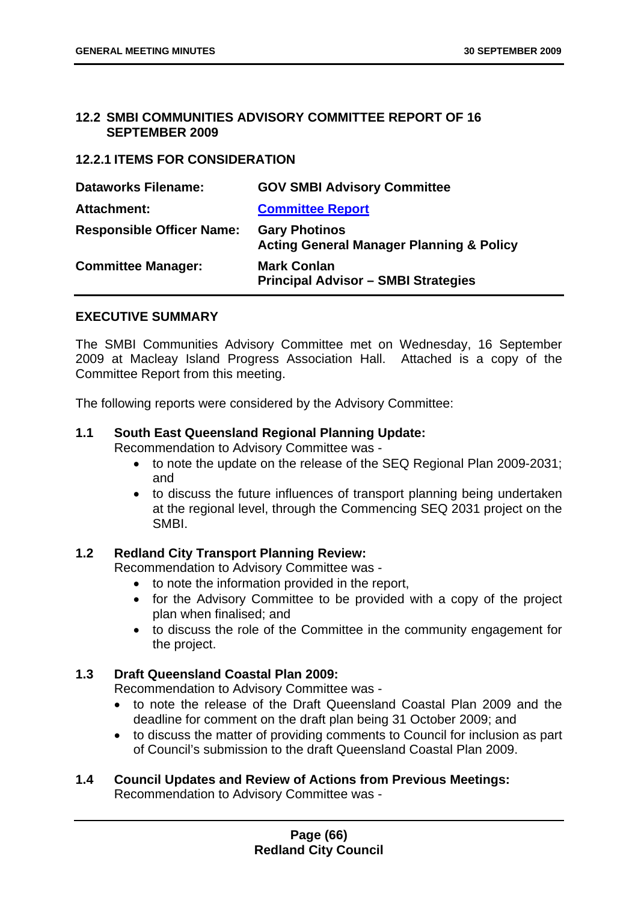## 12.2 SMBI COMMUNITIES ADVISORY COMMITTEE REPORT OF 16 SEPTEMBER 2009

### 12.2.1 ITEMS FOR CONSIDERATION

| | |
|---|---|
| **Dataworks Filename:** | **GOV SMBI Advisory Committee** |
| **Attachment:** | **[Committee Report]** |
| **Responsible Officer Name:** | **Gary Photinos**<br>**Acting General Manager Planning & Policy** |
| **Committee Manager:** | **Mark Conlan**<br>**Principal Advisor – SMBI Strategies** |

### EXECUTIVE SUMMARY

The SMBI Communities Advisory Committee met on Wednesday, 16 September 2009 at Macleay Island Progress Association Hall. Attached is a copy of the Committee Report from this meeting.

The following reports were considered by the Advisory Committee:

**1.1 South East Queensland Regional Planning Update:**
Recommendation to Advisory Committee was -

- to note the update on the release of the SEQ Regional Plan 2009-2031; and
- to discuss the future influences of transport planning being undertaken at the regional level, through the Commencing SEQ 2031 project on the SMBI.

**1.2 Redland City Transport Planning Review:**
Recommendation to Advisory Committee was -

- to note the information provided in the report,
- for the Advisory Committee to be provided with a copy of the project plan when finalised; and
- to discuss the role of the Committee in the community engagement for the project.

**1.3 Draft Queensland Coastal Plan 2009:**
Recommendation to Advisory Committee was -

- to note the release of the Draft Queensland Coastal Plan 2009 and the deadline for comment on the draft plan being 31 October 2009; and
- to discuss the matter of providing comments to Council for inclusion as part of Council's submission to the draft Queensland Coastal Plan 2009.

**1.4 Council Updates and Review of Actions from Previous Meetings:**
Recommendation to Advisory Committee was -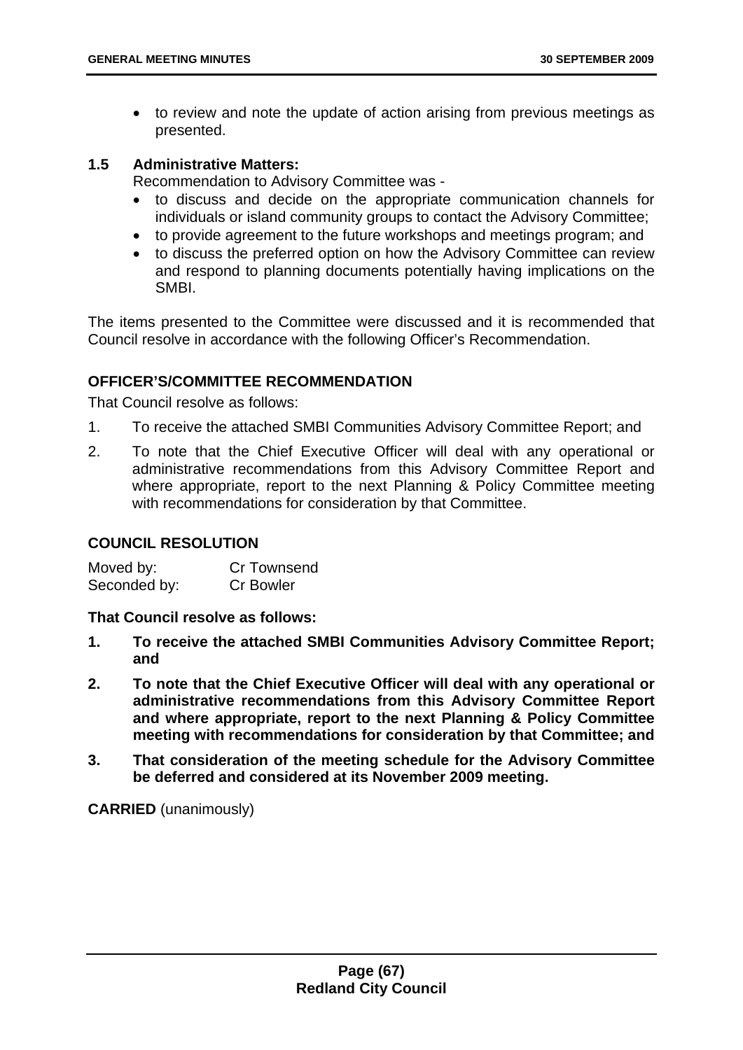- to review and note the update of action arising from previous meetings as presented.

### 1.5 Administrative Matters:

Recommendation to Advisory Committee was -

- to discuss and decide on the appropriate communication channels for individuals or island community groups to contact the Advisory Committee;
- to provide agreement to the future workshops and meetings program; and
- to discuss the preferred option on how the Advisory Committee can review and respond to planning documents potentially having implications on the SMBI.

The items presented to the Committee were discussed and it is recommended that Council resolve in accordance with the following Officer's Recommendation.

## OFFICER'S/COMMITTEE RECOMMENDATION

That Council resolve as follows:

1. To receive the attached SMBI Communities Advisory Committee Report; and
2. To note that the Chief Executive Officer will deal with any operational or administrative recommendations from this Advisory Committee Report and where appropriate, report to the next Planning & Policy Committee meeting with recommendations for consideration by that Committee.

## COUNCIL RESOLUTION

Moved by: Cr Townsend
Seconded by: Cr Bowler

**That Council resolve as follows:**

1. **To receive the attached SMBI Communities Advisory Committee Report; and**
2. **To note that the Chief Executive Officer will deal with any operational or administrative recommendations from this Advisory Committee Report and where appropriate, report to the next Planning & Policy Committee meeting with recommendations for consideration by that Committee; and**
3. **That consideration of the meeting schedule for the Advisory Committee be deferred and considered at its November 2009 meeting.**

**CARRIED** (unanimously)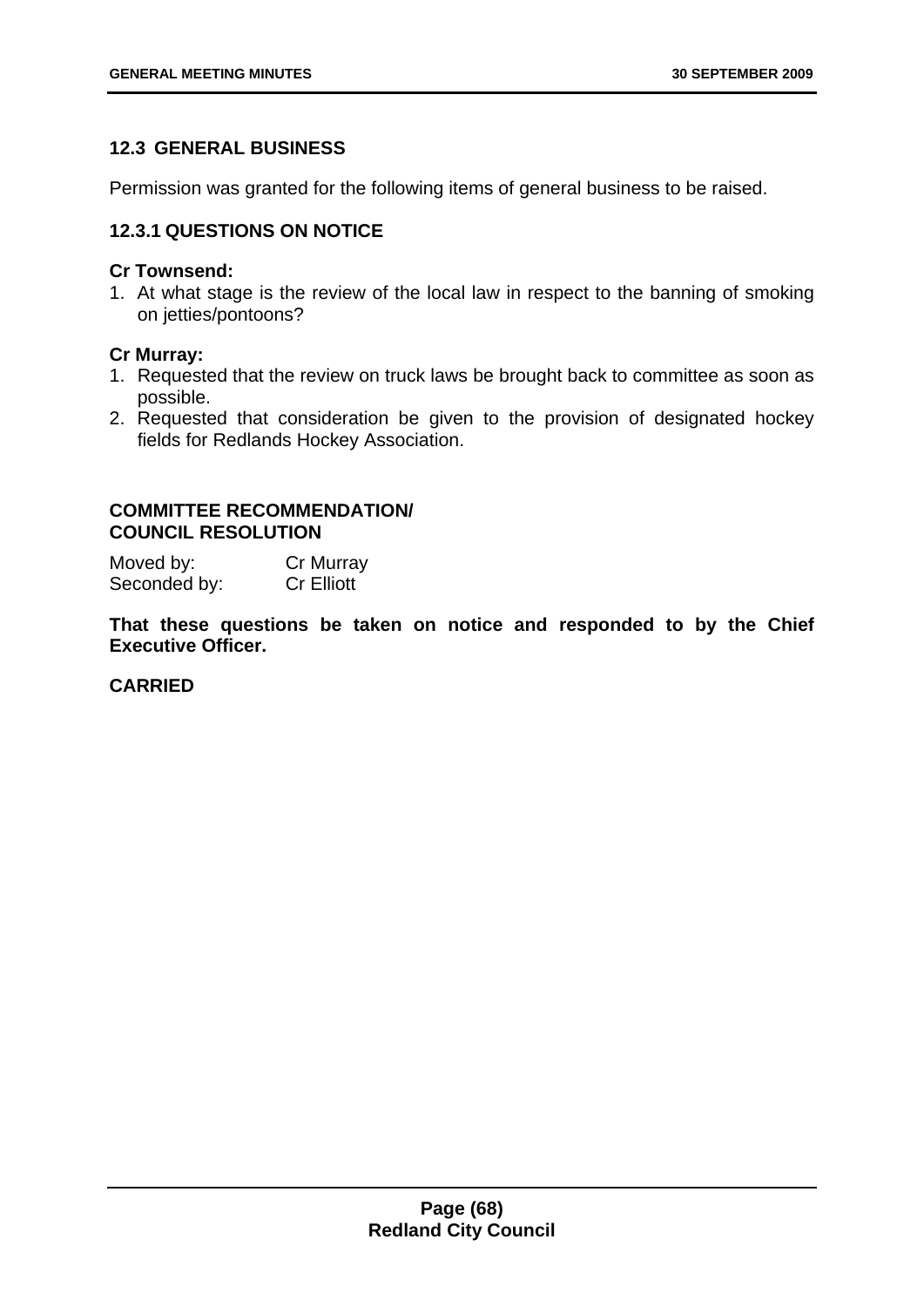## 12.3 GENERAL BUSINESS

Permission was granted for the following items of general business to be raised.

### 12.3.1 QUESTIONS ON NOTICE

**Cr Townsend:**

1. At what stage is the review of the local law in respect to the banning of smoking on jetties/pontoons?

**Cr Murray:**

1. Requested that the review on truck laws be brought back to committee as soon as possible.
2. Requested that consideration be given to the provision of designated hockey fields for Redlands Hockey Association.

**COMMITTEE RECOMMENDATION/
COUNCIL RESOLUTION**

Moved by: Cr Murray
Seconded by: Cr Elliott

**That these questions be taken on notice and responded to by the Chief Executive Officer.**

**CARRIED**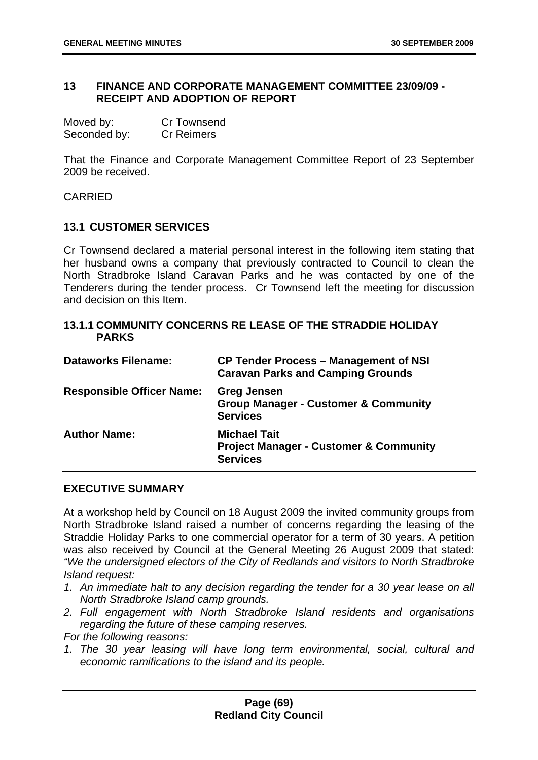## 13 FINANCE AND CORPORATE MANAGEMENT COMMITTEE 23/09/09 - RECEIPT AND ADOPTION OF REPORT

Moved by: Cr Townsend
Seconded by: Cr Reimers

That the Finance and Corporate Management Committee Report of 23 September 2009 be received.

CARRIED

### 13.1 CUSTOMER SERVICES

Cr Townsend declared a material personal interest in the following item stating that her husband owns a company that previously contracted to Council to clean the North Stradbroke Island Caravan Parks and he was contacted by one of the Tenderers during the tender process. Cr Townsend left the meeting for discussion and decision on this Item.

#### 13.1.1 COMMUNITY CONCERNS RE LEASE OF THE STRADDIE HOLIDAY PARKS

| | |
|---|---|
| **Dataworks Filename:** | **CP Tender Process – Management of NSI Caravan Parks and Camping Grounds** |
| **Responsible Officer Name:** | **Greg Jensen**<br>**Group Manager - Customer & Community Services** |
| **Author Name:** | **Michael Tait**<br>**Project Manager - Customer & Community Services** |

**EXECUTIVE SUMMARY**

At a workshop held by Council on 18 August 2009 the invited community groups from North Stradbroke Island raised a number of concerns regarding the leasing of the Straddie Holiday Parks to one commercial operator for a term of 30 years. A petition was also received by Council at the General Meeting 26 August 2009 that stated: *"We the undersigned electors of the City of Redlands and visitors to North Stradbroke Island request:*

1. *An immediate halt to any decision regarding the tender for a 30 year lease on all North Stradbroke Island camp grounds.*
2. *Full engagement with North Stradbroke Island residents and organisations regarding the future of these camping reserves.*

*For the following reasons:*

1. *The 30 year leasing will have long term environmental, social, cultural and economic ramifications to the island and its people.*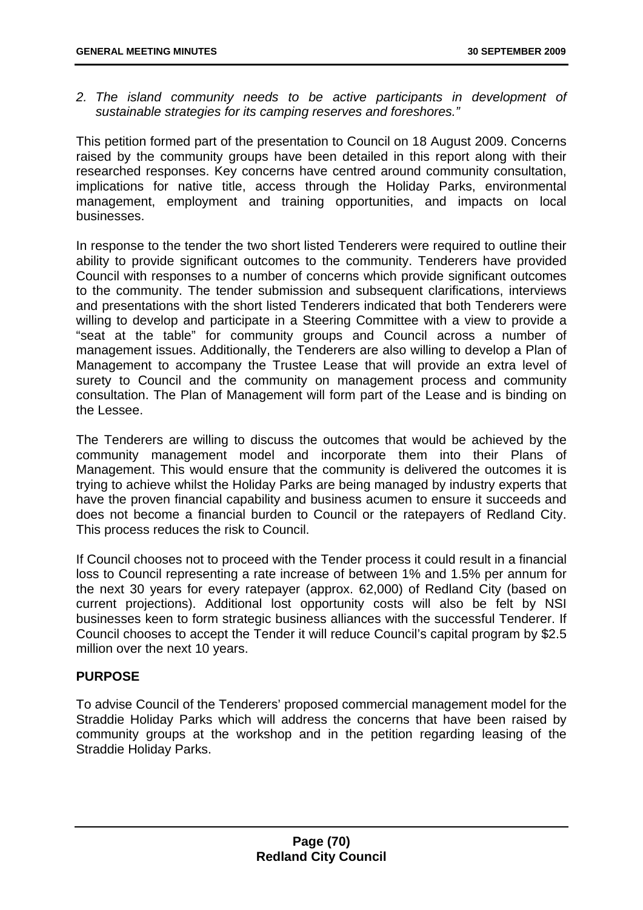*2. The island community needs to be active participants in development of sustainable strategies for its camping reserves and foreshores."*

This petition formed part of the presentation to Council on 18 August 2009. Concerns raised by the community groups have been detailed in this report along with their researched responses. Key concerns have centred around community consultation, implications for native title, access through the Holiday Parks, environmental management, employment and training opportunities, and impacts on local businesses.

In response to the tender the two short listed Tenderers were required to outline their ability to provide significant outcomes to the community. Tenderers have provided Council with responses to a number of concerns which provide significant outcomes to the community. The tender submission and subsequent clarifications, interviews and presentations with the short listed Tenderers indicated that both Tenderers were willing to develop and participate in a Steering Committee with a view to provide a "seat at the table" for community groups and Council across a number of management issues. Additionally, the Tenderers are also willing to develop a Plan of Management to accompany the Trustee Lease that will provide an extra level of surety to Council and the community on management process and community consultation. The Plan of Management will form part of the Lease and is binding on the Lessee.

The Tenderers are willing to discuss the outcomes that would be achieved by the community management model and incorporate them into their Plans of Management. This would ensure that the community is delivered the outcomes it is trying to achieve whilst the Holiday Parks are being managed by industry experts that have the proven financial capability and business acumen to ensure it succeeds and does not become a financial burden to Council or the ratepayers of Redland City. This process reduces the risk to Council.

If Council chooses not to proceed with the Tender process it could result in a financial loss to Council representing a rate increase of between 1% and 1.5% per annum for the next 30 years for every ratepayer (approx. 62,000) of Redland City (based on current projections). Additional lost opportunity costs will also be felt by NSI businesses keen to form strategic business alliances with the successful Tenderer. If Council chooses to accept the Tender it will reduce Council's capital program by $2.5 million over the next 10 years.

## PURPOSE

To advise Council of the Tenderers' proposed commercial management model for the Straddie Holiday Parks which will address the concerns that have been raised by community groups at the workshop and in the petition regarding leasing of the Straddie Holiday Parks.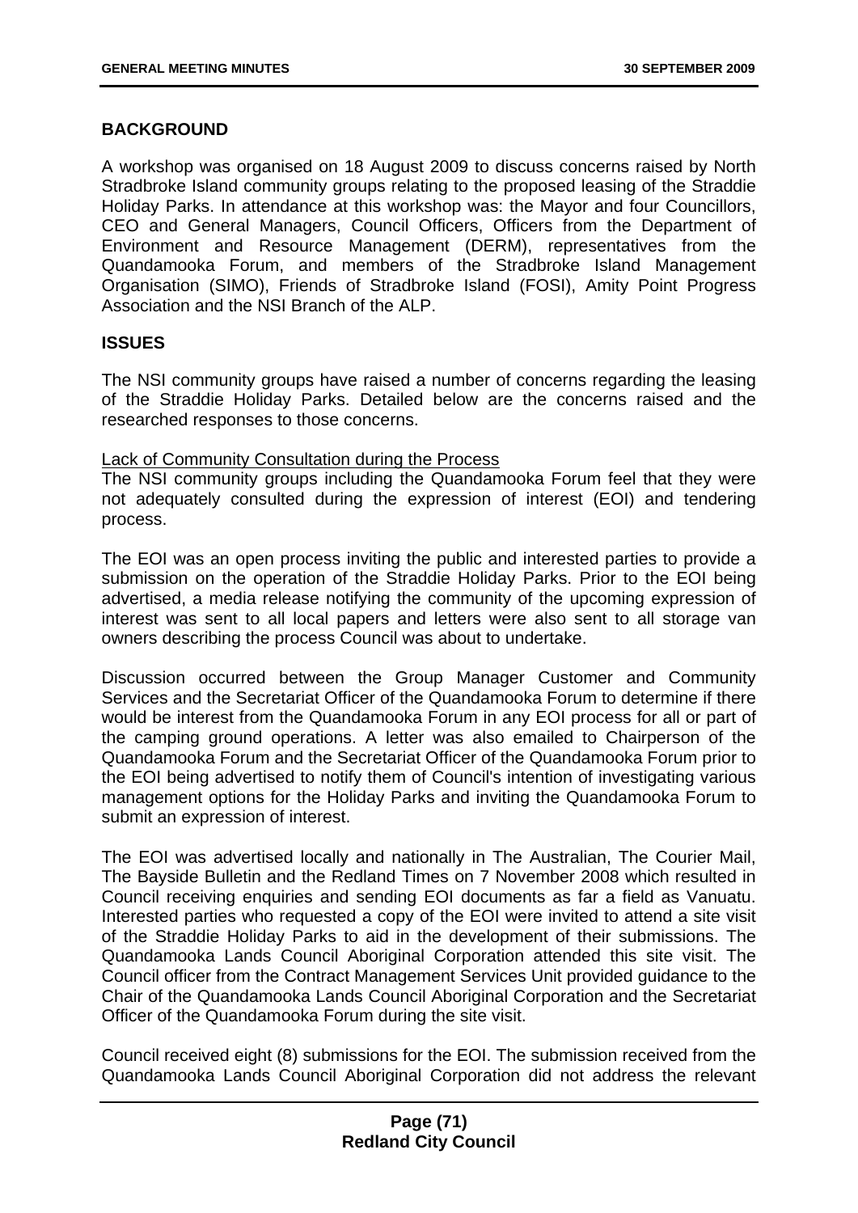## BACKGROUND

A workshop was organised on 18 August 2009 to discuss concerns raised by North Stradbroke Island community groups relating to the proposed leasing of the Straddie Holiday Parks. In attendance at this workshop was: the Mayor and four Councillors, CEO and General Managers, Council Officers, Officers from the Department of Environment and Resource Management (DERM), representatives from the Quandamooka Forum, and members of the Stradbroke Island Management Organisation (SIMO), Friends of Stradbroke Island (FOSI), Amity Point Progress Association and the NSI Branch of the ALP.

## ISSUES

The NSI community groups have raised a number of concerns regarding the leasing of the Straddie Holiday Parks. Detailed below are the concerns raised and the researched responses to those concerns.

Lack of Community Consultation during the Process

The NSI community groups including the Quandamooka Forum feel that they were not adequately consulted during the expression of interest (EOI) and tendering process.

The EOI was an open process inviting the public and interested parties to provide a submission on the operation of the Straddie Holiday Parks. Prior to the EOI being advertised, a media release notifying the community of the upcoming expression of interest was sent to all local papers and letters were also sent to all storage van owners describing the process Council was about to undertake.

Discussion occurred between the Group Manager Customer and Community Services and the Secretariat Officer of the Quandamooka Forum to determine if there would be interest from the Quandamooka Forum in any EOI process for all or part of the camping ground operations. A letter was also emailed to Chairperson of the Quandamooka Forum and the Secretariat Officer of the Quandamooka Forum prior to the EOI being advertised to notify them of Council's intention of investigating various management options for the Holiday Parks and inviting the Quandamooka Forum to submit an expression of interest.

The EOI was advertised locally and nationally in The Australian, The Courier Mail, The Bayside Bulletin and the Redland Times on 7 November 2008 which resulted in Council receiving enquiries and sending EOI documents as far a field as Vanuatu. Interested parties who requested a copy of the EOI were invited to attend a site visit of the Straddie Holiday Parks to aid in the development of their submissions. The Quandamooka Lands Council Aboriginal Corporation attended this site visit. The Council officer from the Contract Management Services Unit provided guidance to the Chair of the Quandamooka Lands Council Aboriginal Corporation and the Secretariat Officer of the Quandamooka Forum during the site visit.

Council received eight (8) submissions for the EOI. The submission received from the Quandamooka Lands Council Aboriginal Corporation did not address the relevant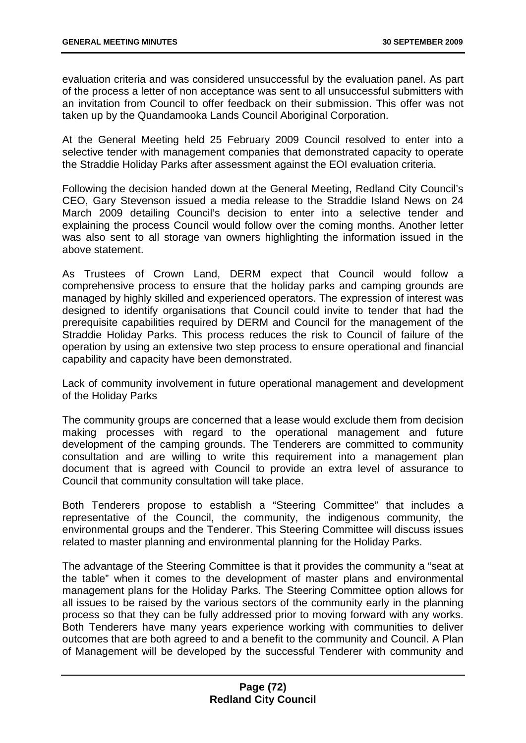evaluation criteria and was considered unsuccessful by the evaluation panel. As part of the process a letter of non acceptance was sent to all unsuccessful submitters with an invitation from Council to offer feedback on their submission. This offer was not taken up by the Quandamooka Lands Council Aboriginal Corporation.

At the General Meeting held 25 February 2009 Council resolved to enter into a selective tender with management companies that demonstrated capacity to operate the Straddie Holiday Parks after assessment against the EOI evaluation criteria.

Following the decision handed down at the General Meeting, Redland City Council's CEO, Gary Stevenson issued a media release to the Straddie Island News on 24 March 2009 detailing Council's decision to enter into a selective tender and explaining the process Council would follow over the coming months. Another letter was also sent to all storage van owners highlighting the information issued in the above statement.

As Trustees of Crown Land, DERM expect that Council would follow a comprehensive process to ensure that the holiday parks and camping grounds are managed by highly skilled and experienced operators. The expression of interest was designed to identify organisations that Council could invite to tender that had the prerequisite capabilities required by DERM and Council for the management of the Straddie Holiday Parks. This process reduces the risk to Council of failure of the operation by using an extensive two step process to ensure operational and financial capability and capacity have been demonstrated.

Lack of community involvement in future operational management and development of the Holiday Parks

The community groups are concerned that a lease would exclude them from decision making processes with regard to the operational management and future development of the camping grounds. The Tenderers are committed to community consultation and are willing to write this requirement into a management plan document that is agreed with Council to provide an extra level of assurance to Council that community consultation will take place.

Both Tenderers propose to establish a "Steering Committee" that includes a representative of the Council, the community, the indigenous community, the environmental groups and the Tenderer. This Steering Committee will discuss issues related to master planning and environmental planning for the Holiday Parks.

The advantage of the Steering Committee is that it provides the community a "seat at the table" when it comes to the development of master plans and environmental management plans for the Holiday Parks. The Steering Committee option allows for all issues to be raised by the various sectors of the community early in the planning process so that they can be fully addressed prior to moving forward with any works. Both Tenderers have many years experience working with communities to deliver outcomes that are both agreed to and a benefit to the community and Council. A Plan of Management will be developed by the successful Tenderer with community and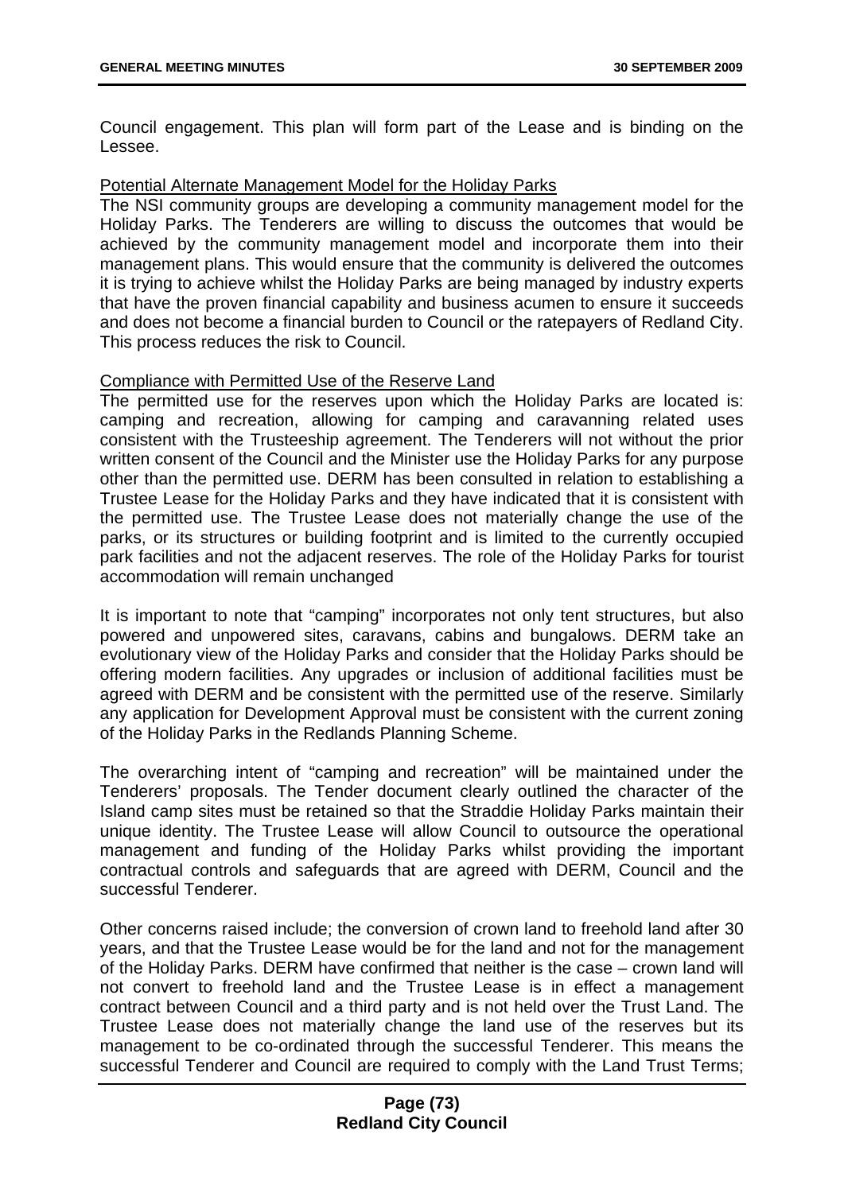Council engagement. This plan will form part of the Lease and is binding on the Lessee.

Potential Alternate Management Model for the Holiday Parks

The NSI community groups are developing a community management model for the Holiday Parks. The Tenderers are willing to discuss the outcomes that would be achieved by the community management model and incorporate them into their management plans. This would ensure that the community is delivered the outcomes it is trying to achieve whilst the Holiday Parks are being managed by industry experts that have the proven financial capability and business acumen to ensure it succeeds and does not become a financial burden to Council or the ratepayers of Redland City. This process reduces the risk to Council.

Compliance with Permitted Use of the Reserve Land

The permitted use for the reserves upon which the Holiday Parks are located is: camping and recreation, allowing for camping and caravanning related uses consistent with the Trusteeship agreement. The Tenderers will not without the prior written consent of the Council and the Minister use the Holiday Parks for any purpose other than the permitted use. DERM has been consulted in relation to establishing a Trustee Lease for the Holiday Parks and they have indicated that it is consistent with the permitted use. The Trustee Lease does not materially change the use of the parks, or its structures or building footprint and is limited to the currently occupied park facilities and not the adjacent reserves. The role of the Holiday Parks for tourist accommodation will remain unchanged

It is important to note that "camping" incorporates not only tent structures, but also powered and unpowered sites, caravans, cabins and bungalows. DERM take an evolutionary view of the Holiday Parks and consider that the Holiday Parks should be offering modern facilities. Any upgrades or inclusion of additional facilities must be agreed with DERM and be consistent with the permitted use of the reserve. Similarly any application for Development Approval must be consistent with the current zoning of the Holiday Parks in the Redlands Planning Scheme.

The overarching intent of "camping and recreation" will be maintained under the Tenderers' proposals. The Tender document clearly outlined the character of the Island camp sites must be retained so that the Straddie Holiday Parks maintain their unique identity. The Trustee Lease will allow Council to outsource the operational management and funding of the Holiday Parks whilst providing the important contractual controls and safeguards that are agreed with DERM, Council and the successful Tenderer.

Other concerns raised include; the conversion of crown land to freehold land after 30 years, and that the Trustee Lease would be for the land and not for the management of the Holiday Parks. DERM have confirmed that neither is the case – crown land will not convert to freehold land and the Trustee Lease is in effect a management contract between Council and a third party and is not held over the Trust Land. The Trustee Lease does not materially change the land use of the reserves but its management to be co-ordinated through the successful Tenderer. This means the successful Tenderer and Council are required to comply with the Land Trust Terms;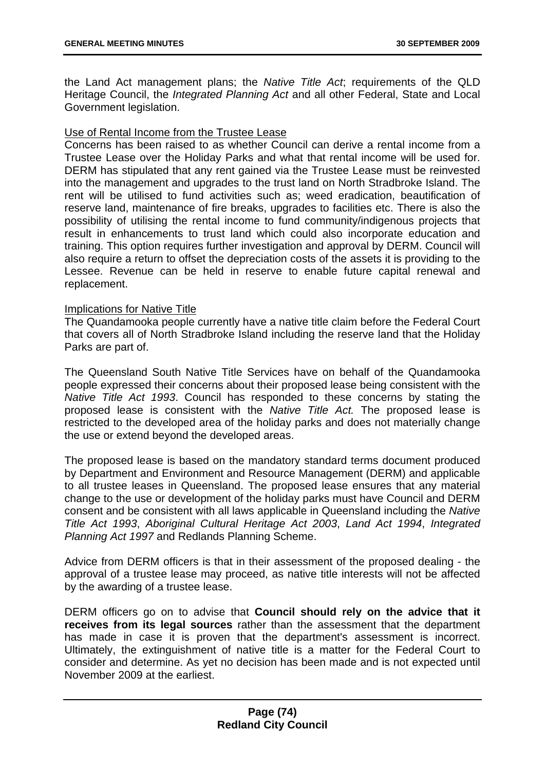the Land Act management plans; the *Native Title Act*; requirements of the QLD Heritage Council, the *Integrated Planning Act* and all other Federal, State and Local Government legislation.

Use of Rental Income from the Trustee Lease

Concerns has been raised to as whether Council can derive a rental income from a Trustee Lease over the Holiday Parks and what that rental income will be used for. DERM has stipulated that any rent gained via the Trustee Lease must be reinvested into the management and upgrades to the trust land on North Stradbroke Island. The rent will be utilised to fund activities such as; weed eradication, beautification of reserve land, maintenance of fire breaks, upgrades to facilities etc. There is also the possibility of utilising the rental income to fund community/indigenous projects that result in enhancements to trust land which could also incorporate education and training. This option requires further investigation and approval by DERM. Council will also require a return to offset the depreciation costs of the assets it is providing to the Lessee. Revenue can be held in reserve to enable future capital renewal and replacement.

Implications for Native Title

The Quandamooka people currently have a native title claim before the Federal Court that covers all of North Stradbroke Island including the reserve land that the Holiday Parks are part of.

The Queensland South Native Title Services have on behalf of the Quandamooka people expressed their concerns about their proposed lease being consistent with the *Native Title Act 1993*. Council has responded to these concerns by stating the proposed lease is consistent with the *Native Title Act.* The proposed lease is restricted to the developed area of the holiday parks and does not materially change the use or extend beyond the developed areas.

The proposed lease is based on the mandatory standard terms document produced by Department and Environment and Resource Management (DERM) and applicable to all trustee leases in Queensland. The proposed lease ensures that any material change to the use or development of the holiday parks must have Council and DERM consent and be consistent with all laws applicable in Queensland including the *Native Title Act 1993*, *Aboriginal Cultural Heritage Act 2003*, *Land Act 1994*, *Integrated Planning Act 1997* and Redlands Planning Scheme.

Advice from DERM officers is that in their assessment of the proposed dealing - the approval of a trustee lease may proceed, as native title interests will not be affected by the awarding of a trustee lease.

DERM officers go on to advise that **Council should rely on the advice that it receives from its legal sources** rather than the assessment that the department has made in case it is proven that the department's assessment is incorrect. Ultimately, the extinguishment of native title is a matter for the Federal Court to consider and determine. As yet no decision has been made and is not expected until November 2009 at the earliest.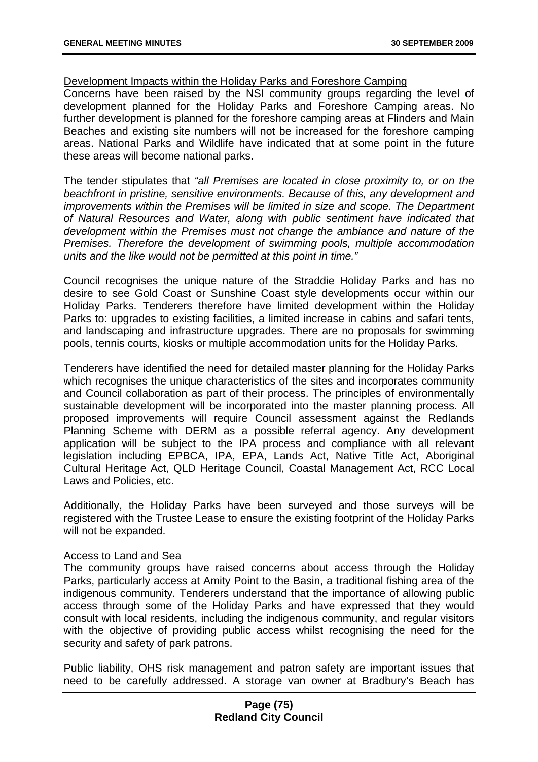Development Impacts within the Holiday Parks and Foreshore Camping

Concerns have been raised by the NSI community groups regarding the level of development planned for the Holiday Parks and Foreshore Camping areas. No further development is planned for the foreshore camping areas at Flinders and Main Beaches and existing site numbers will not be increased for the foreshore camping areas. National Parks and Wildlife have indicated that at some point in the future these areas will become national parks.

The tender stipulates that *"all Premises are located in close proximity to, or on the beachfront in pristine, sensitive environments. Because of this, any development and improvements within the Premises will be limited in size and scope. The Department of Natural Resources and Water, along with public sentiment have indicated that development within the Premises must not change the ambiance and nature of the Premises. Therefore the development of swimming pools, multiple accommodation units and the like would not be permitted at this point in time."*

Council recognises the unique nature of the Straddie Holiday Parks and has no desire to see Gold Coast or Sunshine Coast style developments occur within our Holiday Parks. Tenderers therefore have limited development within the Holiday Parks to: upgrades to existing facilities, a limited increase in cabins and safari tents, and landscaping and infrastructure upgrades. There are no proposals for swimming pools, tennis courts, kiosks or multiple accommodation units for the Holiday Parks.

Tenderers have identified the need for detailed master planning for the Holiday Parks which recognises the unique characteristics of the sites and incorporates community and Council collaboration as part of their process. The principles of environmentally sustainable development will be incorporated into the master planning process. All proposed improvements will require Council assessment against the Redlands Planning Scheme with DERM as a possible referral agency. Any development application will be subject to the IPA process and compliance with all relevant legislation including EPBCA, IPA, EPA, Lands Act, Native Title Act, Aboriginal Cultural Heritage Act, QLD Heritage Council, Coastal Management Act, RCC Local Laws and Policies, etc.

Additionally, the Holiday Parks have been surveyed and those surveys will be registered with the Trustee Lease to ensure the existing footprint of the Holiday Parks will not be expanded.

Access to Land and Sea

The community groups have raised concerns about access through the Holiday Parks, particularly access at Amity Point to the Basin, a traditional fishing area of the indigenous community. Tenderers understand that the importance of allowing public access through some of the Holiday Parks and have expressed that they would consult with local residents, including the indigenous community, and regular visitors with the objective of providing public access whilst recognising the need for the security and safety of park patrons.

Public liability, OHS risk management and patron safety are important issues that need to be carefully addressed. A storage van owner at Bradbury's Beach has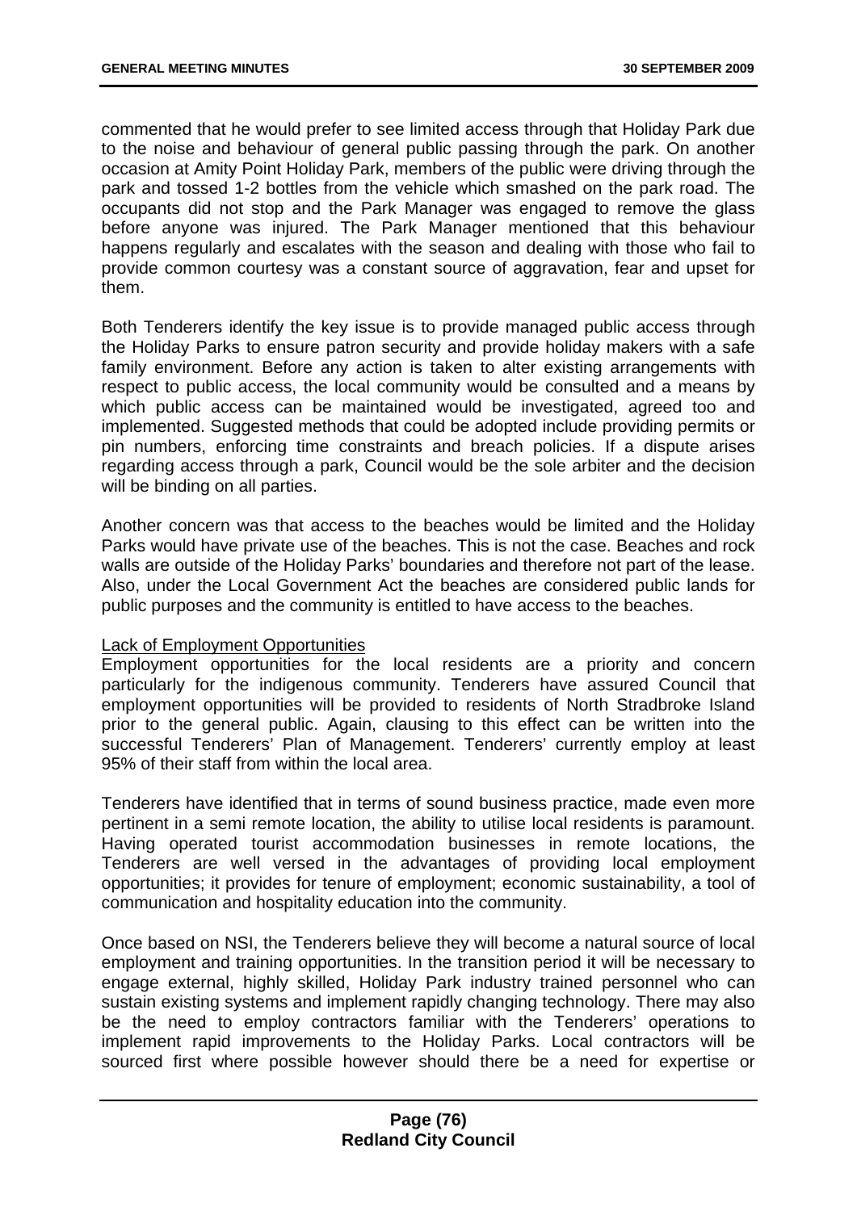commented that he would prefer to see limited access through that Holiday Park due to the noise and behaviour of general public passing through the park. On another occasion at Amity Point Holiday Park, members of the public were driving through the park and tossed 1-2 bottles from the vehicle which smashed on the park road. The occupants did not stop and the Park Manager was engaged to remove the glass before anyone was injured. The Park Manager mentioned that this behaviour happens regularly and escalates with the season and dealing with those who fail to provide common courtesy was a constant source of aggravation, fear and upset for them.

Both Tenderers identify the key issue is to provide managed public access through the Holiday Parks to ensure patron security and provide holiday makers with a safe family environment. Before any action is taken to alter existing arrangements with respect to public access, the local community would be consulted and a means by which public access can be maintained would be investigated, agreed too and implemented. Suggested methods that could be adopted include providing permits or pin numbers, enforcing time constraints and breach policies. If a dispute arises regarding access through a park, Council would be the sole arbiter and the decision will be binding on all parties.

Another concern was that access to the beaches would be limited and the Holiday Parks would have private use of the beaches. This is not the case. Beaches and rock walls are outside of the Holiday Parks' boundaries and therefore not part of the lease. Also, under the Local Government Act the beaches are considered public lands for public purposes and the community is entitled to have access to the beaches.

Lack of Employment Opportunities

Employment opportunities for the local residents are a priority and concern particularly for the indigenous community. Tenderers have assured Council that employment opportunities will be provided to residents of North Stradbroke Island prior to the general public. Again, clausing to this effect can be written into the successful Tenderers' Plan of Management. Tenderers' currently employ at least 95% of their staff from within the local area.

Tenderers have identified that in terms of sound business practice, made even more pertinent in a semi remote location, the ability to utilise local residents is paramount. Having operated tourist accommodation businesses in remote locations, the Tenderers are well versed in the advantages of providing local employment opportunities; it provides for tenure of employment; economic sustainability, a tool of communication and hospitality education into the community.

Once based on NSI, the Tenderers believe they will become a natural source of local employment and training opportunities. In the transition period it will be necessary to engage external, highly skilled, Holiday Park industry trained personnel who can sustain existing systems and implement rapidly changing technology. There may also be the need to employ contractors familiar with the Tenderers' operations to implement rapid improvements to the Holiday Parks. Local contractors will be sourced first where possible however should there be a need for expertise or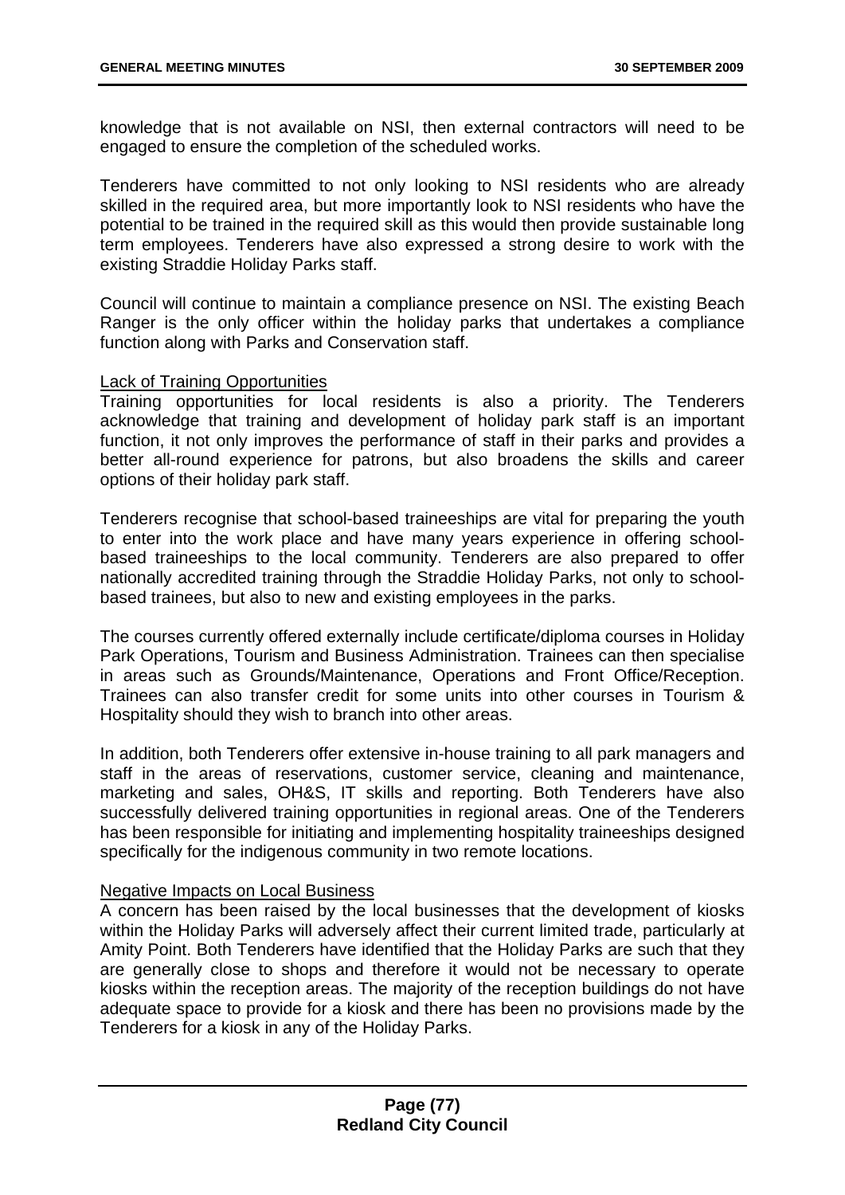knowledge that is not available on NSI, then external contractors will need to be engaged to ensure the completion of the scheduled works.

Tenderers have committed to not only looking to NSI residents who are already skilled in the required area, but more importantly look to NSI residents who have the potential to be trained in the required skill as this would then provide sustainable long term employees. Tenderers have also expressed a strong desire to work with the existing Straddie Holiday Parks staff.

Council will continue to maintain a compliance presence on NSI. The existing Beach Ranger is the only officer within the holiday parks that undertakes a compliance function along with Parks and Conservation staff.

<u>Lack of Training Opportunities</u>

Training opportunities for local residents is also a priority. The Tenderers acknowledge that training and development of holiday park staff is an important function, it not only improves the performance of staff in their parks and provides a better all-round experience for patrons, but also broadens the skills and career options of their holiday park staff.

Tenderers recognise that school-based traineeships are vital for preparing the youth to enter into the work place and have many years experience in offering school-based traineeships to the local community. Tenderers are also prepared to offer nationally accredited training through the Straddie Holiday Parks, not only to school-based trainees, but also to new and existing employees in the parks.

The courses currently offered externally include certificate/diploma courses in Holiday Park Operations, Tourism and Business Administration. Trainees can then specialise in areas such as Grounds/Maintenance, Operations and Front Office/Reception. Trainees can also transfer credit for some units into other courses in Tourism & Hospitality should they wish to branch into other areas.

In addition, both Tenderers offer extensive in-house training to all park managers and staff in the areas of reservations, customer service, cleaning and maintenance, marketing and sales, OH&S, IT skills and reporting. Both Tenderers have also successfully delivered training opportunities in regional areas. One of the Tenderers has been responsible for initiating and implementing hospitality traineeships designed specifically for the indigenous community in two remote locations.

<u>Negative Impacts on Local Business</u>

A concern has been raised by the local businesses that the development of kiosks within the Holiday Parks will adversely affect their current limited trade, particularly at Amity Point. Both Tenderers have identified that the Holiday Parks are such that they are generally close to shops and therefore it would not be necessary to operate kiosks within the reception areas. The majority of the reception buildings do not have adequate space to provide for a kiosk and there has been no provisions made by the Tenderers for a kiosk in any of the Holiday Parks.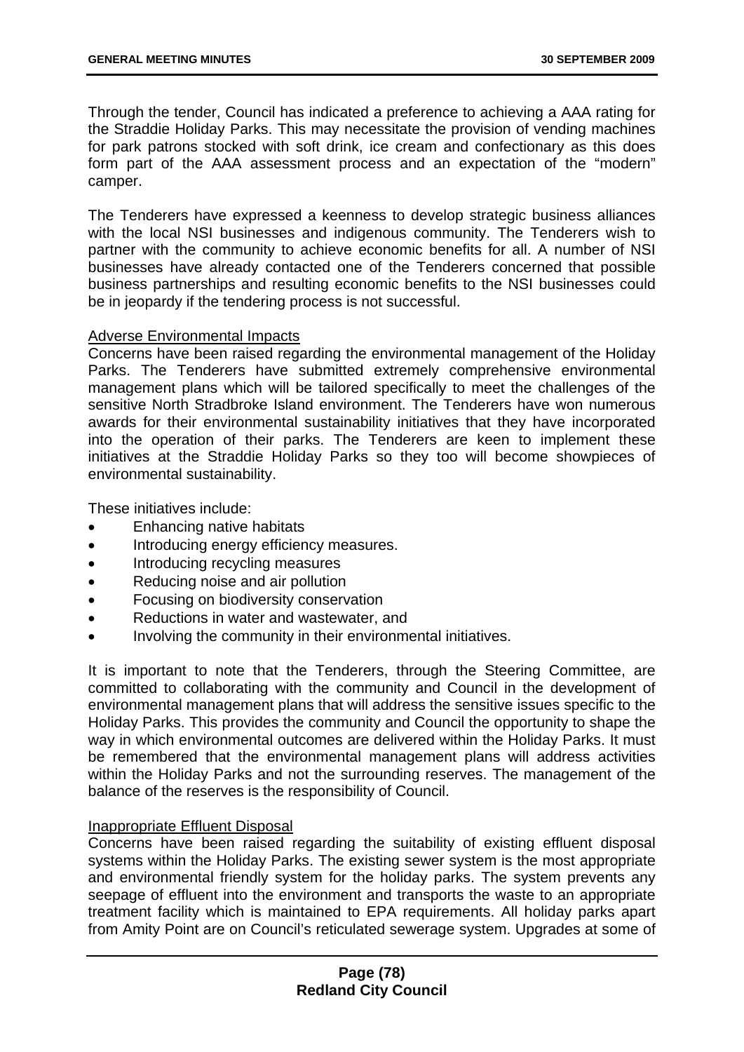Through the tender, Council has indicated a preference to achieving a AAA rating for the Straddie Holiday Parks. This may necessitate the provision of vending machines for park patrons stocked with soft drink, ice cream and confectionary as this does form part of the AAA assessment process and an expectation of the "modern" camper.

The Tenderers have expressed a keenness to develop strategic business alliances with the local NSI businesses and indigenous community. The Tenderers wish to partner with the community to achieve economic benefits for all. A number of NSI businesses have already contacted one of the Tenderers concerned that possible business partnerships and resulting economic benefits to the NSI businesses could be in jeopardy if the tendering process is not successful.

<u>Adverse Environmental Impacts</u>
Concerns have been raised regarding the environmental management of the Holiday Parks. The Tenderers have submitted extremely comprehensive environmental management plans which will be tailored specifically to meet the challenges of the sensitive North Stradbroke Island environment. The Tenderers have won numerous awards for their environmental sustainability initiatives that they have incorporated into the operation of their parks. The Tenderers are keen to implement these initiatives at the Straddie Holiday Parks so they too will become showpieces of environmental sustainability.

These initiatives include:

- Enhancing native habitats
- Introducing energy efficiency measures.
- Introducing recycling measures
- Reducing noise and air pollution
- Focusing on biodiversity conservation
- Reductions in water and wastewater, and
- Involving the community in their environmental initiatives.

It is important to note that the Tenderers, through the Steering Committee, are committed to collaborating with the community and Council in the development of environmental management plans that will address the sensitive issues specific to the Holiday Parks. This provides the community and Council the opportunity to shape the way in which environmental outcomes are delivered within the Holiday Parks. It must be remembered that the environmental management plans will address activities within the Holiday Parks and not the surrounding reserves. The management of the balance of the reserves is the responsibility of Council.

<u>Inappropriate Effluent Disposal</u>
Concerns have been raised regarding the suitability of existing effluent disposal systems within the Holiday Parks. The existing sewer system is the most appropriate and environmental friendly system for the holiday parks. The system prevents any seepage of effluent into the environment and transports the waste to an appropriate treatment facility which is maintained to EPA requirements. All holiday parks apart from Amity Point are on Council's reticulated sewerage system. Upgrades at some of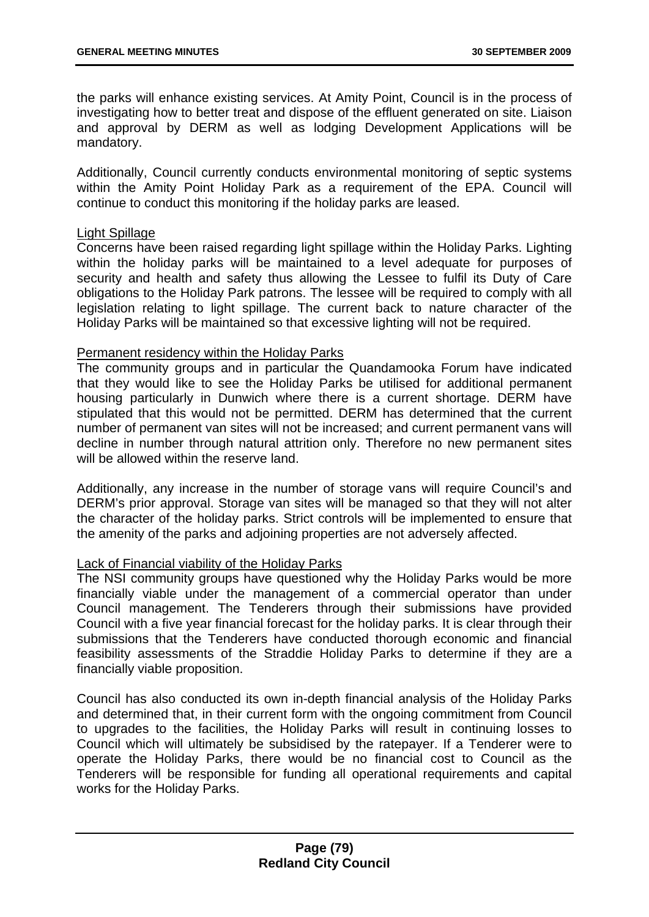the parks will enhance existing services. At Amity Point, Council is in the process of investigating how to better treat and dispose of the effluent generated on site. Liaison and approval by DERM as well as lodging Development Applications will be mandatory.

Additionally, Council currently conducts environmental monitoring of septic systems within the Amity Point Holiday Park as a requirement of the EPA. Council will continue to conduct this monitoring if the holiday parks are leased.

<u>Light Spillage</u>

Concerns have been raised regarding light spillage within the Holiday Parks. Lighting within the holiday parks will be maintained to a level adequate for purposes of security and health and safety thus allowing the Lessee to fulfil its Duty of Care obligations to the Holiday Park patrons. The lessee will be required to comply with all legislation relating to light spillage. The current back to nature character of the Holiday Parks will be maintained so that excessive lighting will not be required.

<u>Permanent residency within the Holiday Parks</u>

The community groups and in particular the Quandamooka Forum have indicated that they would like to see the Holiday Parks be utilised for additional permanent housing particularly in Dunwich where there is a current shortage. DERM have stipulated that this would not be permitted. DERM has determined that the current number of permanent van sites will not be increased; and current permanent vans will decline in number through natural attrition only. Therefore no new permanent sites will be allowed within the reserve land.

Additionally, any increase in the number of storage vans will require Council's and DERM's prior approval. Storage van sites will be managed so that they will not alter the character of the holiday parks. Strict controls will be implemented to ensure that the amenity of the parks and adjoining properties are not adversely affected.

<u>Lack of Financial viability of the Holiday Parks</u>

The NSI community groups have questioned why the Holiday Parks would be more financially viable under the management of a commercial operator than under Council management. The Tenderers through their submissions have provided Council with a five year financial forecast for the holiday parks. It is clear through their submissions that the Tenderers have conducted thorough economic and financial feasibility assessments of the Straddie Holiday Parks to determine if they are a financially viable proposition.

Council has also conducted its own in-depth financial analysis of the Holiday Parks and determined that, in their current form with the ongoing commitment from Council to upgrades to the facilities, the Holiday Parks will result in continuing losses to Council which will ultimately be subsidised by the ratepayer. If a Tenderer were to operate the Holiday Parks, there would be no financial cost to Council as the Tenderers will be responsible for funding all operational requirements and capital works for the Holiday Parks.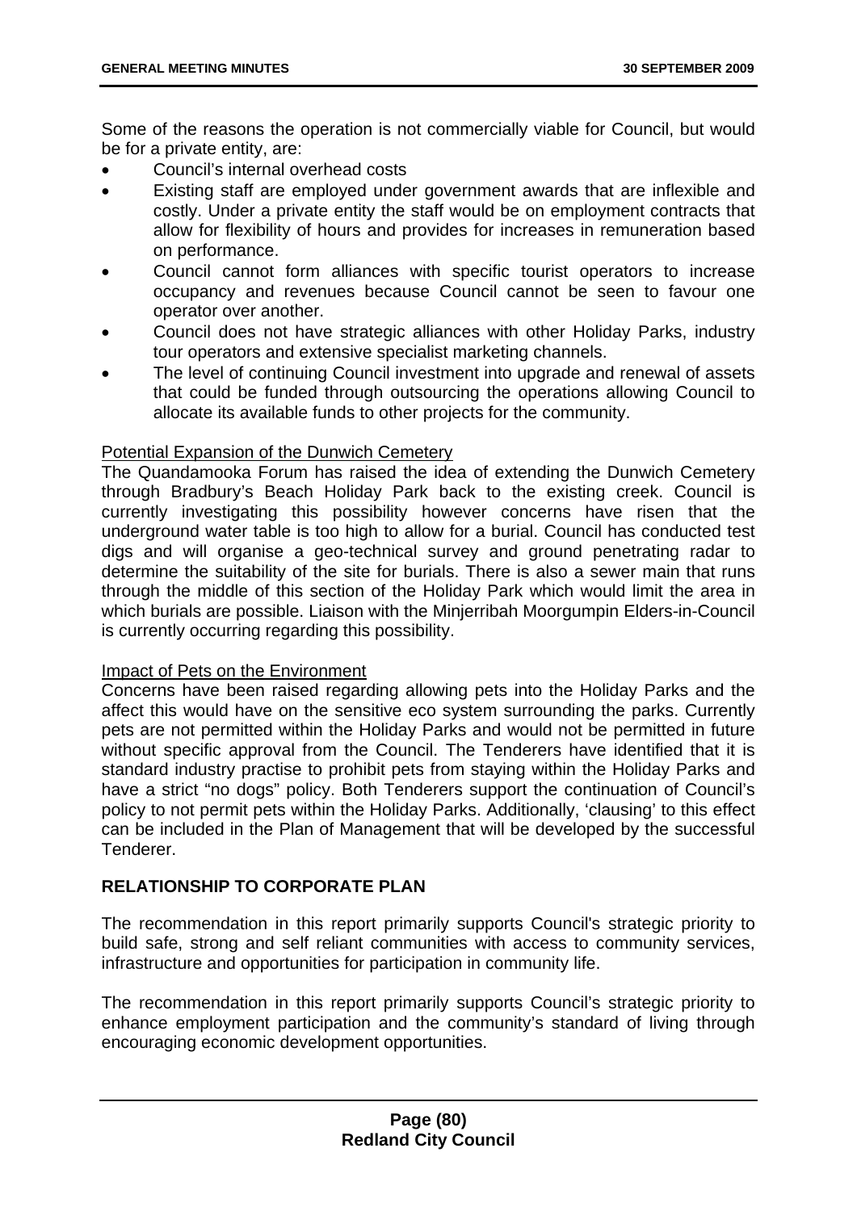Some of the reasons the operation is not commercially viable for Council, but would be for a private entity, are:

- Council's internal overhead costs
- Existing staff are employed under government awards that are inflexible and costly. Under a private entity the staff would be on employment contracts that allow for flexibility of hours and provides for increases in remuneration based on performance.
- Council cannot form alliances with specific tourist operators to increase occupancy and revenues because Council cannot be seen to favour one operator over another.
- Council does not have strategic alliances with other Holiday Parks, industry tour operators and extensive specialist marketing channels.
- The level of continuing Council investment into upgrade and renewal of assets that could be funded through outsourcing the operations allowing Council to allocate its available funds to other projects for the community.

Potential Expansion of the Dunwich Cemetery

The Quandamooka Forum has raised the idea of extending the Dunwich Cemetery through Bradbury's Beach Holiday Park back to the existing creek. Council is currently investigating this possibility however concerns have risen that the underground water table is too high to allow for a burial. Council has conducted test digs and will organise a geo-technical survey and ground penetrating radar to determine the suitability of the site for burials. There is also a sewer main that runs through the middle of this section of the Holiday Park which would limit the area in which burials are possible. Liaison with the Minjerribah Moorgumpin Elders-in-Council is currently occurring regarding this possibility.

Impact of Pets on the Environment

Concerns have been raised regarding allowing pets into the Holiday Parks and the affect this would have on the sensitive eco system surrounding the parks. Currently pets are not permitted within the Holiday Parks and would not be permitted in future without specific approval from the Council. The Tenderers have identified that it is standard industry practise to prohibit pets from staying within the Holiday Parks and have a strict "no dogs" policy. Both Tenderers support the continuation of Council's policy to not permit pets within the Holiday Parks. Additionally, 'clausing' to this effect can be included in the Plan of Management that will be developed by the successful Tenderer.

## RELATIONSHIP TO CORPORATE PLAN

The recommendation in this report primarily supports Council's strategic priority to build safe, strong and self reliant communities with access to community services, infrastructure and opportunities for participation in community life.

The recommendation in this report primarily supports Council's strategic priority to enhance employment participation and the community's standard of living through encouraging economic development opportunities.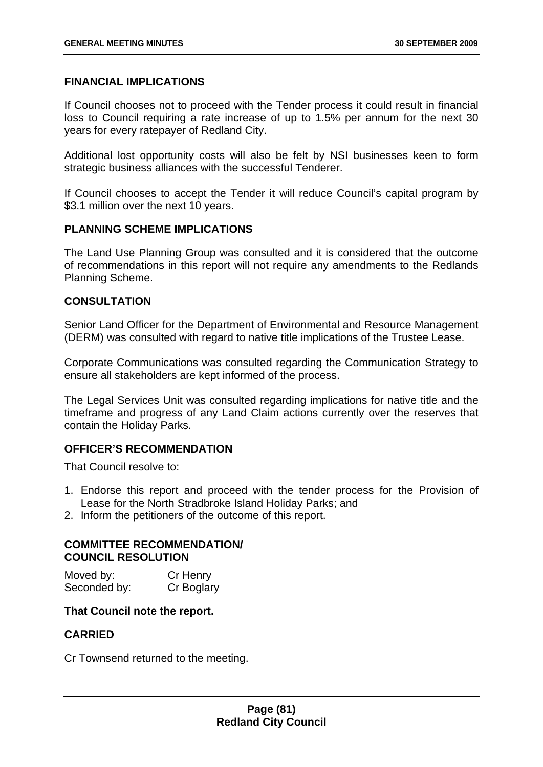**FINANCIAL IMPLICATIONS**

If Council chooses not to proceed with the Tender process it could result in financial loss to Council requiring a rate increase of up to 1.5% per annum for the next 30 years for every ratepayer of Redland City.

Additional lost opportunity costs will also be felt by NSI businesses keen to form strategic business alliances with the successful Tenderer.

If Council chooses to accept the Tender it will reduce Council's capital program by \$3.1 million over the next 10 years.

**PLANNING SCHEME IMPLICATIONS**

The Land Use Planning Group was consulted and it is considered that the outcome of recommendations in this report will not require any amendments to the Redlands Planning Scheme.

**CONSULTATION**

Senior Land Officer for the Department of Environmental and Resource Management (DERM) was consulted with regard to native title implications of the Trustee Lease.

Corporate Communications was consulted regarding the Communication Strategy to ensure all stakeholders are kept informed of the process.

The Legal Services Unit was consulted regarding implications for native title and the timeframe and progress of any Land Claim actions currently over the reserves that contain the Holiday Parks.

**OFFICER'S RECOMMENDATION**

That Council resolve to:

1. Endorse this report and proceed with the tender process for the Provision of Lease for the North Stradbroke Island Holiday Parks; and
2. Inform the petitioners of the outcome of this report.

**COMMITTEE RECOMMENDATION/ COUNCIL RESOLUTION**

| | |
|---|---|
| Moved by: | Cr Henry |
| Seconded by: | Cr Boglary |

**That Council note the report.**

**CARRIED**

Cr Townsend returned to the meeting.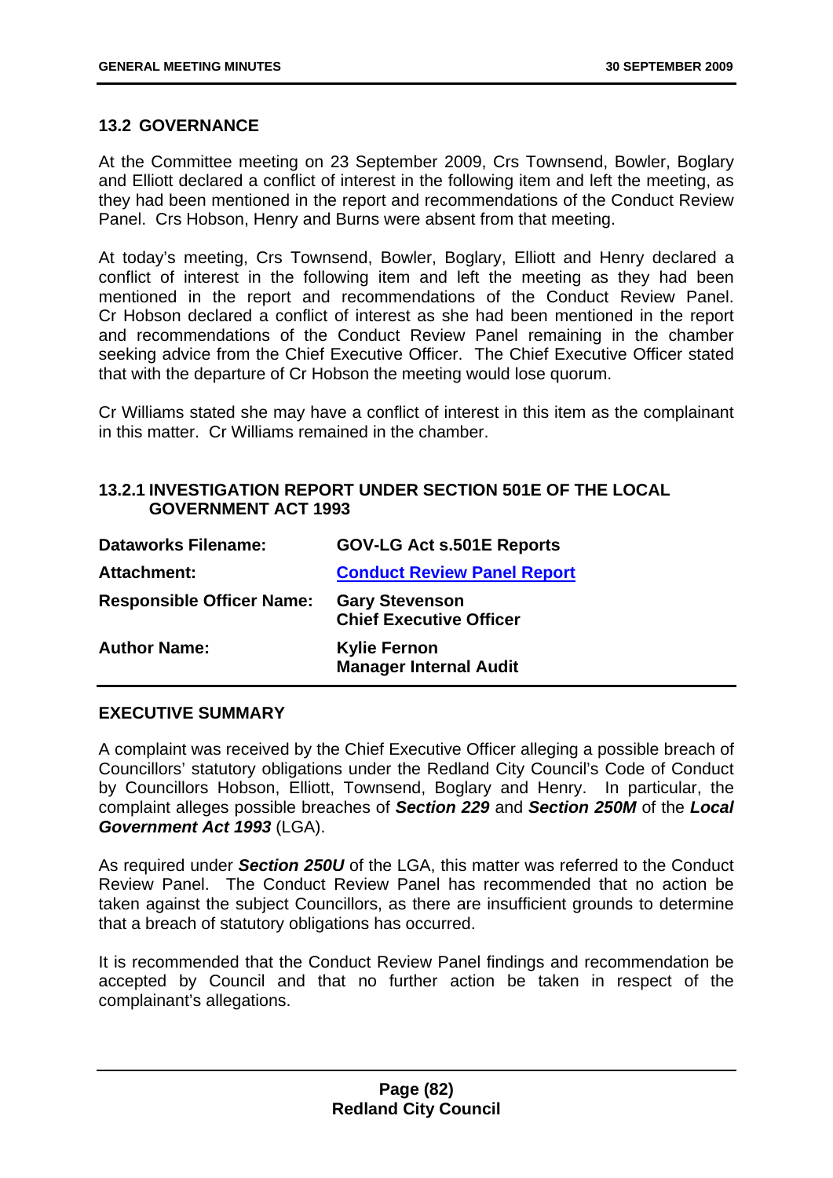## 13.2 GOVERNANCE

At the Committee meeting on 23 September 2009, Crs Townsend, Bowler, Boglary and Elliott declared a conflict of interest in the following item and left the meeting, as they had been mentioned in the report and recommendations of the Conduct Review Panel. Crs Hobson, Henry and Burns were absent from that meeting.

At today's meeting, Crs Townsend, Bowler, Boglary, Elliott and Henry declared a conflict of interest in the following item and left the meeting as they had been mentioned in the report and recommendations of the Conduct Review Panel. Cr Hobson declared a conflict of interest as she had been mentioned in the report and recommendations of the Conduct Review Panel remaining in the chamber seeking advice from the Chief Executive Officer. The Chief Executive Officer stated that with the departure of Cr Hobson the meeting would lose quorum.

Cr Williams stated she may have a conflict of interest in this item as the complainant in this matter. Cr Williams remained in the chamber.

### 13.2.1 INVESTIGATION REPORT UNDER SECTION 501E OF THE LOCAL GOVERNMENT ACT 1993

| | |
|---|---|
| **Dataworks Filename:** | **GOV-LG Act s.501E Reports** |
| **Attachment:** | **Conduct Review Panel Report** |
| **Responsible Officer Name:** | **Gary Stevenson**<br>**Chief Executive Officer** |
| **Author Name:** | **Kylie Fernon**<br>**Manager Internal Audit** |

#### EXECUTIVE SUMMARY

A complaint was received by the Chief Executive Officer alleging a possible breach of Councillors' statutory obligations under the Redland City Council's Code of Conduct by Councillors Hobson, Elliott, Townsend, Boglary and Henry. In particular, the complaint alleges possible breaches of ***Section 229*** and ***Section 250M*** of the ***Local Government Act 1993*** (LGA).

As required under ***Section 250U*** of the LGA, this matter was referred to the Conduct Review Panel. The Conduct Review Panel has recommended that no action be taken against the subject Councillors, as there are insufficient grounds to determine that a breach of statutory obligations has occurred.

It is recommended that the Conduct Review Panel findings and recommendation be accepted by Council and that no further action be taken in respect of the complainant's allegations.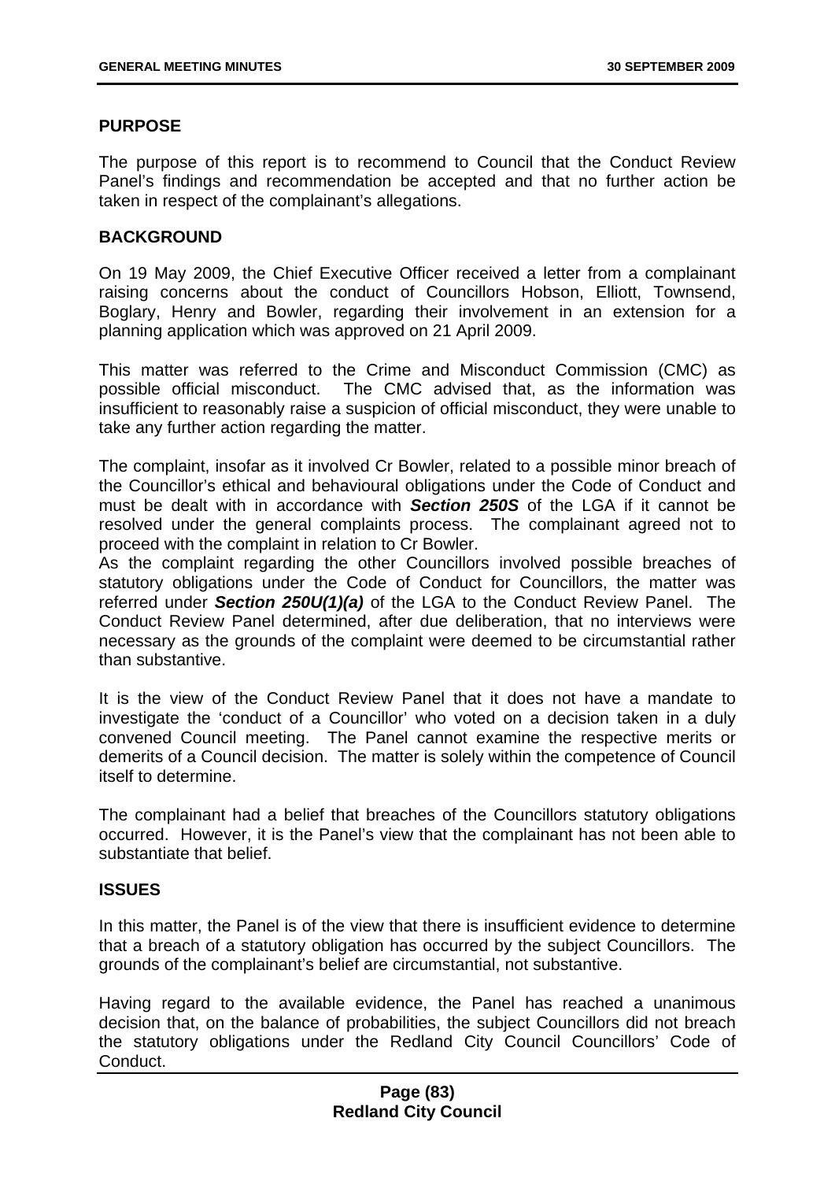## PURPOSE

The purpose of this report is to recommend to Council that the Conduct Review Panel's findings and recommendation be accepted and that no further action be taken in respect of the complainant's allegations.

## BACKGROUND

On 19 May 2009, the Chief Executive Officer received a letter from a complainant raising concerns about the conduct of Councillors Hobson, Elliott, Townsend, Boglary, Henry and Bowler, regarding their involvement in an extension for a planning application which was approved on 21 April 2009.

This matter was referred to the Crime and Misconduct Commission (CMC) as possible official misconduct. The CMC advised that, as the information was insufficient to reasonably raise a suspicion of official misconduct, they were unable to take any further action regarding the matter.

The complaint, insofar as it involved Cr Bowler, related to a possible minor breach of the Councillor's ethical and behavioural obligations under the Code of Conduct and must be dealt with in accordance with ***Section 250S*** of the LGA if it cannot be resolved under the general complaints process. The complainant agreed not to proceed with the complaint in relation to Cr Bowler.

As the complaint regarding the other Councillors involved possible breaches of statutory obligations under the Code of Conduct for Councillors, the matter was referred under ***Section 250U(1)(a)*** of the LGA to the Conduct Review Panel. The Conduct Review Panel determined, after due deliberation, that no interviews were necessary as the grounds of the complaint were deemed to be circumstantial rather than substantive.

It is the view of the Conduct Review Panel that it does not have a mandate to investigate the 'conduct of a Councillor' who voted on a decision taken in a duly convened Council meeting. The Panel cannot examine the respective merits or demerits of a Council decision. The matter is solely within the competence of Council itself to determine.

The complainant had a belief that breaches of the Councillors statutory obligations occurred. However, it is the Panel's view that the complainant has not been able to substantiate that belief.

## ISSUES

In this matter, the Panel is of the view that there is insufficient evidence to determine that a breach of a statutory obligation has occurred by the subject Councillors. The grounds of the complainant's belief are circumstantial, not substantive.

Having regard to the available evidence, the Panel has reached a unanimous decision that, on the balance of probabilities, the subject Councillors did not breach the statutory obligations under the Redland City Council Councillors' Code of Conduct.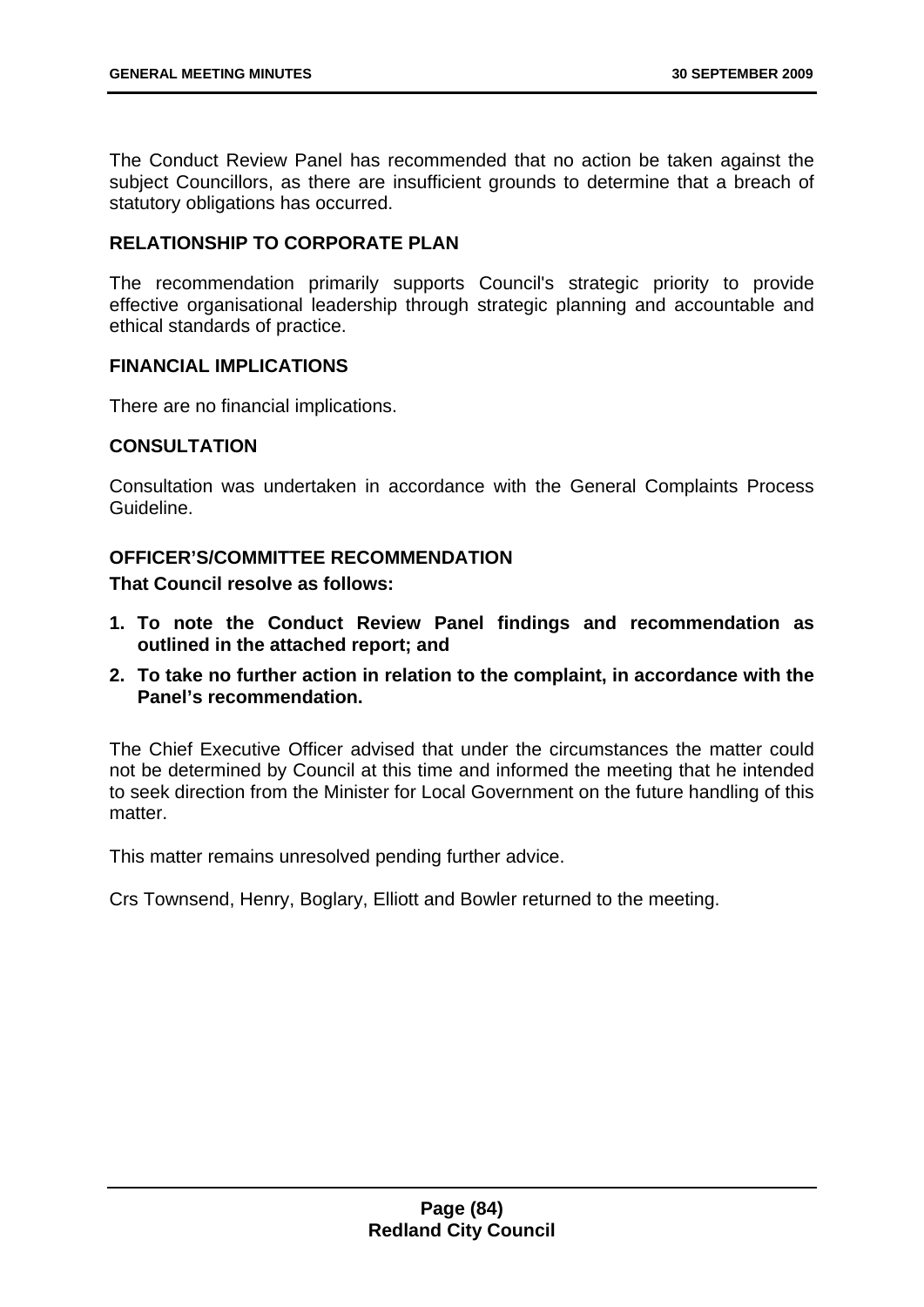The Conduct Review Panel has recommended that no action be taken against the subject Councillors, as there are insufficient grounds to determine that a breach of statutory obligations has occurred.

### RELATIONSHIP TO CORPORATE PLAN

The recommendation primarily supports Council's strategic priority to provide effective organisational leadership through strategic planning and accountable and ethical standards of practice.

### FINANCIAL IMPLICATIONS

There are no financial implications.

### CONSULTATION

Consultation was undertaken in accordance with the General Complaints Process Guideline.

### OFFICER'S/COMMITTEE RECOMMENDATION

**That Council resolve as follows:**

1. **To note the Conduct Review Panel findings and recommendation as outlined in the attached report; and**
2. **To take no further action in relation to the complaint, in accordance with the Panel's recommendation.**

The Chief Executive Officer advised that under the circumstances the matter could not be determined by Council at this time and informed the meeting that he intended to seek direction from the Minister for Local Government on the future handling of this matter.

This matter remains unresolved pending further advice.

Crs Townsend, Henry, Boglary, Elliott and Bowler returned to the meeting.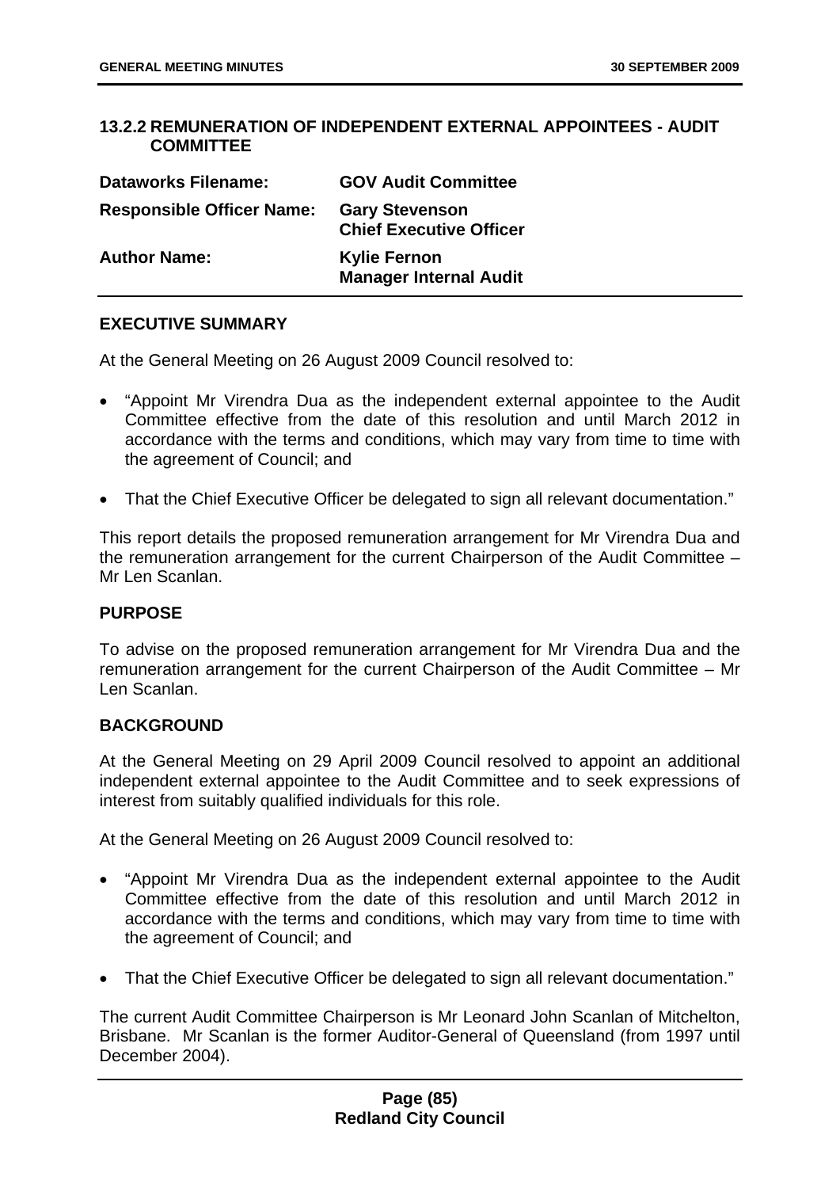## 13.2.2 REMUNERATION OF INDEPENDENT EXTERNAL APPOINTEES - AUDIT COMMITTEE

| | |
|---|---|
| **Dataworks Filename:** | **GOV Audit Committee** |
| **Responsible Officer Name:** | **Gary Stevenson Chief Executive Officer** |
| **Author Name:** | **Kylie Fernon Manager Internal Audit** |

### EXECUTIVE SUMMARY

At the General Meeting on 26 August 2009 Council resolved to:

- "Appoint Mr Virendra Dua as the independent external appointee to the Audit Committee effective from the date of this resolution and until March 2012 in accordance with the terms and conditions, which may vary from time to time with the agreement of Council; and
- That the Chief Executive Officer be delegated to sign all relevant documentation."

This report details the proposed remuneration arrangement for Mr Virendra Dua and the remuneration arrangement for the current Chairperson of the Audit Committee – Mr Len Scanlan.

### PURPOSE

To advise on the proposed remuneration arrangement for Mr Virendra Dua and the remuneration arrangement for the current Chairperson of the Audit Committee – Mr Len Scanlan.

### BACKGROUND

At the General Meeting on 29 April 2009 Council resolved to appoint an additional independent external appointee to the Audit Committee and to seek expressions of interest from suitably qualified individuals for this role.

At the General Meeting on 26 August 2009 Council resolved to:

- "Appoint Mr Virendra Dua as the independent external appointee to the Audit Committee effective from the date of this resolution and until March 2012 in accordance with the terms and conditions, which may vary from time to time with the agreement of Council; and
- That the Chief Executive Officer be delegated to sign all relevant documentation."

The current Audit Committee Chairperson is Mr Leonard John Scanlan of Mitchelton, Brisbane. Mr Scanlan is the former Auditor-General of Queensland (from 1997 until December 2004).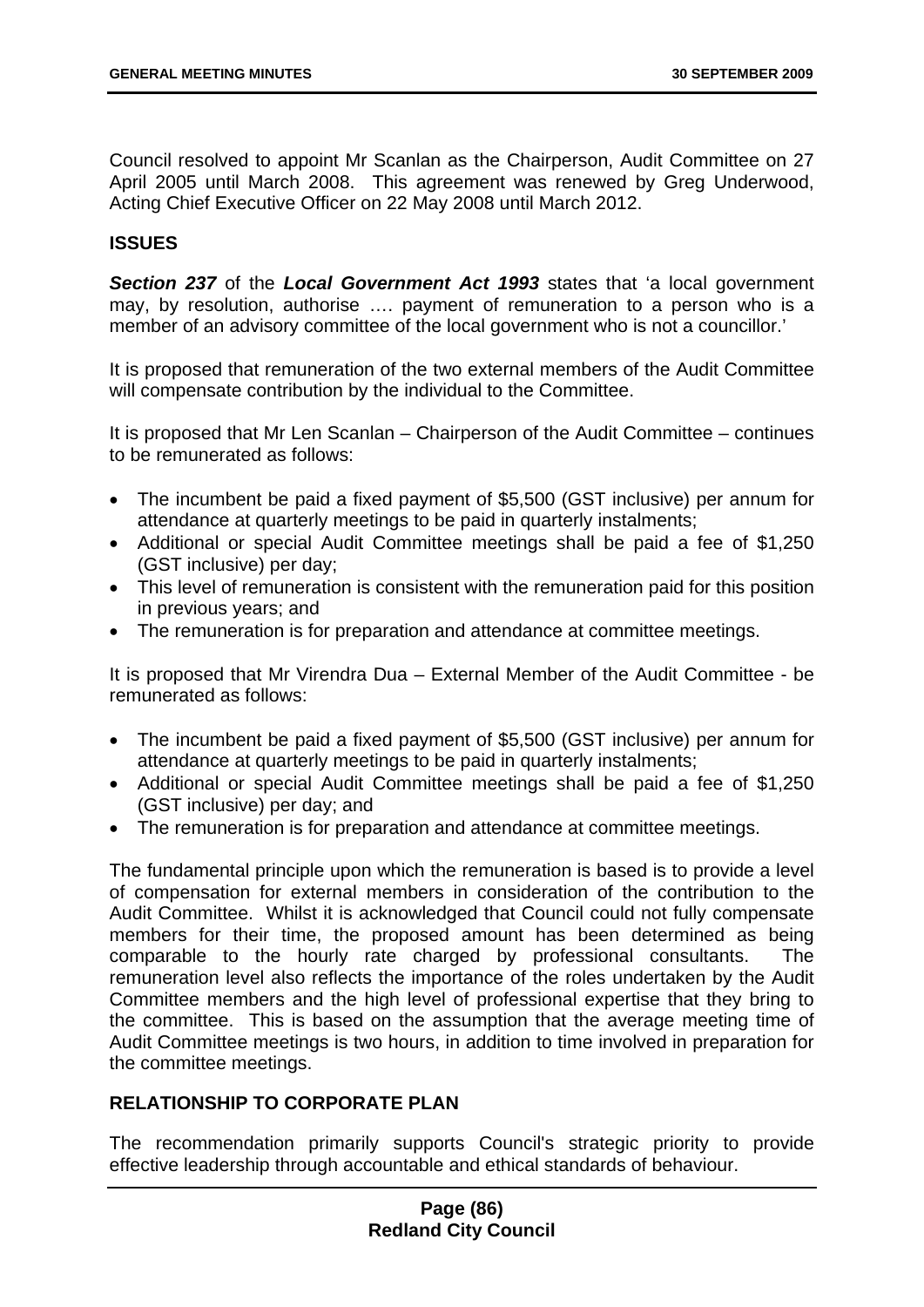Council resolved to appoint Mr Scanlan as the Chairperson, Audit Committee on 27 April 2005 until March 2008. This agreement was renewed by Greg Underwood, Acting Chief Executive Officer on 22 May 2008 until March 2012.

## ISSUES

***Section 237*** of the ***Local Government Act 1993*** states that 'a local government may, by resolution, authorise …. payment of remuneration to a person who is a member of an advisory committee of the local government who is not a councillor.'

It is proposed that remuneration of the two external members of the Audit Committee will compensate contribution by the individual to the Committee.

It is proposed that Mr Len Scanlan – Chairperson of the Audit Committee – continues to be remunerated as follows:

- The incumbent be paid a fixed payment of $5,500 (GST inclusive) per annum for attendance at quarterly meetings to be paid in quarterly instalments;
- Additional or special Audit Committee meetings shall be paid a fee of $1,250 (GST inclusive) per day;
- This level of remuneration is consistent with the remuneration paid for this position in previous years; and
- The remuneration is for preparation and attendance at committee meetings.

It is proposed that Mr Virendra Dua – External Member of the Audit Committee - be remunerated as follows:

- The incumbent be paid a fixed payment of $5,500 (GST inclusive) per annum for attendance at quarterly meetings to be paid in quarterly instalments;
- Additional or special Audit Committee meetings shall be paid a fee of $1,250 (GST inclusive) per day; and
- The remuneration is for preparation and attendance at committee meetings.

The fundamental principle upon which the remuneration is based is to provide a level of compensation for external members in consideration of the contribution to the Audit Committee. Whilst it is acknowledged that Council could not fully compensate members for their time, the proposed amount has been determined as being comparable to the hourly rate charged by professional consultants. The remuneration level also reflects the importance of the roles undertaken by the Audit Committee members and the high level of professional expertise that they bring to the committee. This is based on the assumption that the average meeting time of Audit Committee meetings is two hours, in addition to time involved in preparation for the committee meetings.

## RELATIONSHIP TO CORPORATE PLAN

The recommendation primarily supports Council's strategic priority to provide effective leadership through accountable and ethical standards of behaviour.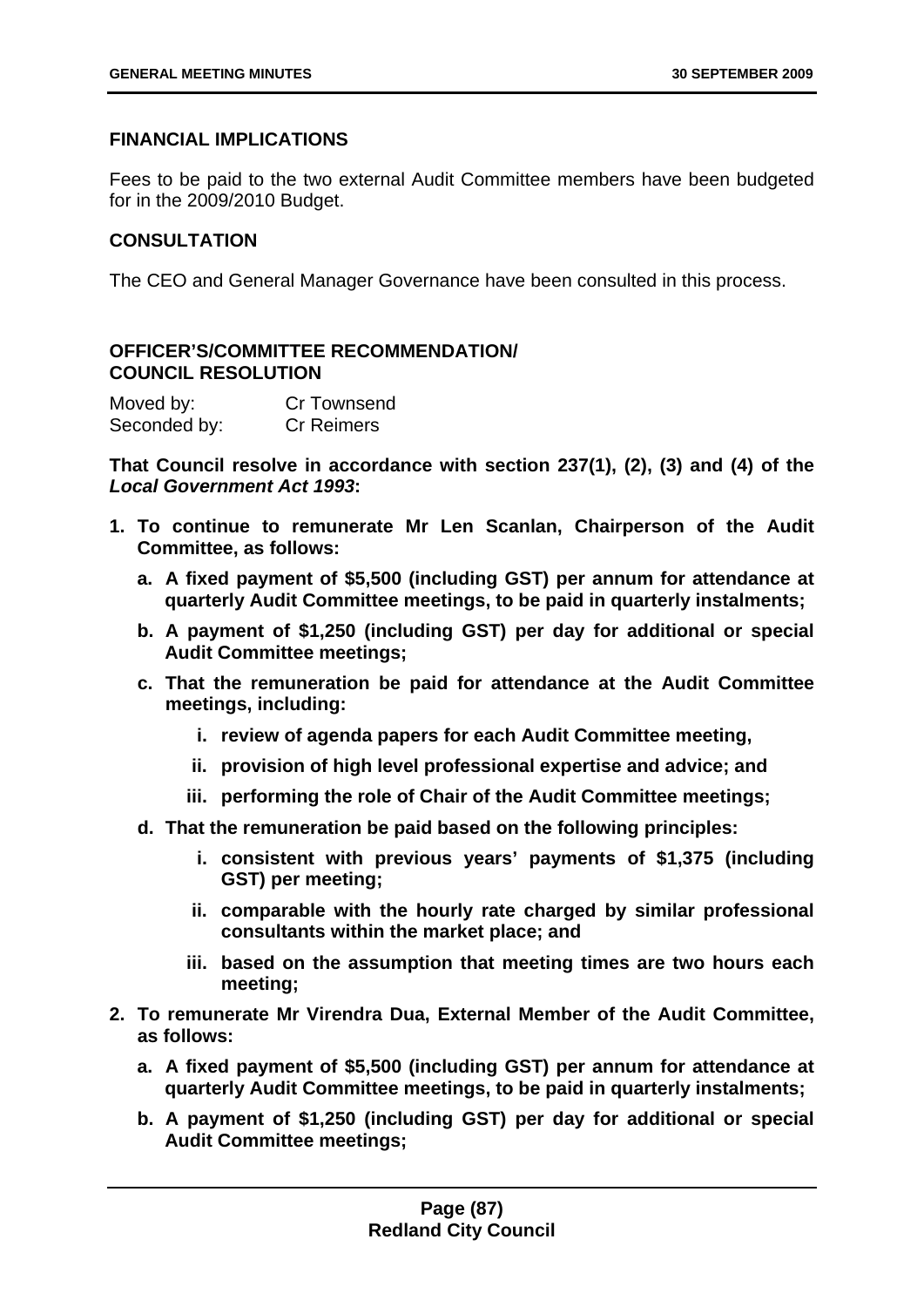## FINANCIAL IMPLICATIONS

Fees to be paid to the two external Audit Committee members have been budgeted for in the 2009/2010 Budget.

## CONSULTATION

The CEO and General Manager Governance have been consulted in this process.

## OFFICER'S/COMMITTEE RECOMMENDATION/ COUNCIL RESOLUTION

| Moved by: | Cr Townsend |
|---|---|
| Seconded by: | Cr Reimers |

**That Council resolve in accordance with section 237(1), (2), (3) and (4) of the *Local Government Act 1993*:**

1. **To continue to remunerate Mr Len Scanlan, Chairperson of the Audit Committee, as follows:**
   a. **A fixed payment of $5,500 (including GST) per annum for attendance at quarterly Audit Committee meetings, to be paid in quarterly instalments;**
   b. **A payment of $1,250 (including GST) per day for additional or special Audit Committee meetings;**
   c. **That the remuneration be paid for attendance at the Audit Committee meetings, including:**
      i. **review of agenda papers for each Audit Committee meeting,**
      ii. **provision of high level professional expertise and advice; and**
      iii. **performing the role of Chair of the Audit Committee meetings;**
   d. **That the remuneration be paid based on the following principles:**
      i. **consistent with previous years' payments of $1,375 (including GST) per meeting;**
      ii. **comparable with the hourly rate charged by similar professional consultants within the market place; and**
      iii. **based on the assumption that meeting times are two hours each meeting;**
2. **To remunerate Mr Virendra Dua, External Member of the Audit Committee, as follows:**
   a. **A fixed payment of $5,500 (including GST) per annum for attendance at quarterly Audit Committee meetings, to be paid in quarterly instalments;**
   b. **A payment of $1,250 (including GST) per day for additional or special Audit Committee meetings;**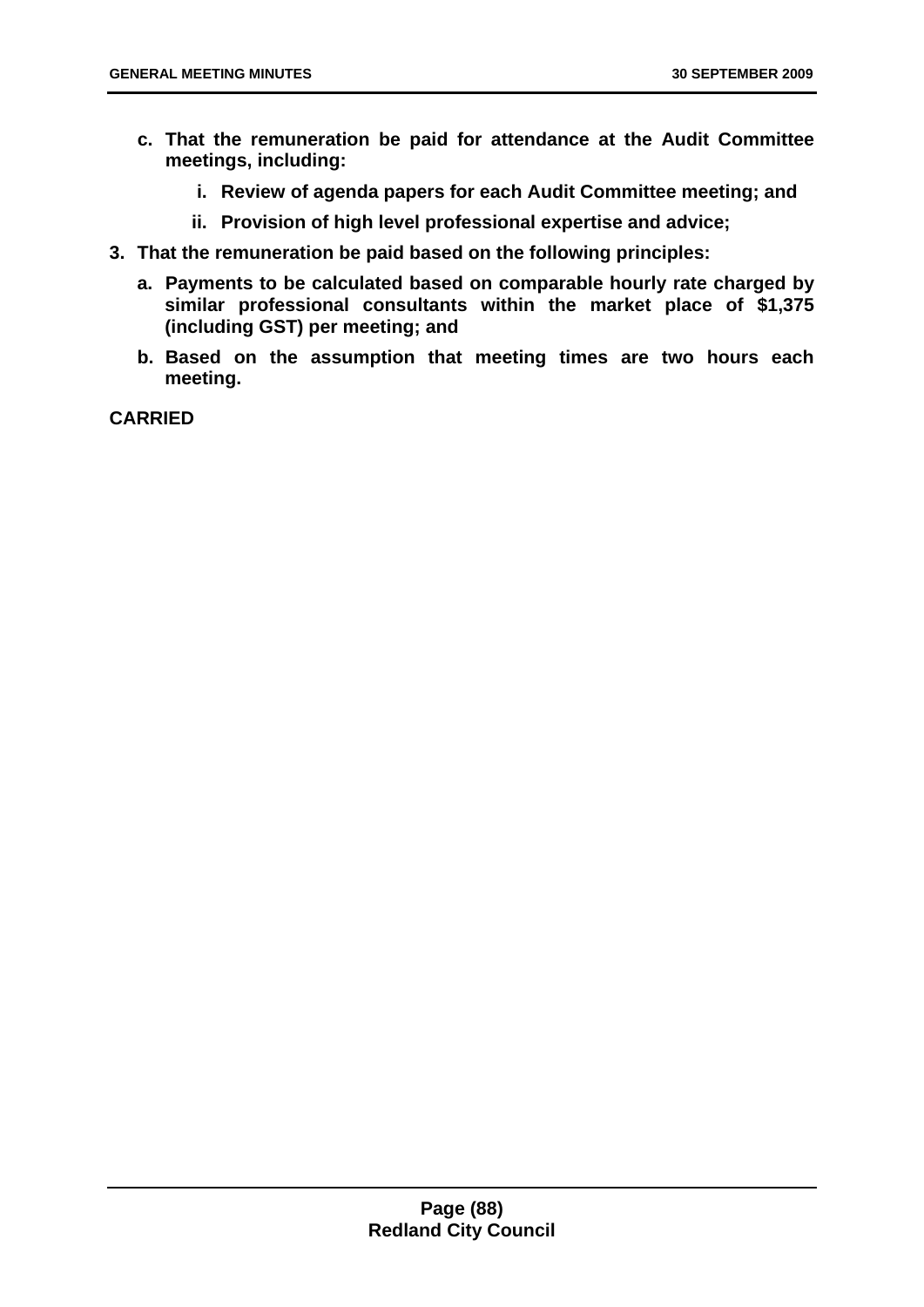c. **That the remuneration be paid for attendance at the Audit Committee meetings, including:**

   i. **Review of agenda papers for each Audit Committee meeting; and**

   ii. **Provision of high level professional expertise and advice;**

3. **That the remuneration be paid based on the following principles:**

   a. **Payments to be calculated based on comparable hourly rate charged by similar professional consultants within the market place of $1,375 (including GST) per meeting; and**

   b. **Based on the assumption that meeting times are two hours each meeting.**

**CARRIED**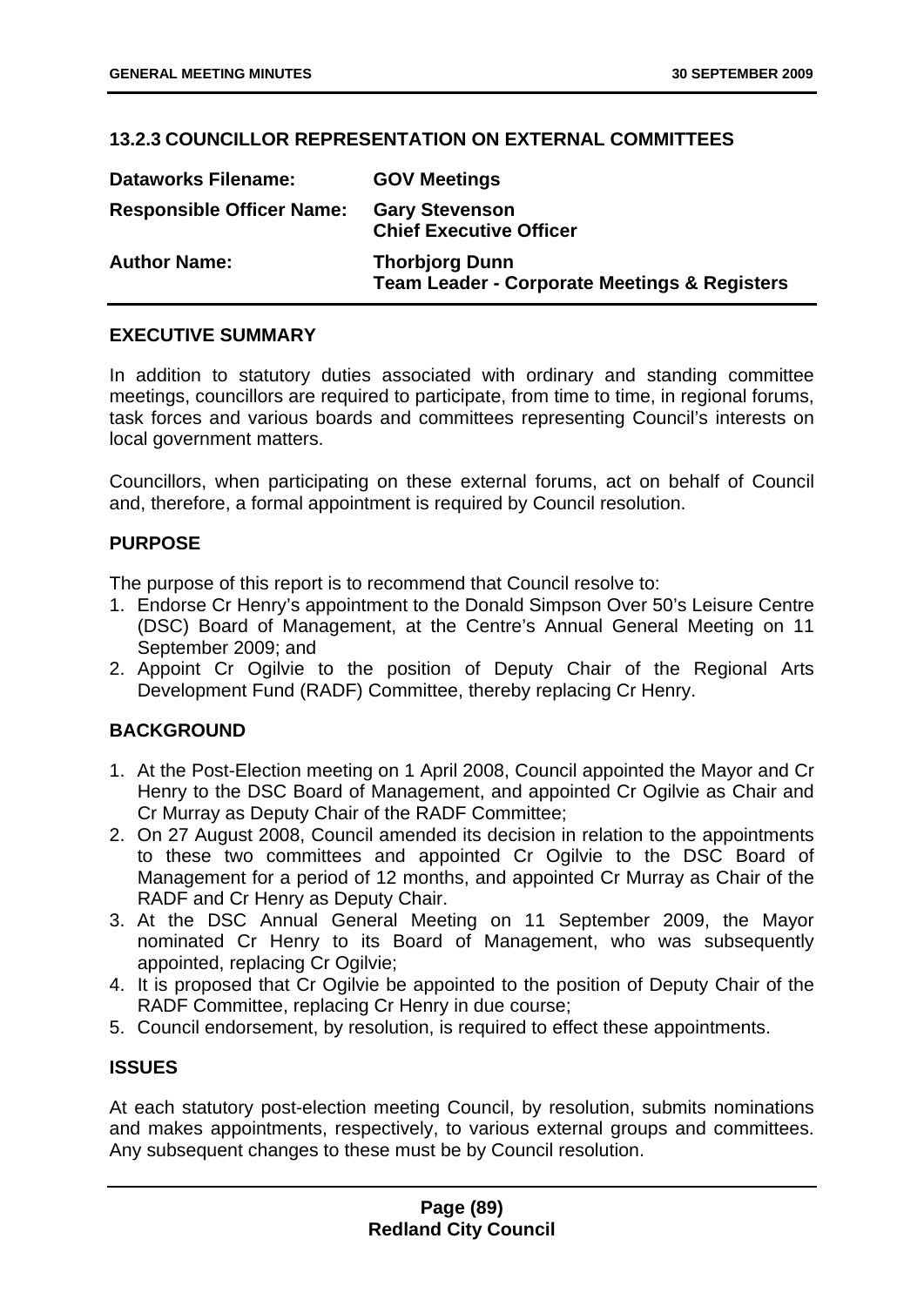### 13.2.3 COUNCILLOR REPRESENTATION ON EXTERNAL COMMITTEES

| | |
|---|---|
| **Dataworks Filename:** | **GOV Meetings** |
| **Responsible Officer Name:** | **Gary Stevenson**<br>**Chief Executive Officer** |
| **Author Name:** | **Thorbjorg Dunn**<br>**Team Leader - Corporate Meetings & Registers** |

**EXECUTIVE SUMMARY**

In addition to statutory duties associated with ordinary and standing committee meetings, councillors are required to participate, from time to time, in regional forums, task forces and various boards and committees representing Council's interests on local government matters.

Councillors, when participating on these external forums, act on behalf of Council and, therefore, a formal appointment is required by Council resolution.

**PURPOSE**

The purpose of this report is to recommend that Council resolve to:

1. Endorse Cr Henry's appointment to the Donald Simpson Over 50's Leisure Centre (DSC) Board of Management, at the Centre's Annual General Meeting on 11 September 2009; and
2. Appoint Cr Ogilvie to the position of Deputy Chair of the Regional Arts Development Fund (RADF) Committee, thereby replacing Cr Henry.

**BACKGROUND**

1. At the Post-Election meeting on 1 April 2008, Council appointed the Mayor and Cr Henry to the DSC Board of Management, and appointed Cr Ogilvie as Chair and Cr Murray as Deputy Chair of the RADF Committee;
2. On 27 August 2008, Council amended its decision in relation to the appointments to these two committees and appointed Cr Ogilvie to the DSC Board of Management for a period of 12 months, and appointed Cr Murray as Chair of the RADF and Cr Henry as Deputy Chair.
3. At the DSC Annual General Meeting on 11 September 2009, the Mayor nominated Cr Henry to its Board of Management, who was subsequently appointed, replacing Cr Ogilvie;
4. It is proposed that Cr Ogilvie be appointed to the position of Deputy Chair of the RADF Committee, replacing Cr Henry in due course;
5. Council endorsement, by resolution, is required to effect these appointments.

**ISSUES**

At each statutory post-election meeting Council, by resolution, submits nominations and makes appointments, respectively, to various external groups and committees. Any subsequent changes to these must be by Council resolution.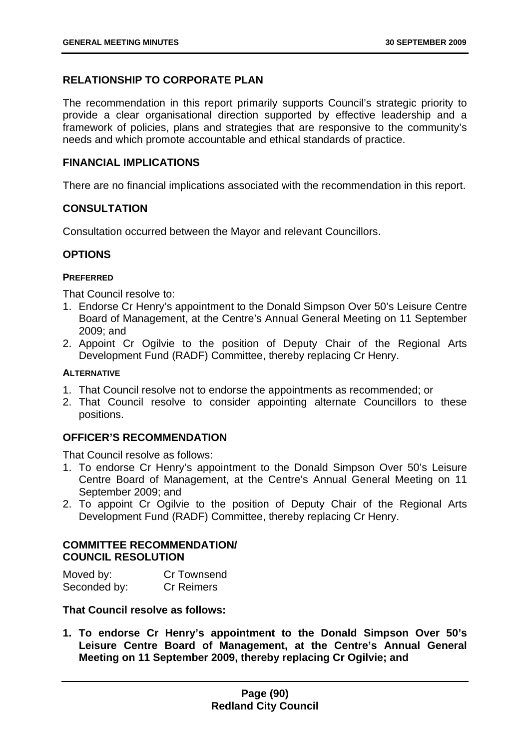## RELATIONSHIP TO CORPORATE PLAN

The recommendation in this report primarily supports Council's strategic priority to provide a clear organisational direction supported by effective leadership and a framework of policies, plans and strategies that are responsive to the community's needs and which promote accountable and ethical standards of practice.

## FINANCIAL IMPLICATIONS

There are no financial implications associated with the recommendation in this report.

## CONSULTATION

Consultation occurred between the Mayor and relevant Councillors.

## OPTIONS

#### PREFERRED

That Council resolve to:

1. Endorse Cr Henry's appointment to the Donald Simpson Over 50's Leisure Centre Board of Management, at the Centre's Annual General Meeting on 11 September 2009; and
2. Appoint Cr Ogilvie to the position of Deputy Chair of the Regional Arts Development Fund (RADF) Committee, thereby replacing Cr Henry.

#### ALTERNATIVE

1. That Council resolve not to endorse the appointments as recommended; or
2. That Council resolve to consider appointing alternate Councillors to these positions.

## OFFICER'S RECOMMENDATION

That Council resolve as follows:

1. To endorse Cr Henry's appointment to the Donald Simpson Over 50's Leisure Centre Board of Management, at the Centre's Annual General Meeting on 11 September 2009; and
2. To appoint Cr Ogilvie to the position of Deputy Chair of the Regional Arts Development Fund (RADF) Committee, thereby replacing Cr Henry.

## COMMITTEE RECOMMENDATION/ COUNCIL RESOLUTION

Moved by: Cr Townsend
Seconded by: Cr Reimers

**That Council resolve as follows:**

1. **To endorse Cr Henry's appointment to the Donald Simpson Over 50's Leisure Centre Board of Management, at the Centre's Annual General Meeting on 11 September 2009, thereby replacing Cr Ogilvie; and**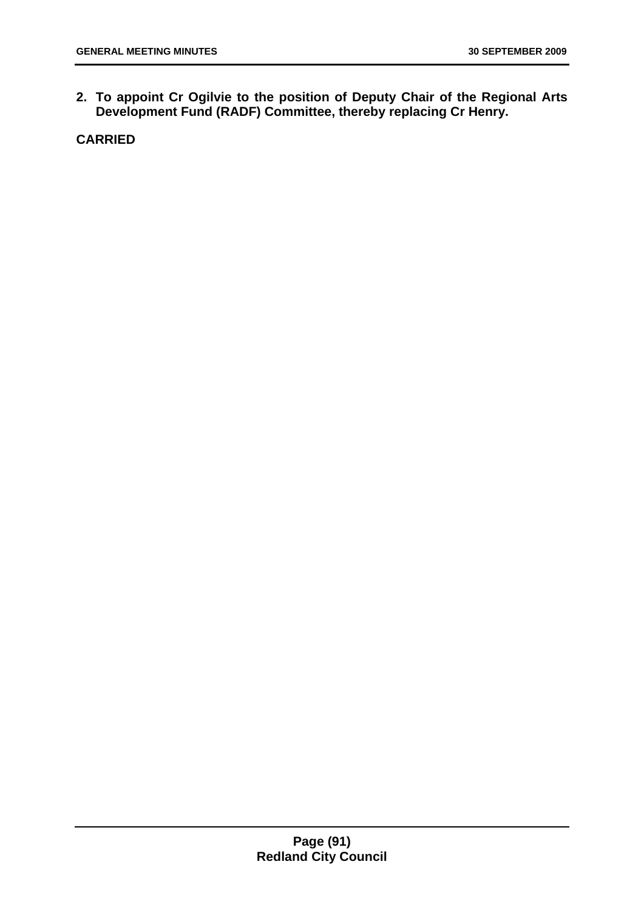**2. To appoint Cr Ogilvie to the position of Deputy Chair of the Regional Arts Development Fund (RADF) Committee, thereby replacing Cr Henry.**

**CARRIED**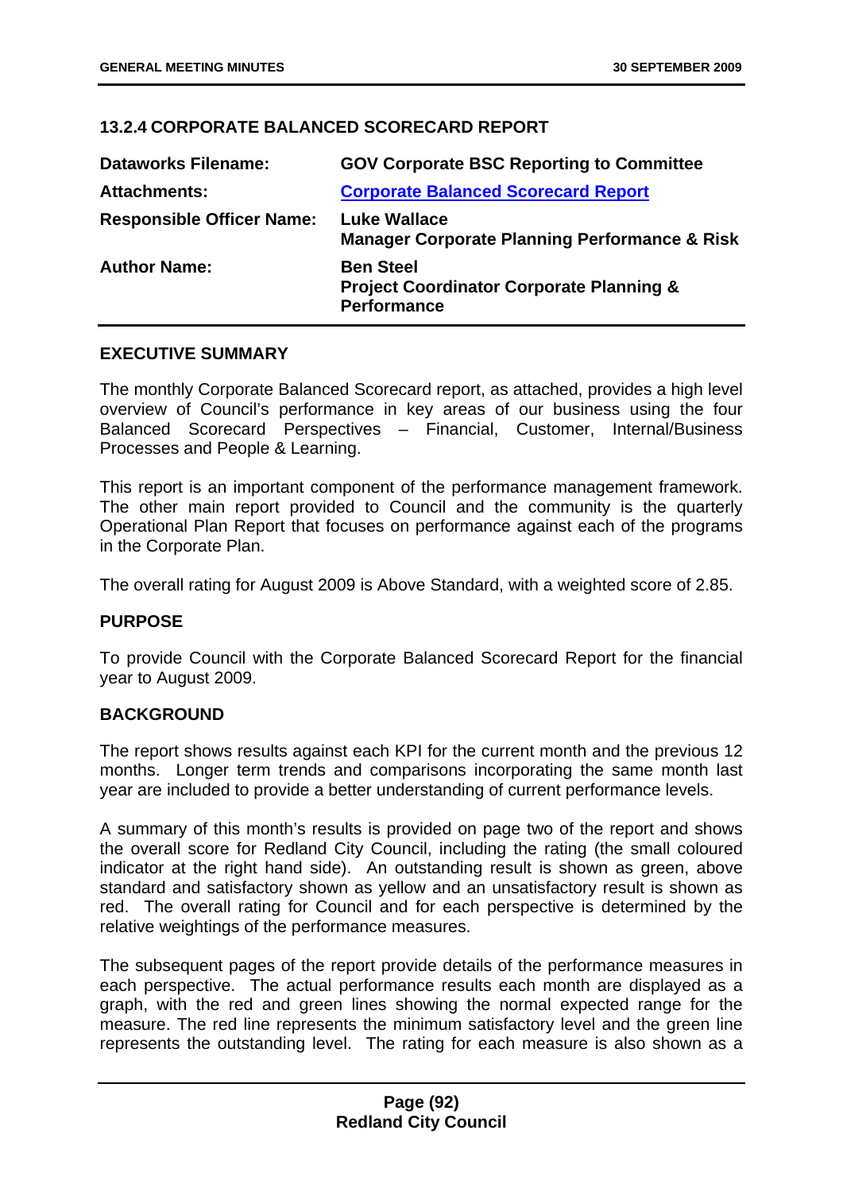## 13.2.4 CORPORATE BALANCED SCORECARD REPORT

| | |
|---|---|
| **Dataworks Filename:** | **GOV Corporate BSC Reporting to Committee** |
| **Attachments:** | **Corporate Balanced Scorecard Report** |
| **Responsible Officer Name:** | **Luke Wallace**<br>**Manager Corporate Planning Performance & Risk** |
| **Author Name:** | **Ben Steel**<br>**Project Coordinator Corporate Planning & Performance** |

### EXECUTIVE SUMMARY

The monthly Corporate Balanced Scorecard report, as attached, provides a high level overview of Council's performance in key areas of our business using the four Balanced Scorecard Perspectives – Financial, Customer, Internal/Business Processes and People & Learning.

This report is an important component of the performance management framework. The other main report provided to Council and the community is the quarterly Operational Plan Report that focuses on performance against each of the programs in the Corporate Plan.

The overall rating for August 2009 is Above Standard, with a weighted score of 2.85.

### PURPOSE

To provide Council with the Corporate Balanced Scorecard Report for the financial year to August 2009.

### BACKGROUND

The report shows results against each KPI for the current month and the previous 12 months. Longer term trends and comparisons incorporating the same month last year are included to provide a better understanding of current performance levels.

A summary of this month's results is provided on page two of the report and shows the overall score for Redland City Council, including the rating (the small coloured indicator at the right hand side). An outstanding result is shown as green, above standard and satisfactory shown as yellow and an unsatisfactory result is shown as red. The overall rating for Council and for each perspective is determined by the relative weightings of the performance measures.

The subsequent pages of the report provide details of the performance measures in each perspective. The actual performance results each month are displayed as a graph, with the red and green lines showing the normal expected range for the measure. The red line represents the minimum satisfactory level and the green line represents the outstanding level. The rating for each measure is also shown as a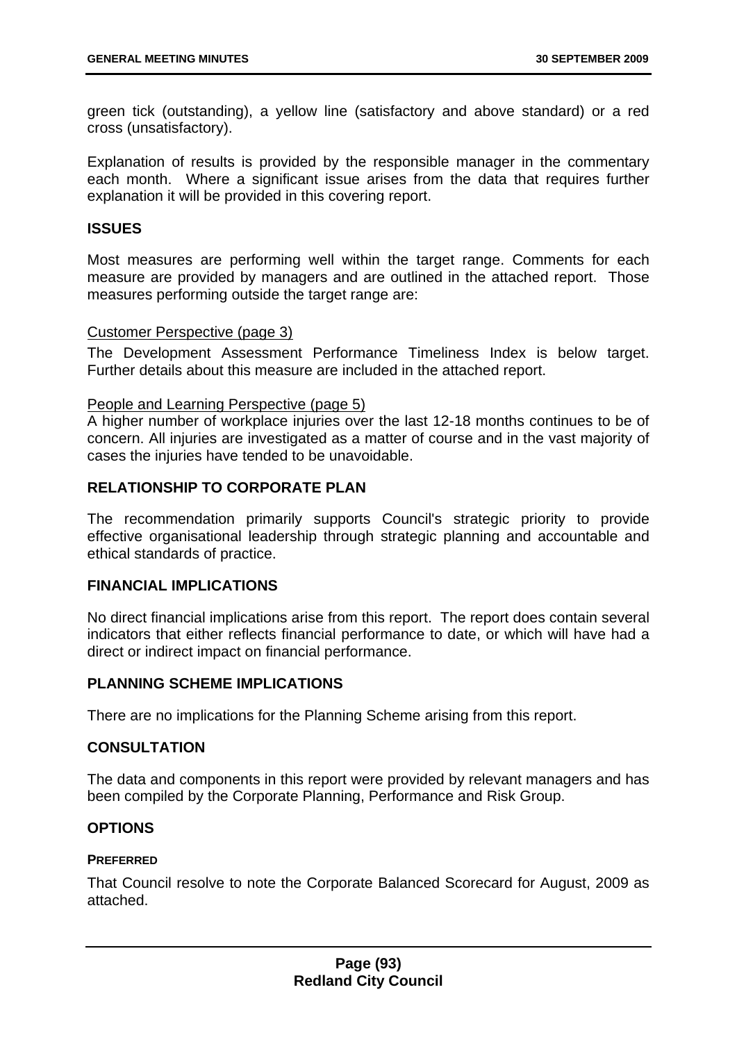green tick (outstanding), a yellow line (satisfactory and above standard) or a red cross (unsatisfactory).

Explanation of results is provided by the responsible manager in the commentary each month. Where a significant issue arises from the data that requires further explanation it will be provided in this covering report.

## ISSUES

Most measures are performing well within the target range. Comments for each measure are provided by managers and are outlined in the attached report. Those measures performing outside the target range are:

Customer Perspective (page 3)

The Development Assessment Performance Timeliness Index is below target. Further details about this measure are included in the attached report.

People and Learning Perspective (page 5)

A higher number of workplace injuries over the last 12-18 months continues to be of concern. All injuries are investigated as a matter of course and in the vast majority of cases the injuries have tended to be unavoidable.

## RELATIONSHIP TO CORPORATE PLAN

The recommendation primarily supports Council's strategic priority to provide effective organisational leadership through strategic planning and accountable and ethical standards of practice.

## FINANCIAL IMPLICATIONS

No direct financial implications arise from this report. The report does contain several indicators that either reflects financial performance to date, or which will have had a direct or indirect impact on financial performance.

## PLANNING SCHEME IMPLICATIONS

There are no implications for the Planning Scheme arising from this report.

## CONSULTATION

The data and components in this report were provided by relevant managers and has been compiled by the Corporate Planning, Performance and Risk Group.

## OPTIONS

### PREFERRED

That Council resolve to note the Corporate Balanced Scorecard for August, 2009 as attached.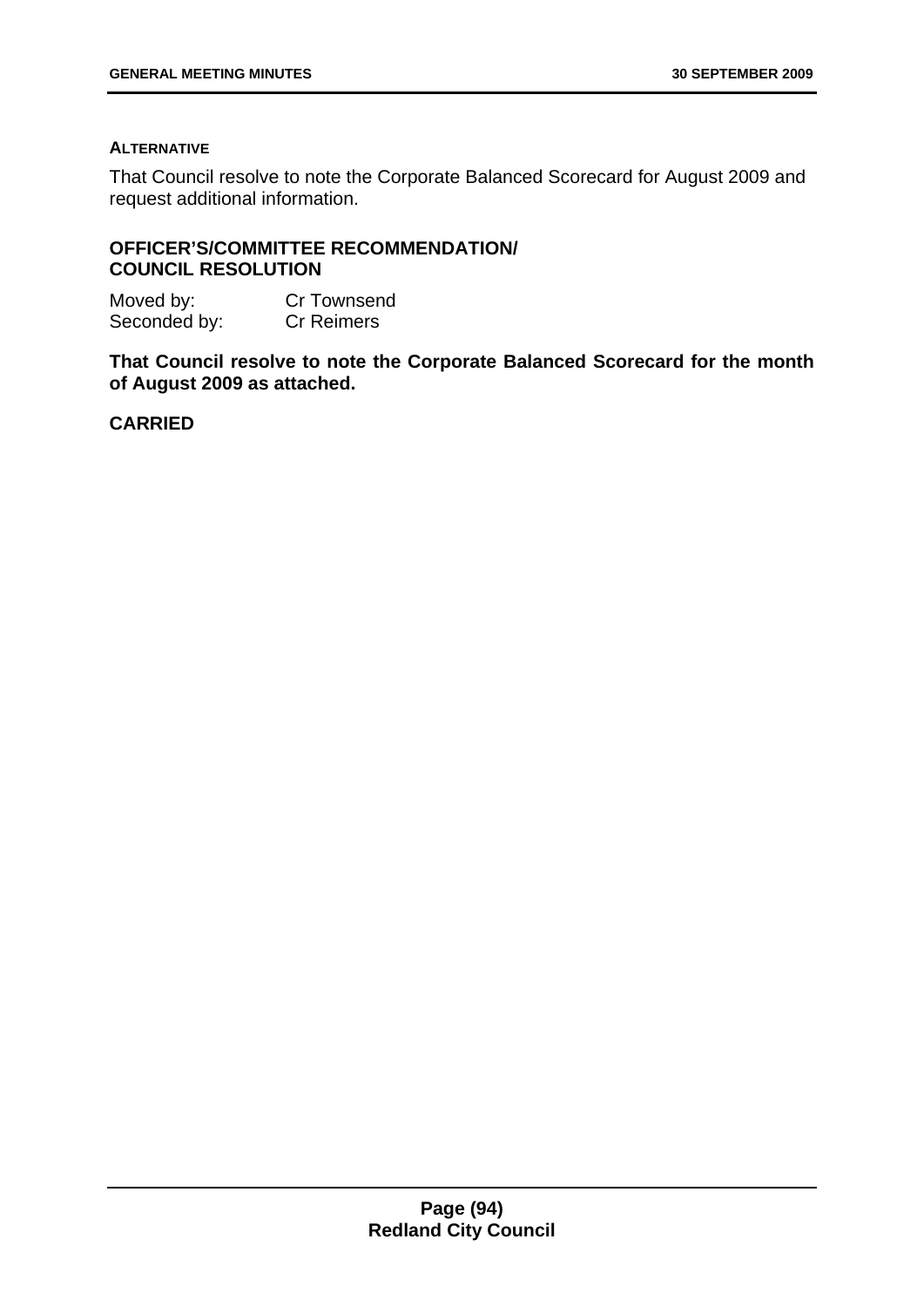**ALTERNATIVE**

That Council resolve to note the Corporate Balanced Scorecard for August 2009 and request additional information.

**OFFICER'S/COMMITTEE RECOMMENDATION/ COUNCIL RESOLUTION**

Moved by: Cr Townsend
Seconded by: Cr Reimers

**That Council resolve to note the Corporate Balanced Scorecard for the month of August 2009 as attached.**

**CARRIED**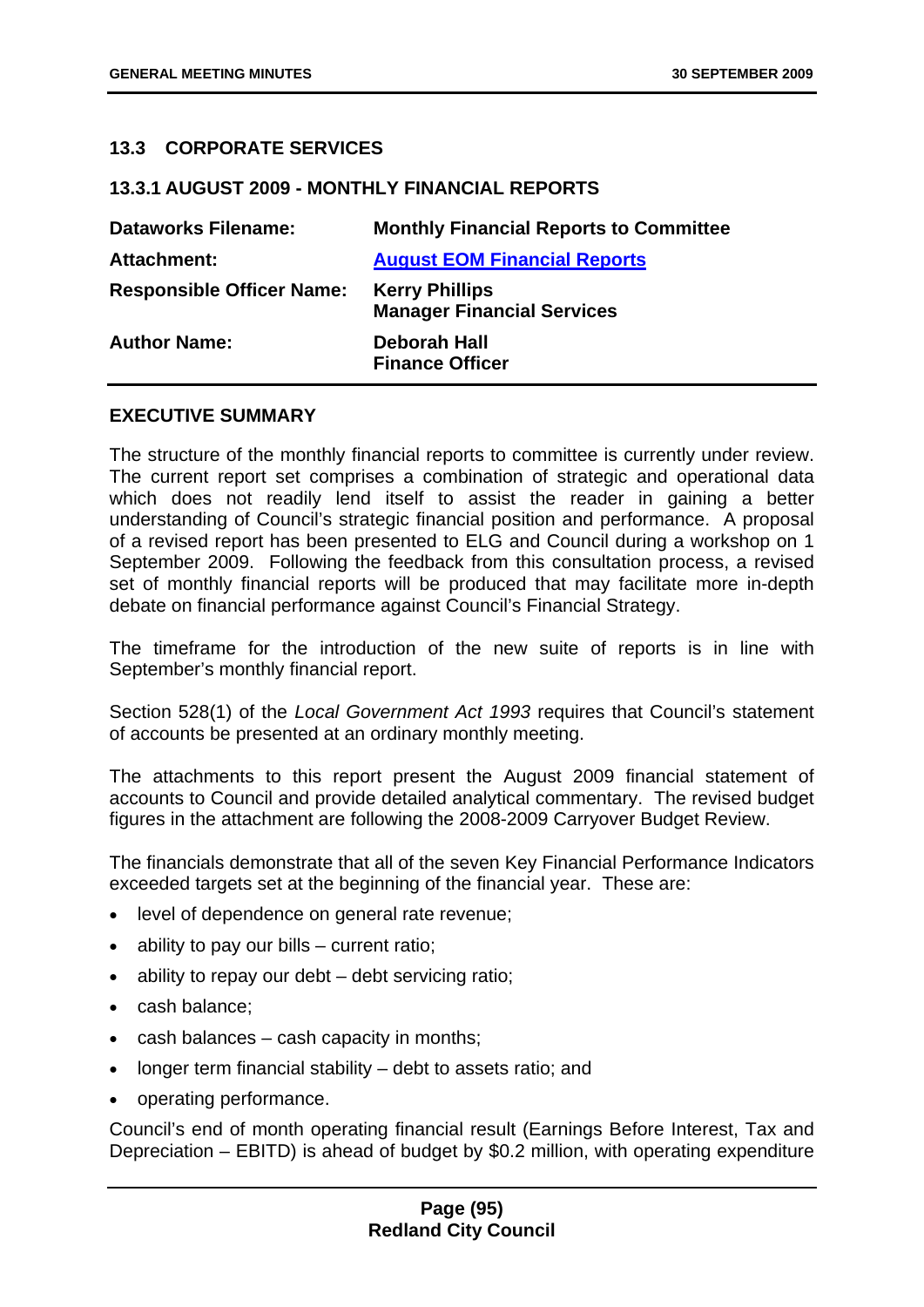## 13.3 CORPORATE SERVICES

### 13.3.1 AUGUST 2009 - MONTHLY FINANCIAL REPORTS

| | |
|---|---|
| **Dataworks Filename:** | **Monthly Financial Reports to Committee** |
| **Attachment:** | **August EOM Financial Reports** |
| **Responsible Officer Name:** | **Kerry Phillips**<br>**Manager Financial Services** |
| **Author Name:** | **Deborah Hall**<br>**Finance Officer** |

### EXECUTIVE SUMMARY

The structure of the monthly financial reports to committee is currently under review. The current report set comprises a combination of strategic and operational data which does not readily lend itself to assist the reader in gaining a better understanding of Council's strategic financial position and performance. A proposal of a revised report has been presented to ELG and Council during a workshop on 1 September 2009. Following the feedback from this consultation process, a revised set of monthly financial reports will be produced that may facilitate more in-depth debate on financial performance against Council's Financial Strategy.

The timeframe for the introduction of the new suite of reports is in line with September's monthly financial report.

Section 528(1) of the *Local Government Act 1993* requires that Council's statement of accounts be presented at an ordinary monthly meeting.

The attachments to this report present the August 2009 financial statement of accounts to Council and provide detailed analytical commentary. The revised budget figures in the attachment are following the 2008-2009 Carryover Budget Review.

The financials demonstrate that all of the seven Key Financial Performance Indicators exceeded targets set at the beginning of the financial year. These are:

- level of dependence on general rate revenue;
- ability to pay our bills – current ratio;
- ability to repay our debt – debt servicing ratio;
- cash balance;
- cash balances – cash capacity in months;
- longer term financial stability – debt to assets ratio; and
- operating performance.

Council's end of month operating financial result (Earnings Before Interest, Tax and Depreciation – EBITD) is ahead of budget by $0.2 million, with operating expenditure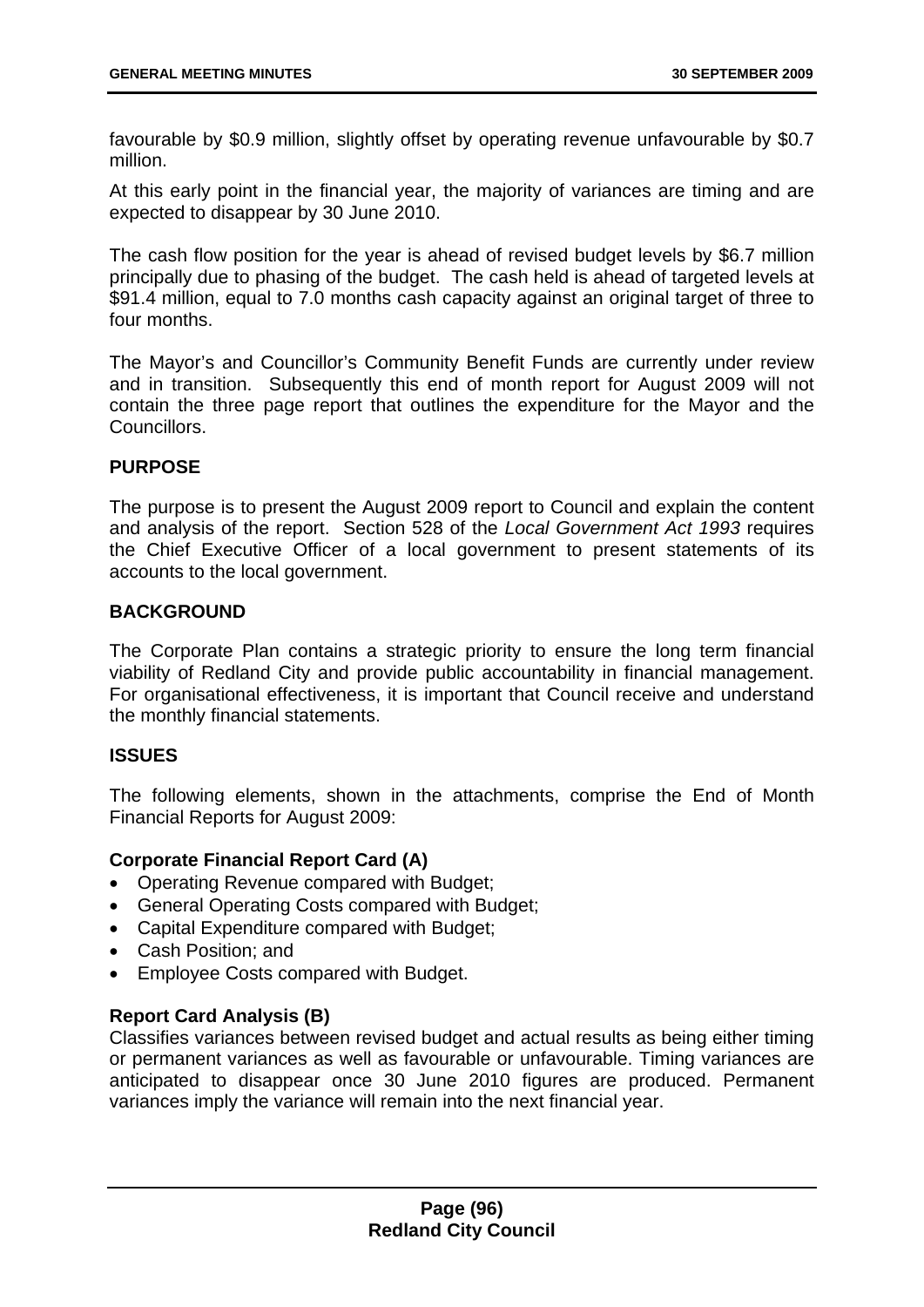favourable by $0.9 million, slightly offset by operating revenue unfavourable by $0.7 million.

At this early point in the financial year, the majority of variances are timing and are expected to disappear by 30 June 2010.

The cash flow position for the year is ahead of revised budget levels by $6.7 million principally due to phasing of the budget. The cash held is ahead of targeted levels at $91.4 million, equal to 7.0 months cash capacity against an original target of three to four months.

The Mayor's and Councillor's Community Benefit Funds are currently under review and in transition. Subsequently this end of month report for August 2009 will not contain the three page report that outlines the expenditure for the Mayor and the Councillors.

**PURPOSE**

The purpose is to present the August 2009 report to Council and explain the content and analysis of the report. Section 528 of the *Local Government Act 1993* requires the Chief Executive Officer of a local government to present statements of its accounts to the local government.

**BACKGROUND**

The Corporate Plan contains a strategic priority to ensure the long term financial viability of Redland City and provide public accountability in financial management. For organisational effectiveness, it is important that Council receive and understand the monthly financial statements.

**ISSUES**

The following elements, shown in the attachments, comprise the End of Month Financial Reports for August 2009:

**Corporate Financial Report Card (A)**

- Operating Revenue compared with Budget;
- General Operating Costs compared with Budget;
- Capital Expenditure compared with Budget;
- Cash Position; and
- Employee Costs compared with Budget.

**Report Card Analysis (B)**

Classifies variances between revised budget and actual results as being either timing or permanent variances as well as favourable or unfavourable. Timing variances are anticipated to disappear once 30 June 2010 figures are produced. Permanent variances imply the variance will remain into the next financial year.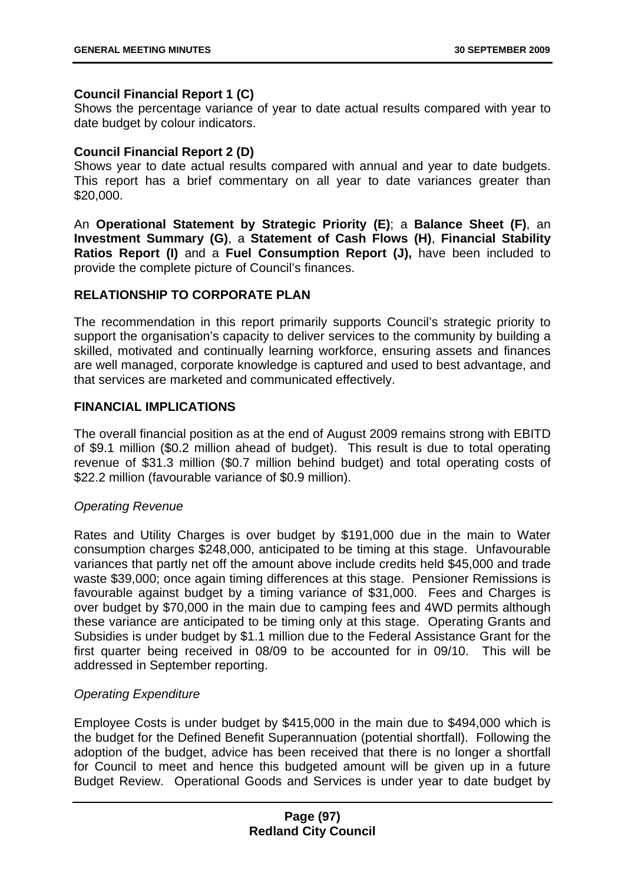**Council Financial Report 1 (C)**
Shows the percentage variance of year to date actual results compared with year to date budget by colour indicators.

**Council Financial Report 2 (D)**
Shows year to date actual results compared with annual and year to date budgets. This report has a brief commentary on all year to date variances greater than $20,000.

An **Operational Statement by Strategic Priority (E)**; a **Balance Sheet (F)**, an **Investment Summary (G)**, a **Statement of Cash Flows (H)**, **Financial Stability Ratios Report (I)** and a **Fuel Consumption Report (J),** have been included to provide the complete picture of Council's finances.

## RELATIONSHIP TO CORPORATE PLAN

The recommendation in this report primarily supports Council's strategic priority to support the organisation's capacity to deliver services to the community by building a skilled, motivated and continually learning workforce, ensuring assets and finances are well managed, corporate knowledge is captured and used to best advantage, and that services are marketed and communicated effectively.

## FINANCIAL IMPLICATIONS

The overall financial position as at the end of August 2009 remains strong with EBITD of $9.1 million ($0.2 million ahead of budget). This result is due to total operating revenue of $31.3 million ($0.7 million behind budget) and total operating costs of $22.2 million (favourable variance of $0.9 million).

*Operating Revenue*

Rates and Utility Charges is over budget by $191,000 due in the main to Water consumption charges $248,000, anticipated to be timing at this stage. Unfavourable variances that partly net off the amount above include credits held $45,000 and trade waste $39,000; once again timing differences at this stage. Pensioner Remissions is favourable against budget by a timing variance of $31,000. Fees and Charges is over budget by $70,000 in the main due to camping fees and 4WD permits although these variance are anticipated to be timing only at this stage. Operating Grants and Subsidies is under budget by $1.1 million due to the Federal Assistance Grant for the first quarter being received in 08/09 to be accounted for in 09/10. This will be addressed in September reporting.

*Operating Expenditure*

Employee Costs is under budget by $415,000 in the main due to $494,000 which is the budget for the Defined Benefit Superannuation (potential shortfall). Following the adoption of the budget, advice has been received that there is no longer a shortfall for Council to meet and hence this budgeted amount will be given up in a future Budget Review. Operational Goods and Services is under year to date budget by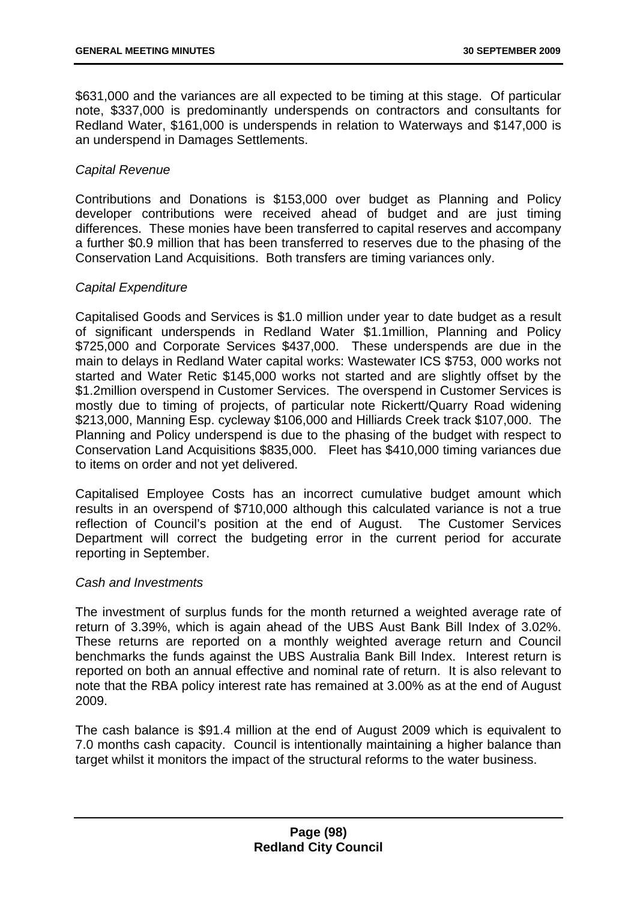$631,000 and the variances are all expected to be timing at this stage. Of particular note, $337,000 is predominantly underspends on contractors and consultants for Redland Water, $161,000 is underspends in relation to Waterways and $147,000 is an underspend in Damages Settlements.

*Capital Revenue*

Contributions and Donations is $153,000 over budget as Planning and Policy developer contributions were received ahead of budget and are just timing differences. These monies have been transferred to capital reserves and accompany a further $0.9 million that has been transferred to reserves due to the phasing of the Conservation Land Acquisitions. Both transfers are timing variances only.

*Capital Expenditure*

Capitalised Goods and Services is $1.0 million under year to date budget as a result of significant underspends in Redland Water $1.1million, Planning and Policy $725,000 and Corporate Services $437,000. These underspends are due in the main to delays in Redland Water capital works: Wastewater ICS $753, 000 works not started and Water Retic $145,000 works not started and are slightly offset by the $1.2million overspend in Customer Services. The overspend in Customer Services is mostly due to timing of projects, of particular note Rickertt/Quarry Road widening $213,000, Manning Esp. cycleway $106,000 and Hilliards Creek track $107,000. The Planning and Policy underspend is due to the phasing of the budget with respect to Conservation Land Acquisitions $835,000. Fleet has $410,000 timing variances due to items on order and not yet delivered.

Capitalised Employee Costs has an incorrect cumulative budget amount which results in an overspend of $710,000 although this calculated variance is not a true reflection of Council's position at the end of August. The Customer Services Department will correct the budgeting error in the current period for accurate reporting in September.

*Cash and Investments*

The investment of surplus funds for the month returned a weighted average rate of return of 3.39%, which is again ahead of the UBS Aust Bank Bill Index of 3.02%. These returns are reported on a monthly weighted average return and Council benchmarks the funds against the UBS Australia Bank Bill Index. Interest return is reported on both an annual effective and nominal rate of return. It is also relevant to note that the RBA policy interest rate has remained at 3.00% as at the end of August 2009.

The cash balance is $91.4 million at the end of August 2009 which is equivalent to 7.0 months cash capacity. Council is intentionally maintaining a higher balance than target whilst it monitors the impact of the structural reforms to the water business.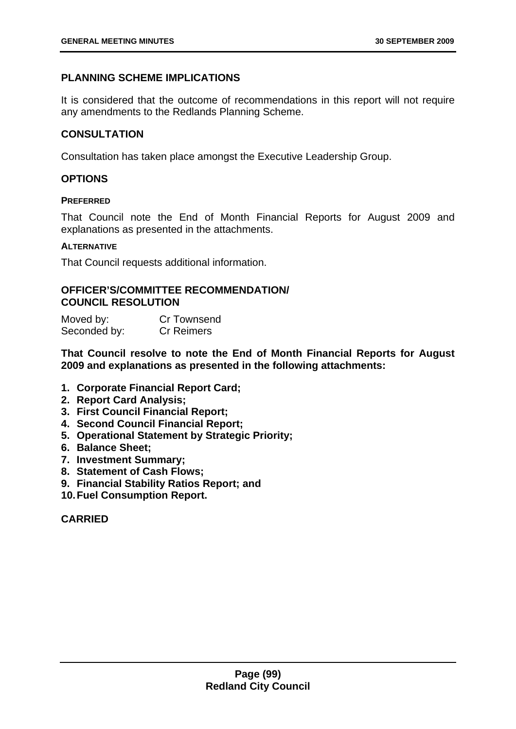## PLANNING SCHEME IMPLICATIONS

It is considered that the outcome of recommendations in this report will not require any amendments to the Redlands Planning Scheme.

## CONSULTATION

Consultation has taken place amongst the Executive Leadership Group.

## OPTIONS

#### PREFERRED

That Council note the End of Month Financial Reports for August 2009 and explanations as presented in the attachments.

#### ALTERNATIVE

That Council requests additional information.

## OFFICER'S/COMMITTEE RECOMMENDATION/ COUNCIL RESOLUTION

| Moved by: | Cr Townsend |
|---|---|
| Seconded by: | Cr Reimers |

**That Council resolve to note the End of Month Financial Reports for August 2009 and explanations as presented in the following attachments:**

1. **Corporate Financial Report Card;**
2. **Report Card Analysis;**
3. **First Council Financial Report;**
4. **Second Council Financial Report;**
5. **Operational Statement by Strategic Priority;**
6. **Balance Sheet;**
7. **Investment Summary;**
8. **Statement of Cash Flows;**
9. **Financial Stability Ratios Report; and**
10. **Fuel Consumption Report.**

**CARRIED**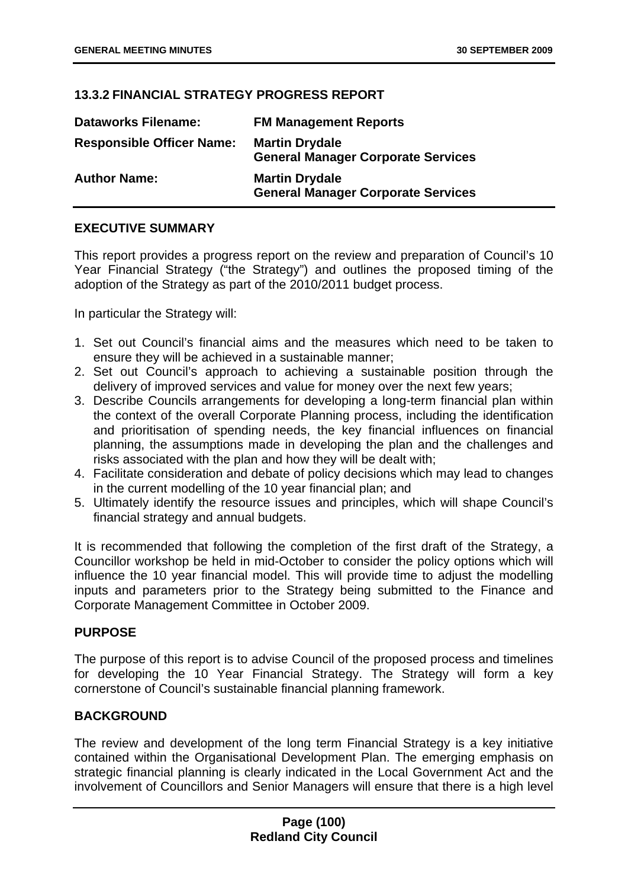### 13.3.2 FINANCIAL STRATEGY PROGRESS REPORT

| | |
|---|---|
| **Dataworks Filename:** | **FM Management Reports** |
| **Responsible Officer Name:** | **Martin Drydale**<br>**General Manager Corporate Services** |
| **Author Name:** | **Martin Drydale**<br>**General Manager Corporate Services** |

#### EXECUTIVE SUMMARY

This report provides a progress report on the review and preparation of Council's 10 Year Financial Strategy ("the Strategy") and outlines the proposed timing of the adoption of the Strategy as part of the 2010/2011 budget process.

In particular the Strategy will:

1. Set out Council's financial aims and the measures which need to be taken to ensure they will be achieved in a sustainable manner;
2. Set out Council's approach to achieving a sustainable position through the delivery of improved services and value for money over the next few years;
3. Describe Councils arrangements for developing a long-term financial plan within the context of the overall Corporate Planning process, including the identification and prioritisation of spending needs, the key financial influences on financial planning, the assumptions made in developing the plan and the challenges and risks associated with the plan and how they will be dealt with;
4. Facilitate consideration and debate of policy decisions which may lead to changes in the current modelling of the 10 year financial plan; and
5. Ultimately identify the resource issues and principles, which will shape Council's financial strategy and annual budgets.

It is recommended that following the completion of the first draft of the Strategy, a Councillor workshop be held in mid-October to consider the policy options which will influence the 10 year financial model. This will provide time to adjust the modelling inputs and parameters prior to the Strategy being submitted to the Finance and Corporate Management Committee in October 2009.

#### PURPOSE

The purpose of this report is to advise Council of the proposed process and timelines for developing the 10 Year Financial Strategy. The Strategy will form a key cornerstone of Council's sustainable financial planning framework.

#### BACKGROUND

The review and development of the long term Financial Strategy is a key initiative contained within the Organisational Development Plan. The emerging emphasis on strategic financial planning is clearly indicated in the Local Government Act and the involvement of Councillors and Senior Managers will ensure that there is a high level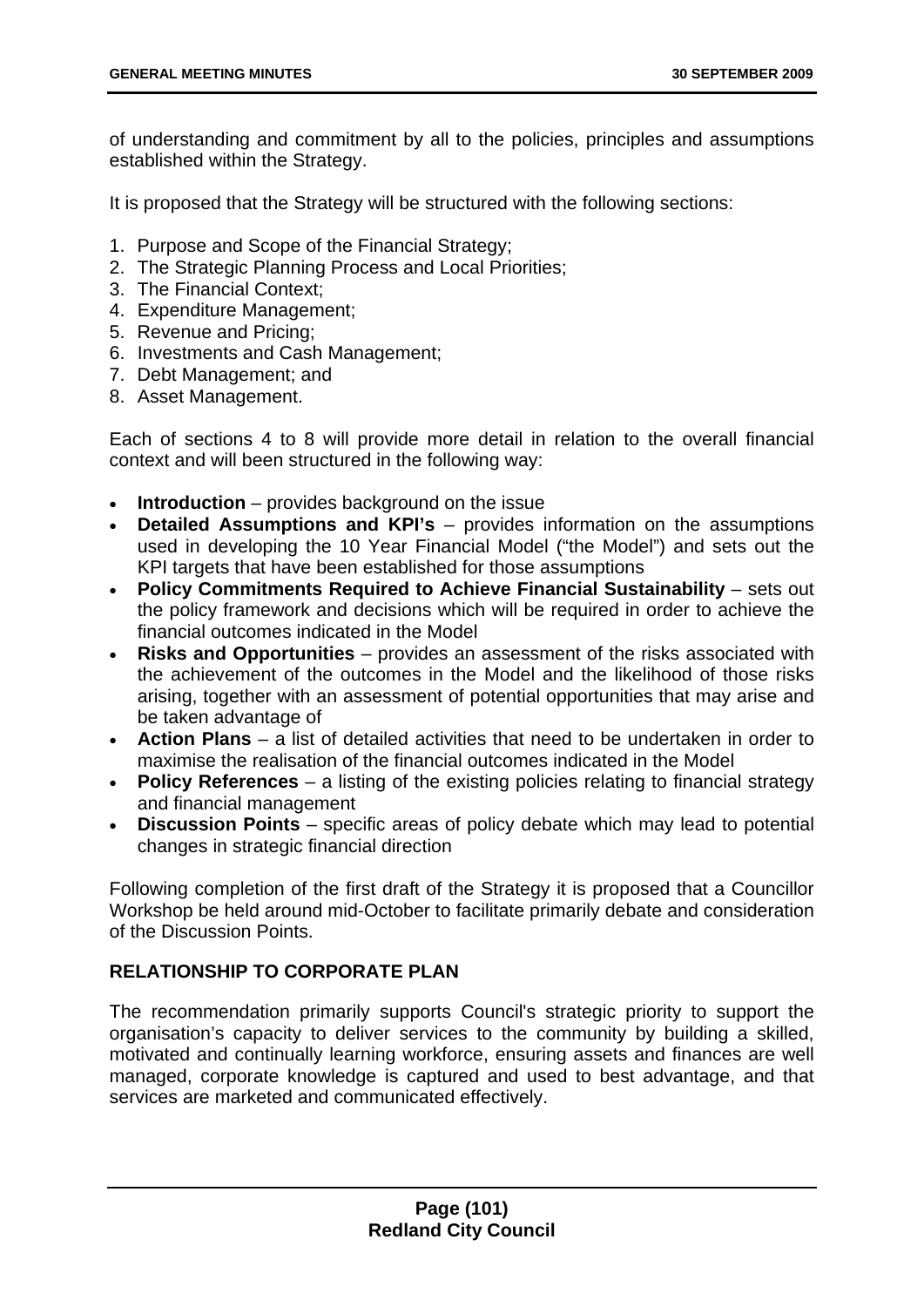of understanding and commitment by all to the policies, principles and assumptions established within the Strategy.

It is proposed that the Strategy will be structured with the following sections:

1. Purpose and Scope of the Financial Strategy;
2. The Strategic Planning Process and Local Priorities;
3. The Financial Context;
4. Expenditure Management;
5. Revenue and Pricing;
6. Investments and Cash Management;
7. Debt Management; and
8. Asset Management.

Each of sections 4 to 8 will provide more detail in relation to the overall financial context and will been structured in the following way:

- **Introduction** – provides background on the issue
- **Detailed Assumptions and KPI's** – provides information on the assumptions used in developing the 10 Year Financial Model ("the Model") and sets out the KPI targets that have been established for those assumptions
- **Policy Commitments Required to Achieve Financial Sustainability** – sets out the policy framework and decisions which will be required in order to achieve the financial outcomes indicated in the Model
- **Risks and Opportunities** – provides an assessment of the risks associated with the achievement of the outcomes in the Model and the likelihood of those risks arising, together with an assessment of potential opportunities that may arise and be taken advantage of
- **Action Plans** – a list of detailed activities that need to be undertaken in order to maximise the realisation of the financial outcomes indicated in the Model
- **Policy References** – a listing of the existing policies relating to financial strategy and financial management
- **Discussion Points** – specific areas of policy debate which may lead to potential changes in strategic financial direction

Following completion of the first draft of the Strategy it is proposed that a Councillor Workshop be held around mid-October to facilitate primarily debate and consideration of the Discussion Points.

## RELATIONSHIP TO CORPORATE PLAN

The recommendation primarily supports Council's strategic priority to support the organisation's capacity to deliver services to the community by building a skilled, motivated and continually learning workforce, ensuring assets and finances are well managed, corporate knowledge is captured and used to best advantage, and that services are marketed and communicated effectively.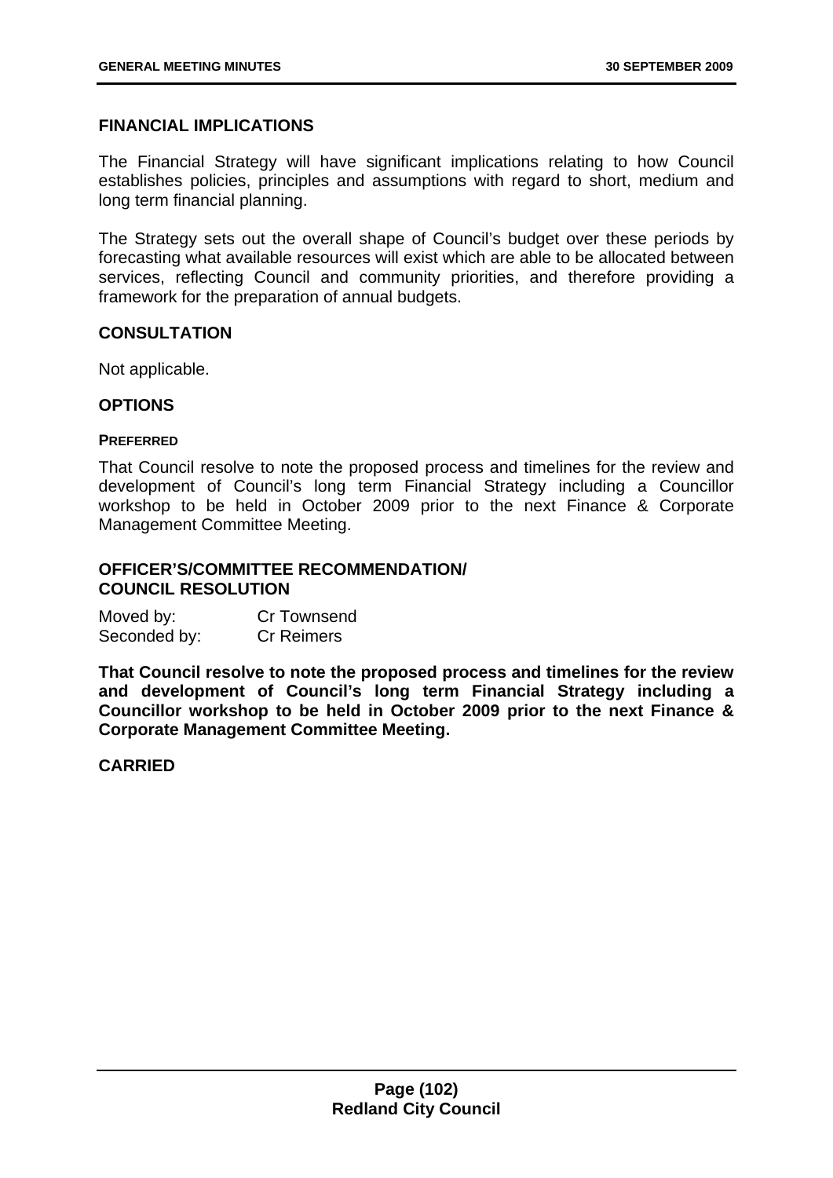## FINANCIAL IMPLICATIONS

The Financial Strategy will have significant implications relating to how Council establishes policies, principles and assumptions with regard to short, medium and long term financial planning.

The Strategy sets out the overall shape of Council's budget over these periods by forecasting what available resources will exist which are able to be allocated between services, reflecting Council and community priorities, and therefore providing a framework for the preparation of annual budgets.

## CONSULTATION

Not applicable.

## OPTIONS

#### PREFERRED

That Council resolve to note the proposed process and timelines for the review and development of Council's long term Financial Strategy including a Councillor workshop to be held in October 2009 prior to the next Finance & Corporate Management Committee Meeting.

## OFFICER'S/COMMITTEE RECOMMENDATION/ COUNCIL RESOLUTION

Moved by: Cr Townsend
Seconded by: Cr Reimers

**That Council resolve to note the proposed process and timelines for the review and development of Council's long term Financial Strategy including a Councillor workshop to be held in October 2009 prior to the next Finance & Corporate Management Committee Meeting.**

**CARRIED**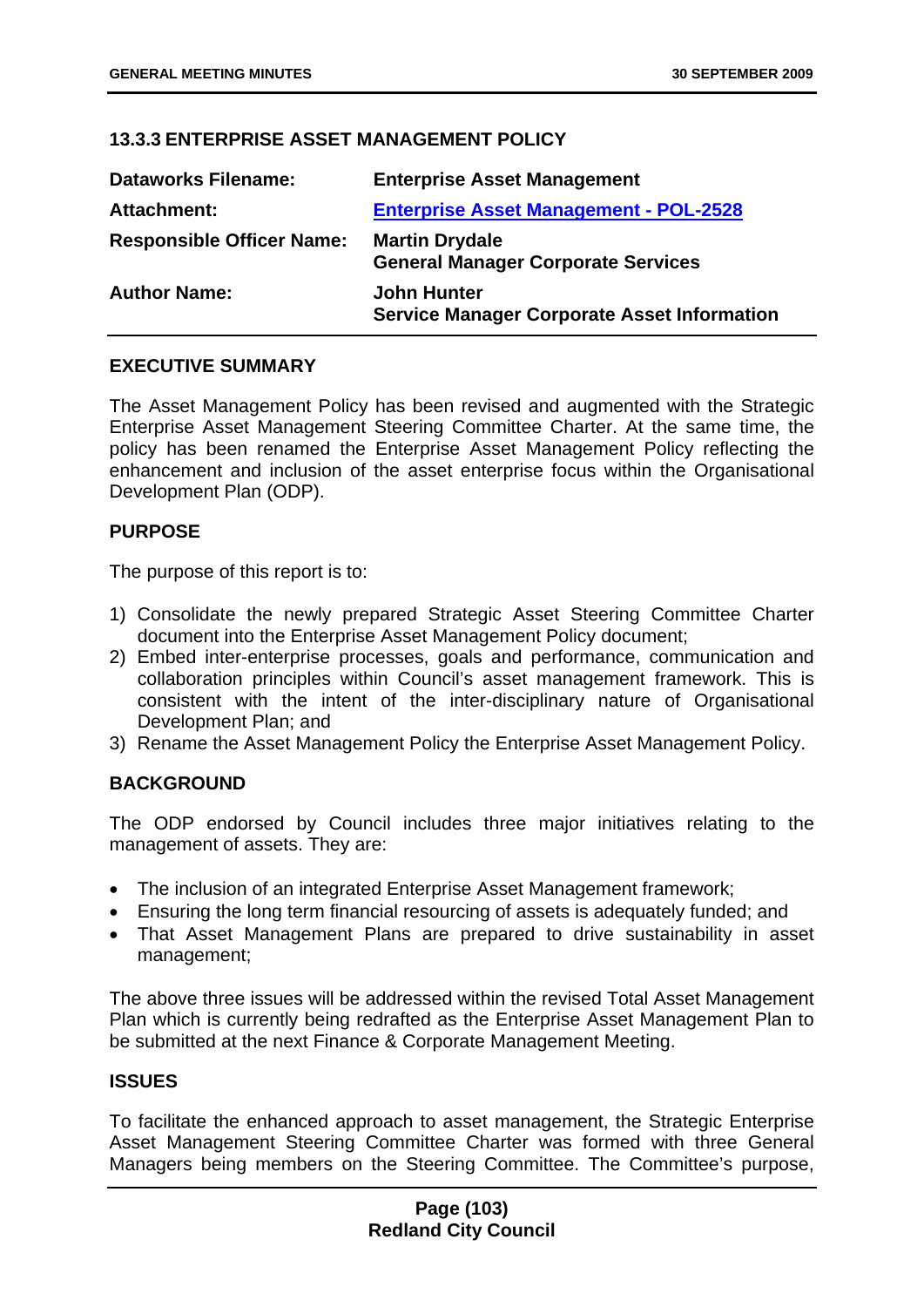### 13.3.3 ENTERPRISE ASSET MANAGEMENT POLICY

| | |
|---|---|
| **Dataworks Filename:** | **Enterprise Asset Management** |
| **Attachment:** | **Enterprise Asset Management - POL-2528** |
| **Responsible Officer Name:** | **Martin Drydale**<br>**General Manager Corporate Services** |
| **Author Name:** | **John Hunter**<br>**Service Manager Corporate Asset Information** |

#### EXECUTIVE SUMMARY

The Asset Management Policy has been revised and augmented with the Strategic Enterprise Asset Management Steering Committee Charter. At the same time, the policy has been renamed the Enterprise Asset Management Policy reflecting the enhancement and inclusion of the asset enterprise focus within the Organisational Development Plan (ODP).

#### PURPOSE

The purpose of this report is to:

1) Consolidate the newly prepared Strategic Asset Steering Committee Charter document into the Enterprise Asset Management Policy document;
2) Embed inter-enterprise processes, goals and performance, communication and collaboration principles within Council's asset management framework. This is consistent with the intent of the inter-disciplinary nature of Organisational Development Plan; and
3) Rename the Asset Management Policy the Enterprise Asset Management Policy.

#### BACKGROUND

The ODP endorsed by Council includes three major initiatives relating to the management of assets. They are:

- The inclusion of an integrated Enterprise Asset Management framework;
- Ensuring the long term financial resourcing of assets is adequately funded; and
- That Asset Management Plans are prepared to drive sustainability in asset management;

The above three issues will be addressed within the revised Total Asset Management Plan which is currently being redrafted as the Enterprise Asset Management Plan to be submitted at the next Finance & Corporate Management Meeting.

#### ISSUES

To facilitate the enhanced approach to asset management, the Strategic Enterprise Asset Management Steering Committee Charter was formed with three General Managers being members on the Steering Committee. The Committee's purpose,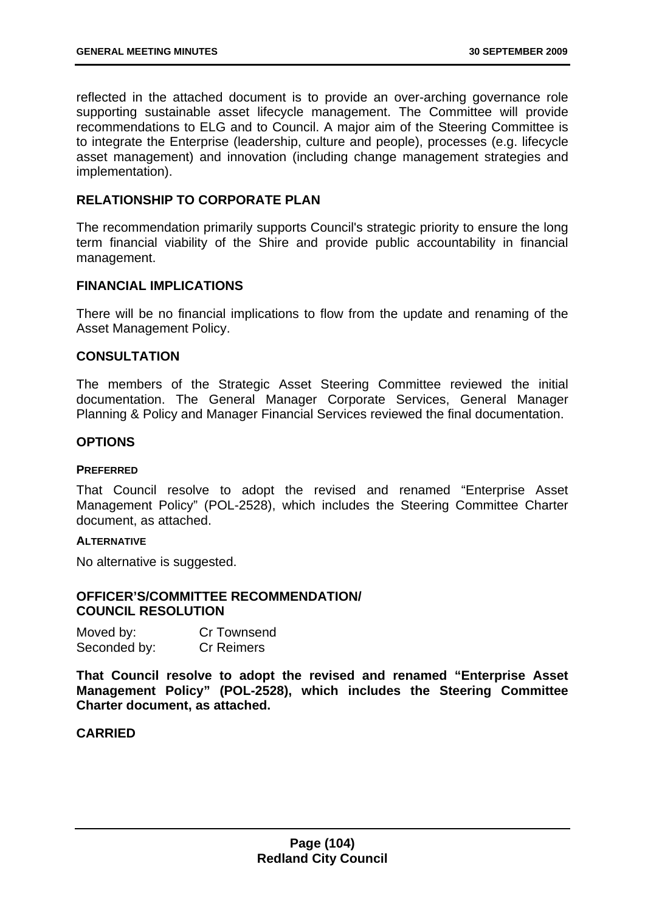reflected in the attached document is to provide an over-arching governance role supporting sustainable asset lifecycle management. The Committee will provide recommendations to ELG and to Council. A major aim of the Steering Committee is to integrate the Enterprise (leadership, culture and people), processes (e.g. lifecycle asset management) and innovation (including change management strategies and implementation).

## RELATIONSHIP TO CORPORATE PLAN

The recommendation primarily supports Council's strategic priority to ensure the long term financial viability of the Shire and provide public accountability in financial management.

## FINANCIAL IMPLICATIONS

There will be no financial implications to flow from the update and renaming of the Asset Management Policy.

## CONSULTATION

The members of the Strategic Asset Steering Committee reviewed the initial documentation. The General Manager Corporate Services, General Manager Planning & Policy and Manager Financial Services reviewed the final documentation.

## OPTIONS

### PREFERRED

That Council resolve to adopt the revised and renamed "Enterprise Asset Management Policy" (POL-2528), which includes the Steering Committee Charter document, as attached.

### ALTERNATIVE

No alternative is suggested.

## OFFICER'S/COMMITTEE RECOMMENDATION/ COUNCIL RESOLUTION

Moved by: Cr Townsend
Seconded by: Cr Reimers

**That Council resolve to adopt the revised and renamed "Enterprise Asset Management Policy" (POL-2528), which includes the Steering Committee Charter document, as attached.**

**CARRIED**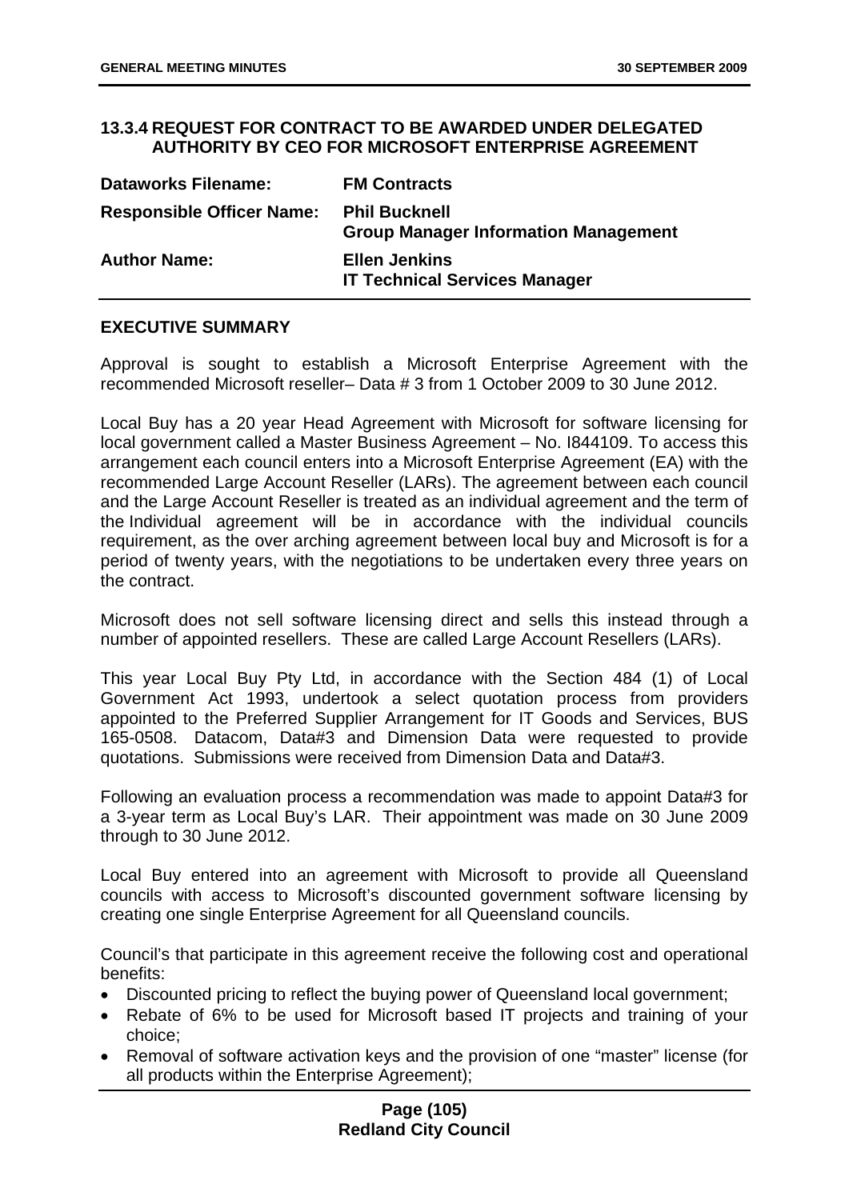## 13.3.4 REQUEST FOR CONTRACT TO BE AWARDED UNDER DELEGATED AUTHORITY BY CEO FOR MICROSOFT ENTERPRISE AGREEMENT

| | |
|---|---|
| **Dataworks Filename:** | **FM Contracts** |
| **Responsible Officer Name:** | **Phil Bucknell**<br>**Group Manager Information Management** |
| **Author Name:** | **Ellen Jenkins**<br>**IT Technical Services Manager** |

### EXECUTIVE SUMMARY

Approval is sought to establish a Microsoft Enterprise Agreement with the recommended Microsoft reseller– Data # 3 from 1 October 2009 to 30 June 2012.

Local Buy has a 20 year Head Agreement with Microsoft for software licensing for local government called a Master Business Agreement – No. I844109. To access this arrangement each council enters into a Microsoft Enterprise Agreement (EA) with the recommended Large Account Reseller (LARs). The agreement between each council and the Large Account Reseller is treated as an individual agreement and the term of the Individual agreement will be in accordance with the individual councils requirement, as the over arching agreement between local buy and Microsoft is for a period of twenty years, with the negotiations to be undertaken every three years on the contract.

Microsoft does not sell software licensing direct and sells this instead through a number of appointed resellers. These are called Large Account Resellers (LARs).

This year Local Buy Pty Ltd, in accordance with the Section 484 (1) of Local Government Act 1993, undertook a select quotation process from providers appointed to the Preferred Supplier Arrangement for IT Goods and Services, BUS 165-0508. Datacom, Data#3 and Dimension Data were requested to provide quotations. Submissions were received from Dimension Data and Data#3.

Following an evaluation process a recommendation was made to appoint Data#3 for a 3-year term as Local Buy's LAR. Their appointment was made on 30 June 2009 through to 30 June 2012.

Local Buy entered into an agreement with Microsoft to provide all Queensland councils with access to Microsoft's discounted government software licensing by creating one single Enterprise Agreement for all Queensland councils.

Council's that participate in this agreement receive the following cost and operational benefits:

- Discounted pricing to reflect the buying power of Queensland local government;
- Rebate of 6% to be used for Microsoft based IT projects and training of your choice;
- Removal of software activation keys and the provision of one "master" license (for all products within the Enterprise Agreement);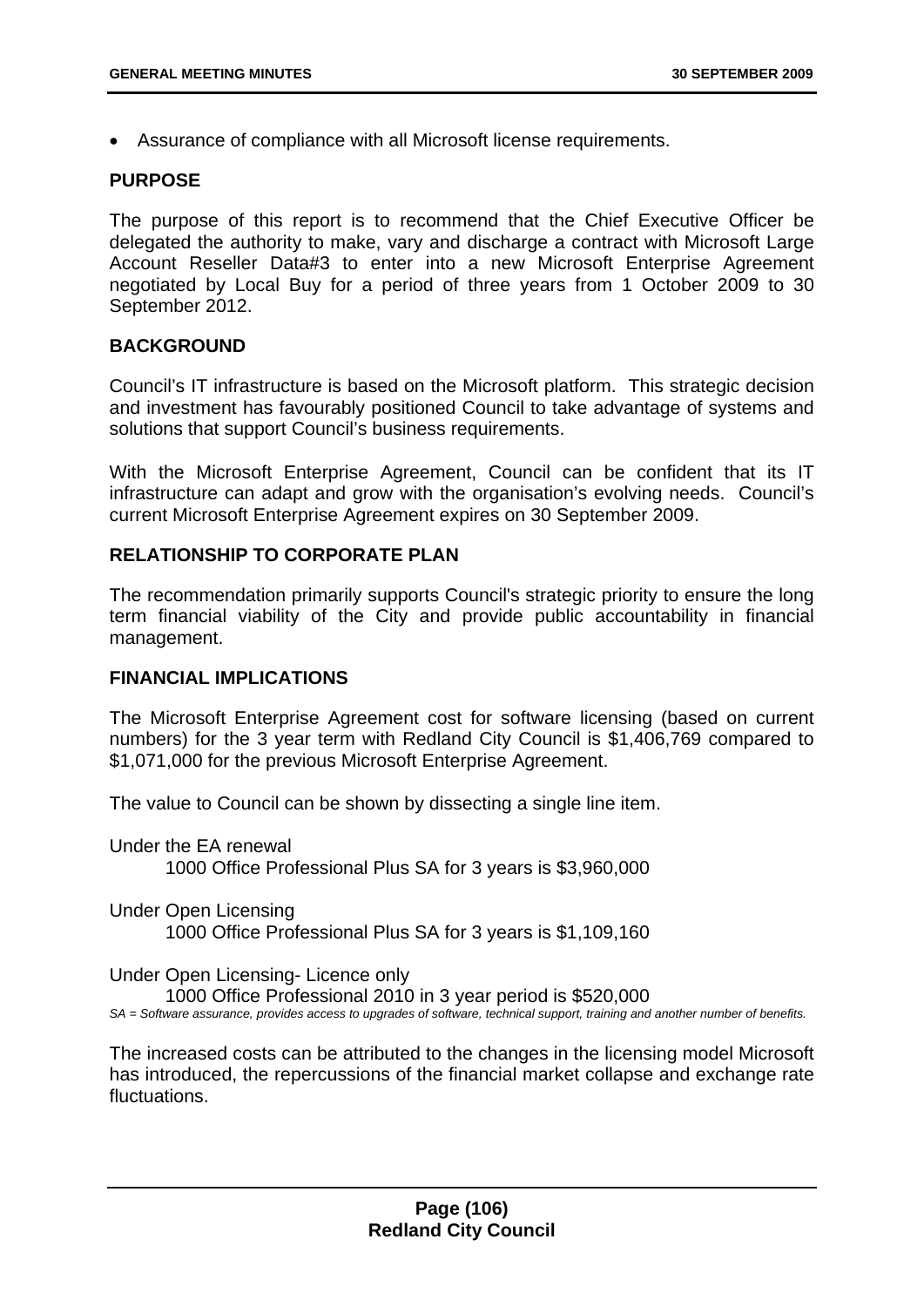- Assurance of compliance with all Microsoft license requirements.

## PURPOSE

The purpose of this report is to recommend that the Chief Executive Officer be delegated the authority to make, vary and discharge a contract with Microsoft Large Account Reseller Data#3 to enter into a new Microsoft Enterprise Agreement negotiated by Local Buy for a period of three years from 1 October 2009 to 30 September 2012.

## BACKGROUND

Council's IT infrastructure is based on the Microsoft platform. This strategic decision and investment has favourably positioned Council to take advantage of systems and solutions that support Council's business requirements.

With the Microsoft Enterprise Agreement, Council can be confident that its IT infrastructure can adapt and grow with the organisation's evolving needs. Council's current Microsoft Enterprise Agreement expires on 30 September 2009.

## RELATIONSHIP TO CORPORATE PLAN

The recommendation primarily supports Council's strategic priority to ensure the long term financial viability of the City and provide public accountability in financial management.

## FINANCIAL IMPLICATIONS

The Microsoft Enterprise Agreement cost for software licensing (based on current numbers) for the 3 year term with Redland City Council is $1,406,769 compared to $1,071,000 for the previous Microsoft Enterprise Agreement.

The value to Council can be shown by dissecting a single line item.

Under the EA renewal
    1000 Office Professional Plus SA for 3 years is $3,960,000

Under Open Licensing
    1000 Office Professional Plus SA for 3 years is $1,109,160

Under Open Licensing- Licence only
    1000 Office Professional 2010 in 3 year period is $520,000

*SA = Software assurance, provides access to upgrades of software, technical support, training and another number of benefits.*

The increased costs can be attributed to the changes in the licensing model Microsoft has introduced, the repercussions of the financial market collapse and exchange rate fluctuations.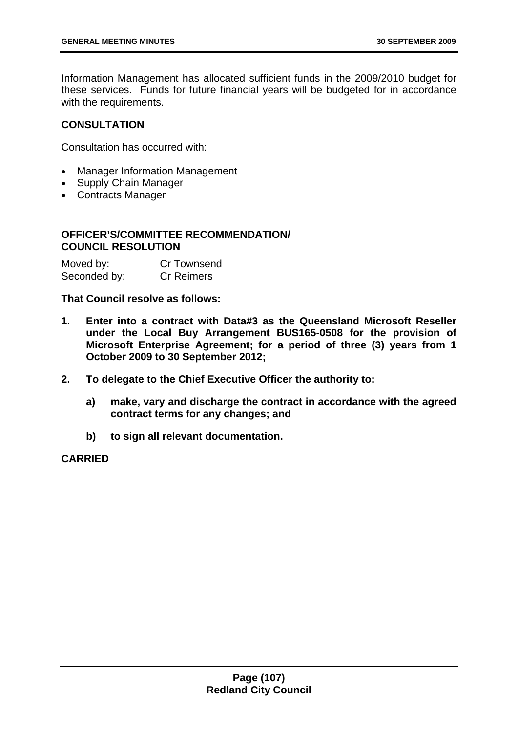Information Management has allocated sufficient funds in the 2009/2010 budget for these services. Funds for future financial years will be budgeted for in accordance with the requirements.

**CONSULTATION**

Consultation has occurred with:

- Manager Information Management
- Supply Chain Manager
- Contracts Manager

**OFFICER'S/COMMITTEE RECOMMENDATION/**
**COUNCIL RESOLUTION**

Moved by: Cr Townsend
Seconded by: Cr Reimers

**That Council resolve as follows:**

1. **Enter into a contract with Data#3 as the Queensland Microsoft Reseller under the Local Buy Arrangement BUS165-0508 for the provision of Microsoft Enterprise Agreement; for a period of three (3) years from 1 October 2009 to 30 September 2012;**

2. **To delegate to the Chief Executive Officer the authority to:**

   a) **make, vary and discharge the contract in accordance with the agreed contract terms for any changes; and**

   b) **to sign all relevant documentation.**

**CARRIED**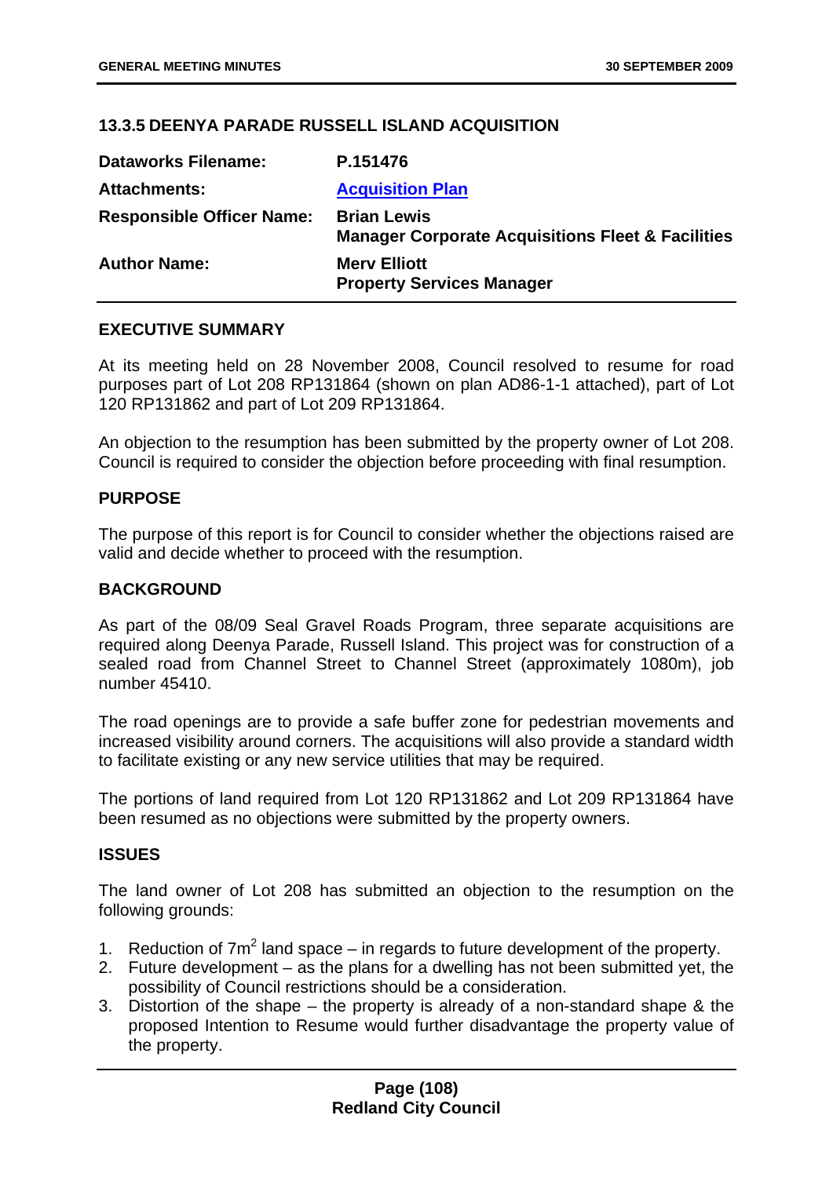### 13.3.5 DEENYA PARADE RUSSELL ISLAND ACQUISITION

| | |
|---|---|
| **Dataworks Filename:** | **P.151476** |
| **Attachments:** | **Acquisition Plan** |
| **Responsible Officer Name:** | **Brian Lewis**<br>**Manager Corporate Acquisitions Fleet & Facilities** |
| **Author Name:** | **Merv Elliott**<br>**Property Services Manager** |

**EXECUTIVE SUMMARY**

At its meeting held on 28 November 2008, Council resolved to resume for road purposes part of Lot 208 RP131864 (shown on plan AD86-1-1 attached), part of Lot 120 RP131862 and part of Lot 209 RP131864.

An objection to the resumption has been submitted by the property owner of Lot 208. Council is required to consider the objection before proceeding with final resumption.

**PURPOSE**

The purpose of this report is for Council to consider whether the objections raised are valid and decide whether to proceed with the resumption.

**BACKGROUND**

As part of the 08/09 Seal Gravel Roads Program, three separate acquisitions are required along Deenya Parade, Russell Island. This project was for construction of a sealed road from Channel Street to Channel Street (approximately 1080m), job number 45410.

The road openings are to provide a safe buffer zone for pedestrian movements and increased visibility around corners. The acquisitions will also provide a standard width to facilitate existing or any new service utilities that may be required.

The portions of land required from Lot 120 RP131862 and Lot 209 RP131864 have been resumed as no objections were submitted by the property owners.

**ISSUES**

The land owner of Lot 208 has submitted an objection to the resumption on the following grounds:

1. Reduction of 7m$^2$ land space – in regards to future development of the property.
2. Future development – as the plans for a dwelling has not been submitted yet, the possibility of Council restrictions should be a consideration.
3. Distortion of the shape – the property is already of a non-standard shape & the proposed Intention to Resume would further disadvantage the property value of the property.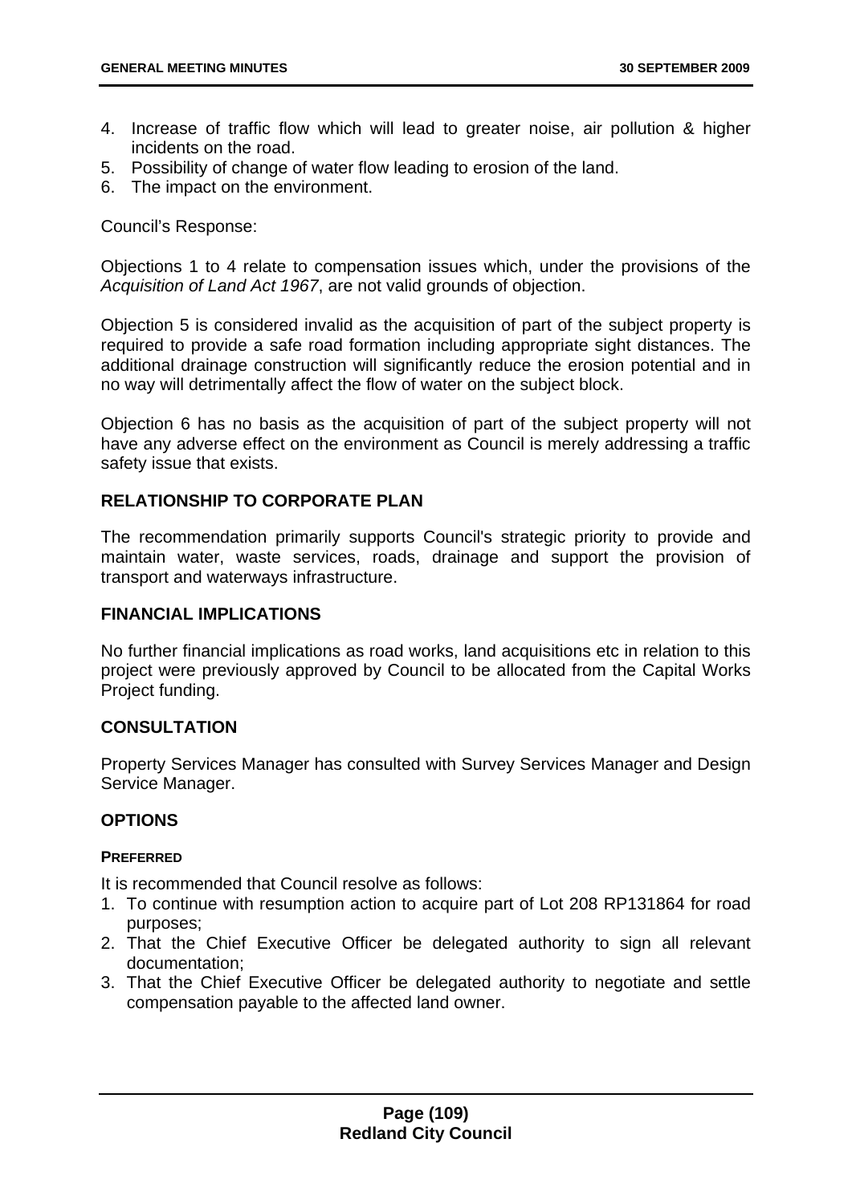4. Increase of traffic flow which will lead to greater noise, air pollution & higher incidents on the road.
5. Possibility of change of water flow leading to erosion of the land.
6. The impact on the environment.

Council's Response:

Objections 1 to 4 relate to compensation issues which, under the provisions of the *Acquisition of Land Act 1967*, are not valid grounds of objection.

Objection 5 is considered invalid as the acquisition of part of the subject property is required to provide a safe road formation including appropriate sight distances. The additional drainage construction will significantly reduce the erosion potential and in no way will detrimentally affect the flow of water on the subject block.

Objection 6 has no basis as the acquisition of part of the subject property will not have any adverse effect on the environment as Council is merely addressing a traffic safety issue that exists.

## RELATIONSHIP TO CORPORATE PLAN

The recommendation primarily supports Council's strategic priority to provide and maintain water, waste services, roads, drainage and support the provision of transport and waterways infrastructure.

## FINANCIAL IMPLICATIONS

No further financial implications as road works, land acquisitions etc in relation to this project were previously approved by Council to be allocated from the Capital Works Project funding.

## CONSULTATION

Property Services Manager has consulted with Survey Services Manager and Design Service Manager.

## OPTIONS

### PREFERRED

It is recommended that Council resolve as follows:

1. To continue with resumption action to acquire part of Lot 208 RP131864 for road purposes;
2. That the Chief Executive Officer be delegated authority to sign all relevant documentation;
3. That the Chief Executive Officer be delegated authority to negotiate and settle compensation payable to the affected land owner.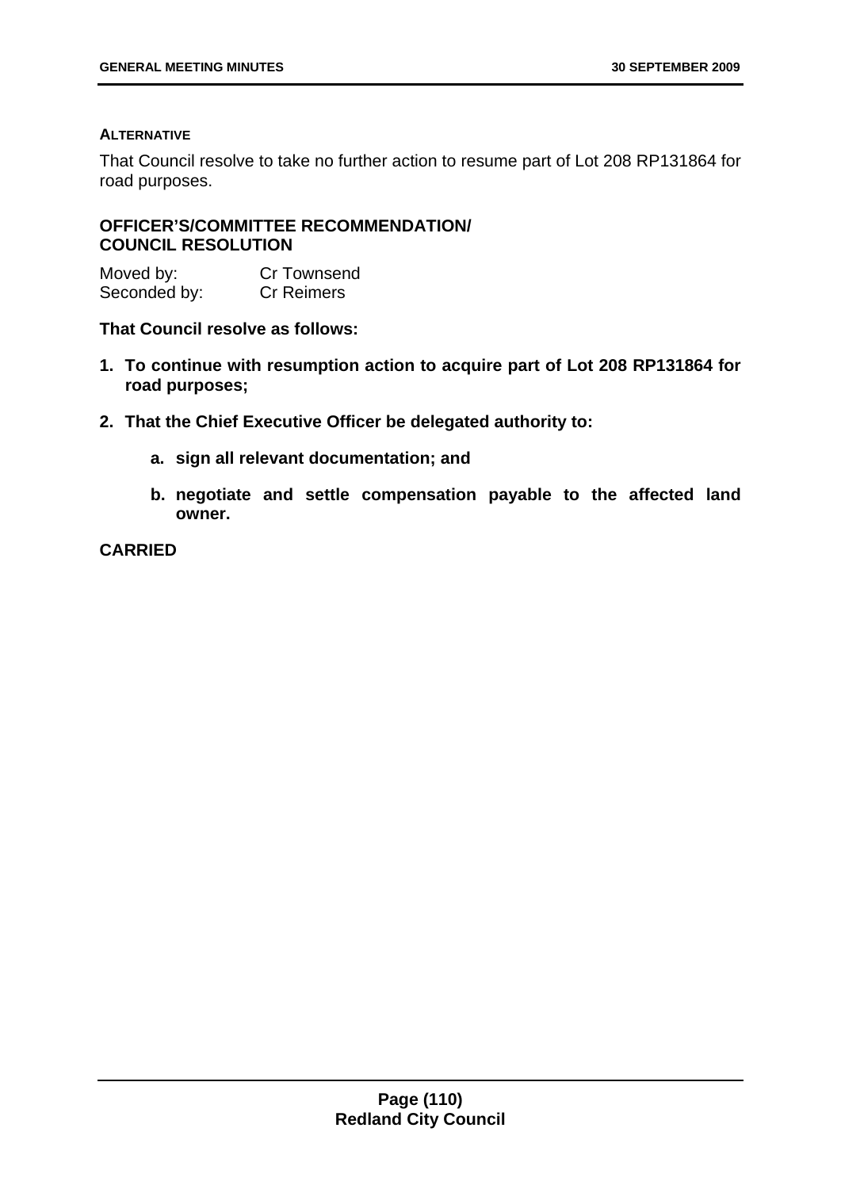**ALTERNATIVE**

That Council resolve to take no further action to resume part of Lot 208 RP131864 for road purposes.

**OFFICER'S/COMMITTEE RECOMMENDATION/ COUNCIL RESOLUTION**

| | |
|---|---|
| Moved by: | Cr Townsend |
| Seconded by: | Cr Reimers |

**That Council resolve as follows:**

1. **To continue with resumption action to acquire part of Lot 208 RP131864 for road purposes;**
2. **That the Chief Executive Officer be delegated authority to:**
    a. **sign all relevant documentation; and**
    b. **negotiate and settle compensation payable to the affected land owner.**

**CARRIED**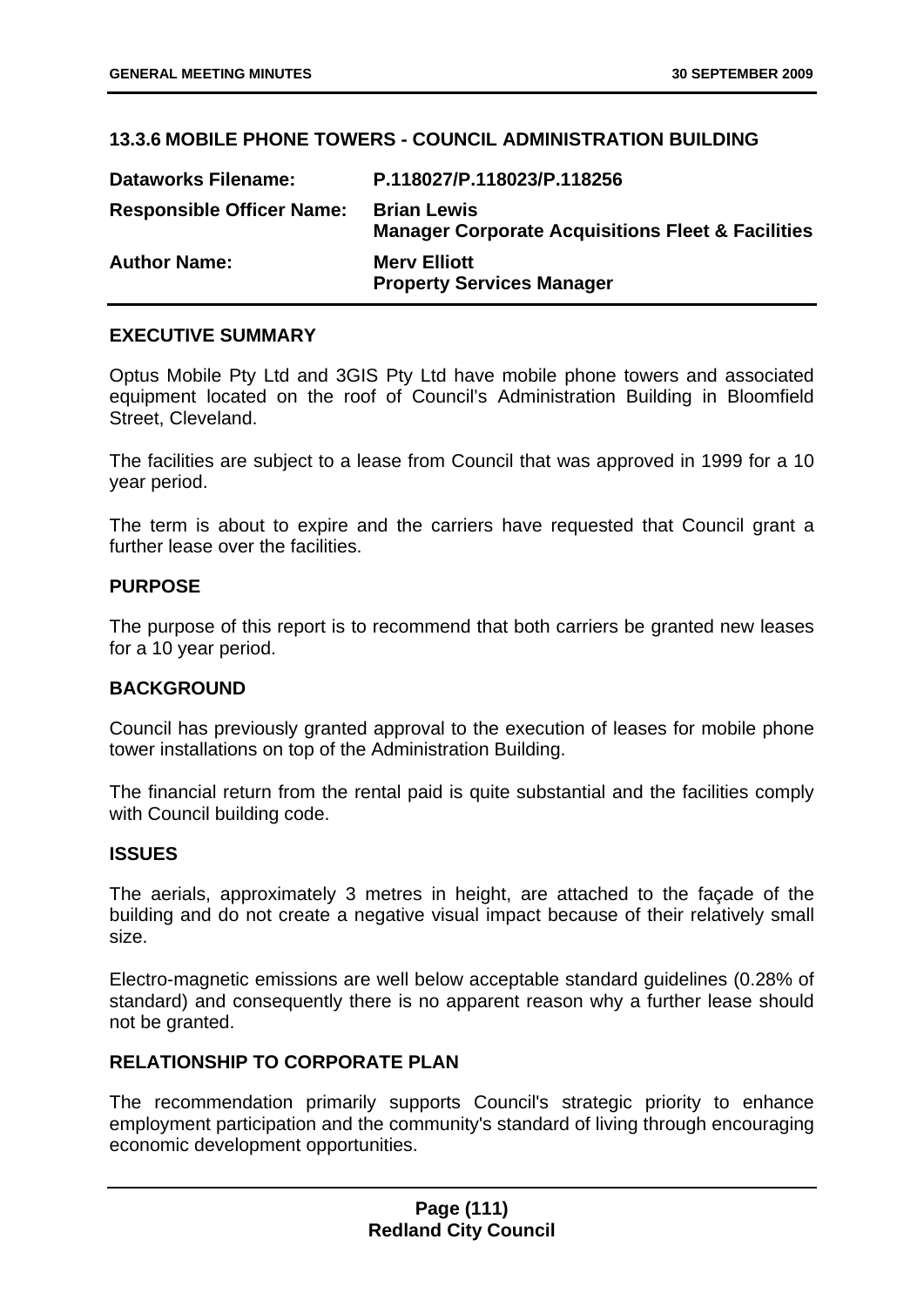### 13.3.6 MOBILE PHONE TOWERS - COUNCIL ADMINISTRATION BUILDING

| | |
|---|---|
| **Dataworks Filename:** | **P.118027/P.118023/P.118256** |
| **Responsible Officer Name:** | **Brian Lewis**<br>**Manager Corporate Acquisitions Fleet & Facilities** |
| **Author Name:** | **Merv Elliott**<br>**Property Services Manager** |

#### EXECUTIVE SUMMARY

Optus Mobile Pty Ltd and 3GIS Pty Ltd have mobile phone towers and associated equipment located on the roof of Council's Administration Building in Bloomfield Street, Cleveland.

The facilities are subject to a lease from Council that was approved in 1999 for a 10 year period.

The term is about to expire and the carriers have requested that Council grant a further lease over the facilities.

#### PURPOSE

The purpose of this report is to recommend that both carriers be granted new leases for a 10 year period.

#### BACKGROUND

Council has previously granted approval to the execution of leases for mobile phone tower installations on top of the Administration Building.

The financial return from the rental paid is quite substantial and the facilities comply with Council building code.

#### ISSUES

The aerials, approximately 3 metres in height, are attached to the façade of the building and do not create a negative visual impact because of their relatively small size.

Electro-magnetic emissions are well below acceptable standard guidelines (0.28% of standard) and consequently there is no apparent reason why a further lease should not be granted.

#### RELATIONSHIP TO CORPORATE PLAN

The recommendation primarily supports Council's strategic priority to enhance employment participation and the community's standard of living through encouraging economic development opportunities.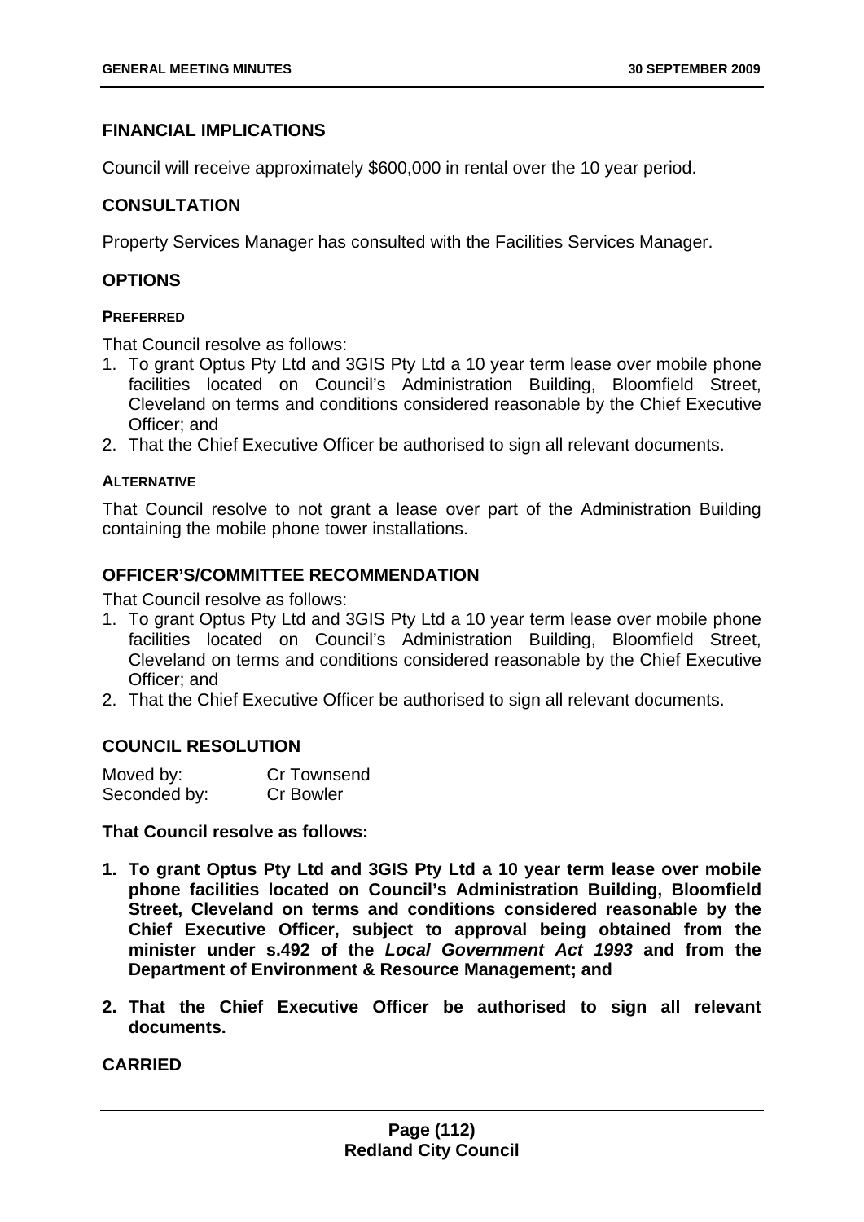## FINANCIAL IMPLICATIONS

Council will receive approximately $600,000 in rental over the 10 year period.

## CONSULTATION

Property Services Manager has consulted with the Facilities Services Manager.

## OPTIONS

#### PREFERRED

That Council resolve as follows:

1. To grant Optus Pty Ltd and 3GIS Pty Ltd a 10 year term lease over mobile phone facilities located on Council's Administration Building, Bloomfield Street, Cleveland on terms and conditions considered reasonable by the Chief Executive Officer; and
2. That the Chief Executive Officer be authorised to sign all relevant documents.

#### ALTERNATIVE

That Council resolve to not grant a lease over part of the Administration Building containing the mobile phone tower installations.

## OFFICER'S/COMMITTEE RECOMMENDATION

That Council resolve as follows:

1. To grant Optus Pty Ltd and 3GIS Pty Ltd a 10 year term lease over mobile phone facilities located on Council's Administration Building, Bloomfield Street, Cleveland on terms and conditions considered reasonable by the Chief Executive Officer; and
2. That the Chief Executive Officer be authorised to sign all relevant documents.

## COUNCIL RESOLUTION

Moved by: Cr Townsend
Seconded by: Cr Bowler

**That Council resolve as follows:**

1. **To grant Optus Pty Ltd and 3GIS Pty Ltd a 10 year term lease over mobile phone facilities located on Council's Administration Building, Bloomfield Street, Cleveland on terms and conditions considered reasonable by the Chief Executive Officer, subject to approval being obtained from the minister under s.492 of the *Local Government Act 1993* and from the Department of Environment & Resource Management; and**
2. **That the Chief Executive Officer be authorised to sign all relevant documents.**

**CARRIED**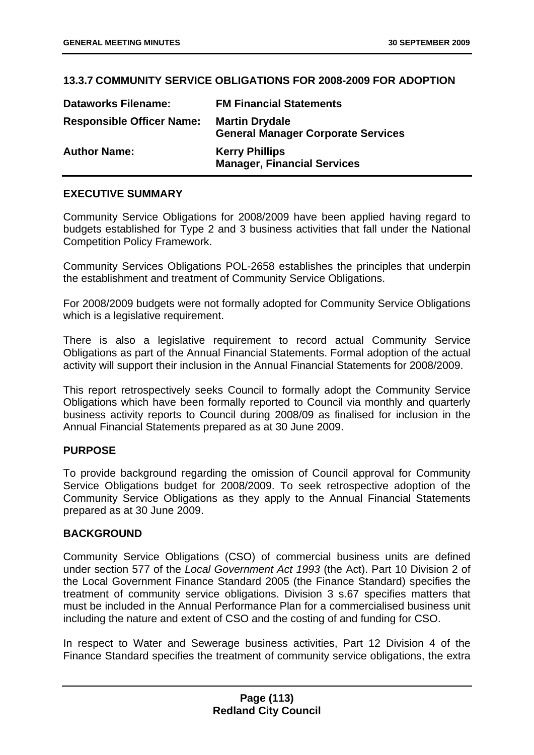## 13.3.7 COMMUNITY SERVICE OBLIGATIONS FOR 2008-2009 FOR ADOPTION

| | |
|---|---|
| **Dataworks Filename:** | **FM Financial Statements** |
| **Responsible Officer Name:** | **Martin Drydale**<br>**General Manager Corporate Services** |
| **Author Name:** | **Kerry Phillips**<br>**Manager, Financial Services** |

### EXECUTIVE SUMMARY

Community Service Obligations for 2008/2009 have been applied having regard to budgets established for Type 2 and 3 business activities that fall under the National Competition Policy Framework.

Community Services Obligations POL-2658 establishes the principles that underpin the establishment and treatment of Community Service Obligations.

For 2008/2009 budgets were not formally adopted for Community Service Obligations which is a legislative requirement.

There is also a legislative requirement to record actual Community Service Obligations as part of the Annual Financial Statements. Formal adoption of the actual activity will support their inclusion in the Annual Financial Statements for 2008/2009.

This report retrospectively seeks Council to formally adopt the Community Service Obligations which have been formally reported to Council via monthly and quarterly business activity reports to Council during 2008/09 as finalised for inclusion in the Annual Financial Statements prepared as at 30 June 2009.

### PURPOSE

To provide background regarding the omission of Council approval for Community Service Obligations budget for 2008/2009. To seek retrospective adoption of the Community Service Obligations as they apply to the Annual Financial Statements prepared as at 30 June 2009.

### BACKGROUND

Community Service Obligations (CSO) of commercial business units are defined under section 577 of the *Local Government Act 1993* (the Act). Part 10 Division 2 of the Local Government Finance Standard 2005 (the Finance Standard) specifies the treatment of community service obligations. Division 3 s.67 specifies matters that must be included in the Annual Performance Plan for a commercialised business unit including the nature and extent of CSO and the costing of and funding for CSO.

In respect to Water and Sewerage business activities, Part 12 Division 4 of the Finance Standard specifies the treatment of community service obligations, the extra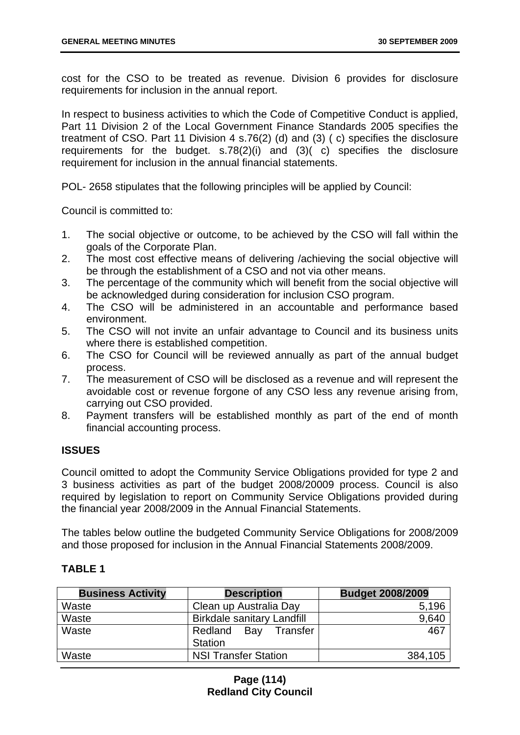cost for the CSO to be treated as revenue. Division 6 provides for disclosure requirements for inclusion in the annual report.

In respect to business activities to which the Code of Competitive Conduct is applied, Part 11 Division 2 of the Local Government Finance Standards 2005 specifies the treatment of CSO. Part 11 Division 4 s.76(2) (d) and (3) ( c) specifies the disclosure requirements for the budget. s.78(2)(i) and (3)( c) specifies the disclosure requirement for inclusion in the annual financial statements.

POL- 2658 stipulates that the following principles will be applied by Council:

Council is committed to:

1. The social objective or outcome, to be achieved by the CSO will fall within the goals of the Corporate Plan.
2. The most cost effective means of delivering /achieving the social objective will be through the establishment of a CSO and not via other means.
3. The percentage of the community which will benefit from the social objective will be acknowledged during consideration for inclusion CSO program.
4. The CSO will be administered in an accountable and performance based environment.
5. The CSO will not invite an unfair advantage to Council and its business units where there is established competition.
6. The CSO for Council will be reviewed annually as part of the annual budget process.
7. The measurement of CSO will be disclosed as a revenue and will represent the avoidable cost or revenue forgone of any CSO less any revenue arising from, carrying out CSO provided.
8. Payment transfers will be established monthly as part of the end of month financial accounting process.

## ISSUES

Council omitted to adopt the Community Service Obligations provided for type 2 and 3 business activities as part of the budget 2008/20009 process. Council is also required by legislation to report on Community Service Obligations provided during the financial year 2008/2009 in the Annual Financial Statements.

The tables below outline the budgeted Community Service Obligations for 2008/2009 and those proposed for inclusion in the Annual Financial Statements 2008/2009.

## TABLE 1

| Business Activity | Description | Budget 2008/2009 |
|---|---|---|
| Waste | Clean up Australia Day | 5,196 |
| Waste | Birkdale sanitary Landfill | 9,640 |
| Waste | Redland Bay Transfer Station | 467 |
| Waste | NSI Transfer Station | 384,105 |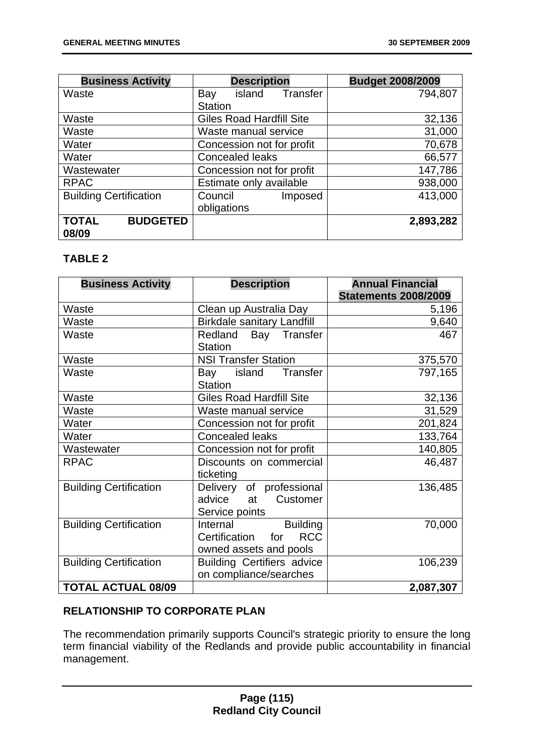| Business Activity | Description | Budget 2008/2009 |
|---|---|---|
| Waste | Bay island Transfer Station | 794,807 |
| Waste | Giles Road Hardfill Site | 32,136 |
| Waste | Waste manual service | 31,000 |
| Water | Concession not for profit | 70,678 |
| Water | Concealed leaks | 66,577 |
| Wastewater | Concession not for profit | 147,786 |
| RPAC | Estimate only available | 938,000 |
| Building Certification | Council Imposed obligations | 413,000 |
| **TOTAL BUDGETED 08/09** | | **2,893,282** |

**TABLE 2**

| Business Activity | Description | Annual Financial Statements 2008/2009 |
|---|---|---|
| Waste | Clean up Australia Day | 5,196 |
| Waste | Birkdale sanitary Landfill | 9,640 |
| Waste | Redland Bay Transfer Station | 467 |
| Waste | NSI Transfer Station | 375,570 |
| Waste | Bay island Transfer Station | 797,165 |
| Waste | Giles Road Hardfill Site | 32,136 |
| Waste | Waste manual service | 31,529 |
| Water | Concession not for profit | 201,824 |
| Water | Concealed leaks | 133,764 |
| Wastewater | Concession not for profit | 140,805 |
| RPAC | Discounts on commercial ticketing | 46,487 |
| Building Certification | Delivery of professional advice at Customer Service points | 136,485 |
| Building Certification | Internal Building Certification for RCC owned assets and pools | 70,000 |
| Building Certification | Building Certifiers advice on compliance/searches | 106,239 |
| **TOTAL ACTUAL 08/09** | | **2,087,307** |

**RELATIONSHIP TO CORPORATE PLAN**

The recommendation primarily supports Council's strategic priority to ensure the long term financial viability of the Redlands and provide public accountability in financial management.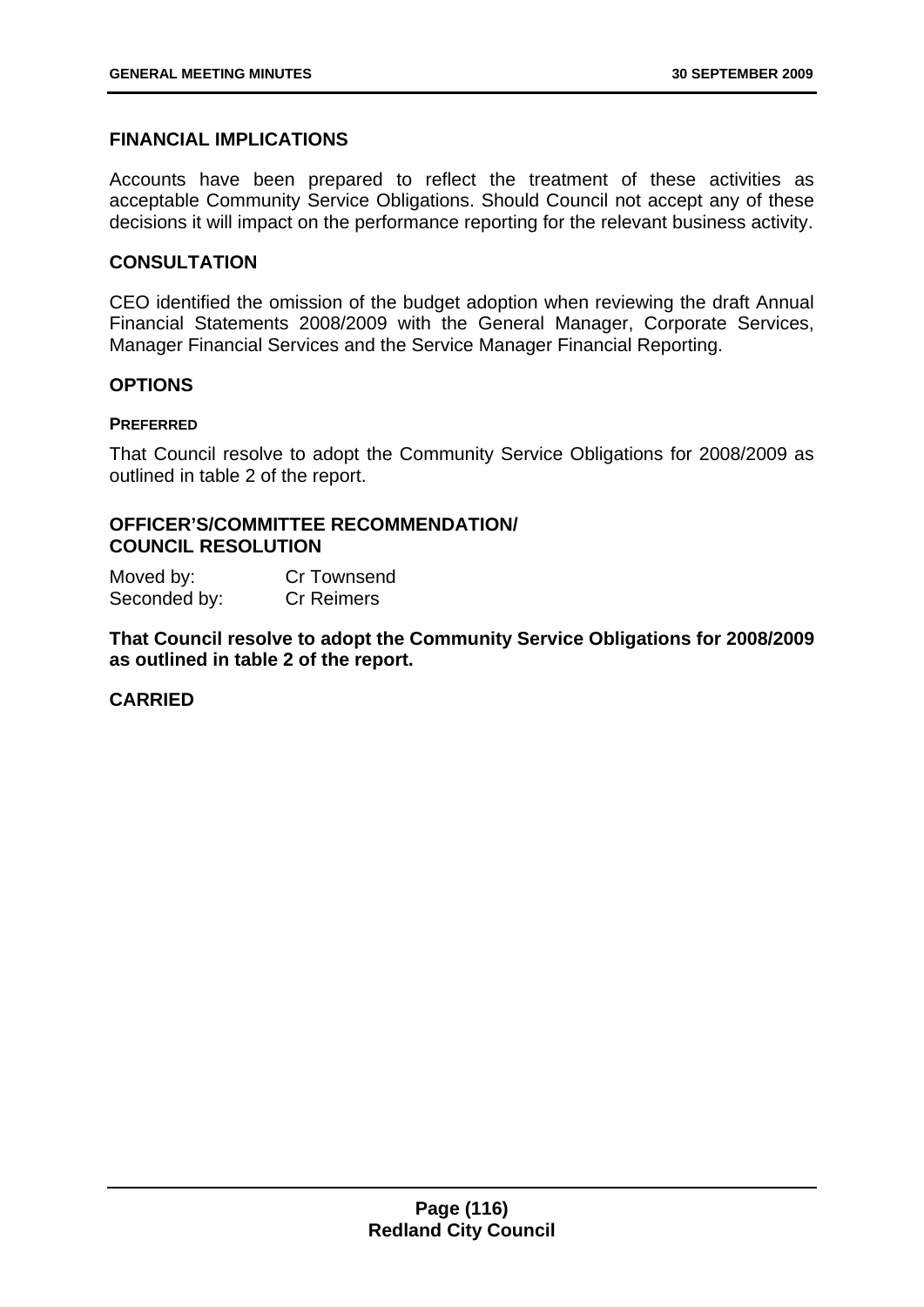## FINANCIAL IMPLICATIONS

Accounts have been prepared to reflect the treatment of these activities as acceptable Community Service Obligations. Should Council not accept any of these decisions it will impact on the performance reporting for the relevant business activity.

## CONSULTATION

CEO identified the omission of the budget adoption when reviewing the draft Annual Financial Statements 2008/2009 with the General Manager, Corporate Services, Manager Financial Services and the Service Manager Financial Reporting.

## OPTIONS

#### PREFERRED

That Council resolve to adopt the Community Service Obligations for 2008/2009 as outlined in table 2 of the report.

## OFFICER'S/COMMITTEE RECOMMENDATION/ COUNCIL RESOLUTION

Moved by: Cr Townsend
Seconded by: Cr Reimers

**That Council resolve to adopt the Community Service Obligations for 2008/2009 as outlined in table 2 of the report.**

**CARRIED**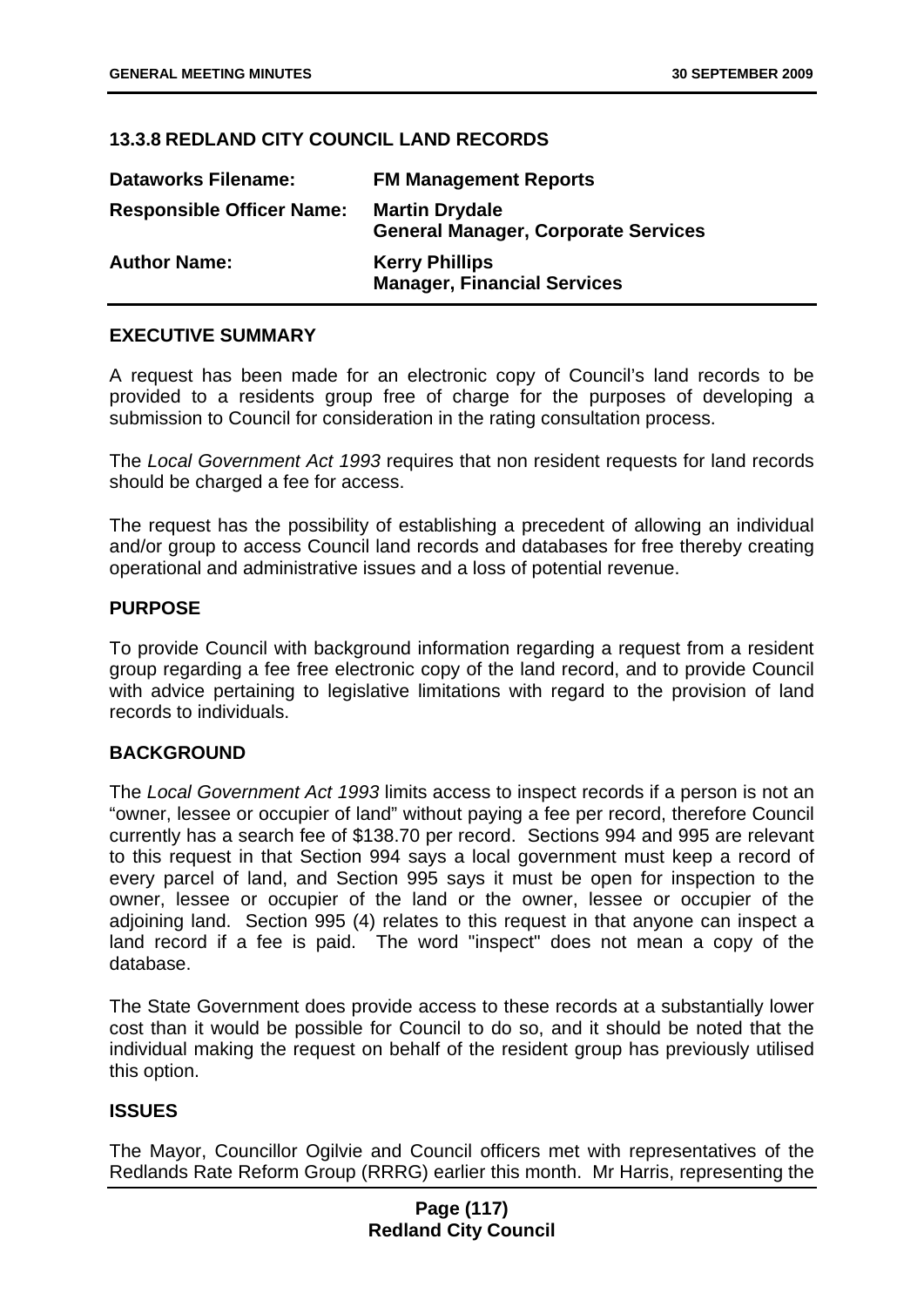## 13.3.8 REDLAND CITY COUNCIL LAND RECORDS

| | |
|---|---|
| **Dataworks Filename:** | **FM Management Reports** |
| **Responsible Officer Name:** | **Martin Drydale**<br>**General Manager, Corporate Services** |
| **Author Name:** | **Kerry Phillips**<br>**Manager, Financial Services** |

### EXECUTIVE SUMMARY

A request has been made for an electronic copy of Council's land records to be provided to a residents group free of charge for the purposes of developing a submission to Council for consideration in the rating consultation process.

The *Local Government Act 1993* requires that non resident requests for land records should be charged a fee for access.

The request has the possibility of establishing a precedent of allowing an individual and/or group to access Council land records and databases for free thereby creating operational and administrative issues and a loss of potential revenue.

### PURPOSE

To provide Council with background information regarding a request from a resident group regarding a fee free electronic copy of the land record, and to provide Council with advice pertaining to legislative limitations with regard to the provision of land records to individuals.

### BACKGROUND

The *Local Government Act 1993* limits access to inspect records if a person is not an "owner, lessee or occupier of land" without paying a fee per record, therefore Council currently has a search fee of $138.70 per record. Sections 994 and 995 are relevant to this request in that Section 994 says a local government must keep a record of every parcel of land, and Section 995 says it must be open for inspection to the owner, lessee or occupier of the land or the owner, lessee or occupier of the adjoining land. Section 995 (4) relates to this request in that anyone can inspect a land record if a fee is paid. The word "inspect" does not mean a copy of the database.

The State Government does provide access to these records at a substantially lower cost than it would be possible for Council to do so, and it should be noted that the individual making the request on behalf of the resident group has previously utilised this option.

### ISSUES

The Mayor, Councillor Ogilvie and Council officers met with representatives of the Redlands Rate Reform Group (RRRG) earlier this month. Mr Harris, representing the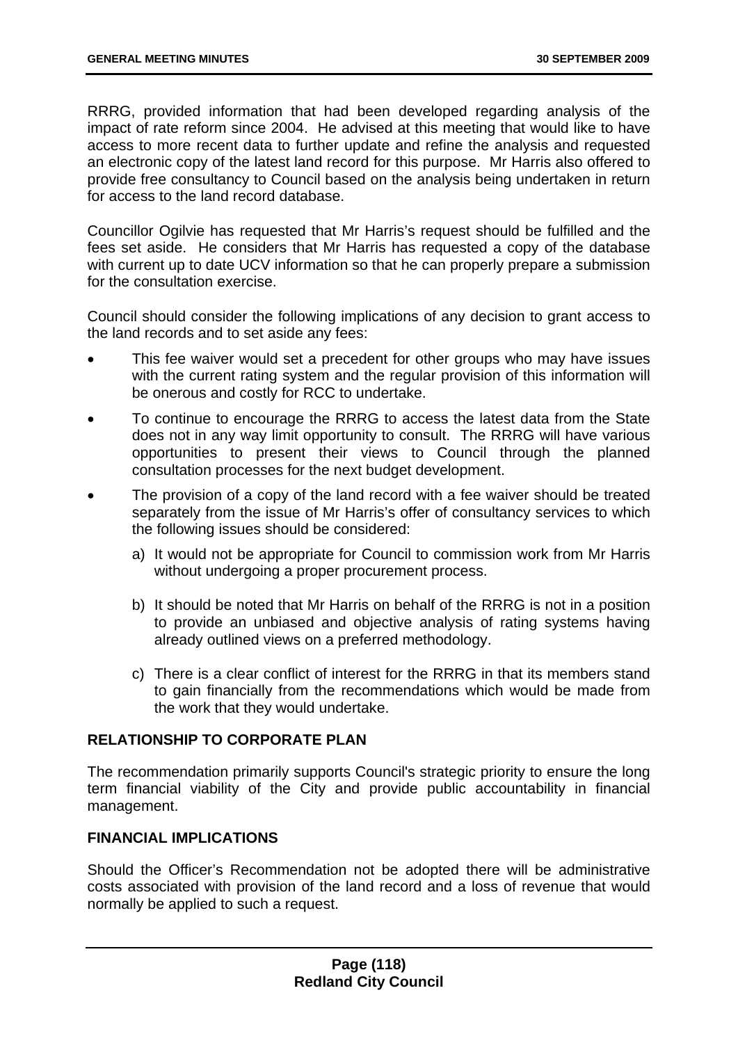RRRG, provided information that had been developed regarding analysis of the impact of rate reform since 2004. He advised at this meeting that would like to have access to more recent data to further update and refine the analysis and requested an electronic copy of the latest land record for this purpose. Mr Harris also offered to provide free consultancy to Council based on the analysis being undertaken in return for access to the land record database.

Councillor Ogilvie has requested that Mr Harris's request should be fulfilled and the fees set aside. He considers that Mr Harris has requested a copy of the database with current up to date UCV information so that he can properly prepare a submission for the consultation exercise.

Council should consider the following implications of any decision to grant access to the land records and to set aside any fees:

- This fee waiver would set a precedent for other groups who may have issues with the current rating system and the regular provision of this information will be onerous and costly for RCC to undertake.
- To continue to encourage the RRRG to access the latest data from the State does not in any way limit opportunity to consult. The RRRG will have various opportunities to present their views to Council through the planned consultation processes for the next budget development.
- The provision of a copy of the land record with a fee waiver should be treated separately from the issue of Mr Harris's offer of consultancy services to which the following issues should be considered:
  a) It would not be appropriate for Council to commission work from Mr Harris without undergoing a proper procurement process.
  b) It should be noted that Mr Harris on behalf of the RRRG is not in a position to provide an unbiased and objective analysis of rating systems having already outlined views on a preferred methodology.
  c) There is a clear conflict of interest for the RRRG in that its members stand to gain financially from the recommendations which would be made from the work that they would undertake.

**RELATIONSHIP TO CORPORATE PLAN**

The recommendation primarily supports Council's strategic priority to ensure the long term financial viability of the City and provide public accountability in financial management.

**FINANCIAL IMPLICATIONS**

Should the Officer's Recommendation not be adopted there will be administrative costs associated with provision of the land record and a loss of revenue that would normally be applied to such a request.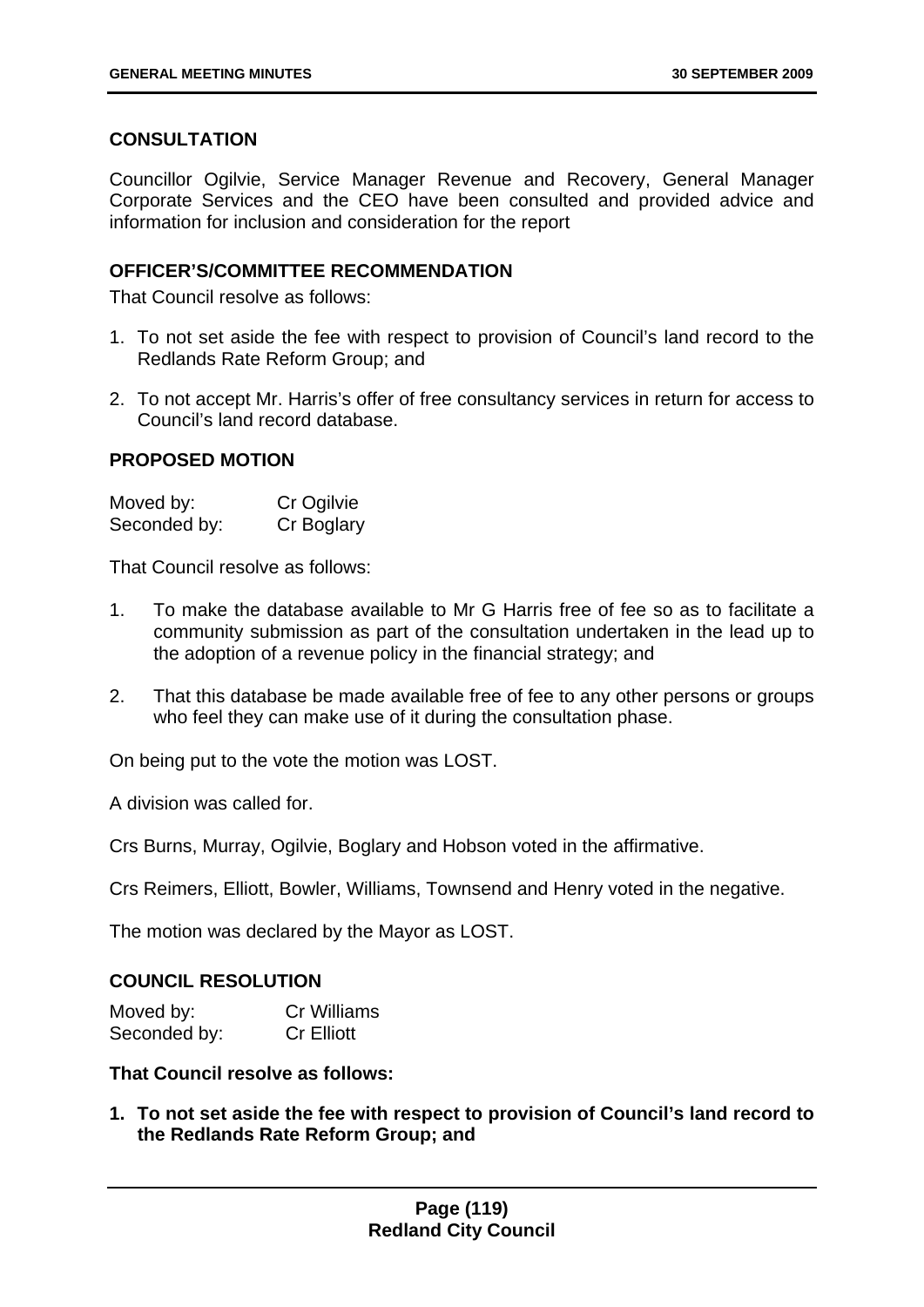### CONSULTATION

Councillor Ogilvie, Service Manager Revenue and Recovery, General Manager Corporate Services and the CEO have been consulted and provided advice and information for inclusion and consideration for the report

### OFFICER'S/COMMITTEE RECOMMENDATION

That Council resolve as follows:

1. To not set aside the fee with respect to provision of Council's land record to the Redlands Rate Reform Group; and
2. To not accept Mr. Harris's offer of free consultancy services in return for access to Council's land record database.

### PROPOSED MOTION

| | |
|---|---|
| Moved by: | Cr Ogilvie |
| Seconded by: | Cr Boglary |

That Council resolve as follows:

1. To make the database available to Mr G Harris free of fee so as to facilitate a community submission as part of the consultation undertaken in the lead up to the adoption of a revenue policy in the financial strategy; and
2. That this database be made available free of fee to any other persons or groups who feel they can make use of it during the consultation phase.

On being put to the vote the motion was LOST.

A division was called for.

Crs Burns, Murray, Ogilvie, Boglary and Hobson voted in the affirmative.

Crs Reimers, Elliott, Bowler, Williams, Townsend and Henry voted in the negative.

The motion was declared by the Mayor as LOST.

### COUNCIL RESOLUTION

| | |
|---|---|
| Moved by: | Cr Williams |
| Seconded by: | Cr Elliott |

**That Council resolve as follows:**

1. **To not set aside the fee with respect to provision of Council's land record to the Redlands Rate Reform Group; and**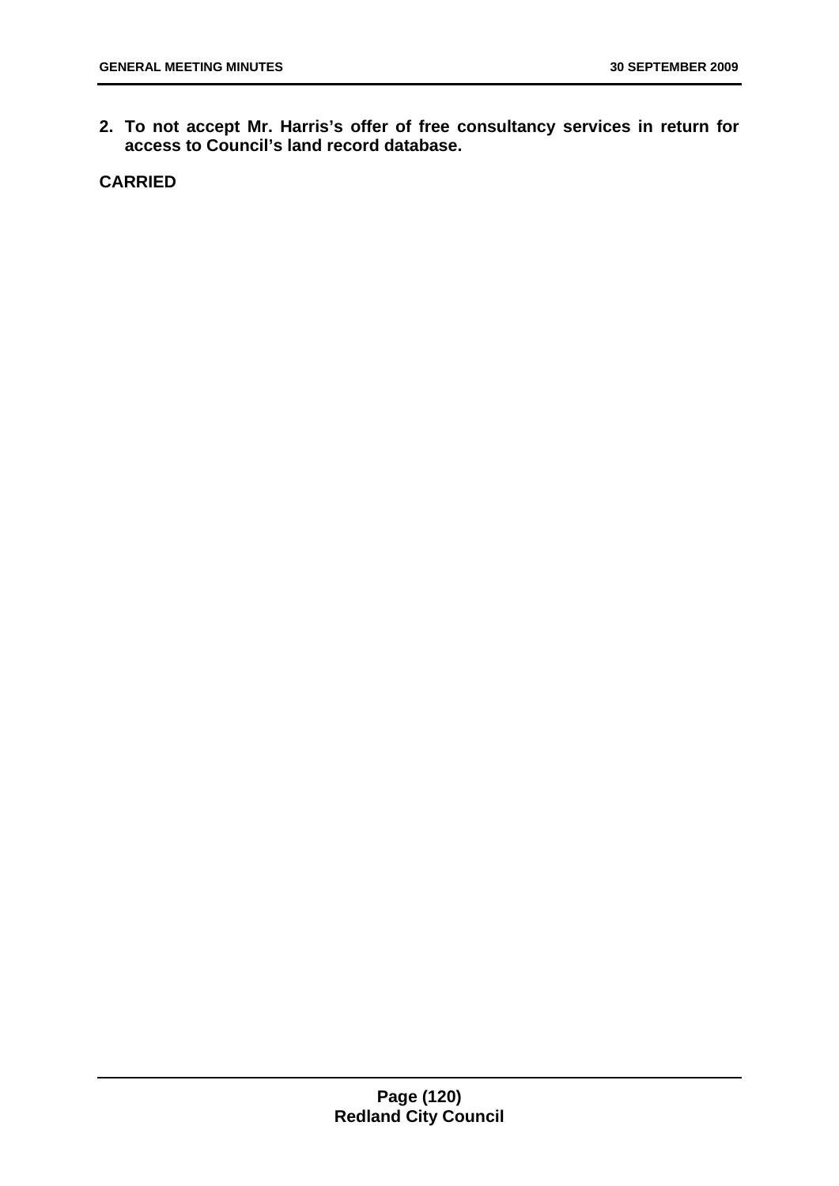**2. To not accept Mr. Harris's offer of free consultancy services in return for access to Council's land record database.**

**CARRIED**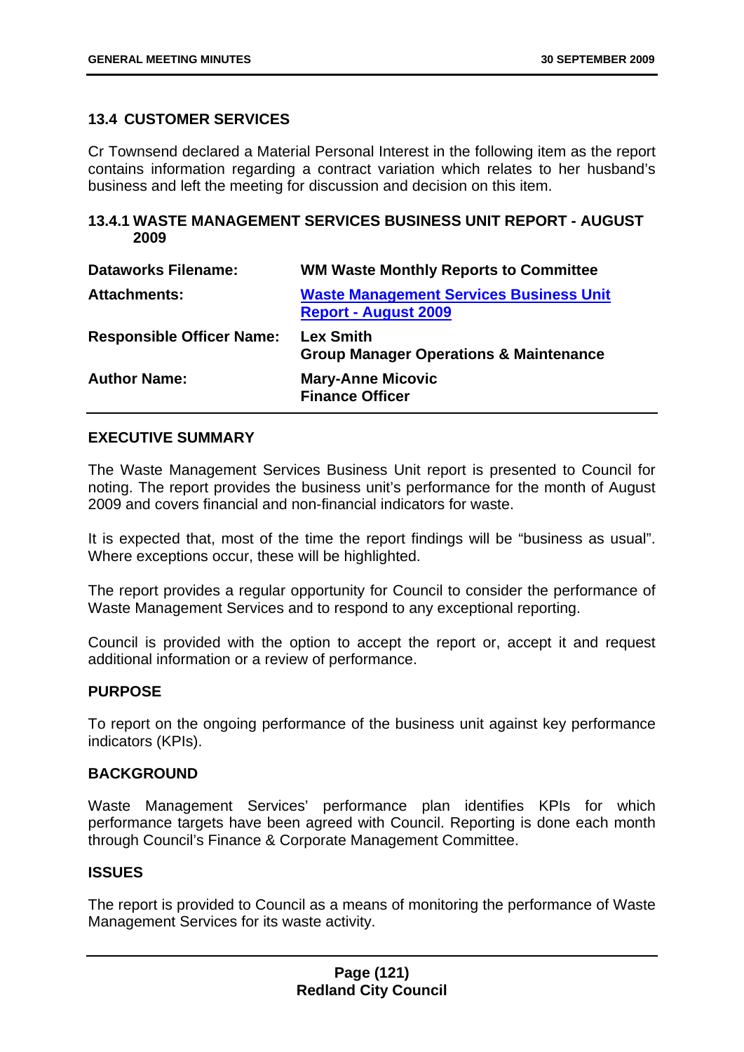## 13.4 CUSTOMER SERVICES

Cr Townsend declared a Material Personal Interest in the following item as the report contains information regarding a contract variation which relates to her husband's business and left the meeting for discussion and decision on this item.

### 13.4.1 WASTE MANAGEMENT SERVICES BUSINESS UNIT REPORT - AUGUST 2009

| | |
|---|---|
| **Dataworks Filename:** | **WM Waste Monthly Reports to Committee** |
| **Attachments:** | **Waste Management Services Business Unit Report - August 2009** |
| **Responsible Officer Name:** | **Lex Smith**<br>**Group Manager Operations & Maintenance** |
| **Author Name:** | **Mary-Anne Micovic**<br>**Finance Officer** |

#### EXECUTIVE SUMMARY

The Waste Management Services Business Unit report is presented to Council for noting. The report provides the business unit's performance for the month of August 2009 and covers financial and non-financial indicators for waste.

It is expected that, most of the time the report findings will be "business as usual". Where exceptions occur, these will be highlighted.

The report provides a regular opportunity for Council to consider the performance of Waste Management Services and to respond to any exceptional reporting.

Council is provided with the option to accept the report or, accept it and request additional information or a review of performance.

#### PURPOSE

To report on the ongoing performance of the business unit against key performance indicators (KPIs).

#### BACKGROUND

Waste Management Services' performance plan identifies KPIs for which performance targets have been agreed with Council. Reporting is done each month through Council's Finance & Corporate Management Committee.

#### ISSUES

The report is provided to Council as a means of monitoring the performance of Waste Management Services for its waste activity.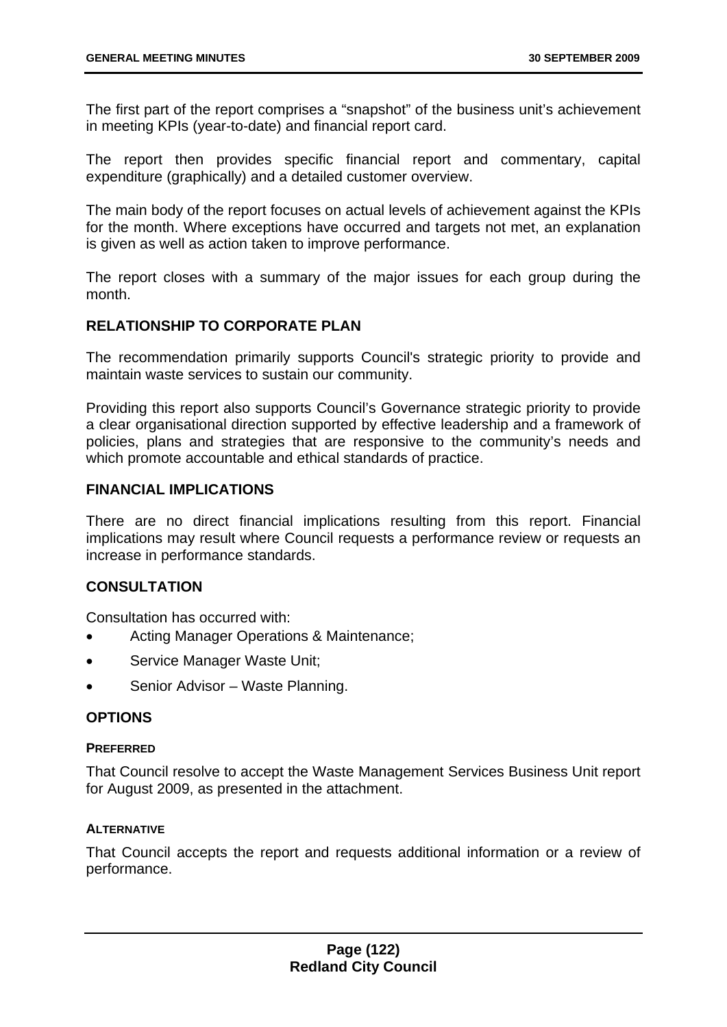The first part of the report comprises a "snapshot" of the business unit's achievement in meeting KPIs (year-to-date) and financial report card.

The report then provides specific financial report and commentary, capital expenditure (graphically) and a detailed customer overview.

The main body of the report focuses on actual levels of achievement against the KPIs for the month. Where exceptions have occurred and targets not met, an explanation is given as well as action taken to improve performance.

The report closes with a summary of the major issues for each group during the month.

## RELATIONSHIP TO CORPORATE PLAN

The recommendation primarily supports Council's strategic priority to provide and maintain waste services to sustain our community.

Providing this report also supports Council's Governance strategic priority to provide a clear organisational direction supported by effective leadership and a framework of policies, plans and strategies that are responsive to the community's needs and which promote accountable and ethical standards of practice.

## FINANCIAL IMPLICATIONS

There are no direct financial implications resulting from this report. Financial implications may result where Council requests a performance review or requests an increase in performance standards.

## CONSULTATION

Consultation has occurred with:

- Acting Manager Operations & Maintenance;
- Service Manager Waste Unit;
- Senior Advisor – Waste Planning.

## OPTIONS

### PREFERRED

That Council resolve to accept the Waste Management Services Business Unit report for August 2009, as presented in the attachment.

### ALTERNATIVE

That Council accepts the report and requests additional information or a review of performance.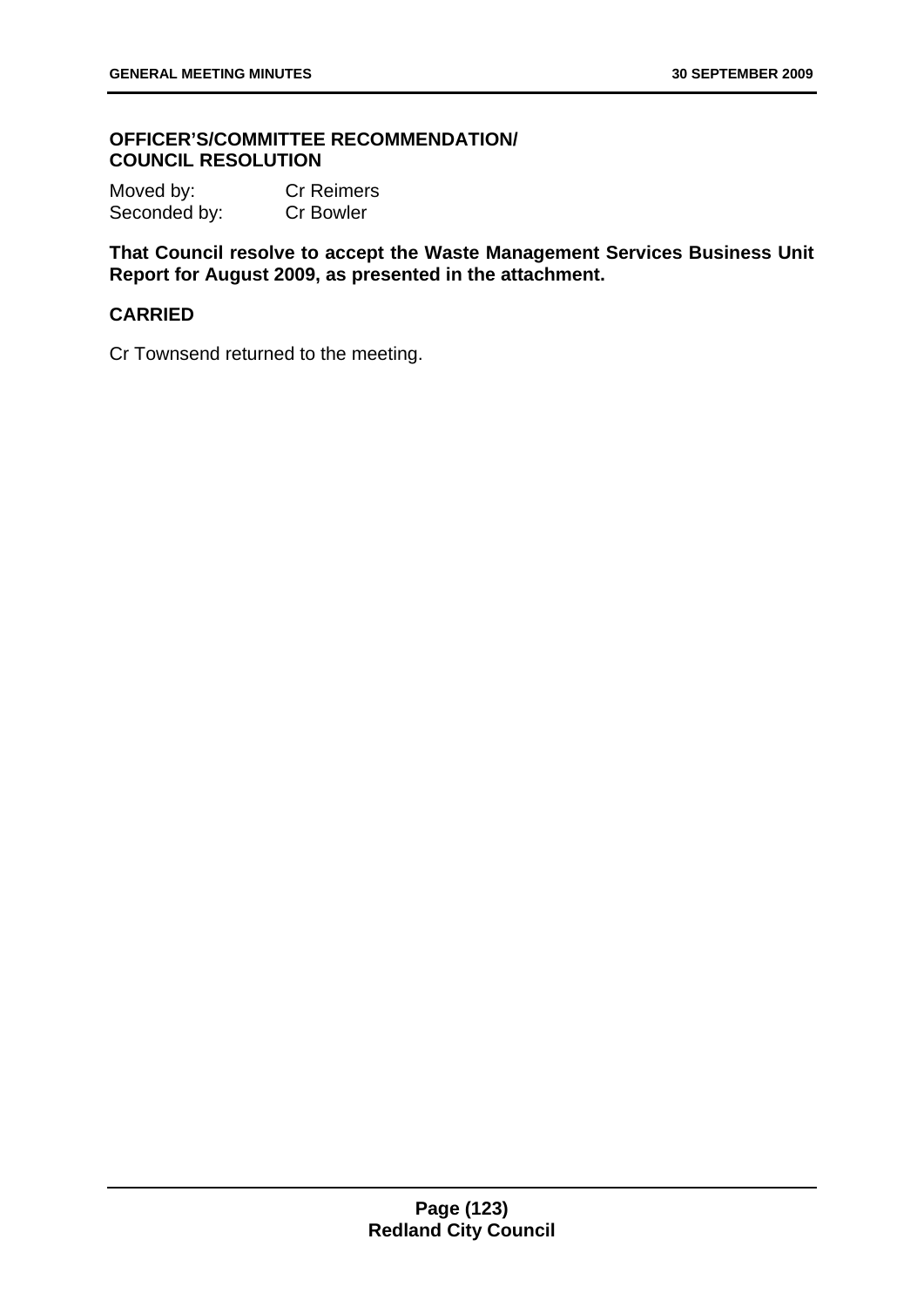**OFFICER'S/COMMITTEE RECOMMENDATION/ COUNCIL RESOLUTION**

Moved by: Cr Reimers
Seconded by: Cr Bowler

**That Council resolve to accept the Waste Management Services Business Unit Report for August 2009, as presented in the attachment.**

**CARRIED**

Cr Townsend returned to the meeting.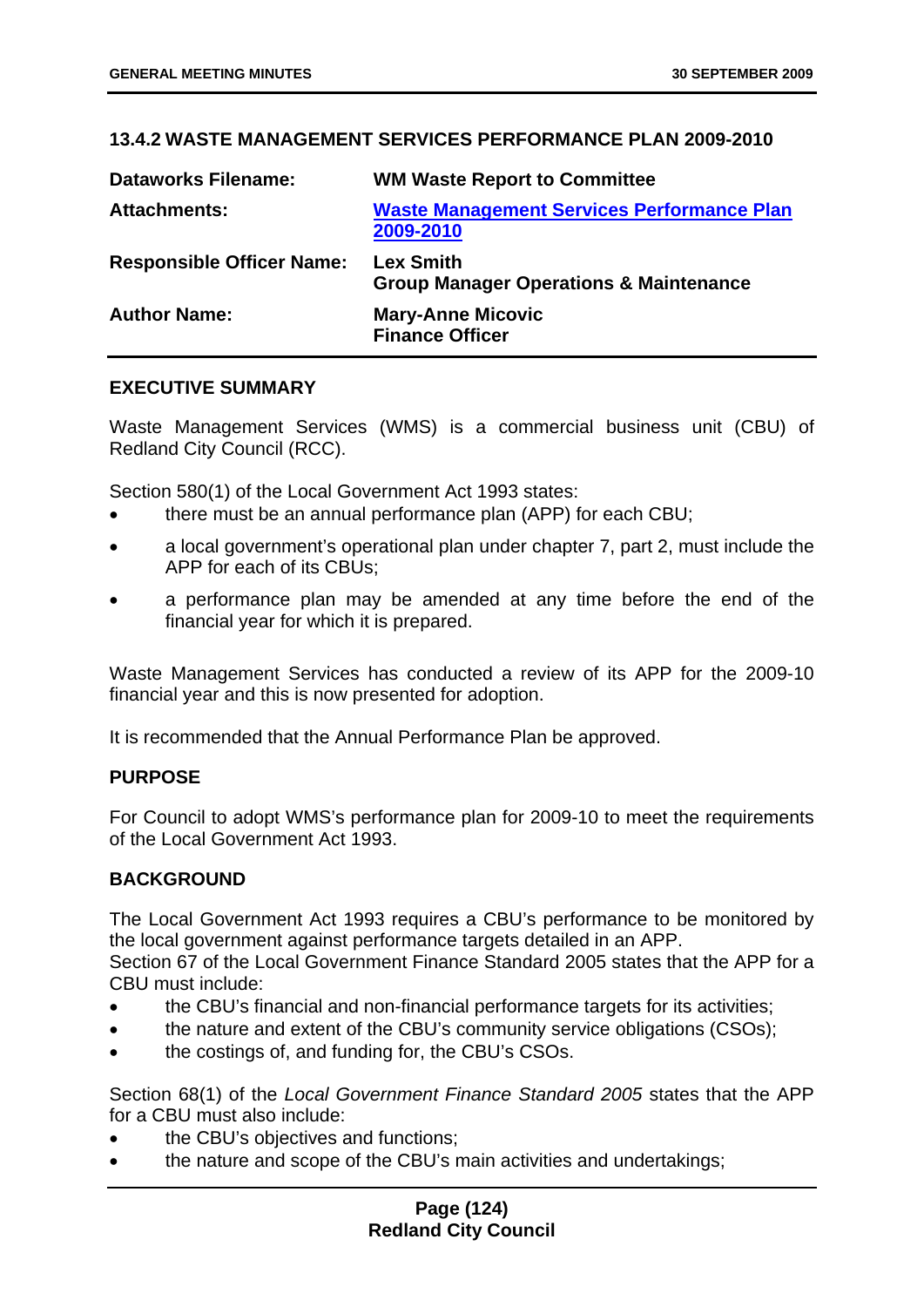### 13.4.2 WASTE MANAGEMENT SERVICES PERFORMANCE PLAN 2009-2010

| | |
|---|---|
| **Dataworks Filename:** | **WM Waste Report to Committee** |
| **Attachments:** | **Waste Management Services Performance Plan 2009-2010** |
| **Responsible Officer Name:** | **Lex Smith**<br>**Group Manager Operations & Maintenance** |
| **Author Name:** | **Mary-Anne Micovic**<br>**Finance Officer** |

#### EXECUTIVE SUMMARY

Waste Management Services (WMS) is a commercial business unit (CBU) of Redland City Council (RCC).

Section 580(1) of the Local Government Act 1993 states:

- there must be an annual performance plan (APP) for each CBU;
- a local government's operational plan under chapter 7, part 2, must include the APP for each of its CBUs;
- a performance plan may be amended at any time before the end of the financial year for which it is prepared.

Waste Management Services has conducted a review of its APP for the 2009-10 financial year and this is now presented for adoption.

It is recommended that the Annual Performance Plan be approved.

#### PURPOSE

For Council to adopt WMS's performance plan for 2009-10 to meet the requirements of the Local Government Act 1993.

#### BACKGROUND

The Local Government Act 1993 requires a CBU's performance to be monitored by the local government against performance targets detailed in an APP.
Section 67 of the Local Government Finance Standard 2005 states that the APP for a CBU must include:

- the CBU's financial and non-financial performance targets for its activities;
- the nature and extent of the CBU's community service obligations (CSOs);
- the costings of, and funding for, the CBU's CSOs.

Section 68(1) of the *Local Government Finance Standard 2005* states that the APP for a CBU must also include:

- the CBU's objectives and functions;
- the nature and scope of the CBU's main activities and undertakings;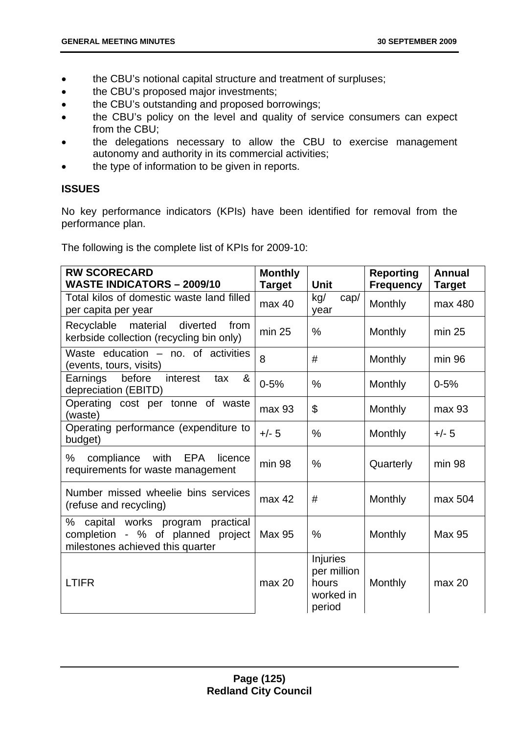- the CBU's notional capital structure and treatment of surpluses;
- the CBU's proposed major investments;
- the CBU's outstanding and proposed borrowings;
- the CBU's policy on the level and quality of service consumers can expect from the CBU;
- the delegations necessary to allow the CBU to exercise management autonomy and authority in its commercial activities;
- the type of information to be given in reports.

**ISSUES**

No key performance indicators (KPIs) have been identified for removal from the performance plan.

The following is the complete list of KPIs for 2009-10:

| **RW SCORECARD WASTE INDICATORS – 2009/10** | **Monthly Target** | **Unit** | **Reporting Frequency** | **Annual Target** |
|---|---|---|---|---|
| Total kilos of domestic waste land filled per capita per year | max 40 | kg/ cap/ year | Monthly | max 480 |
| Recyclable material diverted from kerbside collection (recycling bin only) | min 25 | % | Monthly | min 25 |
| Waste education – no. of activities (events, tours, visits) | 8 | # | Monthly | min 96 |
| Earnings before interest tax & depreciation (EBITD) | 0-5% | % | Monthly | 0-5% |
| Operating cost per tonne of waste (waste) | max 93 | $ | Monthly | max 93 |
| Operating performance (expenditure to budget) | +/- 5 | % | Monthly | +/- 5 |
| % compliance with EPA licence requirements for waste management | min 98 | % | Quarterly | min 98 |
| Number missed wheelie bins services (refuse and recycling) | max 42 | # | Monthly | max 504 |
| % capital works program practical completion - % of planned project milestones achieved this quarter | Max 95 | % | Monthly | Max 95 |
| LTIFR | max 20 | Injuries per million hours worked in period | Monthly | max 20 |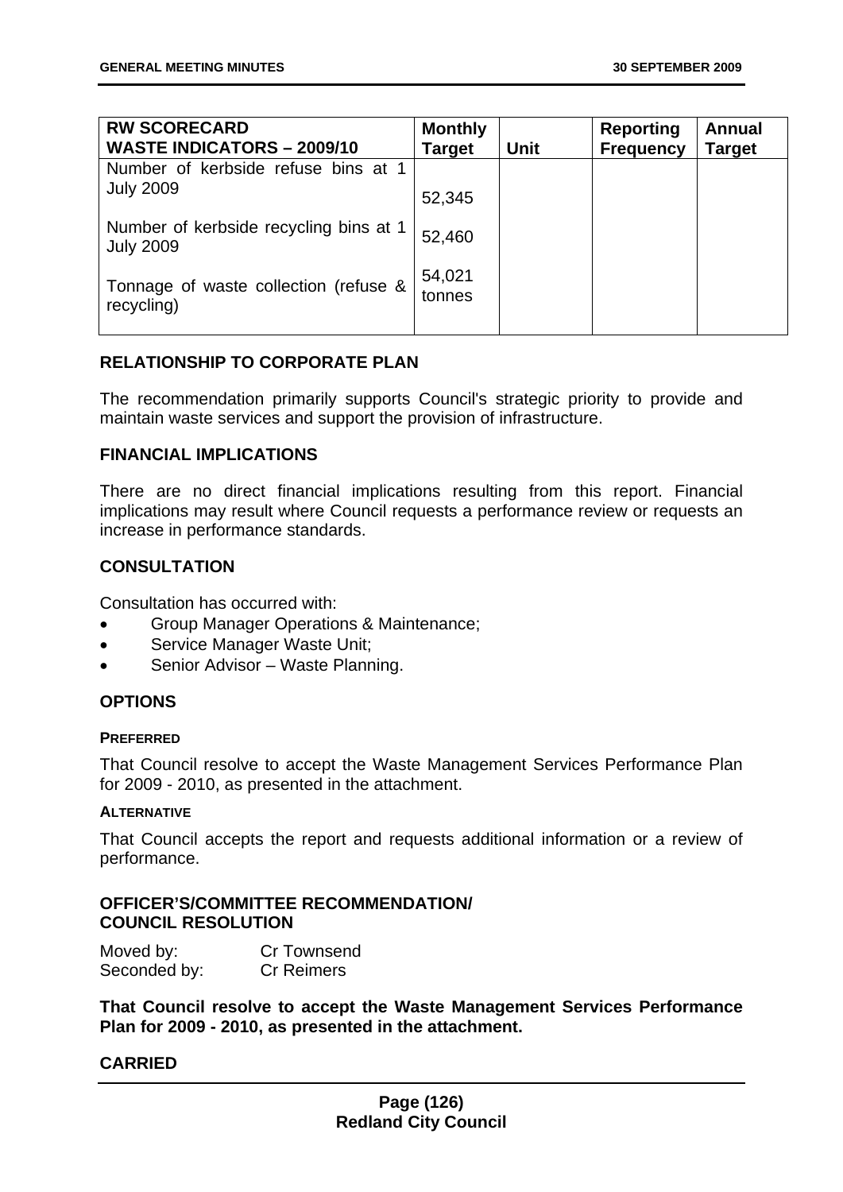| RW SCORECARD<br>WASTE INDICATORS – 2009/10 | Monthly Target | Unit | Reporting Frequency | Annual Target |
|---|---|---|---|---|
| Number of kerbside refuse bins at 1 July 2009 | 52,345 | | | |
| Number of kerbside recycling bins at 1 July 2009 | 52,460 | | | |
| Tonnage of waste collection (refuse & recycling) | 54,021 tonnes | | | |

## RELATIONSHIP TO CORPORATE PLAN

The recommendation primarily supports Council's strategic priority to provide and maintain waste services and support the provision of infrastructure.

## FINANCIAL IMPLICATIONS

There are no direct financial implications resulting from this report. Financial implications may result where Council requests a performance review or requests an increase in performance standards.

## CONSULTATION

Consultation has occurred with:

- Group Manager Operations & Maintenance;
- Service Manager Waste Unit;
- Senior Advisor – Waste Planning.

## OPTIONS

### PREFERRED

That Council resolve to accept the Waste Management Services Performance Plan for 2009 - 2010, as presented in the attachment.

### ALTERNATIVE

That Council accepts the report and requests additional information or a review of performance.

## OFFICER'S/COMMITTEE RECOMMENDATION/ COUNCIL RESOLUTION

Moved by: Cr Townsend
Seconded by: Cr Reimers

**That Council resolve to accept the Waste Management Services Performance Plan for 2009 - 2010, as presented in the attachment.**

**CARRIED**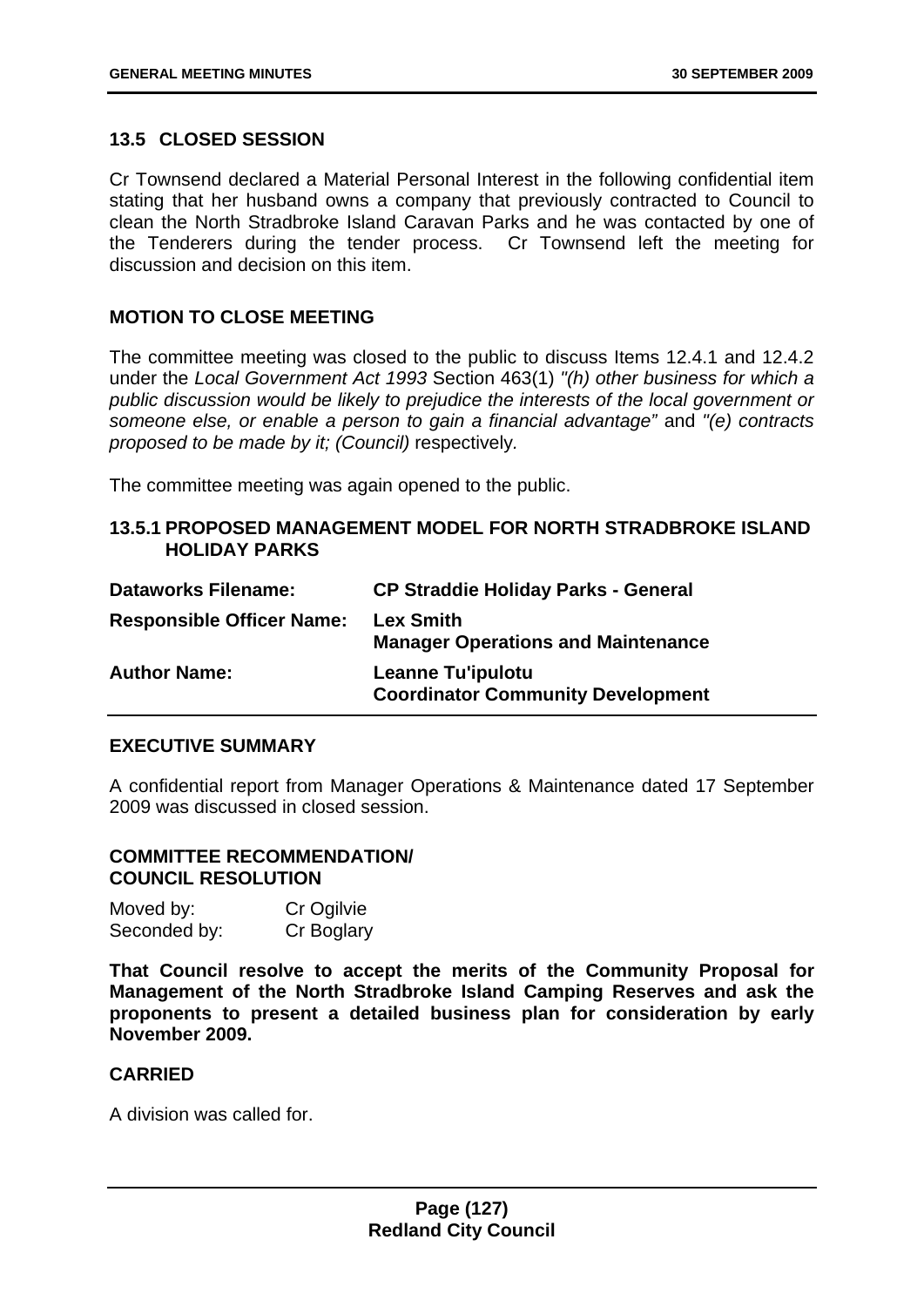## 13.5 CLOSED SESSION

Cr Townsend declared a Material Personal Interest in the following confidential item stating that her husband owns a company that previously contracted to Council to clean the North Stradbroke Island Caravan Parks and he was contacted by one of the Tenderers during the tender process. Cr Townsend left the meeting for discussion and decision on this item.

### MOTION TO CLOSE MEETING

The committee meeting was closed to the public to discuss Items 12.4.1 and 12.4.2 under the *Local Government Act 1993* Section 463(1) *"(h) other business for which a public discussion would be likely to prejudice the interests of the local government or someone else, or enable a person to gain a financial advantage"* and *"(e) contracts proposed to be made by it; (Council)* respectively.

The committee meeting was again opened to the public.

### 13.5.1 PROPOSED MANAGEMENT MODEL FOR NORTH STRADBROKE ISLAND HOLIDAY PARKS

| | |
|---|---|
| **Dataworks Filename:** | **CP Straddie Holiday Parks - General** |
| **Responsible Officer Name:** | **Lex Smith**<br>**Manager Operations and Maintenance** |
| **Author Name:** | **Leanne Tu'ipulotu**<br>**Coordinator Community Development** |

### EXECUTIVE SUMMARY

A confidential report from Manager Operations & Maintenance dated 17 September 2009 was discussed in closed session.

### COMMITTEE RECOMMENDATION/ COUNCIL RESOLUTION

Moved by: Cr Ogilvie
Seconded by: Cr Boglary

**That Council resolve to accept the merits of the Community Proposal for Management of the North Stradbroke Island Camping Reserves and ask the proponents to present a detailed business plan for consideration by early November 2009.**

**CARRIED**

A division was called for.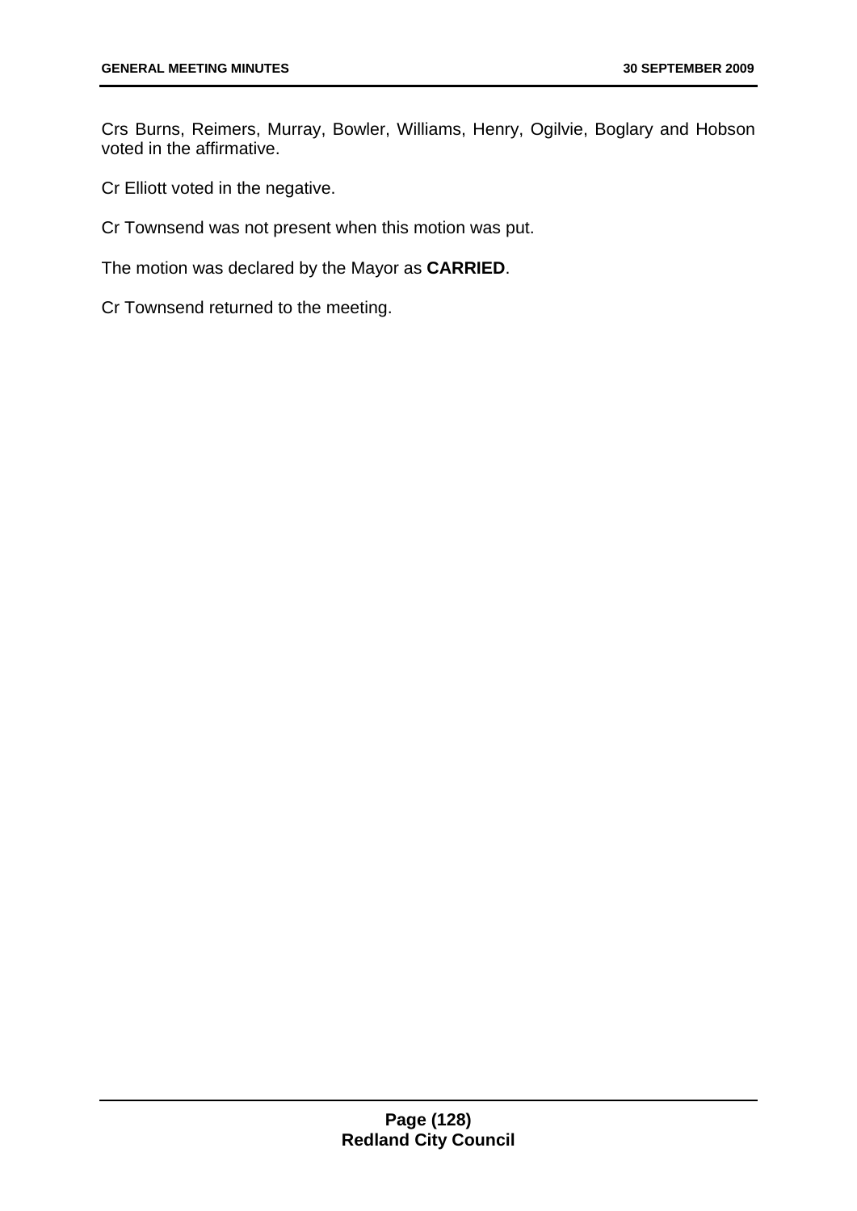Crs Burns, Reimers, Murray, Bowler, Williams, Henry, Ogilvie, Boglary and Hobson voted in the affirmative.

Cr Elliott voted in the negative.

Cr Townsend was not present when this motion was put.

The motion was declared by the Mayor as **CARRIED**.

Cr Townsend returned to the meeting.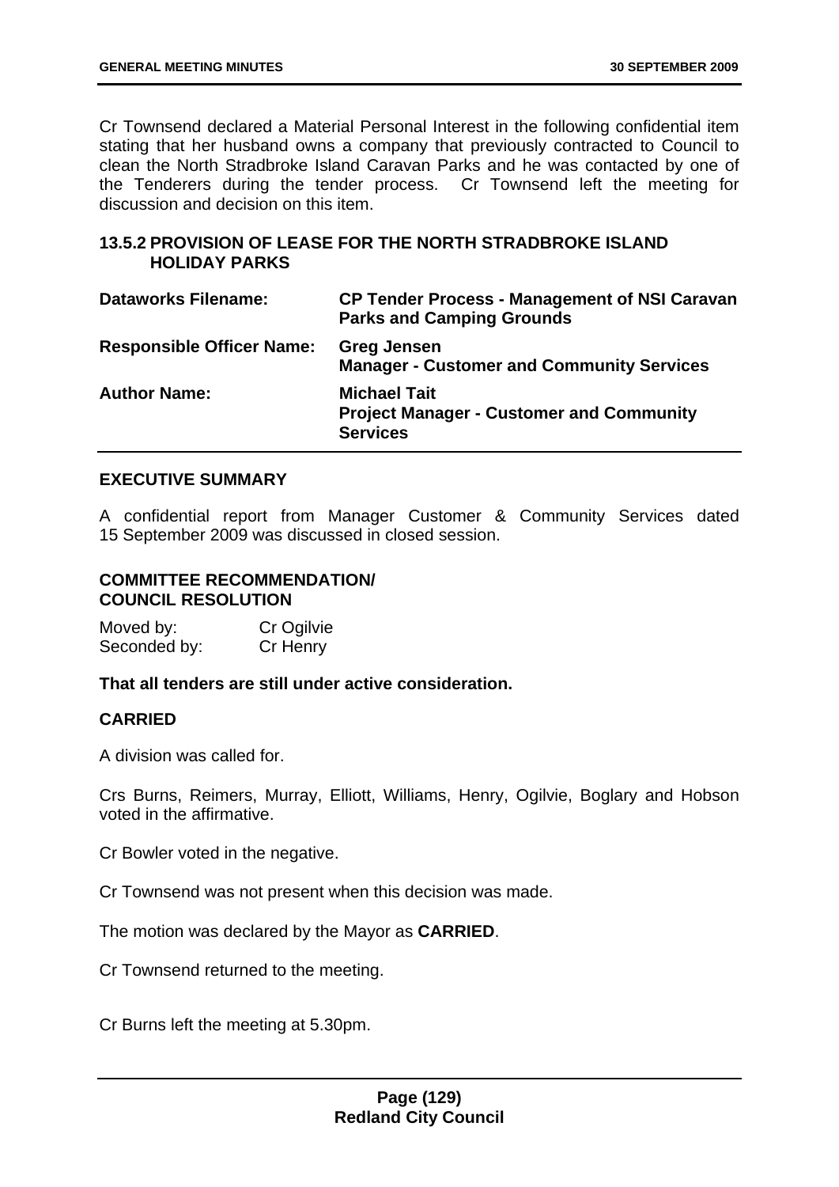Cr Townsend declared a Material Personal Interest in the following confidential item stating that her husband owns a company that previously contracted to Council to clean the North Stradbroke Island Caravan Parks and he was contacted by one of the Tenderers during the tender process. Cr Townsend left the meeting for discussion and decision on this item.

## 13.5.2 PROVISION OF LEASE FOR THE NORTH STRADBROKE ISLAND HOLIDAY PARKS

| | |
|---|---|
| **Dataworks Filename:** | **CP Tender Process - Management of NSI Caravan Parks and Camping Grounds** |
| **Responsible Officer Name:** | **Greg Jensen**<br>**Manager - Customer and Community Services** |
| **Author Name:** | **Michael Tait**<br>**Project Manager - Customer and Community Services** |

### EXECUTIVE SUMMARY

A confidential report from Manager Customer & Community Services dated 15 September 2009 was discussed in closed session.

### COMMITTEE RECOMMENDATION/ COUNCIL RESOLUTION

Moved by: Cr Ogilvie
Seconded by: Cr Henry

**That all tenders are still under active consideration.**

**CARRIED**

A division was called for.

Crs Burns, Reimers, Murray, Elliott, Williams, Henry, Ogilvie, Boglary and Hobson voted in the affirmative.

Cr Bowler voted in the negative.

Cr Townsend was not present when this decision was made.

The motion was declared by the Mayor as **CARRIED**.

Cr Townsend returned to the meeting.

Cr Burns left the meeting at 5.30pm.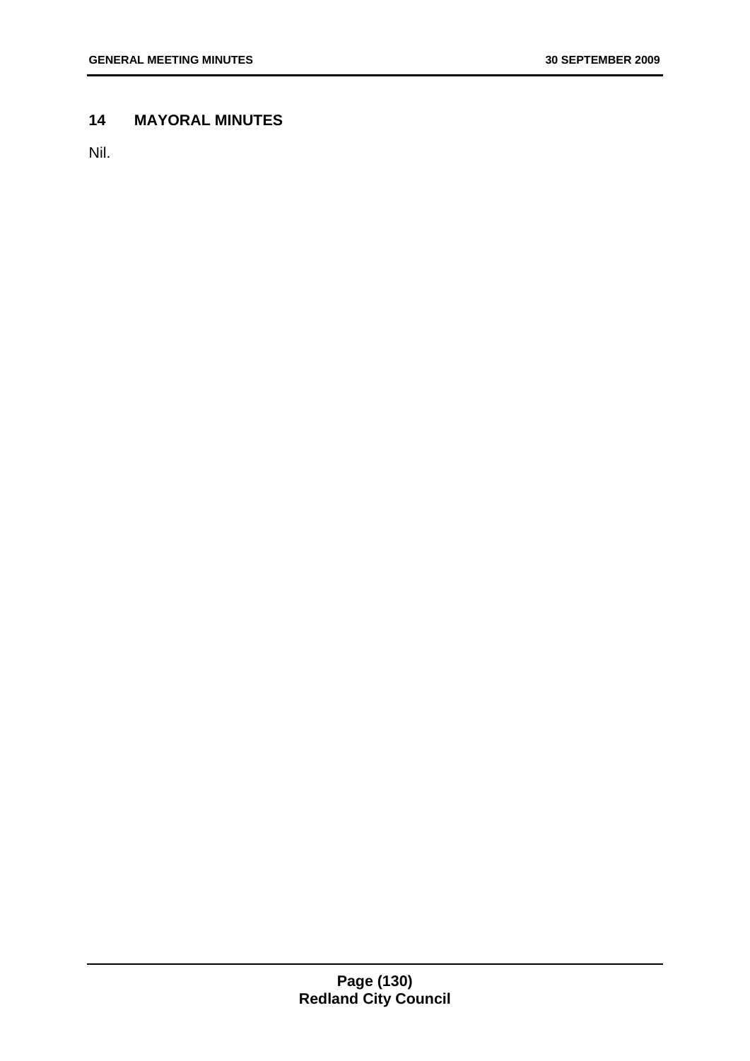## 14 MAYORAL MINUTES

Nil.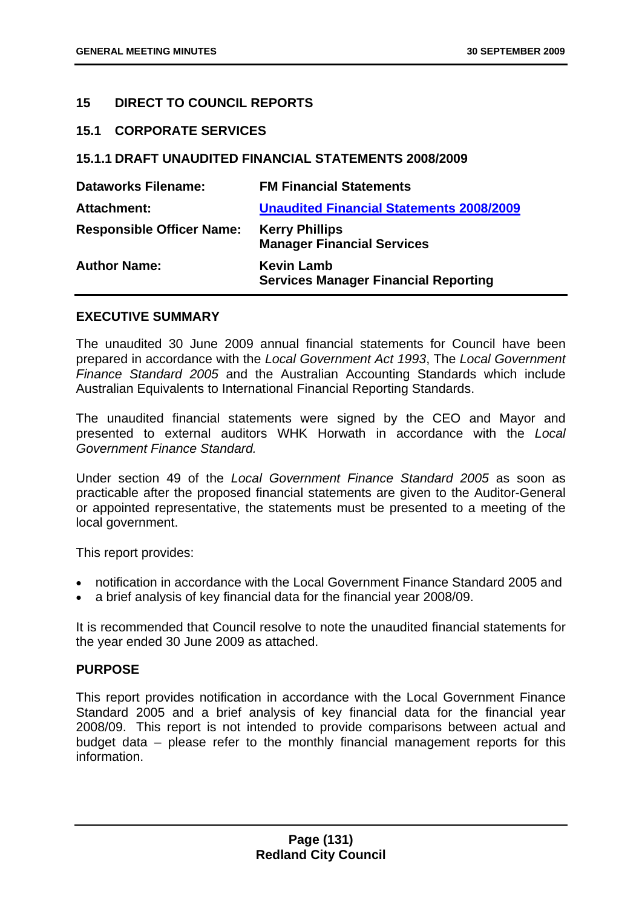## 15 DIRECT TO COUNCIL REPORTS

### 15.1 CORPORATE SERVICES

### 15.1.1 DRAFT UNAUDITED FINANCIAL STATEMENTS 2008/2009

| | |
|---|---|
| **Dataworks Filename:** | **FM Financial Statements** |
| **Attachment:** | **Unaudited Financial Statements 2008/2009** |
| **Responsible Officer Name:** | **Kerry Phillips**<br>**Manager Financial Services** |
| **Author Name:** | **Kevin Lamb**<br>**Services Manager Financial Reporting** |

#### EXECUTIVE SUMMARY

The unaudited 30 June 2009 annual financial statements for Council have been prepared in accordance with the *Local Government Act 1993*, The *Local Government Finance Standard 2005* and the Australian Accounting Standards which include Australian Equivalents to International Financial Reporting Standards.

The unaudited financial statements were signed by the CEO and Mayor and presented to external auditors WHK Horwath in accordance with the *Local Government Finance Standard.*

Under section 49 of the *Local Government Finance Standard 2005* as soon as practicable after the proposed financial statements are given to the Auditor-General or appointed representative, the statements must be presented to a meeting of the local government.

This report provides:

- notification in accordance with the Local Government Finance Standard 2005 and
- a brief analysis of key financial data for the financial year 2008/09.

It is recommended that Council resolve to note the unaudited financial statements for the year ended 30 June 2009 as attached.

#### PURPOSE

This report provides notification in accordance with the Local Government Finance Standard 2005 and a brief analysis of key financial data for the financial year 2008/09. This report is not intended to provide comparisons between actual and budget data – please refer to the monthly financial management reports for this information.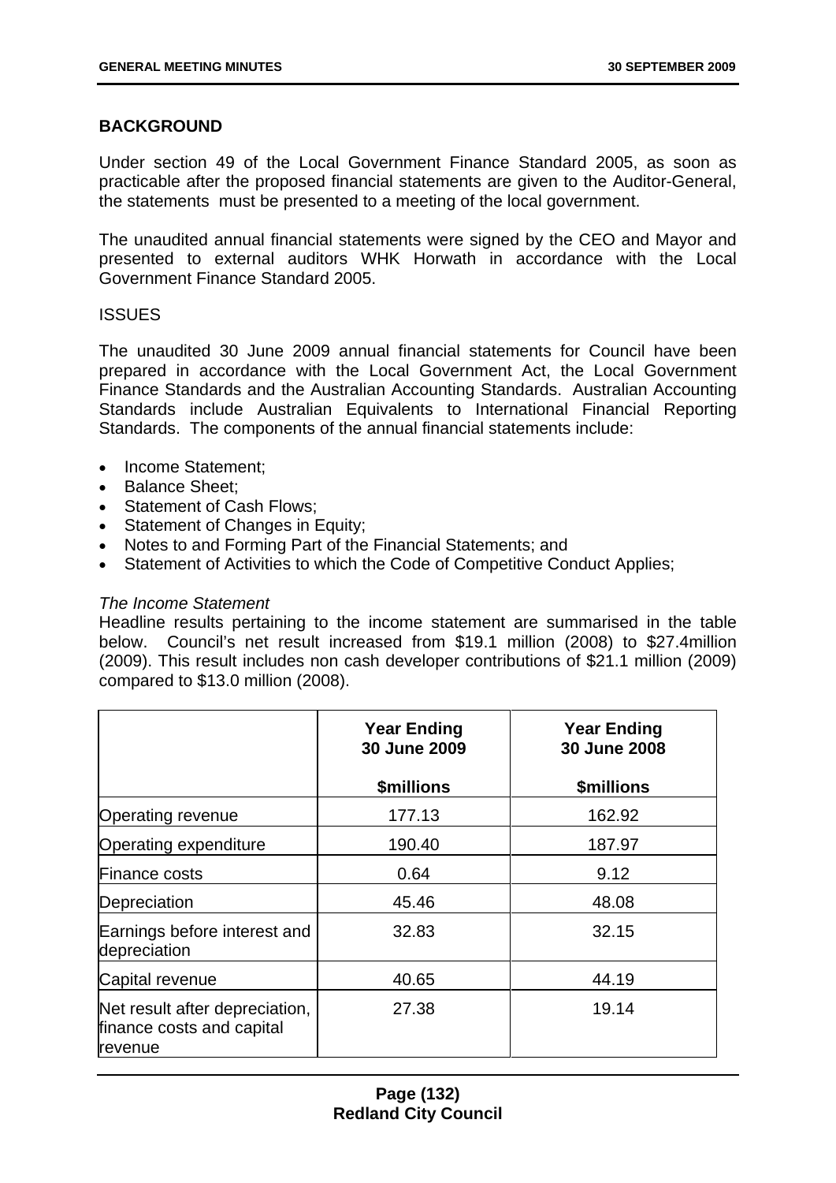## BACKGROUND

Under section 49 of the Local Government Finance Standard 2005, as soon as practicable after the proposed financial statements are given to the Auditor-General, the statements must be presented to a meeting of the local government.

The unaudited annual financial statements were signed by the CEO and Mayor and presented to external auditors WHK Horwath in accordance with the Local Government Finance Standard 2005.

ISSUES

The unaudited 30 June 2009 annual financial statements for Council have been prepared in accordance with the Local Government Act, the Local Government Finance Standards and the Australian Accounting Standards. Australian Accounting Standards include Australian Equivalents to International Financial Reporting Standards. The components of the annual financial statements include:

- Income Statement;
- Balance Sheet;
- Statement of Cash Flows;
- Statement of Changes in Equity;
- Notes to and Forming Part of the Financial Statements; and
- Statement of Activities to which the Code of Competitive Conduct Applies;

*The Income Statement*

Headline results pertaining to the income statement are summarised in the table below. Council's net result increased from $19.1 million (2008) to $27.4million (2009). This result includes non cash developer contributions of $21.1 million (2009) compared to $13.0 million (2008).

| | **Year Ending 30 June 2009** | **Year Ending 30 June 2008** |
|---|---|---|
| | **$millions** | **$millions** |
| Operating revenue | 177.13 | 162.92 |
| Operating expenditure | 190.40 | 187.97 |
| Finance costs | 0.64 | 9.12 |
| Depreciation | 45.46 | 48.08 |
| Earnings before interest and depreciation | 32.83 | 32.15 |
| Capital revenue | 40.65 | 44.19 |
| Net result after depreciation, finance costs and capital revenue | 27.38 | 19.14 |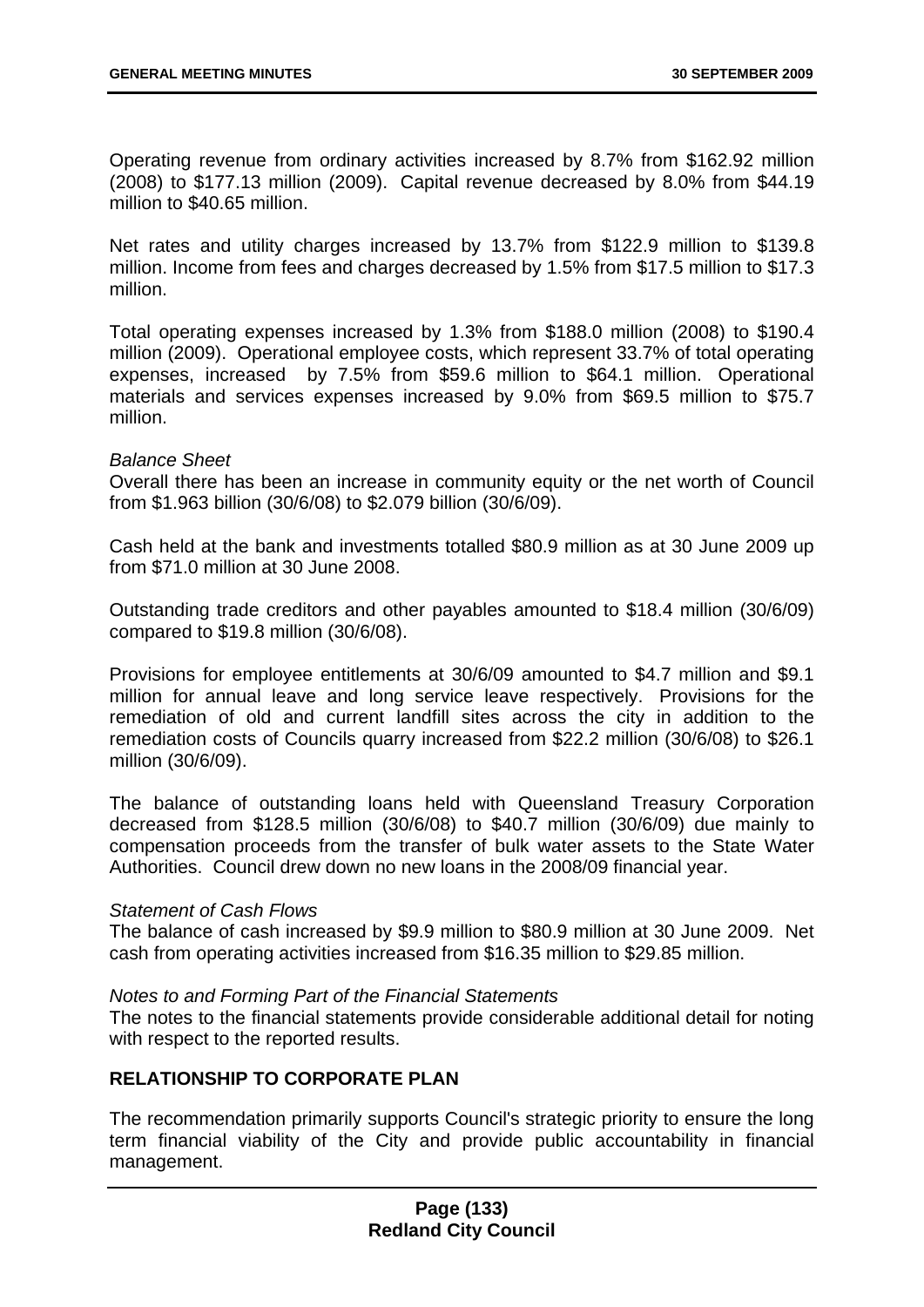Operating revenue from ordinary activities increased by 8.7% from $162.92 million (2008) to $177.13 million (2009). Capital revenue decreased by 8.0% from $44.19 million to $40.65 million.

Net rates and utility charges increased by 13.7% from $122.9 million to $139.8 million. Income from fees and charges decreased by 1.5% from $17.5 million to $17.3 million.

Total operating expenses increased by 1.3% from $188.0 million (2008) to $190.4 million (2009). Operational employee costs, which represent 33.7% of total operating expenses, increased by 7.5% from $59.6 million to $64.1 million. Operational materials and services expenses increased by 9.0% from $69.5 million to $75.7 million.

*Balance Sheet*
Overall there has been an increase in community equity or the net worth of Council from $1.963 billion (30/6/08) to $2.079 billion (30/6/09).

Cash held at the bank and investments totalled $80.9 million as at 30 June 2009 up from $71.0 million at 30 June 2008.

Outstanding trade creditors and other payables amounted to $18.4 million (30/6/09) compared to $19.8 million (30/6/08).

Provisions for employee entitlements at 30/6/09 amounted to $4.7 million and $9.1 million for annual leave and long service leave respectively. Provisions for the remediation of old and current landfill sites across the city in addition to the remediation costs of Councils quarry increased from $22.2 million (30/6/08) to $26.1 million (30/6/09).

The balance of outstanding loans held with Queensland Treasury Corporation decreased from $128.5 million (30/6/08) to $40.7 million (30/6/09) due mainly to compensation proceeds from the transfer of bulk water assets to the State Water Authorities. Council drew down no new loans in the 2008/09 financial year.

*Statement of Cash Flows*
The balance of cash increased by $9.9 million to $80.9 million at 30 June 2009. Net cash from operating activities increased from $16.35 million to $29.85 million.

*Notes to and Forming Part of the Financial Statements*
The notes to the financial statements provide considerable additional detail for noting with respect to the reported results.

## RELATIONSHIP TO CORPORATE PLAN

The recommendation primarily supports Council's strategic priority to ensure the long term financial viability of the City and provide public accountability in financial management.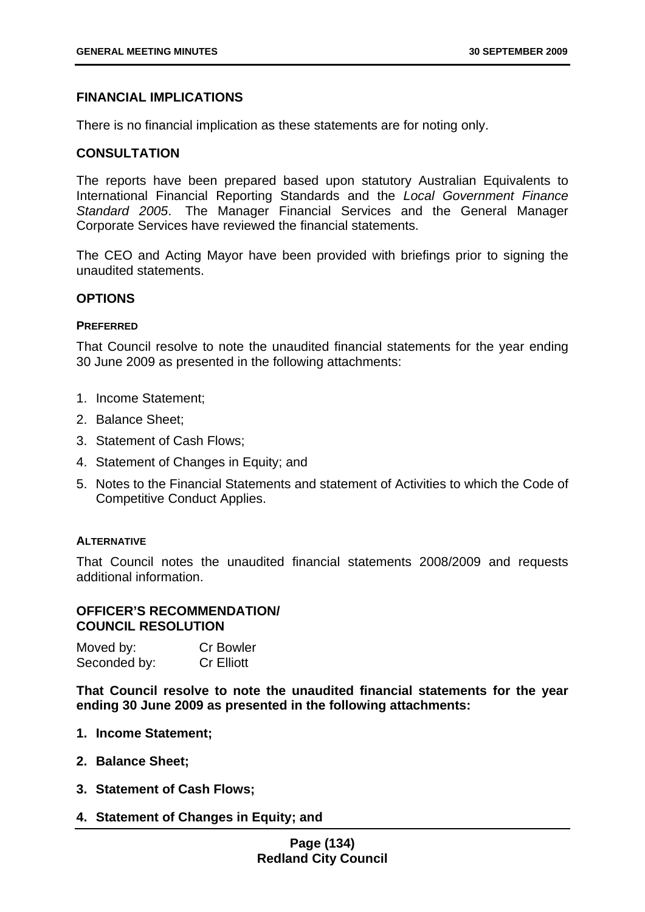## FINANCIAL IMPLICATIONS

There is no financial implication as these statements are for noting only.

## CONSULTATION

The reports have been prepared based upon statutory Australian Equivalents to International Financial Reporting Standards and the *Local Government Finance Standard 2005*. The Manager Financial Services and the General Manager Corporate Services have reviewed the financial statements.

The CEO and Acting Mayor have been provided with briefings prior to signing the unaudited statements.

## OPTIONS

### PREFERRED

That Council resolve to note the unaudited financial statements for the year ending 30 June 2009 as presented in the following attachments:

1. Income Statement;
2. Balance Sheet;
3. Statement of Cash Flows;
4. Statement of Changes in Equity; and
5. Notes to the Financial Statements and statement of Activities to which the Code of Competitive Conduct Applies.

### ALTERNATIVE

That Council notes the unaudited financial statements 2008/2009 and requests additional information.

## OFFICER'S RECOMMENDATION/ COUNCIL RESOLUTION

Moved by: Cr Bowler
Seconded by: Cr Elliott

**That Council resolve to note the unaudited financial statements for the year ending 30 June 2009 as presented in the following attachments:**

1. **Income Statement;**
2. **Balance Sheet;**
3. **Statement of Cash Flows;**
4. **Statement of Changes in Equity; and**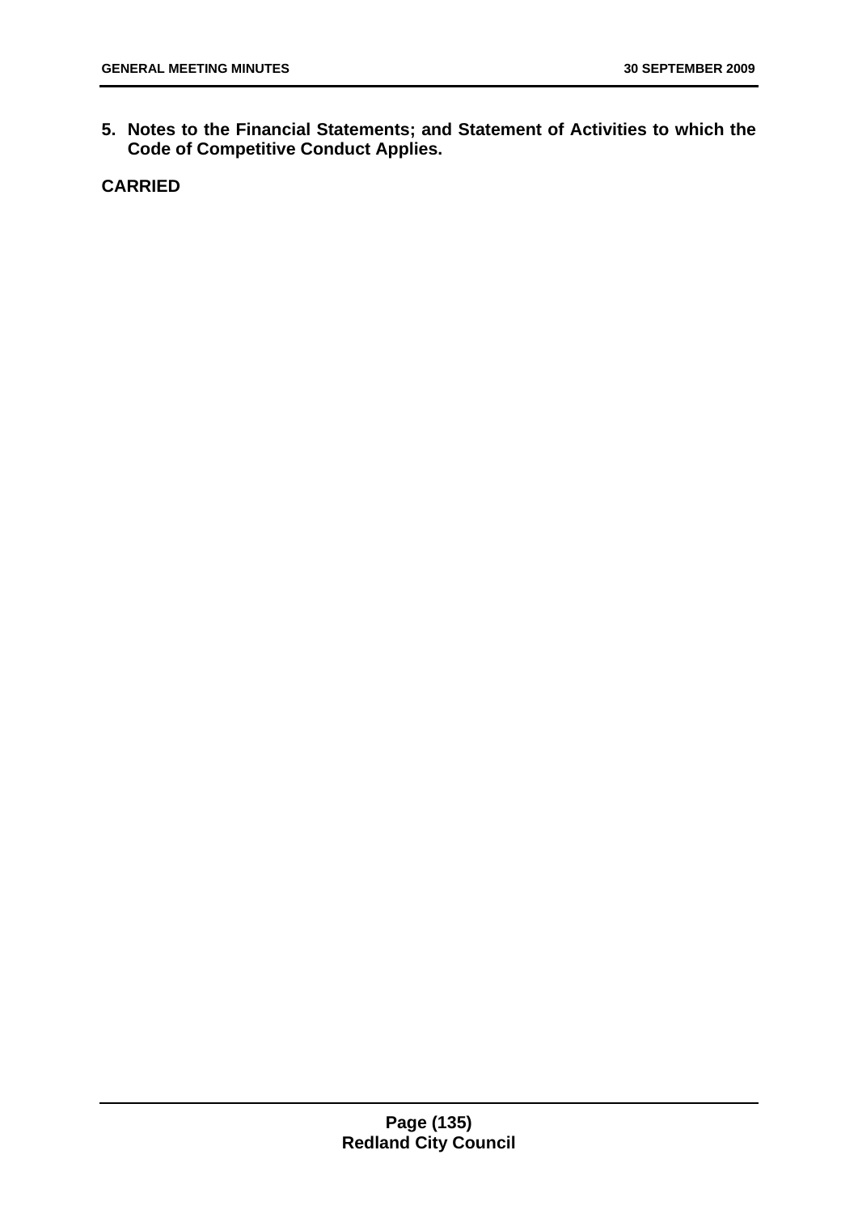5. **Notes to the Financial Statements; and Statement of Activities to which the Code of Competitive Conduct Applies.**

**CARRIED**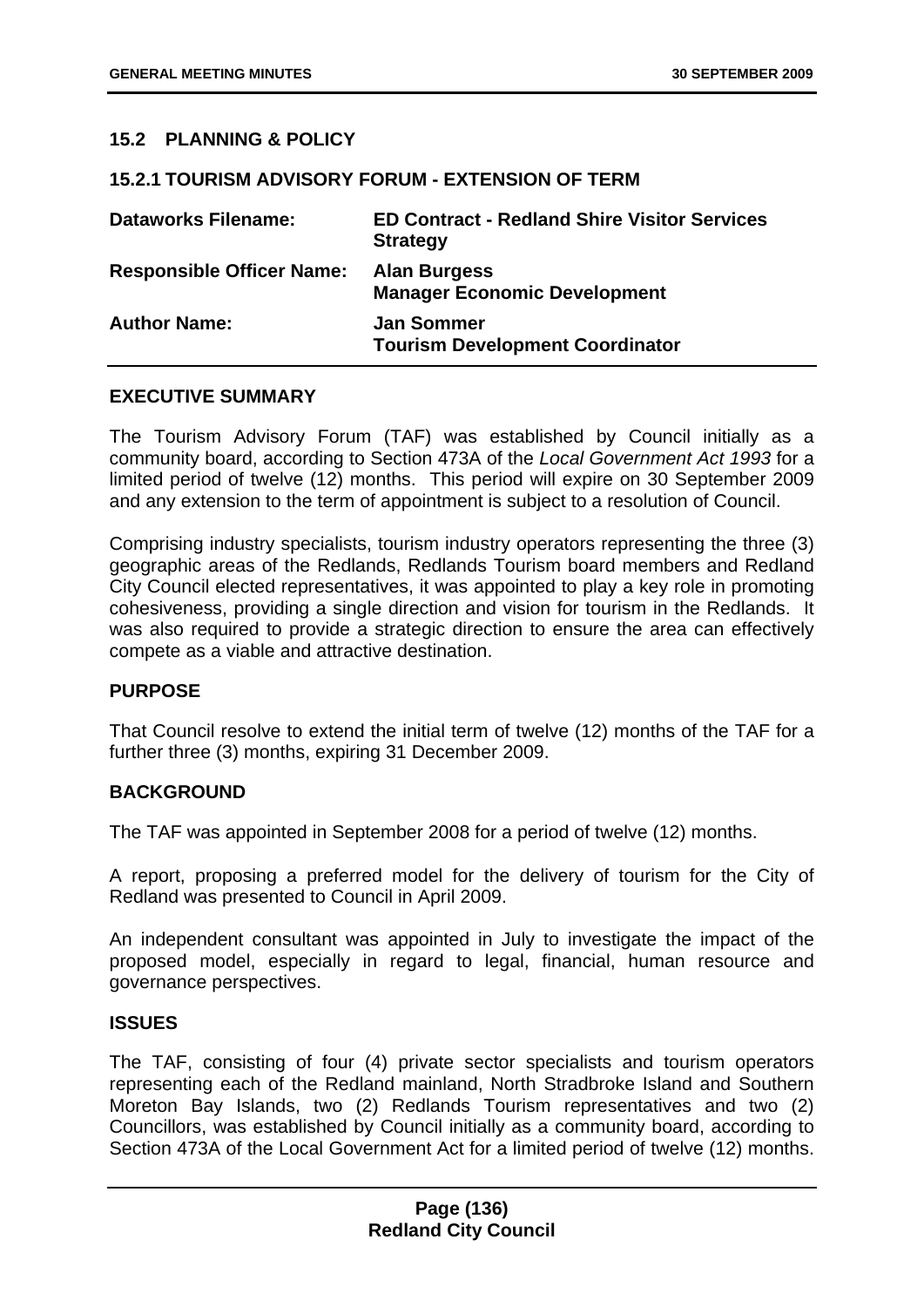## 15.2 PLANNING & POLICY

### 15.2.1 TOURISM ADVISORY FORUM - EXTENSION OF TERM

| | |
|---|---|
| **Dataworks Filename:** | **ED Contract - Redland Shire Visitor Services Strategy** |
| **Responsible Officer Name:** | **Alan Burgess**<br>**Manager Economic Development** |
| **Author Name:** | **Jan Sommer**<br>**Tourism Development Coordinator** |

**EXECUTIVE SUMMARY**

The Tourism Advisory Forum (TAF) was established by Council initially as a community board, according to Section 473A of the *Local Government Act 1993* for a limited period of twelve (12) months. This period will expire on 30 September 2009 and any extension to the term of appointment is subject to a resolution of Council.

Comprising industry specialists, tourism industry operators representing the three (3) geographic areas of the Redlands, Redlands Tourism board members and Redland City Council elected representatives, it was appointed to play a key role in promoting cohesiveness, providing a single direction and vision for tourism in the Redlands. It was also required to provide a strategic direction to ensure the area can effectively compete as a viable and attractive destination.

**PURPOSE**

That Council resolve to extend the initial term of twelve (12) months of the TAF for a further three (3) months, expiring 31 December 2009.

**BACKGROUND**

The TAF was appointed in September 2008 for a period of twelve (12) months.

A report, proposing a preferred model for the delivery of tourism for the City of Redland was presented to Council in April 2009.

An independent consultant was appointed in July to investigate the impact of the proposed model, especially in regard to legal, financial, human resource and governance perspectives.

**ISSUES**

The TAF, consisting of four (4) private sector specialists and tourism operators representing each of the Redland mainland, North Stradbroke Island and Southern Moreton Bay Islands, two (2) Redlands Tourism representatives and two (2) Councillors, was established by Council initially as a community board, according to Section 473A of the Local Government Act for a limited period of twelve (12) months.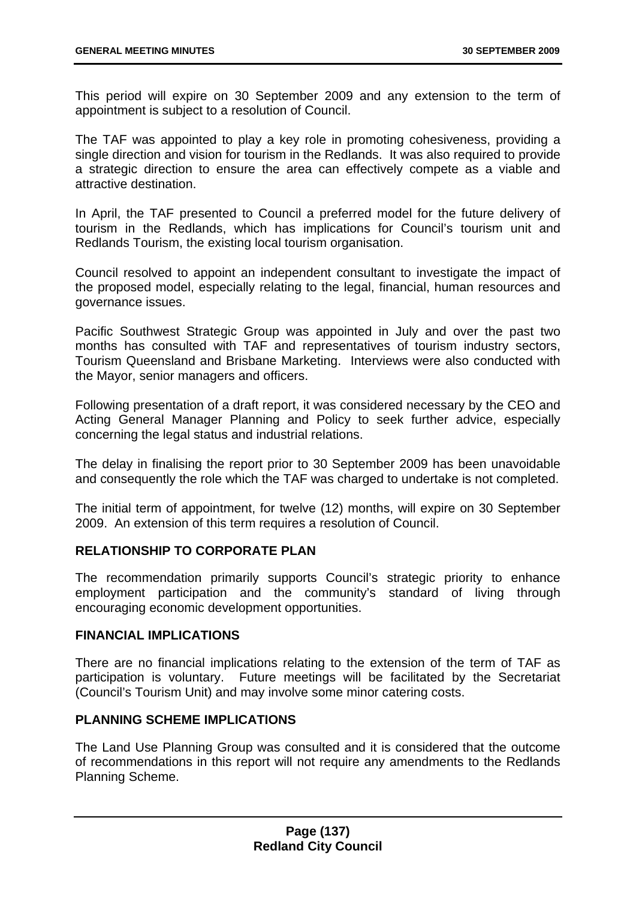This period will expire on 30 September 2009 and any extension to the term of appointment is subject to a resolution of Council.

The TAF was appointed to play a key role in promoting cohesiveness, providing a single direction and vision for tourism in the Redlands. It was also required to provide a strategic direction to ensure the area can effectively compete as a viable and attractive destination.

In April, the TAF presented to Council a preferred model for the future delivery of tourism in the Redlands, which has implications for Council's tourism unit and Redlands Tourism, the existing local tourism organisation.

Council resolved to appoint an independent consultant to investigate the impact of the proposed model, especially relating to the legal, financial, human resources and governance issues.

Pacific Southwest Strategic Group was appointed in July and over the past two months has consulted with TAF and representatives of tourism industry sectors, Tourism Queensland and Brisbane Marketing. Interviews were also conducted with the Mayor, senior managers and officers.

Following presentation of a draft report, it was considered necessary by the CEO and Acting General Manager Planning and Policy to seek further advice, especially concerning the legal status and industrial relations.

The delay in finalising the report prior to 30 September 2009 has been unavoidable and consequently the role which the TAF was charged to undertake is not completed.

The initial term of appointment, for twelve (12) months, will expire on 30 September 2009. An extension of this term requires a resolution of Council.

## RELATIONSHIP TO CORPORATE PLAN

The recommendation primarily supports Council's strategic priority to enhance employment participation and the community's standard of living through encouraging economic development opportunities.

## FINANCIAL IMPLICATIONS

There are no financial implications relating to the extension of the term of TAF as participation is voluntary. Future meetings will be facilitated by the Secretariat (Council's Tourism Unit) and may involve some minor catering costs.

## PLANNING SCHEME IMPLICATIONS

The Land Use Planning Group was consulted and it is considered that the outcome of recommendations in this report will not require any amendments to the Redlands Planning Scheme.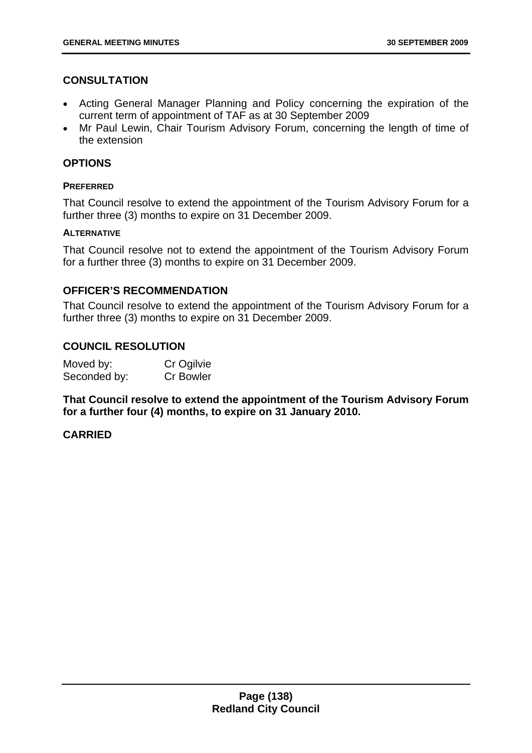## CONSULTATION

- Acting General Manager Planning and Policy concerning the expiration of the current term of appointment of TAF as at 30 September 2009
- Mr Paul Lewin, Chair Tourism Advisory Forum, concerning the length of time of the extension

## OPTIONS

#### PREFERRED

That Council resolve to extend the appointment of the Tourism Advisory Forum for a further three (3) months to expire on 31 December 2009.

#### ALTERNATIVE

That Council resolve not to extend the appointment of the Tourism Advisory Forum for a further three (3) months to expire on 31 December 2009.

## OFFICER'S RECOMMENDATION

That Council resolve to extend the appointment of the Tourism Advisory Forum for a further three (3) months to expire on 31 December 2009.

## COUNCIL RESOLUTION

Moved by: Cr Ogilvie
Seconded by: Cr Bowler

**That Council resolve to extend the appointment of the Tourism Advisory Forum for a further four (4) months, to expire on 31 January 2010.**

**CARRIED**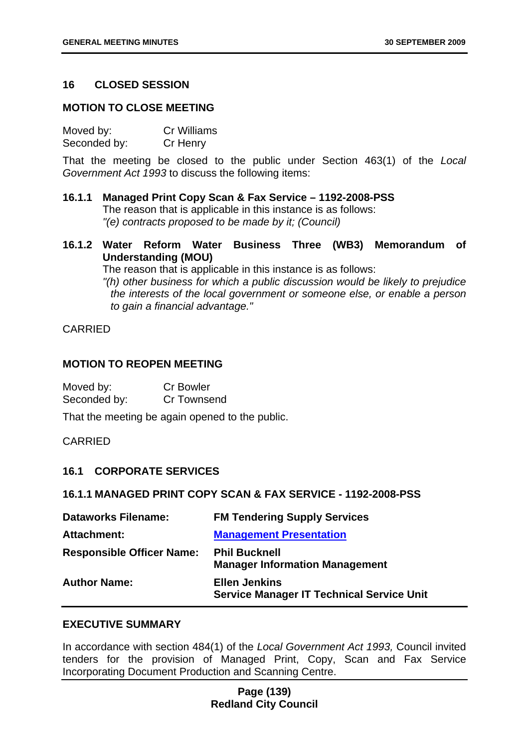## 16 CLOSED SESSION

### MOTION TO CLOSE MEETING

Moved by: Cr Williams
Seconded by: Cr Henry

That the meeting be closed to the public under Section 463(1) of the *Local Government Act 1993* to discuss the following items:

**16.1.1 Managed Print Copy Scan & Fax Service – 1192-2008-PSS**
The reason that is applicable in this instance is as follows:
*"(e) contracts proposed to be made by it; (Council)*

**16.1.2 Water Reform Water Business Three (WB3) Memorandum of Understanding (MOU)**
The reason that is applicable in this instance is as follows:
*"(h) other business for which a public discussion would be likely to prejudice the interests of the local government or someone else, or enable a person to gain a financial advantage."*

CARRIED

### MOTION TO REOPEN MEETING

Moved by: Cr Bowler
Seconded by: Cr Townsend

That the meeting be again opened to the public.

CARRIED

### 16.1 CORPORATE SERVICES

### 16.1.1 MANAGED PRINT COPY SCAN & FAX SERVICE - 1192-2008-PSS

| | |
|---|---|
| **Dataworks Filename:** | **FM Tendering Supply Services** |
| **Attachment:** | **Management Presentation** |
| **Responsible Officer Name:** | **Phil Bucknell**<br>**Manager Information Management** |
| **Author Name:** | **Ellen Jenkins**<br>**Service Manager IT Technical Service Unit** |

### EXECUTIVE SUMMARY

In accordance with section 484(1) of the *Local Government Act 1993,* Council invited tenders for the provision of Managed Print, Copy, Scan and Fax Service Incorporating Document Production and Scanning Centre.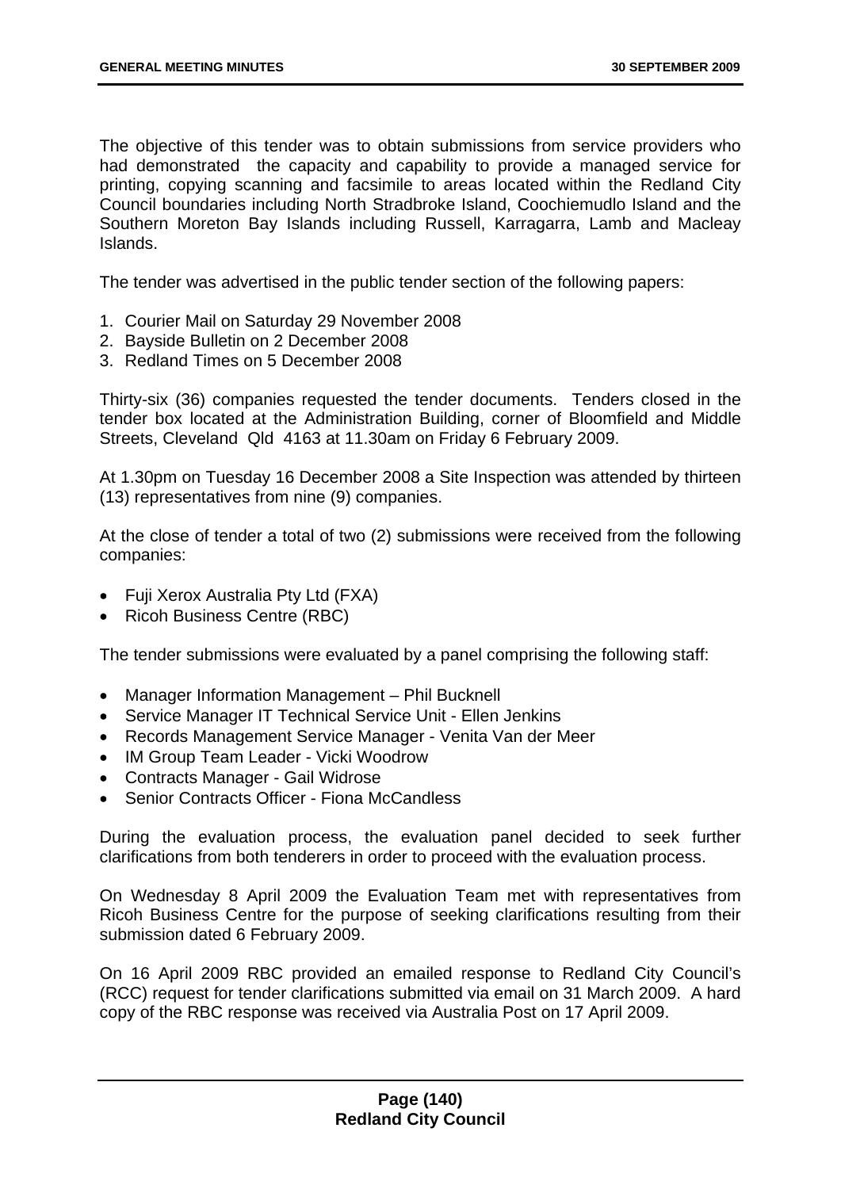The objective of this tender was to obtain submissions from service providers who had demonstrated the capacity and capability to provide a managed service for printing, copying scanning and facsimile to areas located within the Redland City Council boundaries including North Stradbroke Island, Coochiemudlo Island and the Southern Moreton Bay Islands including Russell, Karragarra, Lamb and Macleay Islands.

The tender was advertised in the public tender section of the following papers:

1. Courier Mail on Saturday 29 November 2008
2. Bayside Bulletin on 2 December 2008
3. Redland Times on 5 December 2008

Thirty-six (36) companies requested the tender documents. Tenders closed in the tender box located at the Administration Building, corner of Bloomfield and Middle Streets, Cleveland Qld 4163 at 11.30am on Friday 6 February 2009.

At 1.30pm on Tuesday 16 December 2008 a Site Inspection was attended by thirteen (13) representatives from nine (9) companies.

At the close of tender a total of two (2) submissions were received from the following companies:

- Fuji Xerox Australia Pty Ltd (FXA)
- Ricoh Business Centre (RBC)

The tender submissions were evaluated by a panel comprising the following staff:

- Manager Information Management – Phil Bucknell
- Service Manager IT Technical Service Unit - Ellen Jenkins
- Records Management Service Manager - Venita Van der Meer
- IM Group Team Leader - Vicki Woodrow
- Contracts Manager - Gail Widrose
- Senior Contracts Officer - Fiona McCandless

During the evaluation process, the evaluation panel decided to seek further clarifications from both tenderers in order to proceed with the evaluation process.

On Wednesday 8 April 2009 the Evaluation Team met with representatives from Ricoh Business Centre for the purpose of seeking clarifications resulting from their submission dated 6 February 2009.

On 16 April 2009 RBC provided an emailed response to Redland City Council's (RCC) request for tender clarifications submitted via email on 31 March 2009. A hard copy of the RBC response was received via Australia Post on 17 April 2009.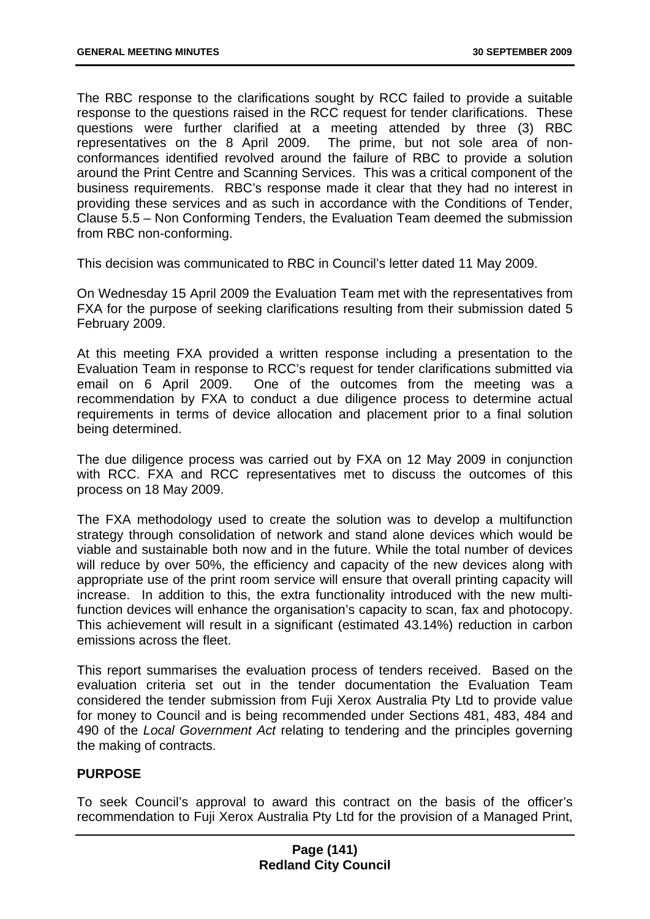The RBC response to the clarifications sought by RCC failed to provide a suitable response to the questions raised in the RCC request for tender clarifications. These questions were further clarified at a meeting attended by three (3) RBC representatives on the 8 April 2009. The prime, but not sole area of non-conformances identified revolved around the failure of RBC to provide a solution around the Print Centre and Scanning Services. This was a critical component of the business requirements. RBC's response made it clear that they had no interest in providing these services and as such in accordance with the Conditions of Tender, Clause 5.5 – Non Conforming Tenders, the Evaluation Team deemed the submission from RBC non-conforming.

This decision was communicated to RBC in Council's letter dated 11 May 2009.

On Wednesday 15 April 2009 the Evaluation Team met with the representatives from FXA for the purpose of seeking clarifications resulting from their submission dated 5 February 2009.

At this meeting FXA provided a written response including a presentation to the Evaluation Team in response to RCC's request for tender clarifications submitted via email on 6 April 2009. One of the outcomes from the meeting was a recommendation by FXA to conduct a due diligence process to determine actual requirements in terms of device allocation and placement prior to a final solution being determined.

The due diligence process was carried out by FXA on 12 May 2009 in conjunction with RCC. FXA and RCC representatives met to discuss the outcomes of this process on 18 May 2009.

The FXA methodology used to create the solution was to develop a multifunction strategy through consolidation of network and stand alone devices which would be viable and sustainable both now and in the future. While the total number of devices will reduce by over 50%, the efficiency and capacity of the new devices along with appropriate use of the print room service will ensure that overall printing capacity will increase. In addition to this, the extra functionality introduced with the new multi-function devices will enhance the organisation's capacity to scan, fax and photocopy. This achievement will result in a significant (estimated 43.14%) reduction in carbon emissions across the fleet.

This report summarises the evaluation process of tenders received. Based on the evaluation criteria set out in the tender documentation the Evaluation Team considered the tender submission from Fuji Xerox Australia Pty Ltd to provide value for money to Council and is being recommended under Sections 481, 483, 484 and 490 of the *Local Government Act* relating to tendering and the principles governing the making of contracts.

## PURPOSE

To seek Council's approval to award this contract on the basis of the officer's recommendation to Fuji Xerox Australia Pty Ltd for the provision of a Managed Print,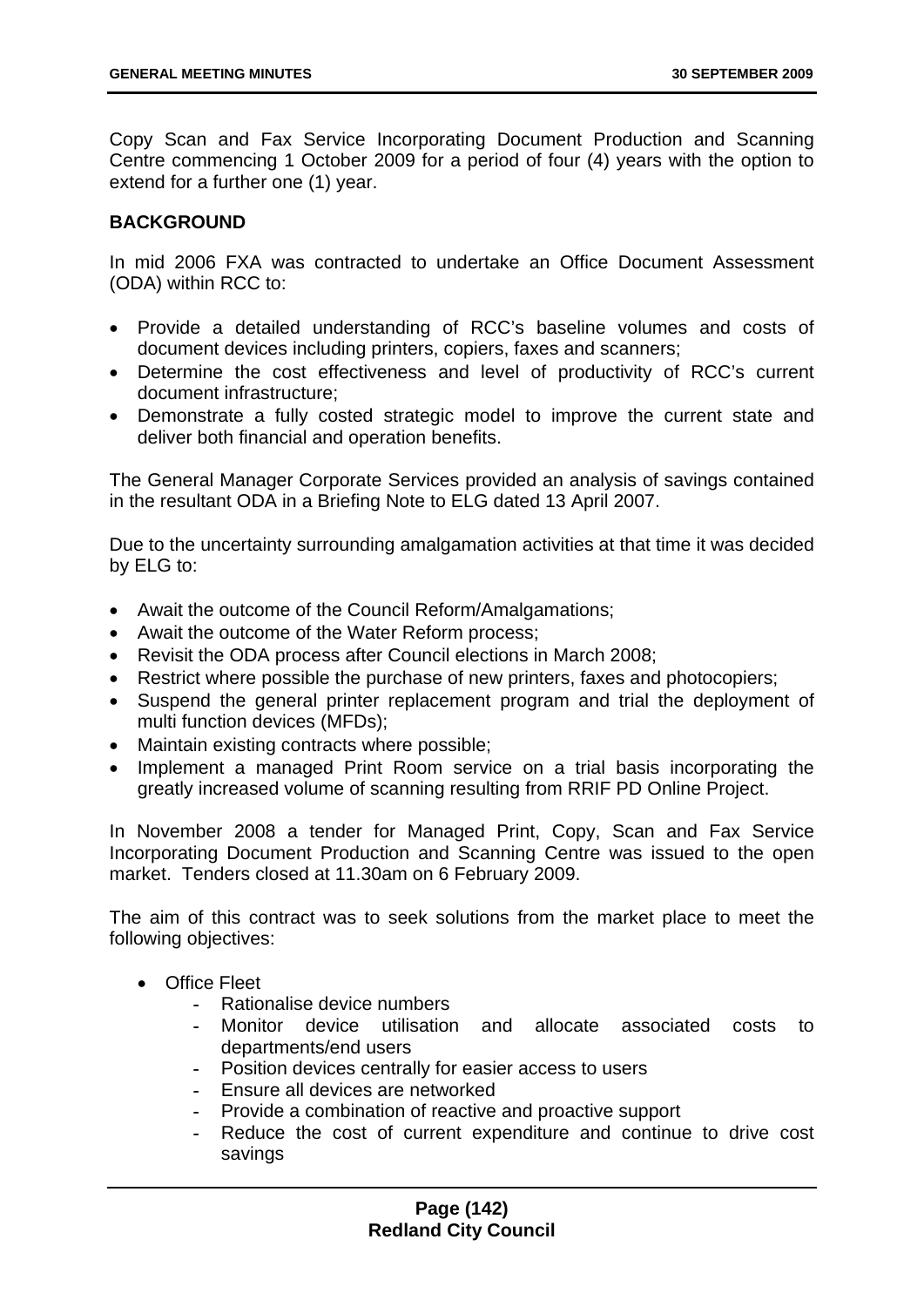Copy Scan and Fax Service Incorporating Document Production and Scanning Centre commencing 1 October 2009 for a period of four (4) years with the option to extend for a further one (1) year.

**BACKGROUND**

In mid 2006 FXA was contracted to undertake an Office Document Assessment (ODA) within RCC to:

- Provide a detailed understanding of RCC's baseline volumes and costs of document devices including printers, copiers, faxes and scanners;
- Determine the cost effectiveness and level of productivity of RCC's current document infrastructure;
- Demonstrate a fully costed strategic model to improve the current state and deliver both financial and operation benefits.

The General Manager Corporate Services provided an analysis of savings contained in the resultant ODA in a Briefing Note to ELG dated 13 April 2007.

Due to the uncertainty surrounding amalgamation activities at that time it was decided by ELG to:

- Await the outcome of the Council Reform/Amalgamations;
- Await the outcome of the Water Reform process;
- Revisit the ODA process after Council elections in March 2008;
- Restrict where possible the purchase of new printers, faxes and photocopiers;
- Suspend the general printer replacement program and trial the deployment of multi function devices (MFDs);
- Maintain existing contracts where possible;
- Implement a managed Print Room service on a trial basis incorporating the greatly increased volume of scanning resulting from RRIF PD Online Project.

In November 2008 a tender for Managed Print, Copy, Scan and Fax Service Incorporating Document Production and Scanning Centre was issued to the open market. Tenders closed at 11.30am on 6 February 2009.

The aim of this contract was to seek solutions from the market place to meet the following objectives:

- Office Fleet
  - Rationalise device numbers
  - Monitor device utilisation and allocate associated costs to departments/end users
  - Position devices centrally for easier access to users
  - Ensure all devices are networked
  - Provide a combination of reactive and proactive support
  - Reduce the cost of current expenditure and continue to drive cost savings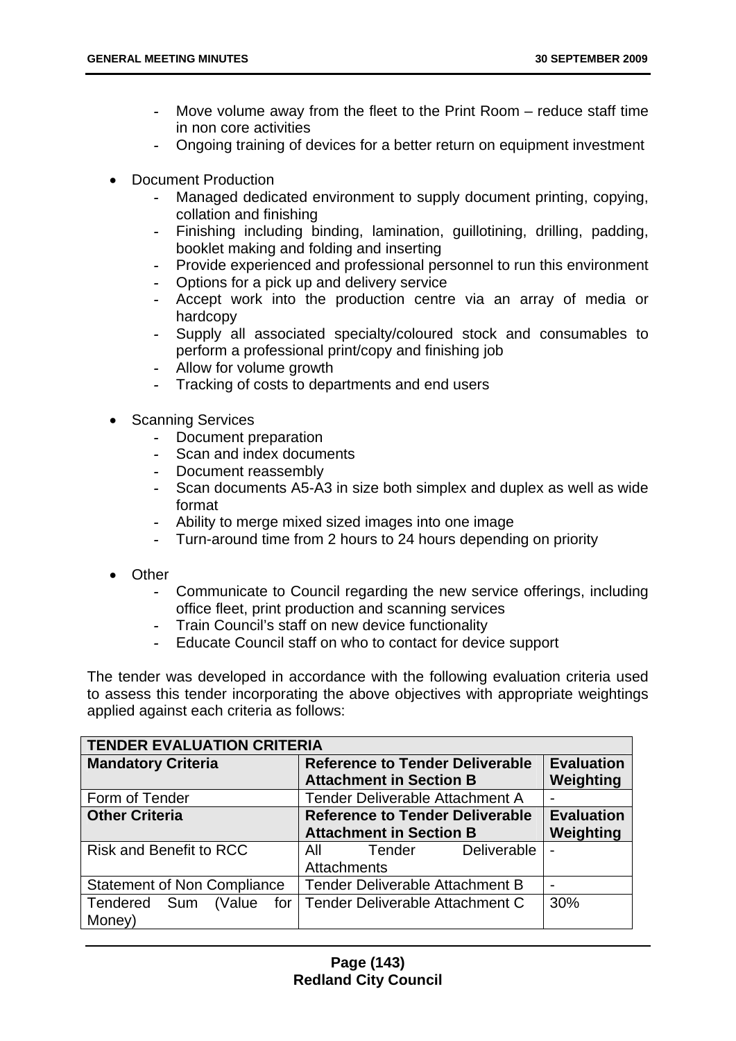- Move volume away from the fleet to the Print Room – reduce staff time in non core activities
  - Ongoing training of devices for a better return on equipment investment

- Document Production
  - Managed dedicated environment to supply document printing, copying, collation and finishing
  - Finishing including binding, lamination, guillotining, drilling, padding, booklet making and folding and inserting
  - Provide experienced and professional personnel to run this environment
  - Options for a pick up and delivery service
  - Accept work into the production centre via an array of media or hardcopy
  - Supply all associated specialty/coloured stock and consumables to perform a professional print/copy and finishing job
  - Allow for volume growth
  - Tracking of costs to departments and end users

- Scanning Services
  - Document preparation
  - Scan and index documents
  - Document reassembly
  - Scan documents A5-A3 in size both simplex and duplex as well as wide format
  - Ability to merge mixed sized images into one image
  - Turn-around time from 2 hours to 24 hours depending on priority

- Other
  - Communicate to Council regarding the new service offerings, including office fleet, print production and scanning services
  - Train Council's staff on new device functionality
  - Educate Council staff on who to contact for device support

The tender was developed in accordance with the following evaluation criteria used to assess this tender incorporating the above objectives with appropriate weightings applied against each criteria as follows:

| TENDER EVALUATION CRITERIA | | |
|---|---|---|
| **Mandatory Criteria** | **Reference to Tender Deliverable Attachment in Section B** | **Evaluation Weighting** |
| Form of Tender | Tender Deliverable Attachment A | - |
| **Other Criteria** | **Reference to Tender Deliverable Attachment in Section B** | **Evaluation Weighting** |
| Risk and Benefit to RCC | All Tender Deliverable Attachments | - |
| Statement of Non Compliance | Tender Deliverable Attachment B | - |
| Tendered Sum (Value for Money) | Tender Deliverable Attachment C | 30% |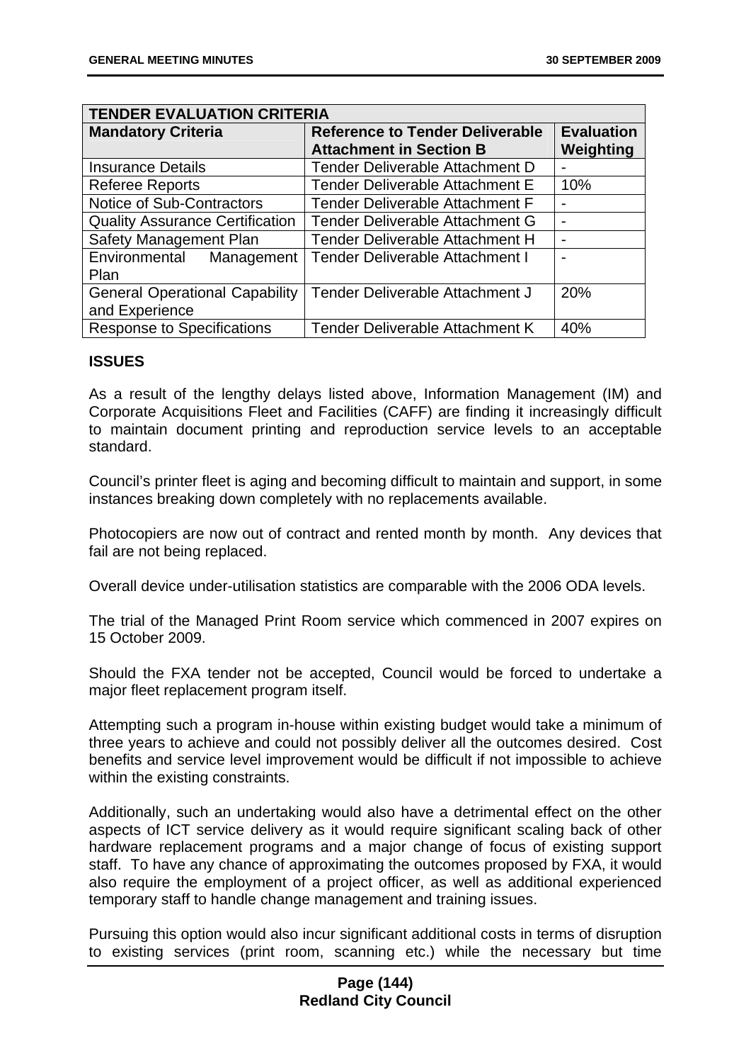| TENDER EVALUATION CRITERIA | | |
|---|---|---|
| **Mandatory Criteria** | **Reference to Tender Deliverable Attachment in Section B** | **Evaluation Weighting** |
| Insurance Details | Tender Deliverable Attachment D | - |
| Referee Reports | Tender Deliverable Attachment E | 10% |
| Notice of Sub-Contractors | Tender Deliverable Attachment F | - |
| Quality Assurance Certification | Tender Deliverable Attachment G | - |
| Safety Management Plan | Tender Deliverable Attachment H | - |
| Environmental Management Plan | Tender Deliverable Attachment I | - |
| General Operational Capability and Experience | Tender Deliverable Attachment J | 20% |
| Response to Specifications | Tender Deliverable Attachment K | 40% |

**ISSUES**

As a result of the lengthy delays listed above, Information Management (IM) and Corporate Acquisitions Fleet and Facilities (CAFF) are finding it increasingly difficult to maintain document printing and reproduction service levels to an acceptable standard.

Council's printer fleet is aging and becoming difficult to maintain and support, in some instances breaking down completely with no replacements available.

Photocopiers are now out of contract and rented month by month. Any devices that fail are not being replaced.

Overall device under-utilisation statistics are comparable with the 2006 ODA levels.

The trial of the Managed Print Room service which commenced in 2007 expires on 15 October 2009.

Should the FXA tender not be accepted, Council would be forced to undertake a major fleet replacement program itself.

Attempting such a program in-house within existing budget would take a minimum of three years to achieve and could not possibly deliver all the outcomes desired. Cost benefits and service level improvement would be difficult if not impossible to achieve within the existing constraints.

Additionally, such an undertaking would also have a detrimental effect on the other aspects of ICT service delivery as it would require significant scaling back of other hardware replacement programs and a major change of focus of existing support staff. To have any chance of approximating the outcomes proposed by FXA, it would also require the employment of a project officer, as well as additional experienced temporary staff to handle change management and training issues.

Pursuing this option would also incur significant additional costs in terms of disruption to existing services (print room, scanning etc.) while the necessary but time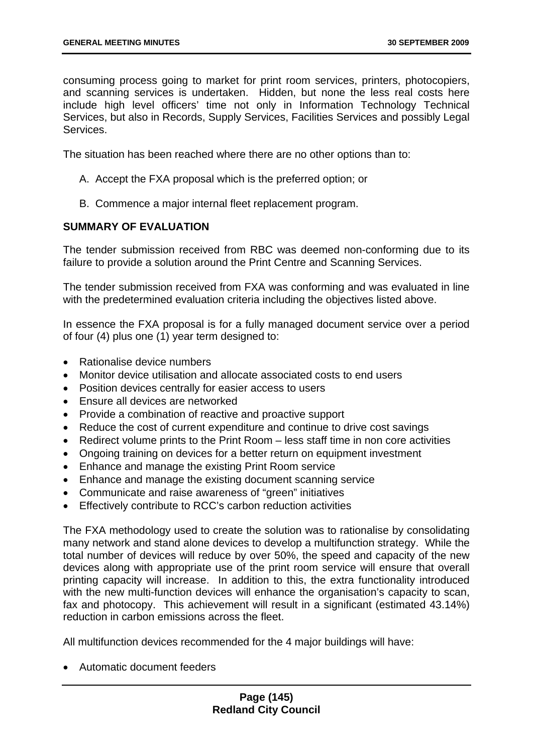consuming process going to market for print room services, printers, photocopiers, and scanning services is undertaken. Hidden, but none the less real costs here include high level officers' time not only in Information Technology Technical Services, but also in Records, Supply Services, Facilities Services and possibly Legal Services.

The situation has been reached where there are no other options than to:

A. Accept the FXA proposal which is the preferred option; or

B. Commence a major internal fleet replacement program.

**SUMMARY OF EVALUATION**

The tender submission received from RBC was deemed non-conforming due to its failure to provide a solution around the Print Centre and Scanning Services.

The tender submission received from FXA was conforming and was evaluated in line with the predetermined evaluation criteria including the objectives listed above.

In essence the FXA proposal is for a fully managed document service over a period of four (4) plus one (1) year term designed to:

- Rationalise device numbers
- Monitor device utilisation and allocate associated costs to end users
- Position devices centrally for easier access to users
- Ensure all devices are networked
- Provide a combination of reactive and proactive support
- Reduce the cost of current expenditure and continue to drive cost savings
- Redirect volume prints to the Print Room – less staff time in non core activities
- Ongoing training on devices for a better return on equipment investment
- Enhance and manage the existing Print Room service
- Enhance and manage the existing document scanning service
- Communicate and raise awareness of "green" initiatives
- Effectively contribute to RCC's carbon reduction activities

The FXA methodology used to create the solution was to rationalise by consolidating many network and stand alone devices to develop a multifunction strategy. While the total number of devices will reduce by over 50%, the speed and capacity of the new devices along with appropriate use of the print room service will ensure that overall printing capacity will increase. In addition to this, the extra functionality introduced with the new multi-function devices will enhance the organisation's capacity to scan, fax and photocopy. This achievement will result in a significant (estimated 43.14%) reduction in carbon emissions across the fleet.

All multifunction devices recommended for the 4 major buildings will have:

- Automatic document feeders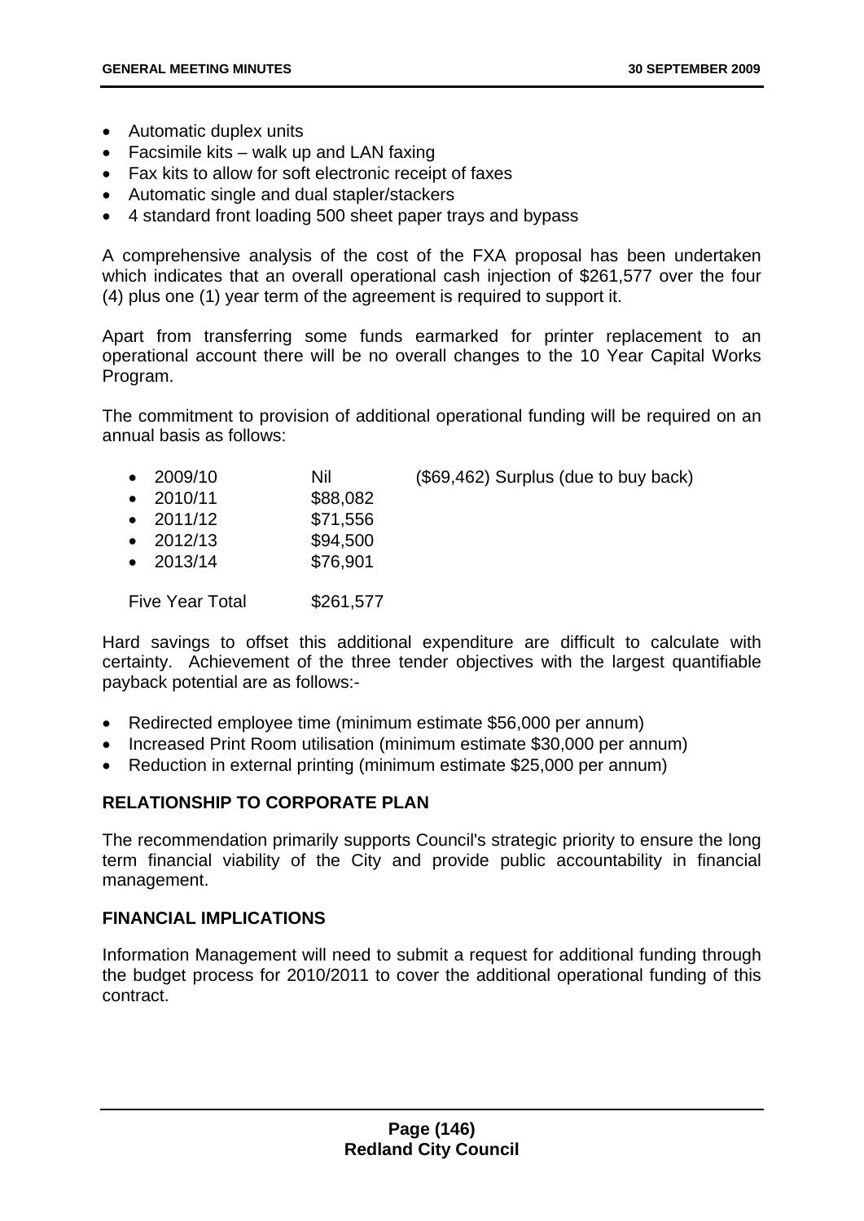- Automatic duplex units
- Facsimile kits – walk up and LAN faxing
- Fax kits to allow for soft electronic receipt of faxes
- Automatic single and dual stapler/stackers
- 4 standard front loading 500 sheet paper trays and bypass

A comprehensive analysis of the cost of the FXA proposal has been undertaken which indicates that an overall operational cash injection of $261,577 over the four (4) plus one (1) year term of the agreement is required to support it.

Apart from transferring some funds earmarked for printer replacement to an operational account there will be no overall changes to the 10 Year Capital Works Program.

The commitment to provision of additional operational funding will be required on an annual basis as follows:

- 2009/10 Nil ($69,462) Surplus (due to buy back)
- 2010/11 $88,082
- 2011/12 $71,556
- 2012/13 $94,500
- 2013/14 $76,901

Five Year Total $261,577

Hard savings to offset this additional expenditure are difficult to calculate with certainty. Achievement of the three tender objectives with the largest quantifiable payback potential are as follows:-

- Redirected employee time (minimum estimate $56,000 per annum)
- Increased Print Room utilisation (minimum estimate $30,000 per annum)
- Reduction in external printing (minimum estimate $25,000 per annum)

## RELATIONSHIP TO CORPORATE PLAN

The recommendation primarily supports Council's strategic priority to ensure the long term financial viability of the City and provide public accountability in financial management.

## FINANCIAL IMPLICATIONS

Information Management will need to submit a request for additional funding through the budget process for 2010/2011 to cover the additional operational funding of this contract.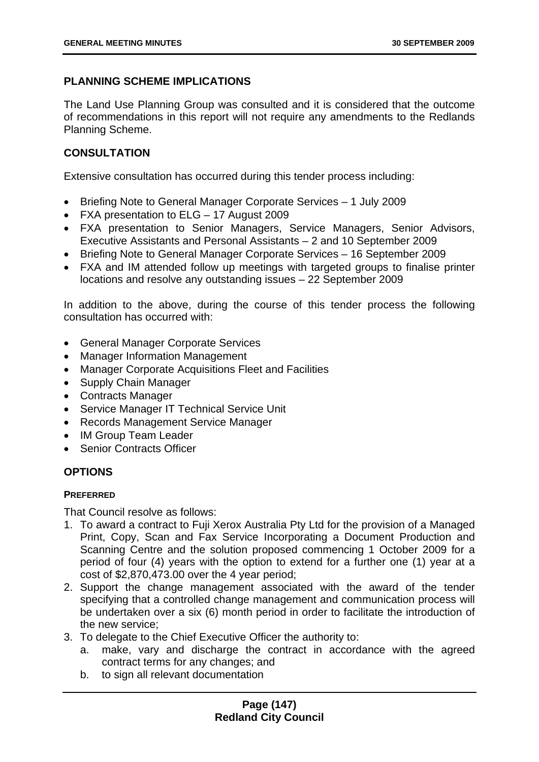## PLANNING SCHEME IMPLICATIONS

The Land Use Planning Group was consulted and it is considered that the outcome of recommendations in this report will not require any amendments to the Redlands Planning Scheme.

## CONSULTATION

Extensive consultation has occurred during this tender process including:

- Briefing Note to General Manager Corporate Services – 1 July 2009
- FXA presentation to ELG – 17 August 2009
- FXA presentation to Senior Managers, Service Managers, Senior Advisors, Executive Assistants and Personal Assistants – 2 and 10 September 2009
- Briefing Note to General Manager Corporate Services – 16 September 2009
- FXA and IM attended follow up meetings with targeted groups to finalise printer locations and resolve any outstanding issues – 22 September 2009

In addition to the above, during the course of this tender process the following consultation has occurred with:

- General Manager Corporate Services
- Manager Information Management
- Manager Corporate Acquisitions Fleet and Facilities
- Supply Chain Manager
- Contracts Manager
- Service Manager IT Technical Service Unit
- Records Management Service Manager
- IM Group Team Leader
- Senior Contracts Officer

## OPTIONS

### PREFERRED

That Council resolve as follows:

1. To award a contract to Fuji Xerox Australia Pty Ltd for the provision of a Managed Print, Copy, Scan and Fax Service Incorporating a Document Production and Scanning Centre and the solution proposed commencing 1 October 2009 for a period of four (4) years with the option to extend for a further one (1) year at a cost of $2,870,473.00 over the 4 year period;
2. Support the change management associated with the award of the tender specifying that a controlled change management and communication process will be undertaken over a six (6) month period in order to facilitate the introduction of the new service;
3. To delegate to the Chief Executive Officer the authority to:
   a. make, vary and discharge the contract in accordance with the agreed contract terms for any changes; and
   b. to sign all relevant documentation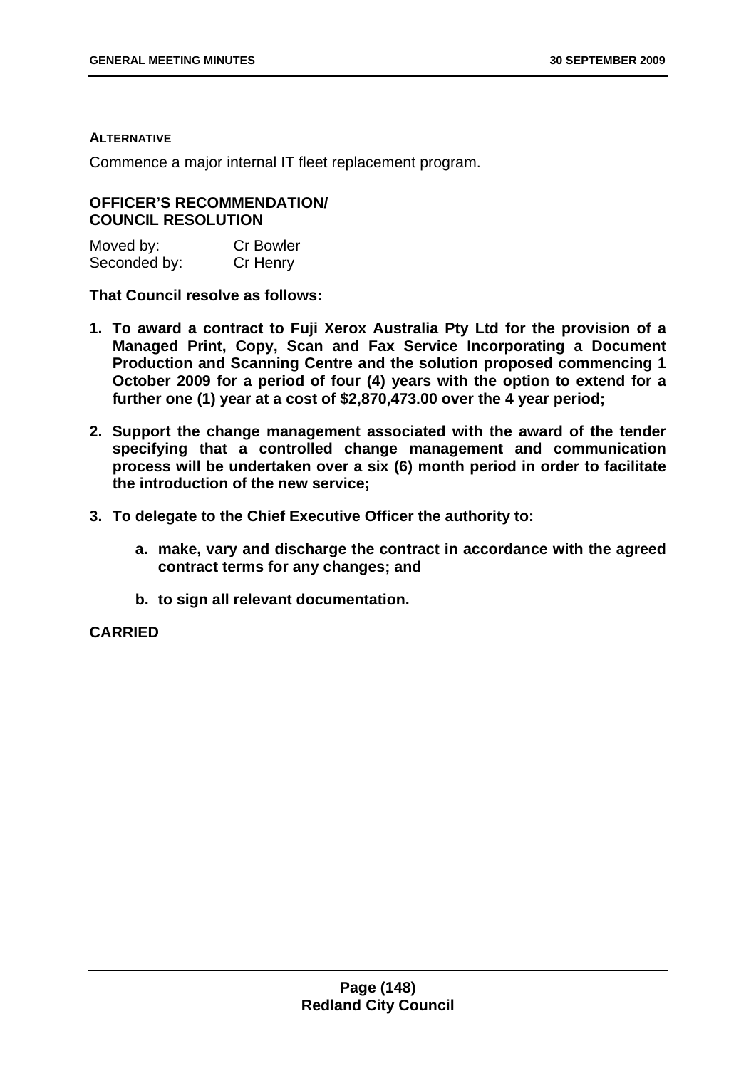**ALTERNATIVE**

Commence a major internal IT fleet replacement program.

**OFFICER'S RECOMMENDATION/ COUNCIL RESOLUTION**

| | |
|---|---|
| Moved by: | Cr Bowler |
| Seconded by: | Cr Henry |

**That Council resolve as follows:**

1. **To award a contract to Fuji Xerox Australia Pty Ltd for the provision of a Managed Print, Copy, Scan and Fax Service Incorporating a Document Production and Scanning Centre and the solution proposed commencing 1 October 2009 for a period of four (4) years with the option to extend for a further one (1) year at a cost of $2,870,473.00 over the 4 year period;**

2. **Support the change management associated with the award of the tender specifying that a controlled change management and communication process will be undertaken over a six (6) month period in order to facilitate the introduction of the new service;**

3. **To delegate to the Chief Executive Officer the authority to:**

   a. **make, vary and discharge the contract in accordance with the agreed contract terms for any changes; and**

   b. **to sign all relevant documentation.**

**CARRIED**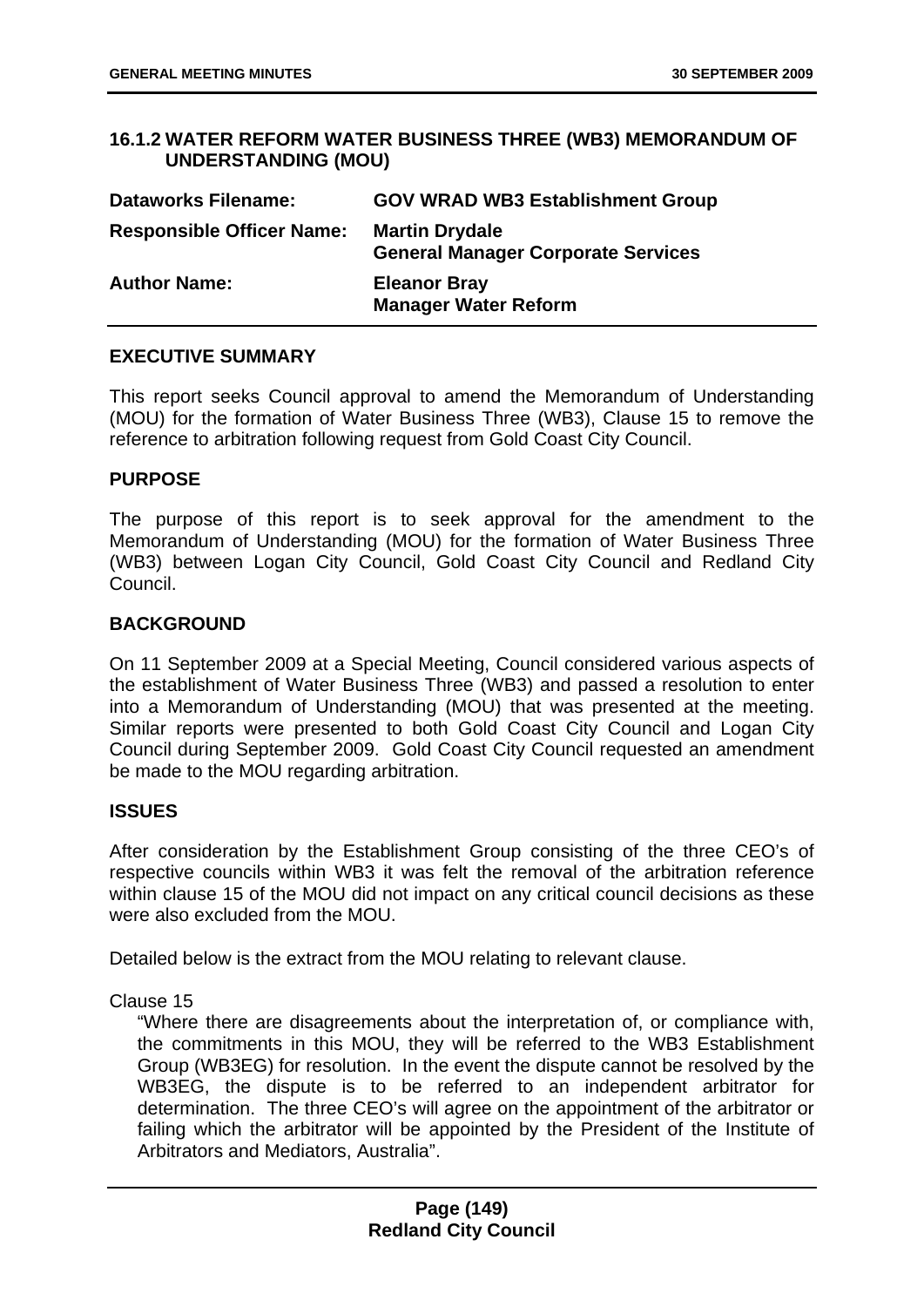### 16.1.2 WATER REFORM WATER BUSINESS THREE (WB3) MEMORANDUM OF UNDERSTANDING (MOU)

| | |
|---|---|
| **Dataworks Filename:** | **GOV WRAD WB3 Establishment Group** |
| **Responsible Officer Name:** | **Martin Drydale**<br>**General Manager Corporate Services** |
| **Author Name:** | **Eleanor Bray**<br>**Manager Water Reform** |

#### EXECUTIVE SUMMARY

This report seeks Council approval to amend the Memorandum of Understanding (MOU) for the formation of Water Business Three (WB3), Clause 15 to remove the reference to arbitration following request from Gold Coast City Council.

#### PURPOSE

The purpose of this report is to seek approval for the amendment to the Memorandum of Understanding (MOU) for the formation of Water Business Three (WB3) between Logan City Council, Gold Coast City Council and Redland City Council.

#### BACKGROUND

On 11 September 2009 at a Special Meeting, Council considered various aspects of the establishment of Water Business Three (WB3) and passed a resolution to enter into a Memorandum of Understanding (MOU) that was presented at the meeting. Similar reports were presented to both Gold Coast City Council and Logan City Council during September 2009. Gold Coast City Council requested an amendment be made to the MOU regarding arbitration.

#### ISSUES

After consideration by the Establishment Group consisting of the three CEO's of respective councils within WB3 it was felt the removal of the arbitration reference within clause 15 of the MOU did not impact on any critical council decisions as these were also excluded from the MOU.

Detailed below is the extract from the MOU relating to relevant clause.

Clause 15

> "Where there are disagreements about the interpretation of, or compliance with, the commitments in this MOU, they will be referred to the WB3 Establishment Group (WB3EG) for resolution. In the event the dispute cannot be resolved by the WB3EG, the dispute is to be referred to an independent arbitrator for determination. The three CEO's will agree on the appointment of the arbitrator or failing which the arbitrator will be appointed by the President of the Institute of Arbitrators and Mediators, Australia".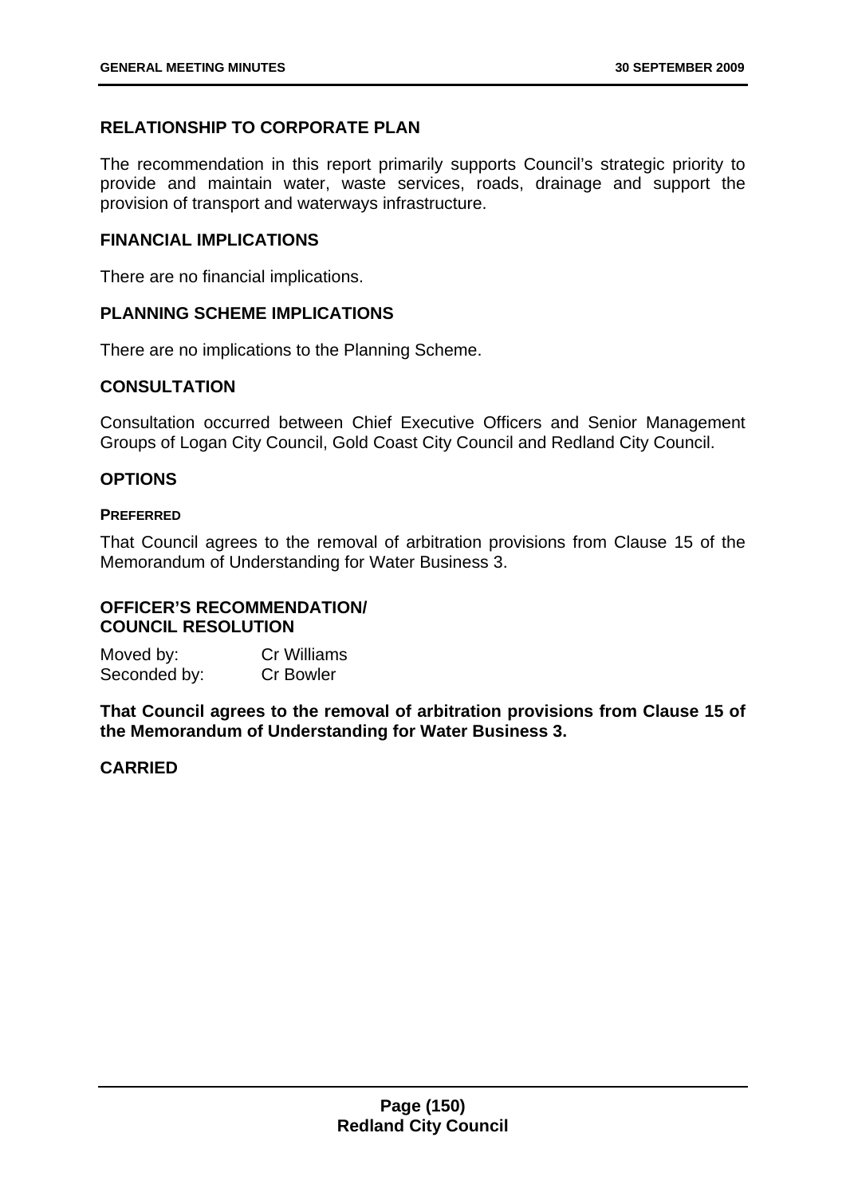## RELATIONSHIP TO CORPORATE PLAN

The recommendation in this report primarily supports Council's strategic priority to provide and maintain water, waste services, roads, drainage and support the provision of transport and waterways infrastructure.

## FINANCIAL IMPLICATIONS

There are no financial implications.

## PLANNING SCHEME IMPLICATIONS

There are no implications to the Planning Scheme.

## CONSULTATION

Consultation occurred between Chief Executive Officers and Senior Management Groups of Logan City Council, Gold Coast City Council and Redland City Council.

## OPTIONS

### PREFERRED

That Council agrees to the removal of arbitration provisions from Clause 15 of the Memorandum of Understanding for Water Business 3.

## OFFICER'S RECOMMENDATION/ COUNCIL RESOLUTION

Moved by: Cr Williams
Seconded by: Cr Bowler

**That Council agrees to the removal of arbitration provisions from Clause 15 of the Memorandum of Understanding for Water Business 3.**

**CARRIED**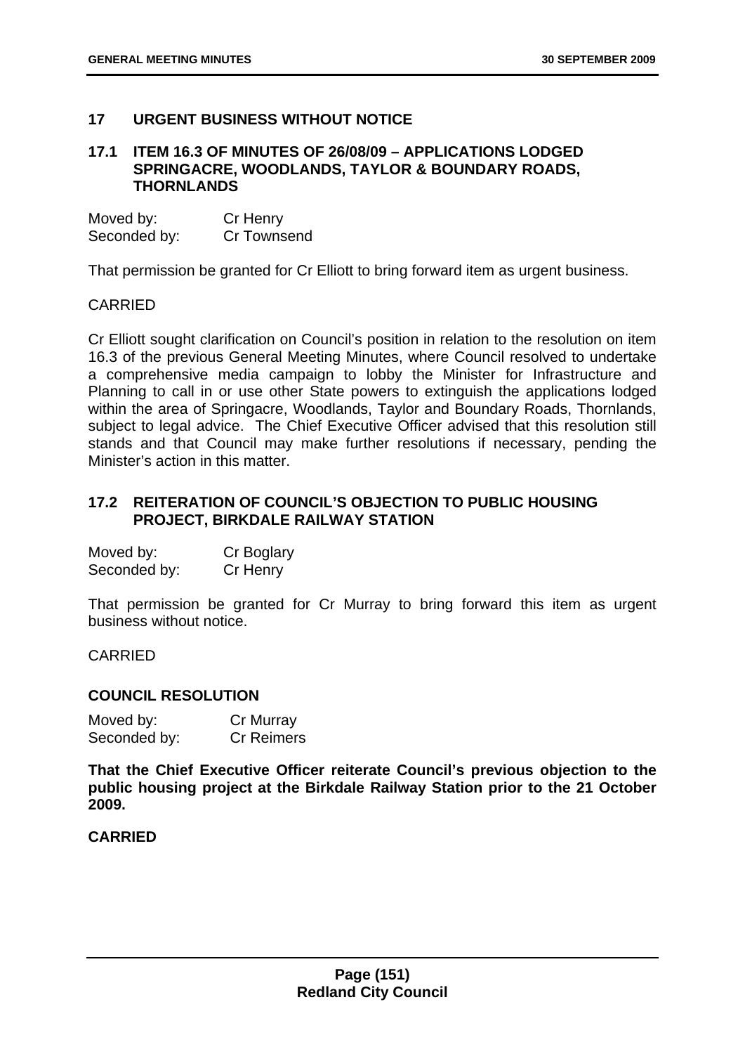## 17 URGENT BUSINESS WITHOUT NOTICE

### 17.1 ITEM 16.3 OF MINUTES OF 26/08/09 – APPLICATIONS LODGED SPRINGACRE, WOODLANDS, TAYLOR & BOUNDARY ROADS, THORNLANDS

Moved by: Cr Henry
Seconded by: Cr Townsend

That permission be granted for Cr Elliott to bring forward item as urgent business.

CARRIED

Cr Elliott sought clarification on Council's position in relation to the resolution on item 16.3 of the previous General Meeting Minutes, where Council resolved to undertake a comprehensive media campaign to lobby the Minister for Infrastructure and Planning to call in or use other State powers to extinguish the applications lodged within the area of Springacre, Woodlands, Taylor and Boundary Roads, Thornlands, subject to legal advice. The Chief Executive Officer advised that this resolution still stands and that Council may make further resolutions if necessary, pending the Minister's action in this matter.

### 17.2 REITERATION OF COUNCIL'S OBJECTION TO PUBLIC HOUSING PROJECT, BIRKDALE RAILWAY STATION

Moved by: Cr Boglary
Seconded by: Cr Henry

That permission be granted for Cr Murray to bring forward this item as urgent business without notice.

CARRIED

**COUNCIL RESOLUTION**

Moved by: Cr Murray
Seconded by: Cr Reimers

**That the Chief Executive Officer reiterate Council's previous objection to the public housing project at the Birkdale Railway Station prior to the 21 October 2009.**

**CARRIED**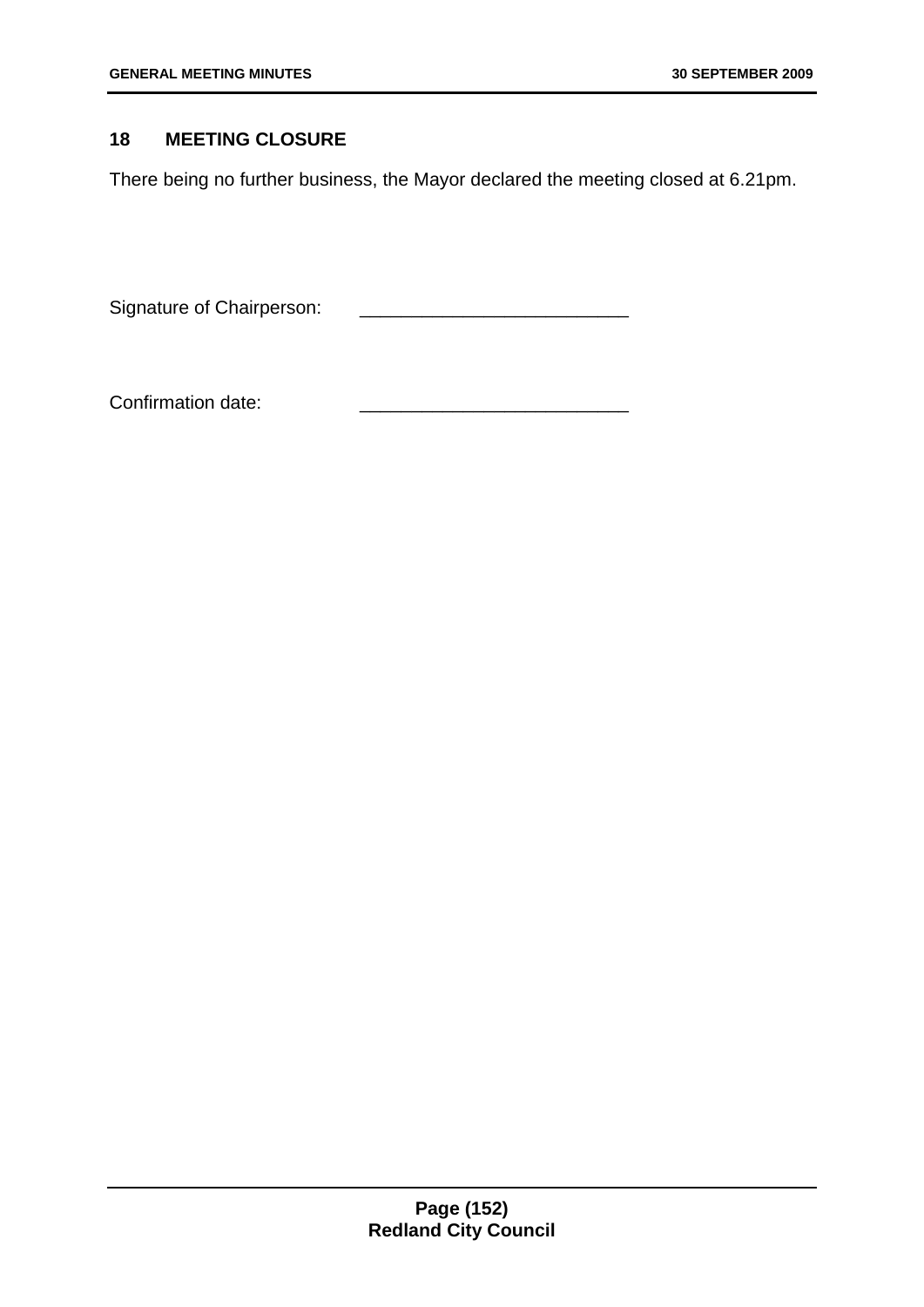## 18 MEETING CLOSURE

There being no further business, the Mayor declared the meeting closed at 6.21pm.

Signature of Chairperson: __________________________

Confirmation date: __________________________